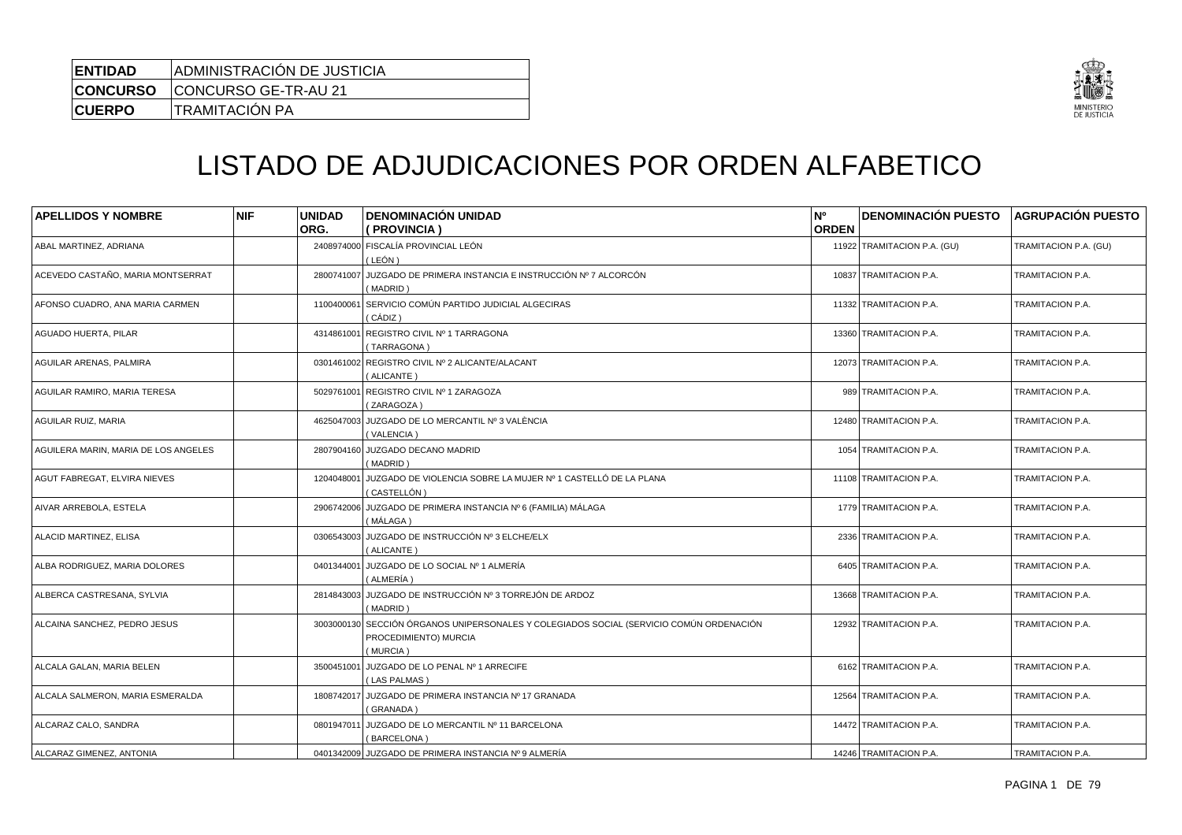| ENTIDAD | ADMINISTRACIÓN DE JUSTICIA |
|---|---|
| CONCURSO | CONCURSO GE-TR-AU 21 |
| CUERPO | TRAMITACIÓN PA |

# LISTADO DE ADJUDICACIONES POR ORDEN ALFABETICO

| APELLIDOS Y NOMBRE | NIF | UNIDAD ORG. | DENOMINACIÓN UNIDAD ( PROVINCIA ) | Nº ORDEN | DENOMINACIÓN PUESTO | AGRUPACIÓN PUESTO |
|---|---|---|---|---|---|---|
| ABAL MARTINEZ, ADRIANA | | 2408974000 | FISCALÍA PROVINCIAL LEÓN ( LEÓN ) | 11922 | TRAMITACION P.A. (GU) | TRAMITACION P.A. (GU) |
| ACEVEDO CASTAÑO, MARIA MONTSERRAT | | 2800741007 | JUZGADO DE PRIMERA INSTANCIA E INSTRUCCIÓN Nº 7 ALCORCÓN ( MADRID ) | 10837 | TRAMITACION P.A. | TRAMITACION P.A. |
| AFONSO CUADRO, ANA MARIA CARMEN | | 1100400061 | SERVICIO COMÚN PARTIDO JUDICIAL ALGECIRAS ( CÁDIZ ) | 11332 | TRAMITACION P.A. | TRAMITACION P.A. |
| AGUADO HUERTA, PILAR | | 4314861001 | REGISTRO CIVIL Nº 1 TARRAGONA ( TARRAGONA ) | 13360 | TRAMITACION P.A. | TRAMITACION P.A. |
| AGUILAR ARENAS, PALMIRA | | 0301461002 | REGISTRO CIVIL Nº 2 ALICANTE/ALACANT ( ALICANTE ) | 12073 | TRAMITACION P.A. | TRAMITACION P.A. |
| AGUILAR RAMIRO, MARIA TERESA | | 5029761001 | REGISTRO CIVIL Nº 1 ZARAGOZA ( ZARAGOZA ) | 989 | TRAMITACION P.A. | TRAMITACION P.A. |
| AGUILAR RUIZ, MARIA | | 4625047003 | JUZGADO DE LO MERCANTIL Nº 3 VALÈNCIA ( VALENCIA ) | 12480 | TRAMITACION P.A. | TRAMITACION P.A. |
| AGUILERA MARIN, MARIA DE LOS ANGELES | | 2807904160 | JUZGADO DECANO MADRID ( MADRID ) | 1054 | TRAMITACION P.A. | TRAMITACION P.A. |
| AGUT FABREGAT, ELVIRA NIEVES | | 1204048001 | JUZGADO DE VIOLENCIA SOBRE LA MUJER Nº 1 CASTELLÓ DE LA PLANA ( CASTELLÓN ) | 11108 | TRAMITACION P.A. | TRAMITACION P.A. |
| AIVAR ARREBOLA, ESTELA | | 2906742006 | JUZGADO DE PRIMERA INSTANCIA Nº 6 (FAMILIA) MÁLAGA ( MÁLAGA ) | 1779 | TRAMITACION P.A. | TRAMITACION P.A. |
| ALACID MARTINEZ, ELISA | | 0306543003 | JUZGADO DE INSTRUCCIÓN Nº 3 ELCHE/ELX ( ALICANTE ) | 2336 | TRAMITACION P.A. | TRAMITACION P.A. |
| ALBA RODRIGUEZ, MARIA DOLORES | | 0401344001 | JUZGADO DE LO SOCIAL Nº 1 ALMERÍA ( ALMERÍA ) | 6405 | TRAMITACION P.A. | TRAMITACION P.A. |
| ALBERCA CASTRESANA, SYLVIA | | 2814843003 | JUZGADO DE INSTRUCCIÓN Nº 3 TORREJÓN DE ARDOZ ( MADRID ) | 13668 | TRAMITACION P.A. | TRAMITACION P.A. |
| ALCAINA SANCHEZ, PEDRO JESUS | | 3003000130 | SECCIÓN ÓRGANOS UNIPERSONALES Y COLEGIADOS SOCIAL (SERVICIO COMÚN ORDENACIÓN PROCEDIMIENTO) MURCIA ( MURCIA ) | 12932 | TRAMITACION P.A. | TRAMITACION P.A. |
| ALCALA GALAN, MARIA BELEN | | 3500451001 | JUZGADO DE LO PENAL Nº 1 ARRECIFE ( LAS PALMAS ) | 6162 | TRAMITACION P.A. | TRAMITACION P.A. |
| ALCALA SALMERON, MARIA ESMERALDA | | 1808742017 | JUZGADO DE PRIMERA INSTANCIA Nº 17 GRANADA ( GRANADA ) | 12564 | TRAMITACION P.A. | TRAMITACION P.A. |
| ALCARAZ CALO, SANDRA | | 0801947011 | JUZGADO DE LO MERCANTIL Nº 11 BARCELONA ( BARCELONA ) | 14472 | TRAMITACION P.A. | TRAMITACION P.A. |
| ALCARAZ GIMENEZ, ANTONIA | | 0401342009 | JUZGADO DE PRIMERA INSTANCIA Nº 9 ALMERÍA | 14246 | TRAMITACION P.A. | TRAMITACION P.A. |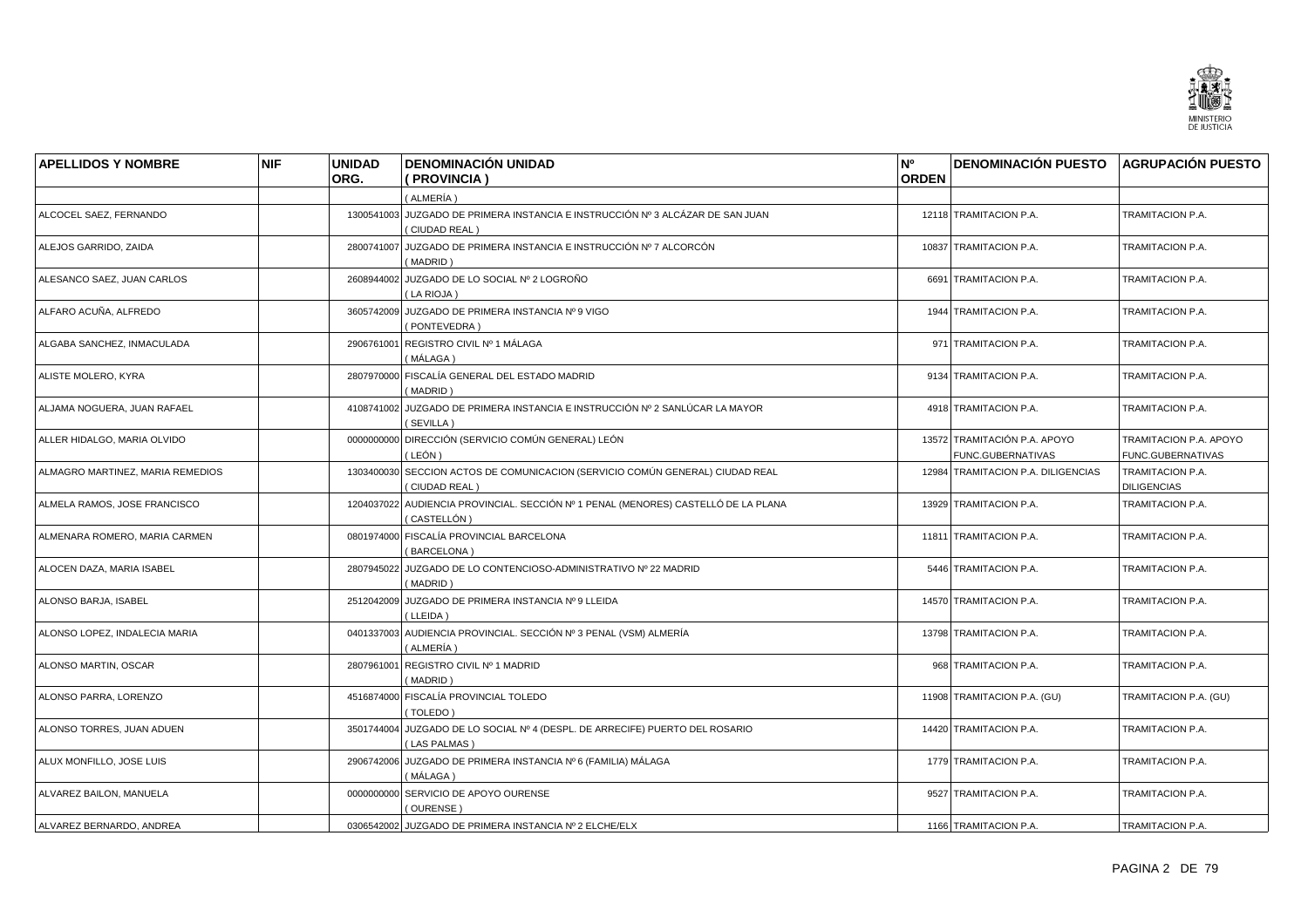| APELLIDOS Y NOMBRE | NIF | UNIDAD ORG. | DENOMINACIÓN UNIDAD ( PROVINCIA ) | Nº ORDEN | DENOMINACIÓN PUESTO | AGRUPACIÓN PUESTO |
|---|---|---|---|---|---|---|
| | | | ( ALMERÍA ) | | | |
| ALCOCEL SAEZ, FERNANDO | | 1300541003 | JUZGADO DE PRIMERA INSTANCIA E INSTRUCCIÓN Nº 3 ALCÁZAR DE SAN JUAN ( CIUDAD REAL ) | 12118 | TRAMITACION P.A. | TRAMITACION P.A. |
| ALEJOS GARRIDO, ZAIDA | | 2800741007 | JUZGADO DE PRIMERA INSTANCIA E INSTRUCCIÓN Nº 7 ALCORCÓN ( MADRID ) | 10837 | TRAMITACION P.A. | TRAMITACION P.A. |
| ALESANCO SAEZ, JUAN CARLOS | | 2608944002 | JUZGADO DE LO SOCIAL Nº 2 LOGROÑO ( LA RIOJA ) | 6691 | TRAMITACION P.A. | TRAMITACION P.A. |
| ALFARO ACUÑA, ALFREDO | | 3605742009 | JUZGADO DE PRIMERA INSTANCIA Nº 9 VIGO ( PONTEVEDRA ) | 1944 | TRAMITACION P.A. | TRAMITACION P.A. |
| ALGABA SANCHEZ, INMACULADA | | 2906761001 | REGISTRO CIVIL Nº 1 MÁLAGA ( MÁLAGA ) | 971 | TRAMITACION P.A. | TRAMITACION P.A. |
| ALISTE MOLERO, KYRA | | 2807970000 | FISCALÍA GENERAL DEL ESTADO MADRID ( MADRID ) | 9134 | TRAMITACION P.A. | TRAMITACION P.A. |
| ALJAMA NOGUERA, JUAN RAFAEL | | 4108741002 | JUZGADO DE PRIMERA INSTANCIA E INSTRUCCIÓN Nº 2 SANLÚCAR LA MAYOR ( SEVILLA ) | 4918 | TRAMITACION P.A. | TRAMITACION P.A. |
| ALLER HIDALGO, MARIA OLVIDO | | 0000000000 | DIRECCIÓN (SERVICIO COMÚN GENERAL) LEÓN ( LEÓN ) | 13572 | TRAMITACIÓN P.A. APOYO FUNC.GUBERNATIVAS | TRAMITACION P.A. APOYO FUNC.GUBERNATIVAS |
| ALMAGRO MARTINEZ, MARIA REMEDIOS | | 1303400030 | SECCION ACTOS DE COMUNICACION (SERVICIO COMÚN GENERAL) CIUDAD REAL ( CIUDAD REAL ) | 12984 | TRAMITACION P.A. DILIGENCIAS | TRAMITACION P.A. DILIGENCIAS |
| ALMELA RAMOS, JOSE FRANCISCO | | 1204037022 | AUDIENCIA PROVINCIAL. SECCIÓN Nº 1 PENAL (MENORES) CASTELLÓ DE LA PLANA ( CASTELLÓN ) | 13929 | TRAMITACION P.A. | TRAMITACION P.A. |
| ALMENARA ROMERO, MARIA CARMEN | | 0801974000 | FISCALÍA PROVINCIAL BARCELONA ( BARCELONA ) | 11811 | TRAMITACION P.A. | TRAMITACION P.A. |
| ALOCEN DAZA, MARIA ISABEL | | 2807945022 | JUZGADO DE LO CONTENCIOSO-ADMINISTRATIVO Nº 22 MADRID ( MADRID ) | 5446 | TRAMITACION P.A. | TRAMITACION P.A. |
| ALONSO BARJA, ISABEL | | 2512042009 | JUZGADO DE PRIMERA INSTANCIA Nº 9 LLEIDA ( LLEIDA ) | 14570 | TRAMITACION P.A. | TRAMITACION P.A. |
| ALONSO LOPEZ, INDALECIA MARIA | | 0401337003 | AUDIENCIA PROVINCIAL. SECCIÓN Nº 3 PENAL (VSM) ALMERÍA ( ALMERÍA ) | 13798 | TRAMITACION P.A. | TRAMITACION P.A. |
| ALONSO MARTIN, OSCAR | | 2807961001 | REGISTRO CIVIL Nº 1 MADRID ( MADRID ) | 968 | TRAMITACION P.A. | TRAMITACION P.A. |
| ALONSO PARRA, LORENZO | | 4516874000 | FISCALÍA PROVINCIAL TOLEDO ( TOLEDO ) | 11908 | TRAMITACION P.A. (GU) | TRAMITACION P.A. (GU) |
| ALONSO TORRES, JUAN ADUEN | | 3501744004 | JUZGADO DE LO SOCIAL Nº 4 (DESPL. DE ARRECIFE) PUERTO DEL ROSARIO ( LAS PALMAS ) | 14420 | TRAMITACION P.A. | TRAMITACION P.A. |
| ALUX MONFILLO, JOSE LUIS | | 2906742006 | JUZGADO DE PRIMERA INSTANCIA Nº 6 (FAMILIA) MÁLAGA ( MÁLAGA ) | 1779 | TRAMITACION P.A. | TRAMITACION P.A. |
| ALVAREZ BAILON, MANUELA | | 0000000000 | SERVICIO DE APOYO OURENSE ( OURENSE ) | 9527 | TRAMITACION P.A. | TRAMITACION P.A. |
| ALVAREZ BERNARDO, ANDREA | | 0306542002 | JUZGADO DE PRIMERA INSTANCIA Nº 2 ELCHE/ELX | 1166 | TRAMITACION P.A. | TRAMITACION P.A. |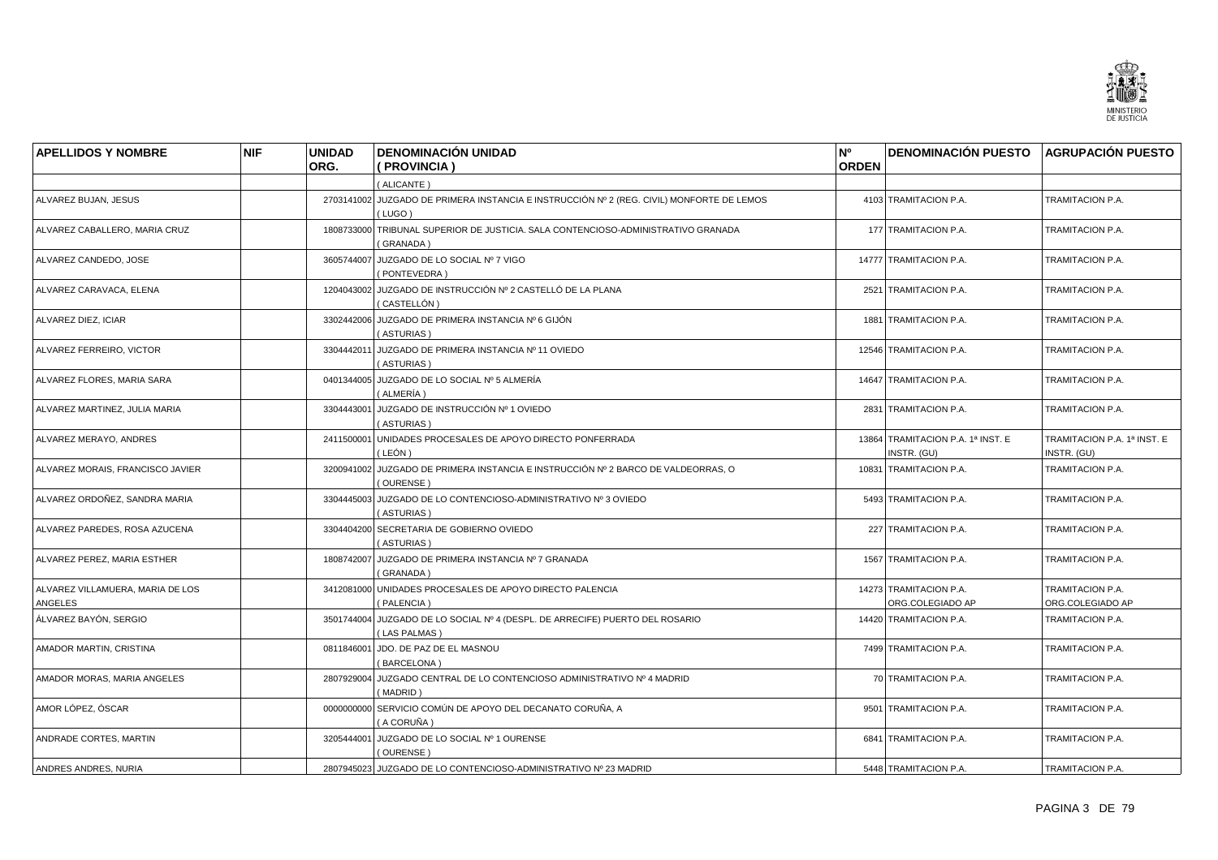| APELLIDOS Y NOMBRE | NIF | UNIDAD ORG. | DENOMINACIÓN UNIDAD ( PROVINCIA ) | Nº ORDEN | DENOMINACIÓN PUESTO | AGRUPACIÓN PUESTO |
|---|---|---|---|---|---|---|
| | | | ( ALICANTE ) | | | |
| ALVAREZ BUJAN, JESUS | | 2703141002 | JUZGADO DE PRIMERA INSTANCIA E INSTRUCCIÓN Nº 2 (REG. CIVIL) MONFORTE DE LEMOS ( LUGO ) | 4103 | TRAMITACION P.A. | TRAMITACION P.A. |
| ALVAREZ CABALLERO, MARIA CRUZ | | 1808733000 | TRIBUNAL SUPERIOR DE JUSTICIA. SALA CONTENCIOSO-ADMINISTRATIVO GRANADA ( GRANADA ) | 177 | TRAMITACION P.A. | TRAMITACION P.A. |
| ALVAREZ CANDEDO, JOSE | | 3605744007 | JUZGADO DE LO SOCIAL Nº 7 VIGO ( PONTEVEDRA ) | 14777 | TRAMITACION P.A. | TRAMITACION P.A. |
| ALVAREZ CARAVACA, ELENA | | 1204043002 | JUZGADO DE INSTRUCCIÓN Nº 2 CASTELLÓ DE LA PLANA ( CASTELLÓN ) | 2521 | TRAMITACION P.A. | TRAMITACION P.A. |
| ALVAREZ DIEZ, ICIAR | | 3302442006 | JUZGADO DE PRIMERA INSTANCIA Nº 6 GIJÓN ( ASTURIAS ) | 1881 | TRAMITACION P.A. | TRAMITACION P.A. |
| ALVAREZ FERREIRO, VICTOR | | 3304442011 | JUZGADO DE PRIMERA INSTANCIA Nº 11 OVIEDO ( ASTURIAS ) | 12546 | TRAMITACION P.A. | TRAMITACION P.A. |
| ALVAREZ FLORES, MARIA SARA | | 0401344005 | JUZGADO DE LO SOCIAL Nº 5 ALMERÍA ( ALMERÍA ) | 14647 | TRAMITACION P.A. | TRAMITACION P.A. |
| ALVAREZ MARTINEZ, JULIA MARIA | | 3304443001 | JUZGADO DE INSTRUCCIÓN Nº 1 OVIEDO ( ASTURIAS ) | 2831 | TRAMITACION P.A. | TRAMITACION P.A. |
| ALVAREZ MERAYO, ANDRES | | 2411500001 | UNIDADES PROCESALES DE APOYO DIRECTO PONFERRADA ( LEÓN ) | 13864 | TRAMITACION P.A. 1ª INST. E INSTR. (GU) | TRAMITACION P.A. 1ª INST. E INSTR. (GU) |
| ALVAREZ MORAIS, FRANCISCO JAVIER | | 3200941002 | JUZGADO DE PRIMERA INSTANCIA E INSTRUCCIÓN Nº 2 BARCO DE VALDEORRAS, O ( OURENSE ) | 10831 | TRAMITACION P.A. | TRAMITACION P.A. |
| ALVAREZ ORDOÑEZ, SANDRA MARIA | | 3304445003 | JUZGADO DE LO CONTENCIOSO-ADMINISTRATIVO Nº 3 OVIEDO ( ASTURIAS ) | 5493 | TRAMITACION P.A. | TRAMITACION P.A. |
| ALVAREZ PAREDES, ROSA AZUCENA | | 3304404200 | SECRETARIA DE GOBIERNO OVIEDO ( ASTURIAS ) | 227 | TRAMITACION P.A. | TRAMITACION P.A. |
| ALVAREZ PEREZ, MARIA ESTHER | | 1808742007 | JUZGADO DE PRIMERA INSTANCIA Nº 7 GRANADA ( GRANADA ) | 1567 | TRAMITACION P.A. | TRAMITACION P.A. |
| ALVAREZ VILLAMUERA, MARIA DE LOS ANGELES | | 3412081000 | UNIDADES PROCESALES DE APOYO DIRECTO PALENCIA ( PALENCIA ) | 14273 | TRAMITACION P.A. ORG.COLEGIADO AP | TRAMITACION P.A. ORG.COLEGIADO AP |
| ÁLVAREZ BAYÓN, SERGIO | | 3501744004 | JUZGADO DE LO SOCIAL Nº 4 (DESPL. DE ARRECIFE) PUERTO DEL ROSARIO ( LAS PALMAS ) | 14420 | TRAMITACION P.A. | TRAMITACION P.A. |
| AMADOR MARTIN, CRISTINA | | 0811846001 | JDO. DE PAZ DE EL MASNOU ( BARCELONA ) | 7499 | TRAMITACION P.A. | TRAMITACION P.A. |
| AMADOR MORAS, MARIA ANGELES | | 2807929004 | JUZGADO CENTRAL DE LO CONTENCIOSO ADMINISTRATIVO Nº 4 MADRID ( MADRID ) | 70 | TRAMITACION P.A. | TRAMITACION P.A. |
| AMOR LÓPEZ, ÓSCAR | | 0000000000 | SERVICIO COMÚN DE APOYO DEL DECANATO CORUÑA, A ( A CORUÑA ) | 9501 | TRAMITACION P.A. | TRAMITACION P.A. |
| ANDRADE CORTES, MARTIN | | 3205444001 | JUZGADO DE LO SOCIAL Nº 1 OURENSE ( OURENSE ) | 6841 | TRAMITACION P.A. | TRAMITACION P.A. |
| ANDRES ANDRES, NURIA | | 2807945023 | JUZGADO DE LO CONTENCIOSO-ADMINISTRATIVO Nº 23 MADRID | 5448 | TRAMITACION P.A. | TRAMITACION P.A. |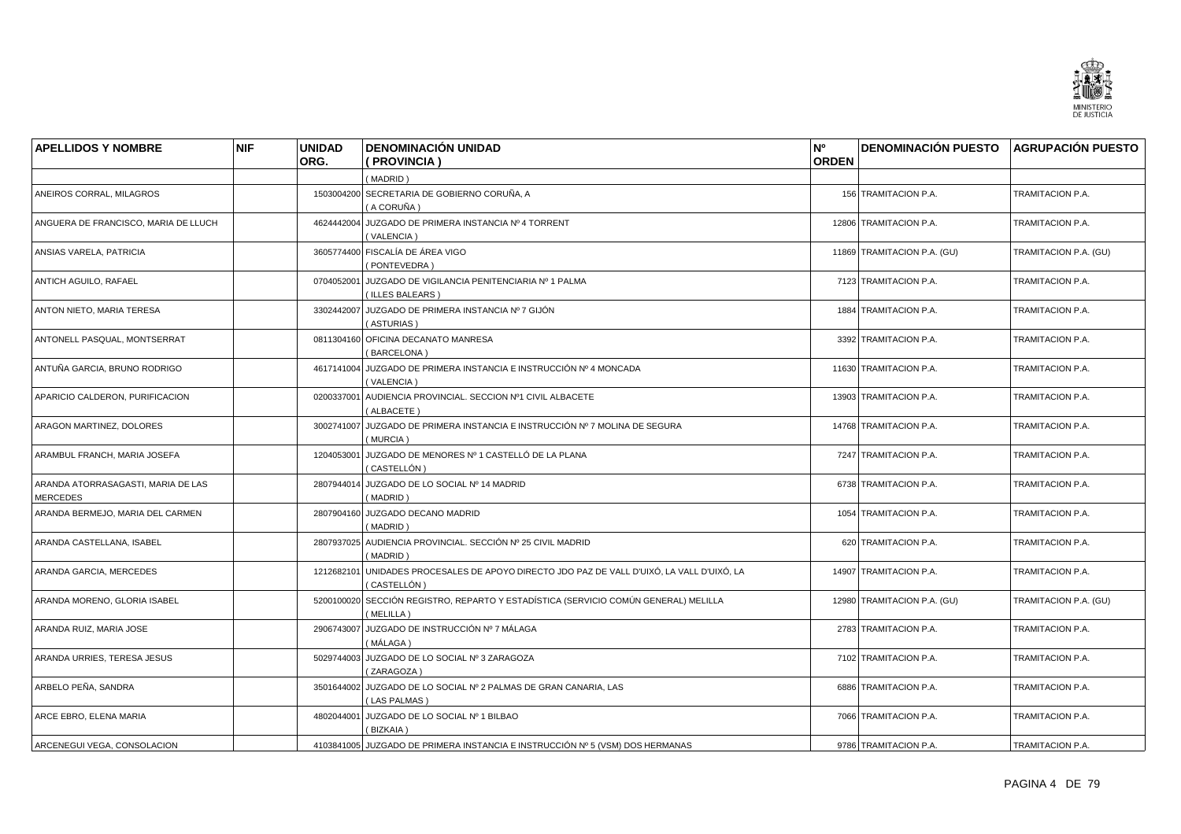| APELLIDOS Y NOMBRE | NIF | UNIDAD ORG. | DENOMINACIÓN UNIDAD ( PROVINCIA ) | Nº ORDEN | DENOMINACIÓN PUESTO | AGRUPACIÓN PUESTO |
|---|---|---|---|---|---|---|
| | | | ( MADRID ) | | | |
| ANEIROS CORRAL, MILAGROS | | 1503004200 | SECRETARIA DE GOBIERNO CORUÑA, A ( A CORUÑA ) | 156 | TRAMITACION P.A. | TRAMITACION P.A. |
| ANGUERA DE FRANCISCO, MARIA DE LLUCH | | 4624442004 | JUZGADO DE PRIMERA INSTANCIA Nº 4 TORRENT ( VALENCIA ) | 12806 | TRAMITACION P.A. | TRAMITACION P.A. |
| ANSIAS VARELA, PATRICIA | | 3605774400 | FISCALÍA DE ÁREA VIGO ( PONTEVEDRA ) | 11869 | TRAMITACION P.A. (GU) | TRAMITACION P.A. (GU) |
| ANTICH AGUILO, RAFAEL | | 0704052001 | JUZGADO DE VIGILANCIA PENITENCIARIA Nº 1 PALMA ( ILLES BALEARS ) | 7123 | TRAMITACION P.A. | TRAMITACION P.A. |
| ANTON NIETO, MARIA TERESA | | 3302442007 | JUZGADO DE PRIMERA INSTANCIA Nº 7 GIJÓN ( ASTURIAS ) | 1884 | TRAMITACION P.A. | TRAMITACION P.A. |
| ANTONELL PASQUAL, MONTSERRAT | | 0811304160 | OFICINA DECANATO MANRESA ( BARCELONA ) | 3392 | TRAMITACION P.A. | TRAMITACION P.A. |
| ANTUÑA GARCIA, BRUNO RODRIGO | | 4617141004 | JUZGADO DE PRIMERA INSTANCIA E INSTRUCCIÓN Nº 4 MONCADA ( VALENCIA ) | 11630 | TRAMITACION P.A. | TRAMITACION P.A. |
| APARICIO CALDERON, PURIFICACION | | 0200337001 | AUDIENCIA PROVINCIAL. SECCION Nº1 CIVIL ALBACETE ( ALBACETE ) | 13903 | TRAMITACION P.A. | TRAMITACION P.A. |
| ARAGON MARTINEZ, DOLORES | | 3002741007 | JUZGADO DE PRIMERA INSTANCIA E INSTRUCCIÓN Nº 7 MOLINA DE SEGURA ( MURCIA ) | 14768 | TRAMITACION P.A. | TRAMITACION P.A. |
| ARAMBUL FRANCH, MARIA JOSEFA | | 1204053001 | JUZGADO DE MENORES Nº 1 CASTELLÓ DE LA PLANA ( CASTELLÓN ) | 7247 | TRAMITACION P.A. | TRAMITACION P.A. |
| ARANDA ATORRASAGASTI, MARIA DE LAS MERCEDES | | 2807944014 | JUZGADO DE LO SOCIAL Nº 14 MADRID ( MADRID ) | 6738 | TRAMITACION P.A. | TRAMITACION P.A. |
| ARANDA BERMEJO, MARIA DEL CARMEN | | 2807904160 | JUZGADO DECANO MADRID ( MADRID ) | 1054 | TRAMITACION P.A. | TRAMITACION P.A. |
| ARANDA CASTELLANA, ISABEL | | 2807937025 | AUDIENCIA PROVINCIAL. SECCIÓN Nº 25 CIVIL MADRID ( MADRID ) | 620 | TRAMITACION P.A. | TRAMITACION P.A. |
| ARANDA GARCIA, MERCEDES | | 1212682101 | UNIDADES PROCESALES DE APOYO DIRECTO JDO PAZ DE VALL D'UIXÓ, LA VALL D'UIXÓ, LA ( CASTELLÓN ) | 14907 | TRAMITACION P.A. | TRAMITACION P.A. |
| ARANDA MORENO, GLORIA ISABEL | | 5200100020 | SECCIÓN REGISTRO, REPARTO Y ESTADÍSTICA (SERVICIO COMÚN GENERAL) MELILLA ( MELILLA ) | 12980 | TRAMITACION P.A. (GU) | TRAMITACION P.A. (GU) |
| ARANDA RUIZ, MARIA JOSE | | 2906743007 | JUZGADO DE INSTRUCCIÓN Nº 7 MÁLAGA ( MÁLAGA ) | 2783 | TRAMITACION P.A. | TRAMITACION P.A. |
| ARANDA URRIES, TERESA JESUS | | 5029744003 | JUZGADO DE LO SOCIAL Nº 3 ZARAGOZA ( ZARAGOZA ) | 7102 | TRAMITACION P.A. | TRAMITACION P.A. |
| ARBELO PEÑA, SANDRA | | 3501644002 | JUZGADO DE LO SOCIAL Nº 2 PALMAS DE GRAN CANARIA, LAS ( LAS PALMAS ) | 6886 | TRAMITACION P.A. | TRAMITACION P.A. |
| ARCE EBRO, ELENA MARIA | | 4802044001 | JUZGADO DE LO SOCIAL Nº 1 BILBAO ( BIZKAIA ) | 7066 | TRAMITACION P.A. | TRAMITACION P.A. |
| ARCENEGUI VEGA, CONSOLACION | | 4103841005 | JUZGADO DE PRIMERA INSTANCIA E INSTRUCCIÓN Nº 5 (VSM) DOS HERMANAS | 9786 | TRAMITACION P.A. | TRAMITACION P.A. |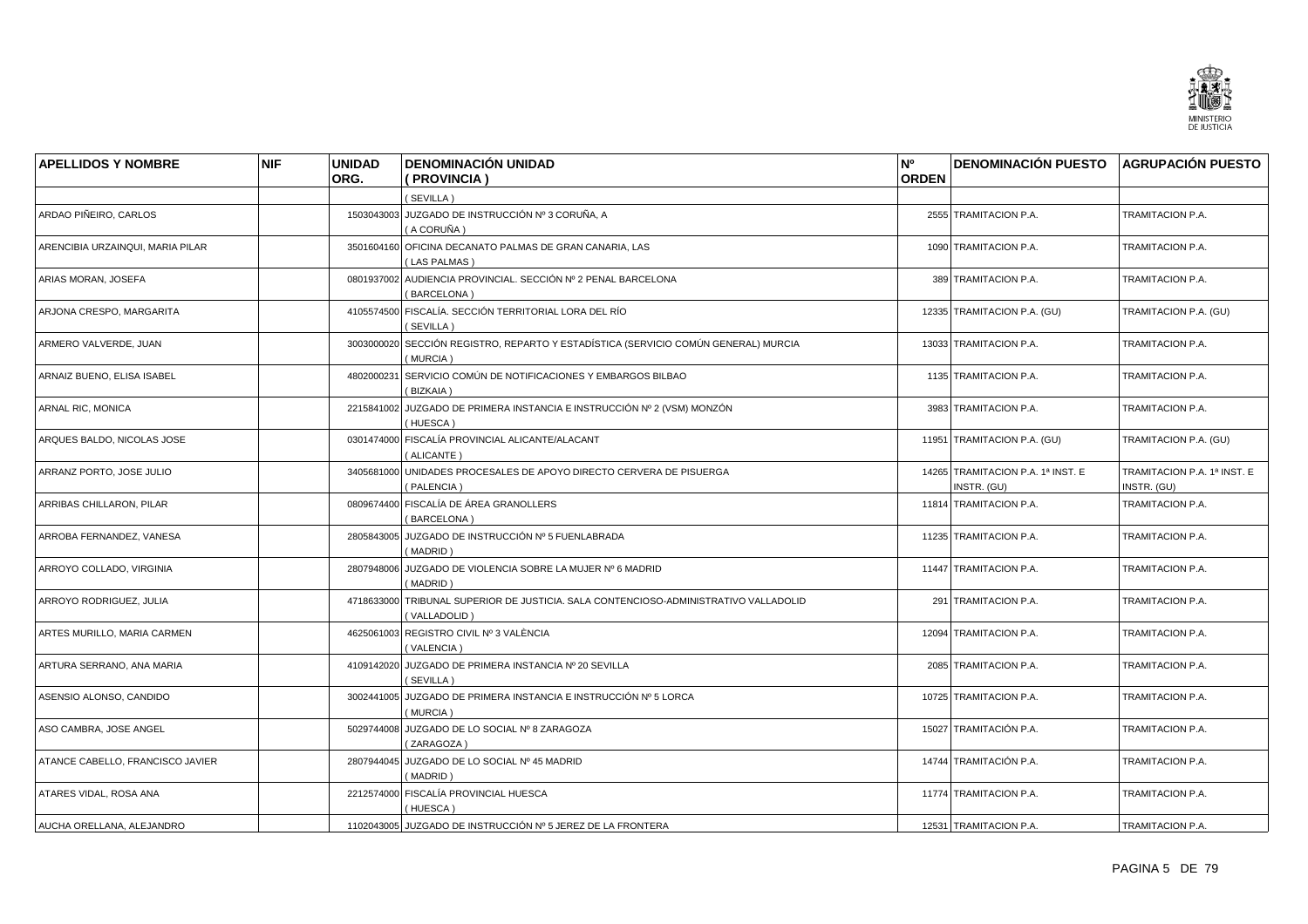| APELLIDOS Y NOMBRE | NIF | UNIDAD ORG. | DENOMINACIÓN UNIDAD ( PROVINCIA ) | Nº ORDEN | DENOMINACIÓN PUESTO | AGRUPACIÓN PUESTO |
|---|---|---|---|---|---|---|
| | | | ( SEVILLA ) | | | |
| ARDAO PIÑEIRO, CARLOS | | 1503043003 | JUZGADO DE INSTRUCCIÓN Nº 3 CORUÑA, A ( A CORUÑA ) | 2555 | TRAMITACION P.A. | TRAMITACION P.A. |
| ARENCIBIA URZAINQUI, MARIA PILAR | | 3501604160 | OFICINA DECANATO PALMAS DE GRAN CANARIA, LAS ( LAS PALMAS ) | 1090 | TRAMITACION P.A. | TRAMITACION P.A. |
| ARIAS MORAN, JOSEFA | | 0801937002 | AUDIENCIA PROVINCIAL. SECCIÓN Nº 2 PENAL BARCELONA ( BARCELONA ) | 389 | TRAMITACION P.A. | TRAMITACION P.A. |
| ARJONA CRESPO, MARGARITA | | 4105574500 | FISCALÍA. SECCIÓN TERRITORIAL LORA DEL RÍO ( SEVILLA ) | 12335 | TRAMITACION P.A. (GU) | TRAMITACION P.A. (GU) |
| ARMERO VALVERDE, JUAN | | 3003000020 | SECCIÓN REGISTRO, REPARTO Y ESTADÍSTICA (SERVICIO COMÚN GENERAL) MURCIA ( MURCIA ) | 13033 | TRAMITACION P.A. | TRAMITACION P.A. |
| ARNAIZ BUENO, ELISA ISABEL | | 4802000231 | SERVICIO COMÚN DE NOTIFICACIONES Y EMBARGOS BILBAO ( BIZKAIA ) | 1135 | TRAMITACION P.A. | TRAMITACION P.A. |
| ARNAL RIC, MONICA | | 2215841002 | JUZGADO DE PRIMERA INSTANCIA E INSTRUCCIÓN Nº 2 (VSM) MONZÓN ( HUESCA ) | 3983 | TRAMITACION P.A. | TRAMITACION P.A. |
| ARQUES BALDO, NICOLAS JOSE | | 0301474000 | FISCALÍA PROVINCIAL ALICANTE/ALACANT ( ALICANTE ) | 11951 | TRAMITACION P.A. (GU) | TRAMITACION P.A. (GU) |
| ARRANZ PORTO, JOSE JULIO | | 3405681000 | UNIDADES PROCESALES DE APOYO DIRECTO CERVERA DE PISUERGA ( PALENCIA ) | 14265 | TRAMITACION P.A. 1ª INST. E INSTR. (GU) | TRAMITACION P.A. 1ª INST. E INSTR. (GU) |
| ARRIBAS CHILLARON, PILAR | | 0809674400 | FISCALÍA DE ÁREA GRANOLLERS ( BARCELONA ) | 11814 | TRAMITACION P.A. | TRAMITACION P.A. |
| ARROBA FERNANDEZ, VANESA | | 2805843005 | JUZGADO DE INSTRUCCIÓN Nº 5 FUENLABRADA ( MADRID ) | 11235 | TRAMITACION P.A. | TRAMITACION P.A. |
| ARROYO COLLADO, VIRGINIA | | 2807948006 | JUZGADO DE VIOLENCIA SOBRE LA MUJER Nº 6 MADRID ( MADRID ) | 11447 | TRAMITACION P.A. | TRAMITACION P.A. |
| ARROYO RODRIGUEZ, JULIA | | 4718633000 | TRIBUNAL SUPERIOR DE JUSTICIA. SALA CONTENCIOSO-ADMINISTRATIVO VALLADOLID ( VALLADOLID ) | 291 | TRAMITACION P.A. | TRAMITACION P.A. |
| ARTES MURILLO, MARIA CARMEN | | 4625061003 | REGISTRO CIVIL Nº 3 VALÈNCIA ( VALENCIA ) | 12094 | TRAMITACION P.A. | TRAMITACION P.A. |
| ARTURA SERRANO, ANA MARIA | | 4109142020 | JUZGADO DE PRIMERA INSTANCIA Nº 20 SEVILLA ( SEVILLA ) | 2085 | TRAMITACION P.A. | TRAMITACION P.A. |
| ASENSIO ALONSO, CANDIDO | | 3002441005 | JUZGADO DE PRIMERA INSTANCIA E INSTRUCCIÓN Nº 5 LORCA ( MURCIA ) | 10725 | TRAMITACION P.A. | TRAMITACION P.A. |
| ASO CAMBRA, JOSE ANGEL | | 5029744008 | JUZGADO DE LO SOCIAL Nº 8 ZARAGOZA ( ZARAGOZA ) | 15027 | TRAMITACIÓN P.A. | TRAMITACION P.A. |
| ATANCE CABELLO, FRANCISCO JAVIER | | 2807944045 | JUZGADO DE LO SOCIAL Nº 45 MADRID ( MADRID ) | 14744 | TRAMITACIÓN P.A. | TRAMITACION P.A. |
| ATARES VIDAL, ROSA ANA | | 2212574000 | FISCALÍA PROVINCIAL HUESCA ( HUESCA ) | 11774 | TRAMITACION P.A. | TRAMITACION P.A. |
| AUCHA ORELLANA, ALEJANDRO | | 1102043005 | JUZGADO DE INSTRUCCIÓN Nº 5 JEREZ DE LA FRONTERA | 12531 | TRAMITACION P.A. | TRAMITACION P.A. |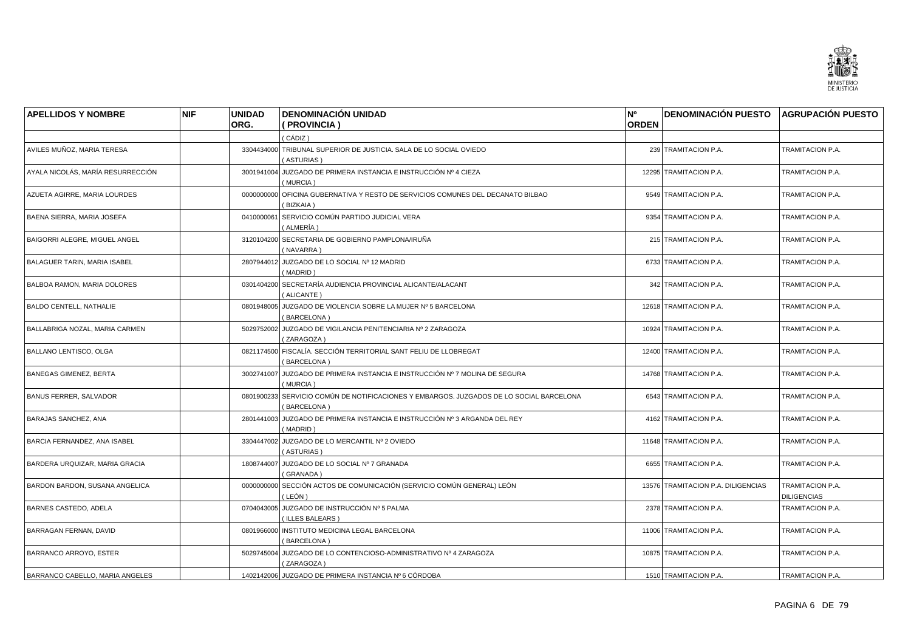| APELLIDOS Y NOMBRE | NIF | UNIDAD ORG. | DENOMINACIÓN UNIDAD ( PROVINCIA ) | Nº ORDEN | DENOMINACIÓN PUESTO | AGRUPACIÓN PUESTO |
|---|---|---|---|---|---|---|
| | | | ( CÁDIZ ) | | | |
| AVILES MUÑOZ, MARIA TERESA | | 3304434000 | TRIBUNAL SUPERIOR DE JUSTICIA. SALA DE LO SOCIAL OVIEDO ( ASTURIAS ) | 239 | TRAMITACION P.A. | TRAMITACION P.A. |
| AYALA NICOLÁS, MARÍA RESURRECCIÓN | | 3001941004 | JUZGADO DE PRIMERA INSTANCIA E INSTRUCCIÓN Nº 4 CIEZA ( MURCIA ) | 12295 | TRAMITACION P.A. | TRAMITACION P.A. |
| AZUETA AGIRRE, MARIA LOURDES | | 0000000000 | OFICINA GUBERNATIVA Y RESTO DE SERVICIOS COMUNES DEL DECANATO BILBAO ( BIZKAIA ) | 9549 | TRAMITACION P.A. | TRAMITACION P.A. |
| BAENA SIERRA, MARIA JOSEFA | | 0410000061 | SERVICIO COMÚN PARTIDO JUDICIAL VERA ( ALMERÍA ) | 9354 | TRAMITACION P.A. | TRAMITACION P.A. |
| BAIGORRI ALEGRE, MIGUEL ANGEL | | 3120104200 | SECRETARIA DE GOBIERNO PAMPLONA/IRUÑA ( NAVARRA ) | 215 | TRAMITACION P.A. | TRAMITACION P.A. |
| BALAGUER TARIN, MARIA ISABEL | | 2807944012 | JUZGADO DE LO SOCIAL Nº 12 MADRID ( MADRID ) | 6733 | TRAMITACION P.A. | TRAMITACION P.A. |
| BALBOA RAMON, MARIA DOLORES | | 0301404200 | SECRETARÍA AUDIENCIA PROVINCIAL ALICANTE/ALACANT ( ALICANTE ) | 342 | TRAMITACION P.A. | TRAMITACION P.A. |
| BALDO CENTELL, NATHALIE | | 0801948005 | JUZGADO DE VIOLENCIA SOBRE LA MUJER Nº 5 BARCELONA ( BARCELONA ) | 12618 | TRAMITACION P.A. | TRAMITACION P.A. |
| BALLABRIGA NOZAL, MARIA CARMEN | | 5029752002 | JUZGADO DE VIGILANCIA PENITENCIARIA Nº 2 ZARAGOZA ( ZARAGOZA ) | 10924 | TRAMITACION P.A. | TRAMITACION P.A. |
| BALLANO LENTISCO, OLGA | | 0821174500 | FISCALÍA. SECCIÓN TERRITORIAL SANT FELIU DE LLOBREGAT ( BARCELONA ) | 12400 | TRAMITACION P.A. | TRAMITACION P.A. |
| BANEGAS GIMENEZ, BERTA | | 3002741007 | JUZGADO DE PRIMERA INSTANCIA E INSTRUCCIÓN Nº 7 MOLINA DE SEGURA ( MURCIA ) | 14768 | TRAMITACION P.A. | TRAMITACION P.A. |
| BANUS FERRER, SALVADOR | | 0801900233 | SERVICIO COMÚN DE NOTIFICACIONES Y EMBARGOS. JUZGADOS DE LO SOCIAL BARCELONA ( BARCELONA ) | 6543 | TRAMITACION P.A. | TRAMITACION P.A. |
| BARAJAS SANCHEZ, ANA | | 2801441003 | JUZGADO DE PRIMERA INSTANCIA E INSTRUCCIÓN Nº 3 ARGANDA DEL REY ( MADRID ) | 4162 | TRAMITACION P.A. | TRAMITACION P.A. |
| BARCIA FERNANDEZ, ANA ISABEL | | 3304447002 | JUZGADO DE LO MERCANTIL Nº 2 OVIEDO ( ASTURIAS ) | 11648 | TRAMITACION P.A. | TRAMITACION P.A. |
| BARDERA URQUIZAR, MARIA GRACIA | | 1808744007 | JUZGADO DE LO SOCIAL Nº 7 GRANADA ( GRANADA ) | 6655 | TRAMITACION P.A. | TRAMITACION P.A. |
| BARDON BARDON, SUSANA ANGELICA | | 0000000000 | SECCIÓN ACTOS DE COMUNICACIÓN (SERVICIO COMÚN GENERAL) LEÓN ( LEÓN ) | 13576 | TRAMITACION P.A. DILIGENCIAS | TRAMITACION P.A. DILIGENCIAS |
| BARNES CASTEDO, ADELA | | 0704043005 | JUZGADO DE INSTRUCCIÓN Nº 5 PALMA ( ILLES BALEARS ) | 2378 | TRAMITACION P.A. | TRAMITACION P.A. |
| BARRAGAN FERNAN, DAVID | | 0801966000 | INSTITUTO MEDICINA LEGAL BARCELONA ( BARCELONA ) | 11006 | TRAMITACION P.A. | TRAMITACION P.A. |
| BARRANCO ARROYO, ESTER | | 5029745004 | JUZGADO DE LO CONTENCIOSO-ADMINISTRATIVO Nº 4 ZARAGOZA ( ZARAGOZA ) | 10875 | TRAMITACION P.A. | TRAMITACION P.A. |
| BARRANCO CABELLO, MARIA ANGELES | | 1402142006 | JUZGADO DE PRIMERA INSTANCIA Nº 6 CÓRDOBA | 1510 | TRAMITACION P.A. | TRAMITACION P.A. |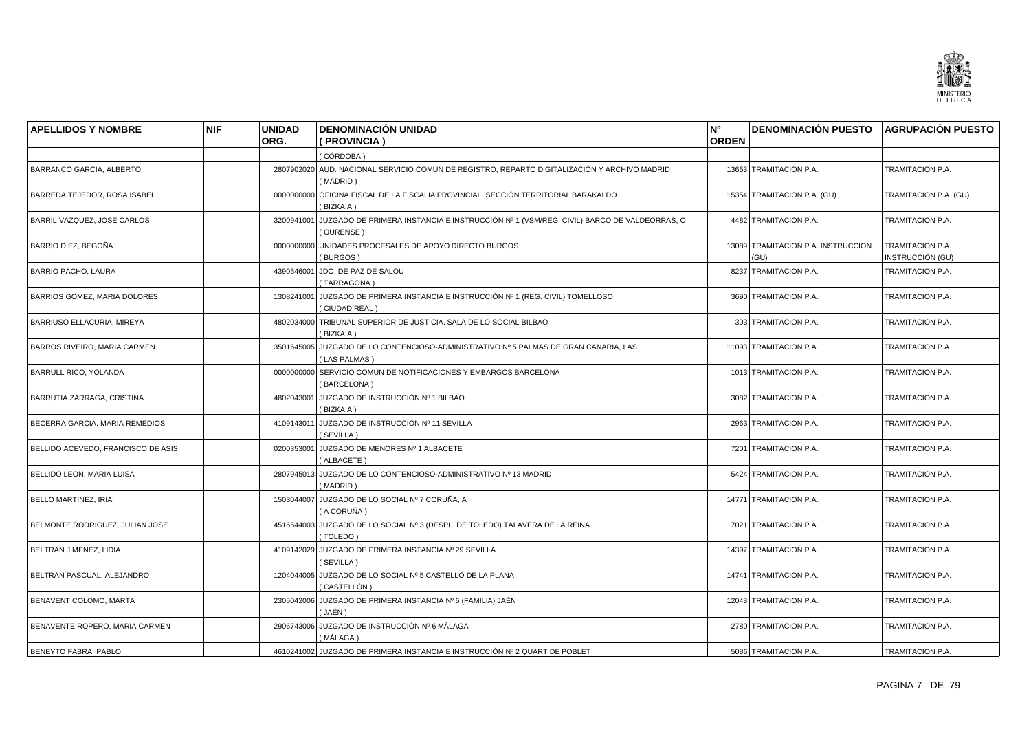| APELLIDOS Y NOMBRE | NIF | UNIDAD ORG. | DENOMINACIÓN UNIDAD ( PROVINCIA ) | Nº ORDEN | DENOMINACIÓN PUESTO | AGRUPACIÓN PUESTO |
|---|---|---|---|---|---|---|
| | | | ( CÓRDOBA ) | | | |
| BARRANCO GARCIA, ALBERTO | | 2807902020 | AUD. NACIONAL SERVICIO COMÚN DE REGISTRO, REPARTO DIGITALIZACIÓN Y ARCHIVO MADRID ( MADRID ) | 13653 | TRAMITACION P.A. | TRAMITACION P.A. |
| BARREDA TEJEDOR, ROSA ISABEL | | 0000000000 | OFICINA FISCAL DE LA FISCALIA PROVINCIAL. SECCIÓN TERRITORIAL BARAKALDO ( BIZKAIA ) | 15354 | TRAMITACION P.A. (GU) | TRAMITACION P.A. (GU) |
| BARRIL VAZQUEZ, JOSE CARLOS | | 3200941001 | JUZGADO DE PRIMERA INSTANCIA E INSTRUCCIÓN Nº 1 (VSM/REG. CIVIL) BARCO DE VALDEORRAS, O ( OURENSE ) | 4482 | TRAMITACION P.A. | TRAMITACION P.A. |
| BARRIO DIEZ, BEGOÑA | | 0000000000 | UNIDADES PROCESALES DE APOYO DIRECTO BURGOS ( BURGOS ) | 13089 | TRAMITACION P.A. INSTRUCCION (GU) | TRAMITACION P.A. INSTRUCCIÓN (GU) |
| BARRIO PACHO, LAURA | | 4390546001 | JDO. DE PAZ DE SALOU ( TARRAGONA ) | 8237 | TRAMITACION P.A. | TRAMITACION P.A. |
| BARRIOS GOMEZ, MARIA DOLORES | | 1308241001 | JUZGADO DE PRIMERA INSTANCIA E INSTRUCCIÓN Nº 1 (REG. CIVIL) TOMELLOSO ( CIUDAD REAL ) | 3690 | TRAMITACION P.A. | TRAMITACION P.A. |
| BARRIUSO ELLACURIA, MIREYA | | 4802034000 | TRIBUNAL SUPERIOR DE JUSTICIA. SALA DE LO SOCIAL BILBAO ( BIZKAIA ) | 303 | TRAMITACION P.A. | TRAMITACION P.A. |
| BARROS RIVEIRO, MARIA CARMEN | | 3501645005 | JUZGADO DE LO CONTENCIOSO-ADMINISTRATIVO Nº 5 PALMAS DE GRAN CANARIA, LAS ( LAS PALMAS ) | 11093 | TRAMITACION P.A. | TRAMITACION P.A. |
| BARRULL RICO, YOLANDA | | 0000000000 | SERVICIO COMÚN DE NOTIFICACIONES Y EMBARGOS BARCELONA ( BARCELONA ) | 1013 | TRAMITACION P.A. | TRAMITACION P.A. |
| BARRUTIA ZARRAGA, CRISTINA | | 4802043001 | JUZGADO DE INSTRUCCIÓN Nº 1 BILBAO ( BIZKAIA ) | 3082 | TRAMITACION P.A. | TRAMITACION P.A. |
| BECERRA GARCIA, MARIA REMEDIOS | | 4109143011 | JUZGADO DE INSTRUCCIÓN Nº 11 SEVILLA ( SEVILLA ) | 2963 | TRAMITACION P.A. | TRAMITACION P.A. |
| BELLIDO ACEVEDO, FRANCISCO DE ASIS | | 0200353001 | JUZGADO DE MENORES Nº 1 ALBACETE ( ALBACETE ) | 7201 | TRAMITACION P.A. | TRAMITACION P.A. |
| BELLIDO LEON, MARIA LUISA | | 2807945013 | JUZGADO DE LO CONTENCIOSO-ADMINISTRATIVO Nº 13 MADRID ( MADRID ) | 5424 | TRAMITACION P.A. | TRAMITACION P.A. |
| BELLO MARTINEZ, IRIA | | 1503044007 | JUZGADO DE LO SOCIAL Nº 7 CORUÑA, A ( A CORUÑA ) | 14771 | TRAMITACION P.A. | TRAMITACION P.A. |
| BELMONTE RODRIGUEZ, JULIAN JOSE | | 4516544003 | JUZGADO DE LO SOCIAL Nº 3 (DESPL. DE TOLEDO) TALAVERA DE LA REINA ( TOLEDO ) | 7021 | TRAMITACION P.A. | TRAMITACION P.A. |
| BELTRAN JIMENEZ, LIDIA | | 4109142029 | JUZGADO DE PRIMERA INSTANCIA Nº 29 SEVILLA ( SEVILLA ) | 14397 | TRAMITACION P.A. | TRAMITACION P.A. |
| BELTRAN PASCUAL, ALEJANDRO | | 1204044005 | JUZGADO DE LO SOCIAL Nº 5 CASTELLÓ DE LA PLANA ( CASTELLÓN ) | 14741 | TRAMITACION P.A. | TRAMITACION P.A. |
| BENAVENT COLOMO, MARTA | | 2305042006 | JUZGADO DE PRIMERA INSTANCIA Nº 6 (FAMILIA) JAÉN ( JAÉN ) | 12043 | TRAMITACION P.A. | TRAMITACION P.A. |
| BENAVENTE ROPERO, MARIA CARMEN | | 2906743006 | JUZGADO DE INSTRUCCIÓN Nº 6 MÁLAGA ( MÁLAGA ) | 2780 | TRAMITACION P.A. | TRAMITACION P.A. |
| BENEYTO FABRA, PABLO | | 4610241002 | JUZGADO DE PRIMERA INSTANCIA E INSTRUCCIÓN Nº 2 QUART DE POBLET | 5086 | TRAMITACION P.A. | TRAMITACION P.A. |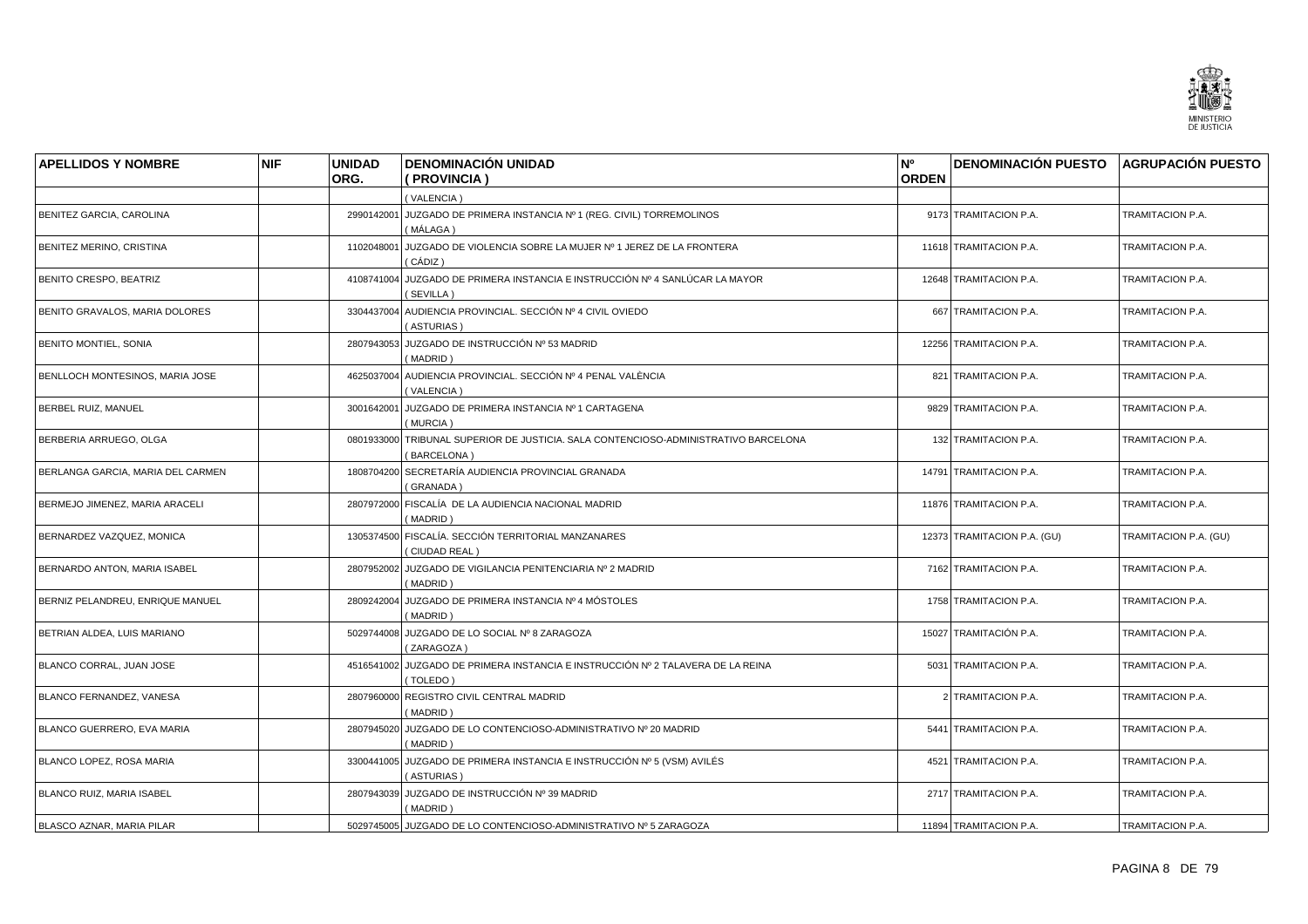| APELLIDOS Y NOMBRE | NIF | UNIDAD ORG. | DENOMINACIÓN UNIDAD ( PROVINCIA ) | Nº ORDEN | DENOMINACIÓN PUESTO | AGRUPACIÓN PUESTO |
|---|---|---|---|---|---|---|
| | | | ( VALENCIA ) | | | |
| BENITEZ GARCIA, CAROLINA | | 2990142001 | JUZGADO DE PRIMERA INSTANCIA Nº 1 (REG. CIVIL) TORREMOLINOS ( MÁLAGA ) | 9173 | TRAMITACION P.A. | TRAMITACION P.A. |
| BENITEZ MERINO, CRISTINA | | 1102048001 | JUZGADO DE VIOLENCIA SOBRE LA MUJER Nº 1 JEREZ DE LA FRONTERA ( CÁDIZ ) | 11618 | TRAMITACION P.A. | TRAMITACION P.A. |
| BENITO CRESPO, BEATRIZ | | 4108741004 | JUZGADO DE PRIMERA INSTANCIA E INSTRUCCIÓN Nº 4 SANLÚCAR LA MAYOR ( SEVILLA ) | 12648 | TRAMITACION P.A. | TRAMITACION P.A. |
| BENITO GRAVALOS, MARIA DOLORES | | 3304437004 | AUDIENCIA PROVINCIAL. SECCIÓN Nº 4 CIVIL OVIEDO ( ASTURIAS ) | 667 | TRAMITACION P.A. | TRAMITACION P.A. |
| BENITO MONTIEL, SONIA | | 2807943053 | JUZGADO DE INSTRUCCIÓN Nº 53 MADRID ( MADRID ) | 12256 | TRAMITACION P.A. | TRAMITACION P.A. |
| BENLLOCH MONTESINOS, MARIA JOSE | | 4625037004 | AUDIENCIA PROVINCIAL. SECCIÓN Nº 4 PENAL VALÈNCIA ( VALENCIA ) | 821 | TRAMITACION P.A. | TRAMITACION P.A. |
| BERBEL RUIZ, MANUEL | | 3001642001 | JUZGADO DE PRIMERA INSTANCIA Nº 1 CARTAGENA ( MURCIA ) | 9829 | TRAMITACION P.A. | TRAMITACION P.A. |
| BERBERIA ARRUEGO, OLGA | | 0801933000 | TRIBUNAL SUPERIOR DE JUSTICIA. SALA CONTENCIOSO-ADMINISTRATIVO BARCELONA ( BARCELONA ) | 132 | TRAMITACION P.A. | TRAMITACION P.A. |
| BERLANGA GARCIA, MARIA DEL CARMEN | | 1808704200 | SECRETARÍA AUDIENCIA PROVINCIAL GRANADA ( GRANADA ) | 14791 | TRAMITACION P.A. | TRAMITACION P.A. |
| BERMEJO JIMENEZ, MARIA ARACELI | | 2807972000 | FISCALÍA DE LA AUDIENCIA NACIONAL MADRID ( MADRID ) | 11876 | TRAMITACION P.A. | TRAMITACION P.A. |
| BERNARDEZ VAZQUEZ, MONICA | | 1305374500 | FISCALÍA. SECCIÓN TERRITORIAL MANZANARES ( CIUDAD REAL ) | 12373 | TRAMITACION P.A. (GU) | TRAMITACION P.A. (GU) |
| BERNARDO ANTON, MARIA ISABEL | | 2807952002 | JUZGADO DE VIGILANCIA PENITENCIARIA Nº 2 MADRID ( MADRID ) | 7162 | TRAMITACION P.A. | TRAMITACION P.A. |
| BERNIZ PELANDREU, ENRIQUE MANUEL | | 2809242004 | JUZGADO DE PRIMERA INSTANCIA Nº 4 MÓSTOLES ( MADRID ) | 1758 | TRAMITACION P.A. | TRAMITACION P.A. |
| BETRIAN ALDEA, LUIS MARIANO | | 5029744008 | JUZGADO DE LO SOCIAL Nº 8 ZARAGOZA ( ZARAGOZA ) | 15027 | TRAMITACIÓN P.A. | TRAMITACION P.A. |
| BLANCO CORRAL, JUAN JOSE | | 4516541002 | JUZGADO DE PRIMERA INSTANCIA E INSTRUCCIÓN Nº 2 TALAVERA DE LA REINA ( TOLEDO ) | 5031 | TRAMITACION P.A. | TRAMITACION P.A. |
| BLANCO FERNANDEZ, VANESA | | 2807960000 | REGISTRO CIVIL CENTRAL MADRID ( MADRID ) | 2 | TRAMITACION P.A. | TRAMITACION P.A. |
| BLANCO GUERRERO, EVA MARIA | | 2807945020 | JUZGADO DE LO CONTENCIOSO-ADMINISTRATIVO Nº 20 MADRID ( MADRID ) | 5441 | TRAMITACION P.A. | TRAMITACION P.A. |
| BLANCO LOPEZ, ROSA MARIA | | 3300441005 | JUZGADO DE PRIMERA INSTANCIA E INSTRUCCIÓN Nº 5 (VSM) AVILÉS ( ASTURIAS ) | 4521 | TRAMITACION P.A. | TRAMITACION P.A. |
| BLANCO RUIZ, MARIA ISABEL | | 2807943039 | JUZGADO DE INSTRUCCIÓN Nº 39 MADRID ( MADRID ) | 2717 | TRAMITACION P.A. | TRAMITACION P.A. |
| BLASCO AZNAR, MARIA PILAR | | 5029745005 | JUZGADO DE LO CONTENCIOSO-ADMINISTRATIVO Nº 5 ZARAGOZA | 11894 | TRAMITACION P.A. | TRAMITACION P.A. |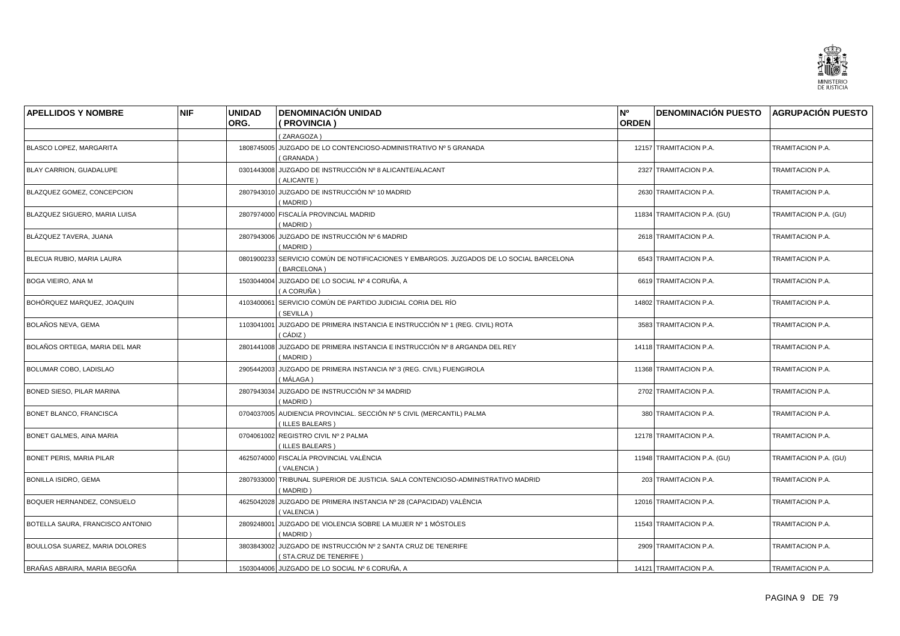| APELLIDOS Y NOMBRE | NIF | UNIDAD ORG. | DENOMINACIÓN UNIDAD ( PROVINCIA ) | Nº ORDEN | DENOMINACIÓN PUESTO | AGRUPACIÓN PUESTO |
|---|---|---|---|---|---|---|
| | | | ( ZARAGOZA ) | | | |
| BLASCO LOPEZ, MARGARITA | | 1808745005 | JUZGADO DE LO CONTENCIOSO-ADMINISTRATIVO Nº 5 GRANADA ( GRANADA ) | 12157 | TRAMITACION P.A. | TRAMITACION P.A. |
| BLAY CARRION, GUADALUPE | | 0301443008 | JUZGADO DE INSTRUCCIÓN Nº 8 ALICANTE/ALACANT ( ALICANTE ) | 2327 | TRAMITACION P.A. | TRAMITACION P.A. |
| BLAZQUEZ GOMEZ, CONCEPCION | | 2807943010 | JUZGADO DE INSTRUCCIÓN Nº 10 MADRID ( MADRID ) | 2630 | TRAMITACION P.A. | TRAMITACION P.A. |
| BLAZQUEZ SIGUERO, MARIA LUISA | | 2807974000 | FISCALÍA PROVINCIAL MADRID ( MADRID ) | 11834 | TRAMITACION P.A. (GU) | TRAMITACION P.A. (GU) |
| BLÁZQUEZ TAVERA, JUANA | | 2807943006 | JUZGADO DE INSTRUCCIÓN Nº 6 MADRID ( MADRID ) | 2618 | TRAMITACION P.A. | TRAMITACION P.A. |
| BLECUA RUBIO, MARIA LAURA | | 0801900233 | SERVICIO COMÚN DE NOTIFICACIONES Y EMBARGOS. JUZGADOS DE LO SOCIAL BARCELONA ( BARCELONA ) | 6543 | TRAMITACION P.A. | TRAMITACION P.A. |
| BOGA VIEIRO, ANA M | | 1503044004 | JUZGADO DE LO SOCIAL Nº 4 CORUÑA, A ( A CORUÑA ) | 6619 | TRAMITACION P.A. | TRAMITACION P.A. |
| BOHÓRQUEZ MARQUEZ, JOAQUIN | | 4103400061 | SERVICIO COMÚN DE PARTIDO JUDICIAL CORIA DEL RÍO ( SEVILLA ) | 14802 | TRAMITACION P.A. | TRAMITACION P.A. |
| BOLAÑOS NEVA, GEMA | | 1103041001 | JUZGADO DE PRIMERA INSTANCIA E INSTRUCCIÓN Nº 1 (REG. CIVIL) ROTA ( CÁDIZ ) | 3583 | TRAMITACION P.A. | TRAMITACION P.A. |
| BOLAÑOS ORTEGA, MARIA DEL MAR | | 2801441008 | JUZGADO DE PRIMERA INSTANCIA E INSTRUCCIÓN Nº 8 ARGANDA DEL REY ( MADRID ) | 14118 | TRAMITACION P.A. | TRAMITACION P.A. |
| BOLUMAR COBO, LADISLAO | | 2905442003 | JUZGADO DE PRIMERA INSTANCIA Nº 3 (REG. CIVIL) FUENGIROLA ( MÁLAGA ) | 11368 | TRAMITACION P.A. | TRAMITACION P.A. |
| BONED SIESO, PILAR MARINA | | 2807943034 | JUZGADO DE INSTRUCCIÓN Nº 34 MADRID ( MADRID ) | 2702 | TRAMITACION P.A. | TRAMITACION P.A. |
| BONET BLANCO, FRANCISCA | | 0704037005 | AUDIENCIA PROVINCIAL. SECCIÓN Nº 5 CIVIL (MERCANTIL) PALMA ( ILLES BALEARS ) | 380 | TRAMITACION P.A. | TRAMITACION P.A. |
| BONET GALMES, AINA MARIA | | 0704061002 | REGISTRO CIVIL Nº 2 PALMA ( ILLES BALEARS ) | 12178 | TRAMITACION P.A. | TRAMITACION P.A. |
| BONET PERIS, MARIA PILAR | | 4625074000 | FISCALÍA PROVINCIAL VALÈNCIA ( VALENCIA ) | 11948 | TRAMITACION P.A. (GU) | TRAMITACION P.A. (GU) |
| BONILLA ISIDRO, GEMA | | 2807933000 | TRIBUNAL SUPERIOR DE JUSTICIA. SALA CONTENCIOSO-ADMINISTRATIVO MADRID ( MADRID ) | 203 | TRAMITACION P.A. | TRAMITACION P.A. |
| BOQUER HERNANDEZ, CONSUELO | | 4625042028 | JUZGADO DE PRIMERA INSTANCIA Nº 28 (CAPACIDAD) VALÈNCIA ( VALENCIA ) | 12016 | TRAMITACION P.A. | TRAMITACION P.A. |
| BOTELLA SAURA, FRANCISCO ANTONIO | | 2809248001 | JUZGADO DE VIOLENCIA SOBRE LA MUJER Nº 1 MÓSTOLES ( MADRID ) | 11543 | TRAMITACION P.A. | TRAMITACION P.A. |
| BOULLOSA SUAREZ, MARIA DOLORES | | 3803843002 | JUZGADO DE INSTRUCCIÓN Nº 2 SANTA CRUZ DE TENERIFE ( STA.CRUZ DE TENERIFE ) | 2909 | TRAMITACION P.A. | TRAMITACION P.A. |
| BRAÑAS ABRAIRA, MARIA BEGOÑA | | 1503044006 | JUZGADO DE LO SOCIAL Nº 6 CORUÑA, A | 14121 | TRAMITACION P.A. | TRAMITACION P.A. |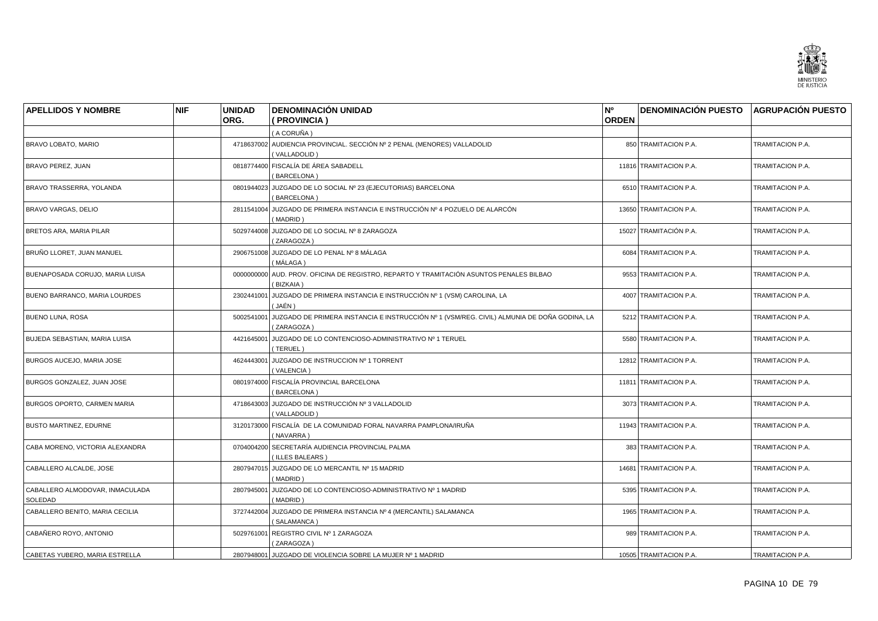| APELLIDOS Y NOMBRE | NIF | UNIDAD ORG. | DENOMINACIÓN UNIDAD ( PROVINCIA ) | Nº ORDEN | DENOMINACIÓN PUESTO | AGRUPACIÓN PUESTO |
|---|---|---|---|---|---|---|
| | | | ( A CORUÑA ) | | | |
| BRAVO LOBATO, MARIO | | 4718637002 | AUDIENCIA PROVINCIAL. SECCIÓN Nº 2 PENAL (MENORES) VALLADOLID ( VALLADOLID ) | 850 | TRAMITACION P.A. | TRAMITACION P.A. |
| BRAVO PEREZ, JUAN | | 0818774400 | FISCALÍA DE ÁREA SABADELL ( BARCELONA ) | 11816 | TRAMITACION P.A. | TRAMITACION P.A. |
| BRAVO TRASSERRA, YOLANDA | | 0801944023 | JUZGADO DE LO SOCIAL Nº 23 (EJECUTORIAS) BARCELONA ( BARCELONA ) | 6510 | TRAMITACION P.A. | TRAMITACION P.A. |
| BRAVO VARGAS, DELIO | | 2811541004 | JUZGADO DE PRIMERA INSTANCIA E INSTRUCCIÓN Nº 4 POZUELO DE ALARCÓN ( MADRID ) | 13650 | TRAMITACION P.A. | TRAMITACION P.A. |
| BRETOS ARA, MARIA PILAR | | 5029744008 | JUZGADO DE LO SOCIAL Nº 8 ZARAGOZA ( ZARAGOZA ) | 15027 | TRAMITACIÓN P.A. | TRAMITACION P.A. |
| BRUÑO LLORET, JUAN MANUEL | | 2906751008 | JUZGADO DE LO PENAL Nº 8 MÁLAGA ( MÁLAGA ) | 6084 | TRAMITACION P.A. | TRAMITACION P.A. |
| BUENAPOSADA CORUJO, MARIA LUISA | | 0000000000 | AUD. PROV. OFICINA DE REGISTRO, REPARTO Y TRAMITACIÓN ASUNTOS PENALES BILBAO ( BIZKAIA ) | 9553 | TRAMITACION P.A. | TRAMITACION P.A. |
| BUENO BARRANCO, MARIA LOURDES | | 2302441001 | JUZGADO DE PRIMERA INSTANCIA E INSTRUCCIÓN Nº 1 (VSM) CAROLINA, LA ( JAÉN ) | 4007 | TRAMITACION P.A. | TRAMITACION P.A. |
| BUENO LUNA, ROSA | | 5002541001 | JUZGADO DE PRIMERA INSTANCIA E INSTRUCCIÓN Nº 1 (VSM/REG. CIVIL) ALMUNIA DE DOÑA GODINA, LA ( ZARAGOZA ) | 5212 | TRAMITACION P.A. | TRAMITACION P.A. |
| BUJEDA SEBASTIAN, MARIA LUISA | | 4421645001 | JUZGADO DE LO CONTENCIOSO-ADMINISTRATIVO Nº 1 TERUEL ( TERUEL ) | 5580 | TRAMITACION P.A. | TRAMITACION P.A. |
| BURGOS AUCEJO, MARIA JOSE | | 4624443001 | JUZGADO DE INSTRUCCION Nº 1 TORRENT ( VALENCIA ) | 12812 | TRAMITACION P.A. | TRAMITACION P.A. |
| BURGOS GONZALEZ, JUAN JOSE | | 0801974000 | FISCALÍA PROVINCIAL BARCELONA ( BARCELONA ) | 11811 | TRAMITACION P.A. | TRAMITACION P.A. |
| BURGOS OPORTO, CARMEN MARIA | | 4718643003 | JUZGADO DE INSTRUCCIÓN Nº 3 VALLADOLID ( VALLADOLID ) | 3073 | TRAMITACION P.A. | TRAMITACION P.A. |
| BUSTO MARTINEZ, EDURNE | | 3120173000 | FISCALÍA DE LA COMUNIDAD FORAL NAVARRA PAMPLONA/IRUÑA ( NAVARRA ) | 11943 | TRAMITACION P.A. | TRAMITACION P.A. |
| CABA MORENO, VICTORIA ALEXANDRA | | 0704004200 | SECRETARÍA AUDIENCIA PROVINCIAL PALMA ( ILLES BALEARS ) | 383 | TRAMITACION P.A. | TRAMITACION P.A. |
| CABALLERO ALCALDE, JOSE | | 2807947015 | JUZGADO DE LO MERCANTIL Nº 15 MADRID ( MADRID ) | 14681 | TRAMITACION P.A. | TRAMITACION P.A. |
| CABALLERO ALMODOVAR, INMACULADA SOLEDAD | | 2807945001 | JUZGADO DE LO CONTENCIOSO-ADMINISTRATIVO Nº 1 MADRID ( MADRID ) | 5395 | TRAMITACION P.A. | TRAMITACION P.A. |
| CABALLERO BENITO, MARIA CECILIA | | 3727442004 | JUZGADO DE PRIMERA INSTANCIA Nº 4 (MERCANTIL) SALAMANCA ( SALAMANCA ) | 1965 | TRAMITACION P.A. | TRAMITACION P.A. |
| CABAÑERO ROYO, ANTONIO | | 5029761001 | REGISTRO CIVIL Nº 1 ZARAGOZA ( ZARAGOZA ) | 989 | TRAMITACION P.A. | TRAMITACION P.A. |
| CABETAS YUBERO, MARIA ESTRELLA | | 2807948001 | JUZGADO DE VIOLENCIA SOBRE LA MUJER Nº 1 MADRID | 10505 | TRAMITACION P.A. | TRAMITACION P.A. |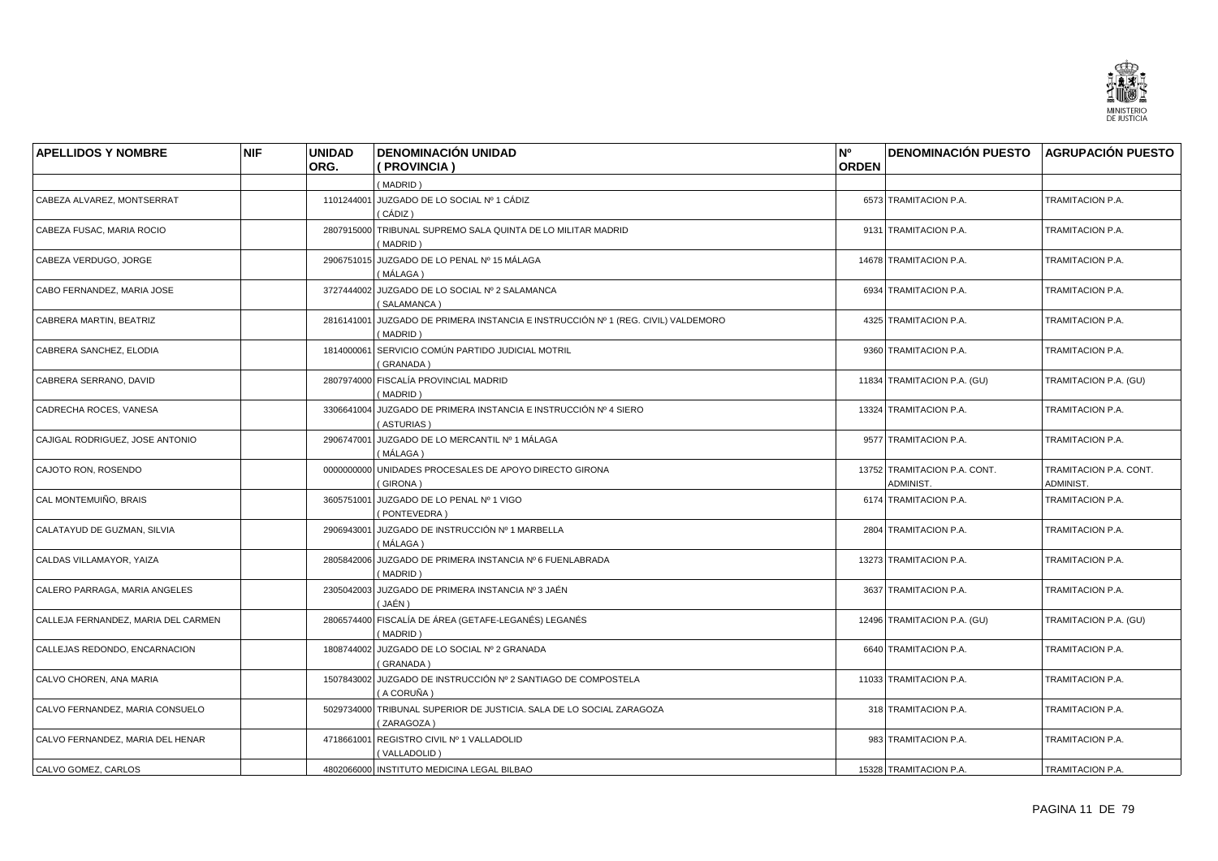| APELLIDOS Y NOMBRE | NIF | UNIDAD ORG. | DENOMINACIÓN UNIDAD ( PROVINCIA ) | Nº ORDEN | DENOMINACIÓN PUESTO | AGRUPACIÓN PUESTO |
|---|---|---|---|---|---|---|
| | | | ( MADRID ) | | | |
| CABEZA ALVAREZ, MONTSERRAT | | 1101244001 | JUZGADO DE LO SOCIAL Nº 1 CÁDIZ ( CÁDIZ ) | 6573 | TRAMITACION P.A. | TRAMITACION P.A. |
| CABEZA FUSAC, MARIA ROCIO | | 2807915000 | TRIBUNAL SUPREMO SALA QUINTA DE LO MILITAR MADRID ( MADRID ) | 9131 | TRAMITACION P.A. | TRAMITACION P.A. |
| CABEZA VERDUGO, JORGE | | 2906751015 | JUZGADO DE LO PENAL Nº 15 MÁLAGA ( MÁLAGA ) | 14678 | TRAMITACION P.A. | TRAMITACION P.A. |
| CABO FERNANDEZ, MARIA JOSE | | 3727444002 | JUZGADO DE LO SOCIAL Nº 2 SALAMANCA ( SALAMANCA ) | 6934 | TRAMITACION P.A. | TRAMITACION P.A. |
| CABRERA MARTIN, BEATRIZ | | 2816141001 | JUZGADO DE PRIMERA INSTANCIA E INSTRUCCIÓN Nº 1 (REG. CIVIL) VALDEMORO ( MADRID ) | 4325 | TRAMITACION P.A. | TRAMITACION P.A. |
| CABRERA SANCHEZ, ELODIA | | 1814000061 | SERVICIO COMÚN PARTIDO JUDICIAL MOTRIL ( GRANADA ) | 9360 | TRAMITACION P.A. | TRAMITACION P.A. |
| CABRERA SERRANO, DAVID | | 2807974000 | FISCALÍA PROVINCIAL MADRID ( MADRID ) | 11834 | TRAMITACION P.A. (GU) | TRAMITACION P.A. (GU) |
| CADRECHA ROCES, VANESA | | 3306641004 | JUZGADO DE PRIMERA INSTANCIA E INSTRUCCIÓN Nº 4 SIERO ( ASTURIAS ) | 13324 | TRAMITACION P.A. | TRAMITACION P.A. |
| CAJIGAL RODRIGUEZ, JOSE ANTONIO | | 2906747001 | JUZGADO DE LO MERCANTIL Nº 1 MÁLAGA ( MÁLAGA ) | 9577 | TRAMITACION P.A. | TRAMITACION P.A. |
| CAJOTO RON, ROSENDO | | 0000000000 | UNIDADES PROCESALES DE APOYO DIRECTO GIRONA ( GIRONA ) | 13752 | TRAMITACION P.A. CONT. ADMINIST. | TRAMITACION P.A. CONT. ADMINIST. |
| CAL MONTEMUIÑO, BRAIS | | 3605751001 | JUZGADO DE LO PENAL Nº 1 VIGO ( PONTEVEDRA ) | 6174 | TRAMITACION P.A. | TRAMITACION P.A. |
| CALATAYUD DE GUZMAN, SILVIA | | 2906943001 | JUZGADO DE INSTRUCCIÓN Nº 1 MARBELLA ( MÁLAGA ) | 2804 | TRAMITACION P.A. | TRAMITACION P.A. |
| CALDAS VILLAMAYOR, YAIZA | | 2805842006 | JUZGADO DE PRIMERA INSTANCIA Nº 6 FUENLABRADA ( MADRID ) | 13273 | TRAMITACION P.A. | TRAMITACION P.A. |
| CALERO PARRAGA, MARIA ANGELES | | 2305042003 | JUZGADO DE PRIMERA INSTANCIA Nº 3 JAÉN ( JAÉN ) | 3637 | TRAMITACION P.A. | TRAMITACION P.A. |
| CALLEJA FERNANDEZ, MARIA DEL CARMEN | | 2806574400 | FISCALÍA DE ÁREA (GETAFE-LEGANÉS) LEGANÉS ( MADRID ) | 12496 | TRAMITACION P.A. (GU) | TRAMITACION P.A. (GU) |
| CALLEJAS REDONDO, ENCARNACION | | 1808744002 | JUZGADO DE LO SOCIAL Nº 2 GRANADA ( GRANADA ) | 6640 | TRAMITACION P.A. | TRAMITACION P.A. |
| CALVO CHOREN, ANA MARIA | | 1507843002 | JUZGADO DE INSTRUCCIÓN Nº 2 SANTIAGO DE COMPOSTELA ( A CORUÑA ) | 11033 | TRAMITACION P.A. | TRAMITACION P.A. |
| CALVO FERNANDEZ, MARIA CONSUELO | | 5029734000 | TRIBUNAL SUPERIOR DE JUSTICIA. SALA DE LO SOCIAL ZARAGOZA ( ZARAGOZA ) | 318 | TRAMITACION P.A. | TRAMITACION P.A. |
| CALVO FERNANDEZ, MARIA DEL HENAR | | 4718661001 | REGISTRO CIVIL Nº 1 VALLADOLID ( VALLADOLID ) | 983 | TRAMITACION P.A. | TRAMITACION P.A. |
| CALVO GOMEZ, CARLOS | | 4802066000 | INSTITUTO MEDICINA LEGAL BILBAO | 15328 | TRAMITACION P.A. | TRAMITACION P.A. |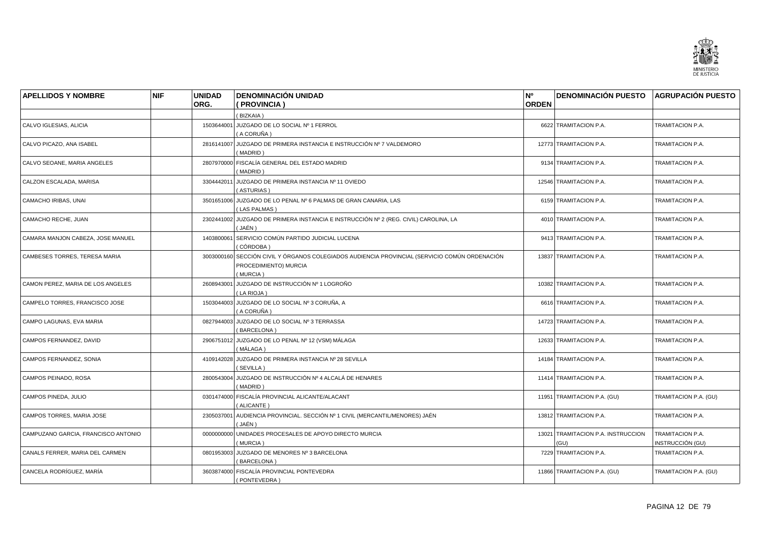| APELLIDOS Y NOMBRE | NIF | UNIDAD ORG. | DENOMINACIÓN UNIDAD ( PROVINCIA ) | Nº ORDEN | DENOMINACIÓN PUESTO | AGRUPACIÓN PUESTO |
|---|---|---|---|---|---|---|
| | | | ( BIZKAIA ) | | | |
| CALVO IGLESIAS, ALICIA | | 1503644001 | JUZGADO DE LO SOCIAL Nº 1 FERROL ( A CORUÑA ) | 6622 | TRAMITACION P.A. | TRAMITACION P.A. |
| CALVO PICAZO, ANA ISABEL | | 2816141007 | JUZGADO DE PRIMERA INSTANCIA E INSTRUCCIÓN Nº 7 VALDEMORO ( MADRID ) | 12773 | TRAMITACION P.A. | TRAMITACION P.A. |
| CALVO SEOANE, MARIA ANGELES | | 2807970000 | FISCALÍA GENERAL DEL ESTADO MADRID ( MADRID ) | 9134 | TRAMITACION P.A. | TRAMITACION P.A. |
| CALZON ESCALADA, MARISA | | 3304442011 | JUZGADO DE PRIMERA INSTANCIA Nº 11 OVIEDO ( ASTURIAS ) | 12546 | TRAMITACION P.A. | TRAMITACION P.A. |
| CAMACHO IRIBAS, UNAI | | 3501651006 | JUZGADO DE LO PENAL Nº 6 PALMAS DE GRAN CANARIA, LAS ( LAS PALMAS ) | 6159 | TRAMITACION P.A. | TRAMITACION P.A. |
| CAMACHO RECHE, JUAN | | 2302441002 | JUZGADO DE PRIMERA INSTANCIA E INSTRUCCIÓN Nº 2 (REG. CIVIL) CAROLINA, LA ( JAÉN ) | 4010 | TRAMITACION P.A. | TRAMITACION P.A. |
| CAMARA MANJON CABEZA, JOSE MANUEL | | 1403800061 | SERVICIO COMÚN PARTIDO JUDICIAL LUCENA ( CÓRDOBA ) | 9413 | TRAMITACION P.A. | TRAMITACION P.A. |
| CAMBESES TORRES, TERESA MARIA | | 3003000160 | SECCIÓN CIVIL Y ÓRGANOS COLEGIADOS AUDIENCIA PROVINCIAL (SERVICIO COMÚN ORDENACIÓN PROCEDIMIENTO) MURCIA ( MURCIA ) | 13837 | TRAMITACION P.A. | TRAMITACION P.A. |
| CAMON PEREZ, MARIA DE LOS ANGELES | | 2608943001 | JUZGADO DE INSTRUCCIÓN Nº 1 LOGROÑO ( LA RIOJA ) | 10382 | TRAMITACION P.A. | TRAMITACION P.A. |
| CAMPELO TORRES, FRANCISCO JOSE | | 1503044003 | JUZGADO DE LO SOCIAL Nº 3 CORUÑA, A ( A CORUÑA ) | 6616 | TRAMITACION P.A. | TRAMITACION P.A. |
| CAMPO LAGUNAS, EVA MARIA | | 0827944003 | JUZGADO DE LO SOCIAL Nº 3 TERRASSA ( BARCELONA ) | 14723 | TRAMITACION P.A. | TRAMITACION P.A. |
| CAMPOS FERNANDEZ, DAVID | | 2906751012 | JUZGADO DE LO PENAL Nº 12 (VSM) MÁLAGA ( MÁLAGA ) | 12633 | TRAMITACION P.A. | TRAMITACION P.A. |
| CAMPOS FERNANDEZ, SONIA | | 4109142028 | JUZGADO DE PRIMERA INSTANCIA Nº 28 SEVILLA ( SEVILLA ) | 14184 | TRAMITACION P.A. | TRAMITACION P.A. |
| CAMPOS PEINADO, ROSA | | 2800543004 | JUZGADO DE INSTRUCCIÓN Nº 4 ALCALÁ DE HENARES ( MADRID ) | 11414 | TRAMITACION P.A. | TRAMITACION P.A. |
| CAMPOS PINEDA, JULIO | | 0301474000 | FISCALÍA PROVINCIAL ALICANTE/ALACANT ( ALICANTE ) | 11951 | TRAMITACION P.A. (GU) | TRAMITACION P.A. (GU) |
| CAMPOS TORRES, MARIA JOSE | | 2305037001 | AUDIENCIA PROVINCIAL. SECCIÓN Nº 1 CIVIL (MERCANTIL/MENORES) JAÉN ( JAÉN ) | 13812 | TRAMITACION P.A. | TRAMITACION P.A. |
| CAMPUZANO GARCIA, FRANCISCO ANTONIO | | 0000000000 | UNIDADES PROCESALES DE APOYO DIRECTO MURCIA ( MURCIA ) | 13021 | TRAMITACION P.A. INSTRUCCION (GU) | TRAMITACION P.A. INSTRUCCIÓN (GU) |
| CANALS FERRER, MARIA DEL CARMEN | | 0801953003 | JUZGADO DE MENORES Nº 3 BARCELONA ( BARCELONA ) | 7229 | TRAMITACION P.A. | TRAMITACION P.A. |
| CANCELA RODRÍGUEZ, MARÍA | | 3603874000 | FISCALÍA PROVINCIAL PONTEVEDRA ( PONTEVEDRA ) | 11866 | TRAMITACION P.A. (GU) | TRAMITACION P.A. (GU) |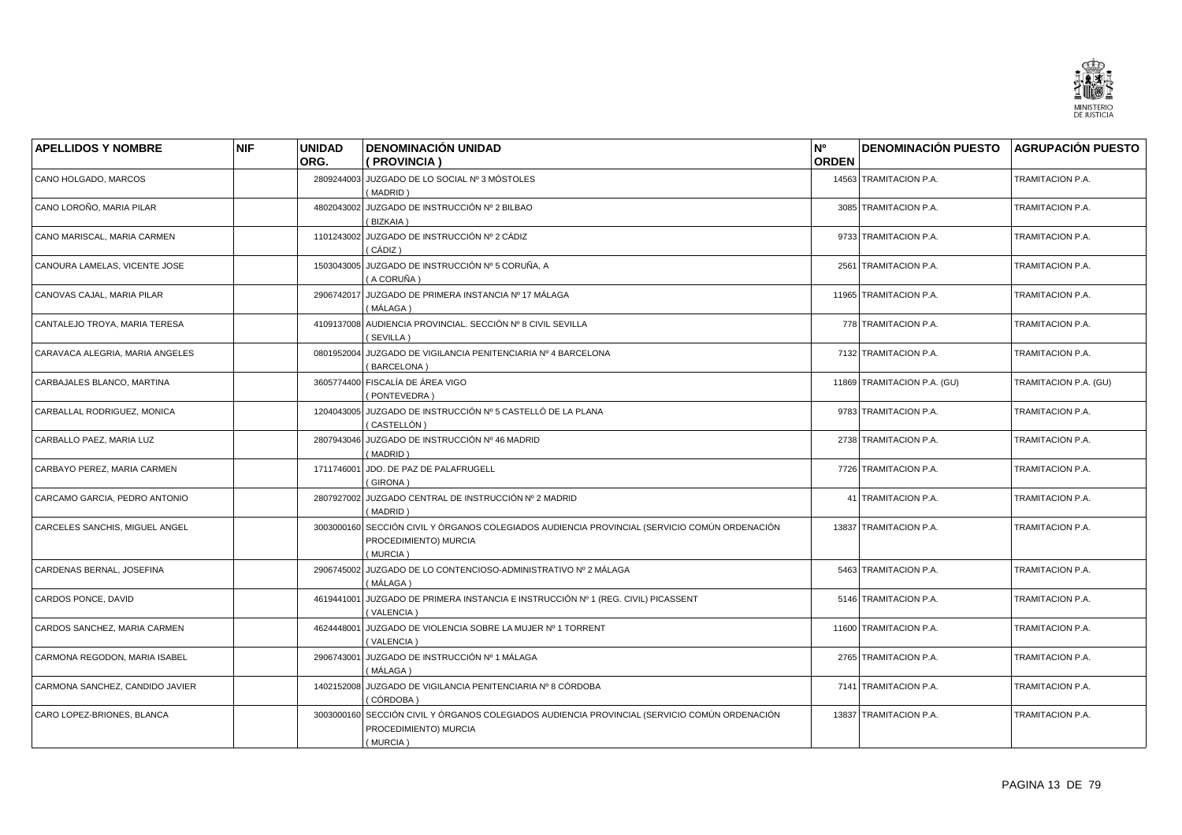| APELLIDOS Y NOMBRE | NIF | UNIDAD ORG. | DENOMINACIÓN UNIDAD ( PROVINCIA ) | Nº ORDEN | DENOMINACIÓN PUESTO | AGRUPACIÓN PUESTO |
|---|---|---|---|---|---|---|
| CANO HOLGADO, MARCOS | | 2809244003 | JUZGADO DE LO SOCIAL Nº 3 MÓSTOLES ( MADRID ) | 14563 | TRAMITACION P.A. | TRAMITACION P.A. |
| CANO LOROÑO, MARIA PILAR | | 4802043002 | JUZGADO DE INSTRUCCIÓN Nº 2 BILBAO ( BIZKAIA ) | 3085 | TRAMITACION P.A. | TRAMITACION P.A. |
| CANO MARISCAL, MARIA CARMEN | | 1101243002 | JUZGADO DE INSTRUCCIÓN Nº 2 CÁDIZ ( CÁDIZ ) | 9733 | TRAMITACION P.A. | TRAMITACION P.A. |
| CANOURA LAMELAS, VICENTE JOSE | | 1503043005 | JUZGADO DE INSTRUCCIÓN Nº 5 CORUÑA, A ( A CORUÑA ) | 2561 | TRAMITACION P.A. | TRAMITACION P.A. |
| CANOVAS CAJAL, MARIA PILAR | | 2906742017 | JUZGADO DE PRIMERA INSTANCIA Nº 17 MÁLAGA ( MÁLAGA ) | 11965 | TRAMITACION P.A. | TRAMITACION P.A. |
| CANTALEJO TROYA, MARIA TERESA | | 4109137008 | AUDIENCIA PROVINCIAL. SECCIÓN Nº 8 CIVIL SEVILLA ( SEVILLA ) | 778 | TRAMITACION P.A. | TRAMITACION P.A. |
| CARAVACA ALEGRIA, MARIA ANGELES | | 0801952004 | JUZGADO DE VIGILANCIA PENITENCIARIA Nº 4 BARCELONA ( BARCELONA ) | 7132 | TRAMITACION P.A. | TRAMITACION P.A. |
| CARBAJALES BLANCO, MARTINA | | 3605774400 | FISCALÍA DE ÁREA VIGO ( PONTEVEDRA ) | 11869 | TRAMITACION P.A. (GU) | TRAMITACION P.A. (GU) |
| CARBALLAL RODRIGUEZ, MONICA | | 1204043005 | JUZGADO DE INSTRUCCIÓN Nº 5 CASTELLÓ DE LA PLANA ( CASTELLÓN ) | 9783 | TRAMITACION P.A. | TRAMITACION P.A. |
| CARBALLO PAEZ, MARIA LUZ | | 2807943046 | JUZGADO DE INSTRUCCIÓN Nº 46 MADRID ( MADRID ) | 2738 | TRAMITACION P.A. | TRAMITACION P.A. |
| CARBAYO PEREZ, MARIA CARMEN | | 1711746001 | JDO. DE PAZ DE PALAFRUGELL ( GIRONA ) | 7726 | TRAMITACION P.A. | TRAMITACION P.A. |
| CARCAMO GARCIA, PEDRO ANTONIO | | 2807927002 | JUZGADO CENTRAL DE INSTRUCCIÓN Nº 2 MADRID ( MADRID ) | 41 | TRAMITACION P.A. | TRAMITACION P.A. |
| CARCELES SANCHIS, MIGUEL ANGEL | | 3003000160 | SECCIÓN CIVIL Y ÓRGANOS COLEGIADOS AUDIENCIA PROVINCIAL (SERVICIO COMÚN ORDENACIÓN PROCEDIMIENTO) MURCIA ( MURCIA ) | 13837 | TRAMITACION P.A. | TRAMITACION P.A. |
| CARDENAS BERNAL, JOSEFINA | | 2906745002 | JUZGADO DE LO CONTENCIOSO-ADMINISTRATIVO Nº 2 MÁLAGA ( MÁLAGA ) | 5463 | TRAMITACION P.A. | TRAMITACION P.A. |
| CARDOS PONCE, DAVID | | 4619441001 | JUZGADO DE PRIMERA INSTANCIA E INSTRUCCIÓN Nº 1 (REG. CIVIL) PICASSENT ( VALENCIA ) | 5146 | TRAMITACION P.A. | TRAMITACION P.A. |
| CARDOS SANCHEZ, MARIA CARMEN | | 4624448001 | JUZGADO DE VIOLENCIA SOBRE LA MUJER Nº 1 TORRENT ( VALENCIA ) | 11600 | TRAMITACION P.A. | TRAMITACION P.A. |
| CARMONA REGODON, MARIA ISABEL | | 2906743001 | JUZGADO DE INSTRUCCIÓN Nº 1 MÁLAGA ( MÁLAGA ) | 2765 | TRAMITACION P.A. | TRAMITACION P.A. |
| CARMONA SANCHEZ, CANDIDO JAVIER | | 1402152008 | JUZGADO DE VIGILANCIA PENITENCIARIA Nº 8 CÓRDOBA ( CÓRDOBA ) | 7141 | TRAMITACION P.A. | TRAMITACION P.A. |
| CARO LOPEZ-BRIONES, BLANCA | | 3003000160 | SECCIÓN CIVIL Y ÓRGANOS COLEGIADOS AUDIENCIA PROVINCIAL (SERVICIO COMÚN ORDENACIÓN PROCEDIMIENTO) MURCIA ( MURCIA ) | 13837 | TRAMITACION P.A. | TRAMITACION P.A. |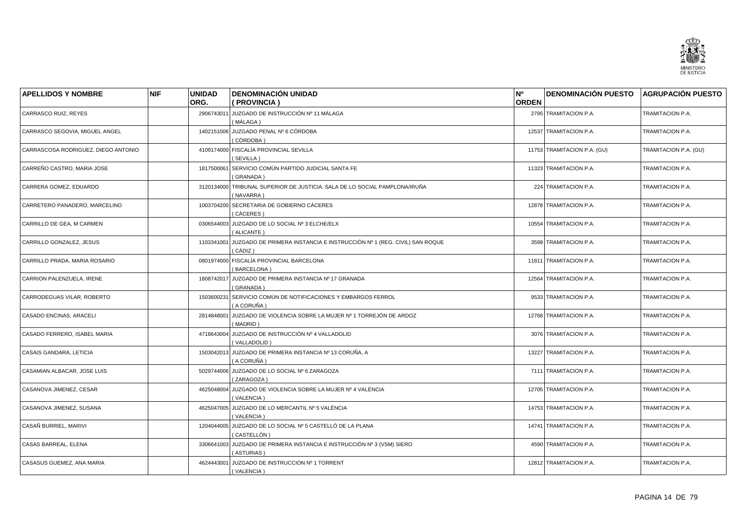| APELLIDOS Y NOMBRE | NIF | UNIDAD ORG. | DENOMINACIÓN UNIDAD ( PROVINCIA ) | Nº ORDEN | DENOMINACIÓN PUESTO | AGRUPACIÓN PUESTO |
|---|---|---|---|---|---|---|
| CARRASCO RUIZ, REYES | | 2906743011 | JUZGADO DE INSTRUCCIÓN Nº 11 MÁLAGA ( MÁLAGA ) | 2795 | TRAMITACION P.A. | TRAMITACION P.A. |
| CARRASCO SEGOVIA, MIGUEL ANGEL | | 1402151006 | JUZGADO PENAL Nº 6 CÓRDOBA ( CÓRDOBA ) | 12537 | TRAMITACION P.A. | TRAMITACION P.A. |
| CARRASCOSA RODRIGUEZ, DIEGO ANTONIO | | 4109174000 | FISCALÍA PROVINCIAL SEVILLA ( SEVILLA ) | 11753 | TRAMITACION P.A. (GU) | TRAMITACION P.A. (GU) |
| CARREÑO CASTRO, MARIA JOSE | | 1817500061 | SERVICIO COMÚN PARTIDO JUDICIAL SANTA FE ( GRANADA ) | 11323 | TRAMITACION P.A. | TRAMITACION P.A. |
| CARRERA GOMEZ, EDUARDO | | 3120134000 | TRIBUNAL SUPERIOR DE JUSTICIA. SALA DE LO SOCIAL PAMPLONA/IRUÑA ( NAVARRA ) | 224 | TRAMITACION P.A. | TRAMITACION P.A. |
| CARRETERO PANADERO, MARCELINO | | 1003704200 | SECRETARIA DE GOBIERNO CÁCERES ( CÁCERES ) | 12878 | TRAMITACION P.A. | TRAMITACION P.A. |
| CARRILLO DE GEA, M CARMEN | | 0306544003 | JUZGADO DE LO SOCIAL Nº 3 ELCHE/ELX ( ALICANTE ) | 10554 | TRAMITACION P.A. | TRAMITACION P.A. |
| CARRILLO GONZALEZ, JESUS | | 1103341001 | JUZGADO DE PRIMERA INSTANCIA E INSTRUCCIÓN Nº 1 (REG. CIVIL) SAN ROQUE ( CÁDIZ ) | 3598 | TRAMITACION P.A. | TRAMITACION P.A. |
| CARRILLO PRADA, MARIA ROSARIO | | 0801974000 | FISCALÍA PROVINCIAL BARCELONA ( BARCELONA ) | 11811 | TRAMITACION P.A. | TRAMITACION P.A. |
| CARRION PALENZUELA, IRENE | | 1808742017 | JUZGADO DE PRIMERA INSTANCIA Nº 17 GRANADA ( GRANADA ) | 12564 | TRAMITACION P.A. | TRAMITACION P.A. |
| CARRODEGUAS VILAR, ROBERTO | | 1503600231 | SERVICIO COMÚN DE NOTIFICACIONES Y EMBARGOS FERROL ( A CORUÑA ) | 9533 | TRAMITACION P.A. | TRAMITACION P.A. |
| CASADO ENCINAS, ARACELI | | 2814848001 | JUZGADO DE VIOLENCIA SOBRE LA MUJER Nº 1 TORREJÓN DE ARDOZ ( MADRID ) | 12768 | TRAMITACION P.A. | TRAMITACION P.A. |
| CASADO FERRERO, ISABEL MARIA | | 4718643004 | JUZGADO DE INSTRUCCIÓN Nº 4 VALLADOLID ( VALLADOLID ) | 3076 | TRAMITACION P.A. | TRAMITACION P.A. |
| CASAIS GANDARA, LETICIA | | 1503042013 | JUZGADO DE PRIMERA INSTANCIA Nº 13 CORUÑA, A ( A CORUÑA ) | 13227 | TRAMITACION P.A. | TRAMITACION P.A. |
| CASAMIAN ALBACAR, JOSE LUIS | | 5029744006 | JUZGADO DE LO SOCIAL Nº 6 ZARAGOZA ( ZARAGOZA ) | 7111 | TRAMITACION P.A. | TRAMITACION P.A. |
| CASANOVA JIMENEZ, CESAR | | 4625048004 | JUZGADO DE VIOLENCIA SOBRE LA MUJER Nº 4 VALÈNCIA ( VALENCIA ) | 12705 | TRAMITACION P.A. | TRAMITACION P.A. |
| CASANOVA JIMENEZ, SUSANA | | 4625047005 | JUZGADO DE LO MERCANTIL Nº 5 VALÈNCIA ( VALENCIA ) | 14753 | TRAMITACION P.A. | TRAMITACION P.A. |
| CASAÑ BURRIEL, MARIVI | | 1204044005 | JUZGADO DE LO SOCIAL Nº 5 CASTELLÓ DE LA PLANA ( CASTELLÓN ) | 14741 | TRAMITACION P.A. | TRAMITACION P.A. |
| CASAS BARREAL, ELENA | | 3306641003 | JUZGADO DE PRIMERA INSTANCIA E INSTRUCCIÓN Nº 3 (VSM) SIERO ( ASTURIAS ) | 4590 | TRAMITACION P.A. | TRAMITACION P.A. |
| CASASUS GUEMEZ, ANA MARIA | | 4624443001 | JUZGADO DE INSTRUCCION Nº 1 TORRENT ( VALENCIA ) | 12812 | TRAMITACION P.A. | TRAMITACION P.A. |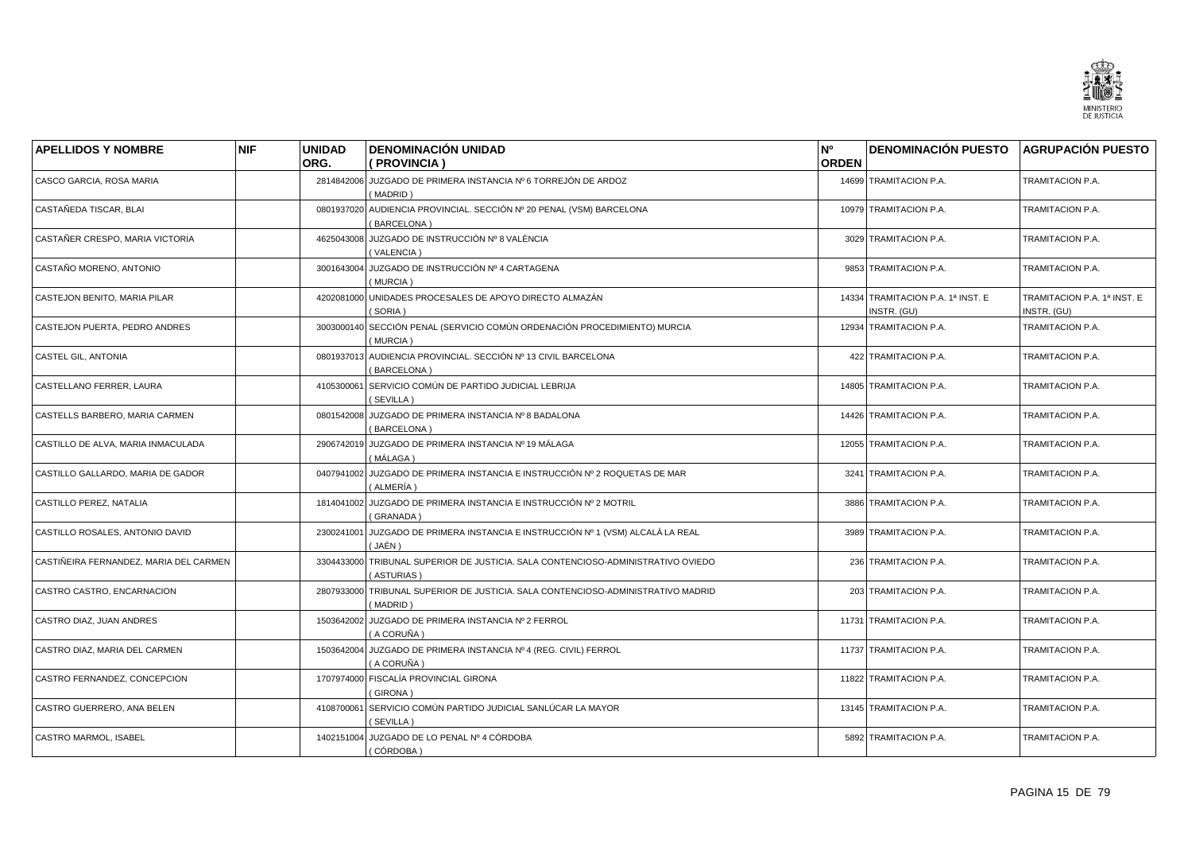| APELLIDOS Y NOMBRE | NIF | UNIDAD ORG. | DENOMINACIÓN UNIDAD ( PROVINCIA ) | Nº ORDEN | DENOMINACIÓN PUESTO | AGRUPACIÓN PUESTO |
|---|---|---|---|---|---|---|
| CASCO GARCIA, ROSA MARIA | | 2814842006 | JUZGADO DE PRIMERA INSTANCIA Nº 6 TORREJÓN DE ARDOZ ( MADRID ) | 14699 | TRAMITACION P.A. | TRAMITACION P.A. |
| CASTAÑEDA TISCAR, BLAI | | 0801937020 | AUDIENCIA PROVINCIAL. SECCIÓN Nº 20 PENAL (VSM) BARCELONA ( BARCELONA ) | 10979 | TRAMITACION P.A. | TRAMITACION P.A. |
| CASTAÑER CRESPO, MARIA VICTORIA | | 4625043008 | JUZGADO DE INSTRUCCIÓN Nº 8 VALÈNCIA ( VALENCIA ) | 3029 | TRAMITACION P.A. | TRAMITACION P.A. |
| CASTAÑO MORENO, ANTONIO | | 3001643004 | JUZGADO DE INSTRUCCIÓN Nº 4 CARTAGENA ( MURCIA ) | 9853 | TRAMITACION P.A. | TRAMITACION P.A. |
| CASTEJON BENITO, MARIA PILAR | | 4202081000 | UNIDADES PROCESALES DE APOYO DIRECTO ALMAZÁN ( SORIA ) | 14334 | TRAMITACION P.A. 1ª INST. E INSTR. (GU) | TRAMITACION P.A. 1ª INST. E INSTR. (GU) |
| CASTEJON PUERTA, PEDRO ANDRES | | 3003000140 | SECCIÓN PENAL (SERVICIO COMÚN ORDENACIÓN PROCEDIMIENTO) MURCIA ( MURCIA ) | 12934 | TRAMITACION P.A. | TRAMITACION P.A. |
| CASTEL GIL, ANTONIA | | 0801937013 | AUDIENCIA PROVINCIAL. SECCIÓN Nº 13 CIVIL BARCELONA ( BARCELONA ) | 422 | TRAMITACION P.A. | TRAMITACION P.A. |
| CASTELLANO FERRER, LAURA | | 4105300061 | SERVICIO COMÚN DE PARTIDO JUDICIAL LEBRIJA ( SEVILLA ) | 14805 | TRAMITACION P.A. | TRAMITACION P.A. |
| CASTELLS BARBERO, MARIA CARMEN | | 0801542008 | JUZGADO DE PRIMERA INSTANCIA Nº 8 BADALONA ( BARCELONA ) | 14426 | TRAMITACION P.A. | TRAMITACION P.A. |
| CASTILLO DE ALVA, MARIA INMACULADA | | 2906742019 | JUZGADO DE PRIMERA INSTANCIA Nº 19 MÁLAGA ( MÁLAGA ) | 12055 | TRAMITACION P.A. | TRAMITACION P.A. |
| CASTILLO GALLARDO, MARIA DE GADOR | | 0407941002 | JUZGADO DE PRIMERA INSTANCIA E INSTRUCCIÓN Nº 2 ROQUETAS DE MAR ( ALMERÍA ) | 3241 | TRAMITACION P.A. | TRAMITACION P.A. |
| CASTILLO PEREZ, NATALIA | | 1814041002 | JUZGADO DE PRIMERA INSTANCIA E INSTRUCCIÓN Nº 2 MOTRIL ( GRANADA ) | 3886 | TRAMITACION P.A. | TRAMITACION P.A. |
| CASTILLO ROSALES, ANTONIO DAVID | | 2300241001 | JUZGADO DE PRIMERA INSTANCIA E INSTRUCCIÓN Nº 1 (VSM) ALCALÁ LA REAL ( JAÉN ) | 3989 | TRAMITACION P.A. | TRAMITACION P.A. |
| CASTIÑEIRA FERNANDEZ, MARIA DEL CARMEN | | 3304433000 | TRIBUNAL SUPERIOR DE JUSTICIA. SALA CONTENCIOSO-ADMINISTRATIVO OVIEDO ( ASTURIAS ) | 236 | TRAMITACION P.A. | TRAMITACION P.A. |
| CASTRO CASTRO, ENCARNACION | | 2807933000 | TRIBUNAL SUPERIOR DE JUSTICIA. SALA CONTENCIOSO-ADMINISTRATIVO MADRID ( MADRID ) | 203 | TRAMITACION P.A. | TRAMITACION P.A. |
| CASTRO DIAZ, JUAN ANDRES | | 1503642002 | JUZGADO DE PRIMERA INSTANCIA Nº 2 FERROL ( A CORUÑA ) | 11731 | TRAMITACION P.A. | TRAMITACION P.A. |
| CASTRO DIAZ, MARIA DEL CARMEN | | 1503642004 | JUZGADO DE PRIMERA INSTANCIA Nº 4 (REG. CIVIL) FERROL ( A CORUÑA ) | 11737 | TRAMITACION P.A. | TRAMITACION P.A. |
| CASTRO FERNANDEZ, CONCEPCION | | 1707974000 | FISCALÍA PROVINCIAL GIRONA ( GIRONA ) | 11822 | TRAMITACION P.A. | TRAMITACION P.A. |
| CASTRO GUERRERO, ANA BELEN | | 4108700061 | SERVICIO COMÚN PARTIDO JUDICIAL SANLÚCAR LA MAYOR ( SEVILLA ) | 13145 | TRAMITACION P.A. | TRAMITACION P.A. |
| CASTRO MARMOL, ISABEL | | 1402151004 | JUZGADO DE LO PENAL Nº 4 CÓRDOBA ( CÓRDOBA ) | 5892 | TRAMITACION P.A. | TRAMITACION P.A. |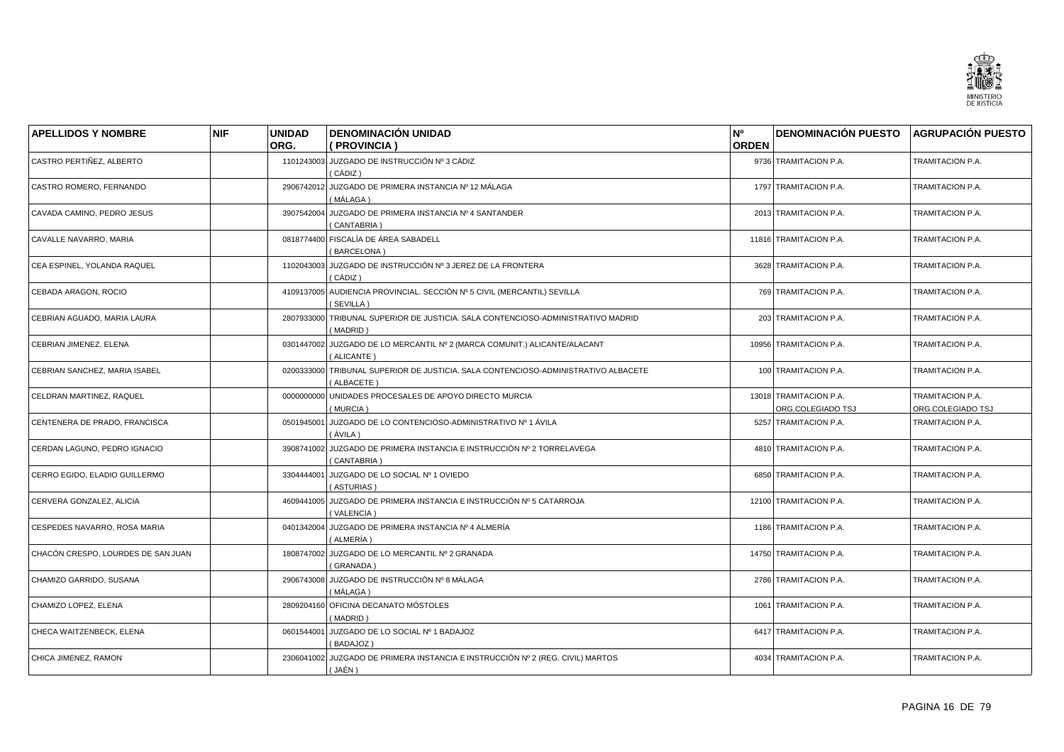| APELLIDOS Y NOMBRE | NIF | UNIDAD ORG. | DENOMINACIÓN UNIDAD ( PROVINCIA ) | Nº ORDEN | DENOMINACIÓN PUESTO | AGRUPACIÓN PUESTO |
|---|---|---|---|---|---|---|
| CASTRO PERTIÑEZ, ALBERTO | | 1101243003 | JUZGADO DE INSTRUCCIÓN Nº 3 CÁDIZ ( CÁDIZ ) | 9736 | TRAMITACION P.A. | TRAMITACION P.A. |
| CASTRO ROMERO, FERNANDO | | 2906742012 | JUZGADO DE PRIMERA INSTANCIA Nº 12 MÁLAGA ( MÁLAGA ) | 1797 | TRAMITACION P.A. | TRAMITACION P.A. |
| CAVADA CAMINO, PEDRO JESUS | | 3907542004 | JUZGADO DE PRIMERA INSTANCIA Nº 4 SANTANDER ( CANTABRIA ) | 2013 | TRAMITACION P.A. | TRAMITACION P.A. |
| CAVALLE NAVARRO, MARIA | | 0818774400 | FISCALÍA DE ÁREA SABADELL ( BARCELONA ) | 11816 | TRAMITACION P.A. | TRAMITACION P.A. |
| CEA ESPINEL, YOLANDA RAQUEL | | 1102043003 | JUZGADO DE INSTRUCCIÓN Nº 3 JEREZ DE LA FRONTERA ( CÁDIZ ) | 3628 | TRAMITACION P.A. | TRAMITACION P.A. |
| CEBADA ARAGON, ROCIO | | 4109137005 | AUDIENCIA PROVINCIAL. SECCIÓN Nº 5 CIVIL (MERCANTIL) SEVILLA ( SEVILLA ) | 769 | TRAMITACION P.A. | TRAMITACION P.A. |
| CEBRIAN AGUADO, MARIA LAURA | | 2807933000 | TRIBUNAL SUPERIOR DE JUSTICIA. SALA CONTENCIOSO-ADMINISTRATIVO MADRID ( MADRID ) | 203 | TRAMITACION P.A. | TRAMITACION P.A. |
| CEBRIAN JIMENEZ, ELENA | | 0301447002 | JUZGADO DE LO MERCANTIL Nº 2 (MARCA COMUNIT.) ALICANTE/ALACANT ( ALICANTE ) | 10956 | TRAMITACION P.A. | TRAMITACION P.A. |
| CEBRIAN SANCHEZ, MARIA ISABEL | | 0200333000 | TRIBUNAL SUPERIOR DE JUSTICIA. SALA CONTENCIOSO-ADMINISTRATIVO ALBACETE ( ALBACETE ) | 100 | TRAMITACION P.A. | TRAMITACION P.A. |
| CELDRAN MARTINEZ, RAQUEL | | 0000000000 | UNIDADES PROCESALES DE APOYO DIRECTO MURCIA ( MURCIA ) | 13018 | TRAMITACION P.A. ORG.COLEGIADO TSJ | TRAMITACION P.A. ORG.COLEGIADO TSJ |
| CENTENERA DE PRADO, FRANCISCA | | 0501945001 | JUZGADO DE LO CONTENCIOSO-ADMINISTRATIVO Nº 1 ÁVILA ( ÁVILA ) | 5257 | TRAMITACION P.A. | TRAMITACION P.A. |
| CERDAN LAGUNO, PEDRO IGNACIO | | 3908741002 | JUZGADO DE PRIMERA INSTANCIA E INSTRUCCIÓN Nº 2 TORRELAVEGA ( CANTABRIA ) | 4810 | TRAMITACION P.A. | TRAMITACION P.A. |
| CERRO EGIDO, ELADIO GUILLERMO | | 3304444001 | JUZGADO DE LO SOCIAL Nº 1 OVIEDO ( ASTURIAS ) | 6850 | TRAMITACION P.A. | TRAMITACION P.A. |
| CERVERA GONZALEZ, ALICIA | | 4609441005 | JUZGADO DE PRIMERA INSTANCIA E INSTRUCCIÓN Nº 5 CATARROJA ( VALENCIA ) | 12100 | TRAMITACION P.A. | TRAMITACION P.A. |
| CESPEDES NAVARRO, ROSA MARIA | | 0401342004 | JUZGADO DE PRIMERA INSTANCIA Nº 4 ALMERÍA ( ALMERÍA ) | 1186 | TRAMITACION P.A. | TRAMITACION P.A. |
| CHACÓN CRESPO, LOURDES DE SAN JUAN | | 1808747002 | JUZGADO DE LO MERCANTIL Nº 2 GRANADA ( GRANADA ) | 14750 | TRAMITACION P.A. | TRAMITACION P.A. |
| CHAMIZO GARRIDO, SUSANA | | 2906743008 | JUZGADO DE INSTRUCCIÓN Nº 8 MÁLAGA ( MÁLAGA ) | 2786 | TRAMITACION P.A. | TRAMITACION P.A. |
| CHAMIZO LOPEZ, ELENA | | 2809204160 | OFICINA DECANATO MÓSTOLES ( MADRID ) | 1061 | TRAMITACION P.A. | TRAMITACION P.A. |
| CHECA WAITZENBECK, ELENA | | 0601544001 | JUZGADO DE LO SOCIAL Nº 1 BADAJOZ ( BADAJOZ ) | 6417 | TRAMITACION P.A. | TRAMITACION P.A. |
| CHICA JIMENEZ, RAMON | | 2306041002 | JUZGADO DE PRIMERA INSTANCIA E INSTRUCCIÓN Nº 2 (REG. CIVIL) MARTOS ( JAÉN ) | 4034 | TRAMITACION P.A. | TRAMITACION P.A. |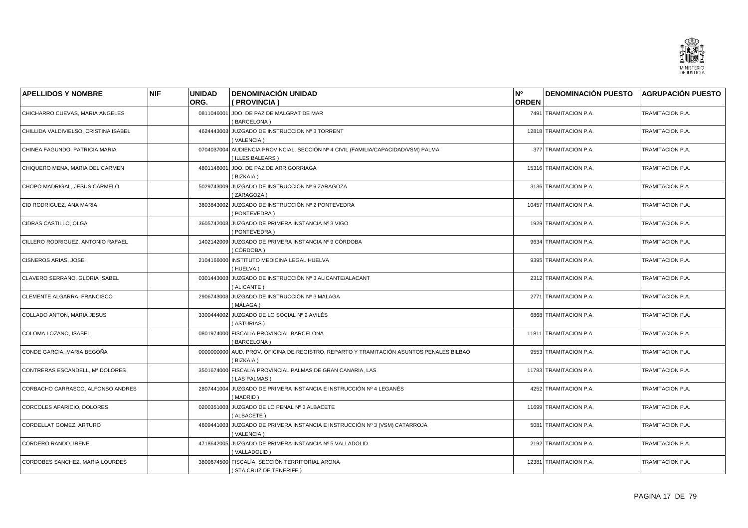| APELLIDOS Y NOMBRE | NIF | UNIDAD ORG. | DENOMINACIÓN UNIDAD ( PROVINCIA ) | Nº ORDEN | DENOMINACIÓN PUESTO | AGRUPACIÓN PUESTO |
|---|---|---|---|---|---|---|
| CHICHARRO CUEVAS, MARIA ANGELES | | 0811046001 | JDO. DE PAZ DE MALGRAT DE MAR ( BARCELONA ) | 7491 | TRAMITACION P.A. | TRAMITACION P.A. |
| CHILLIDA VALDIVIELSO, CRISTINA ISABEL | | 4624443003 | JUZGADO DE INSTRUCCION Nº 3 TORRENT ( VALENCIA ) | 12818 | TRAMITACION P.A. | TRAMITACION P.A. |
| CHINEA FAGUNDO, PATRICIA MARIA | | 0704037004 | AUDIENCIA PROVINCIAL. SECCIÓN Nº 4 CIVIL (FAMILIA/CAPACIDAD/VSM) PALMA ( ILLES BALEARS ) | 377 | TRAMITACION P.A. | TRAMITACION P.A. |
| CHIQUERO MENA, MARIA DEL CARMEN | | 4801146001 | JDO. DE PAZ DE ARRIGORRIAGA ( BIZKAIA ) | 15316 | TRAMITACION P.A. | TRAMITACION P.A. |
| CHOPO MADRIGAL, JESUS CARMELO | | 5029743009 | JUZGADO DE INSTRUCCIÓN Nº 9 ZARAGOZA ( ZARAGOZA ) | 3136 | TRAMITACION P.A. | TRAMITACION P.A. |
| CID RODRIGUEZ, ANA MARIA | | 3603843002 | JUZGADO DE INSTRUCCIÓN Nº 2 PONTEVEDRA ( PONTEVEDRA ) | 10457 | TRAMITACION P.A. | TRAMITACION P.A. |
| CIDRAS CASTILLO, OLGA | | 3605742003 | JUZGADO DE PRIMERA INSTANCIA Nº 3 VIGO ( PONTEVEDRA ) | 1929 | TRAMITACION P.A. | TRAMITACION P.A. |
| CILLERO RODRIGUEZ, ANTONIO RAFAEL | | 1402142009 | JUZGADO DE PRIMERA INSTANCIA Nº 9 CÓRDOBA ( CÓRDOBA ) | 9634 | TRAMITACION P.A. | TRAMITACION P.A. |
| CISNEROS ARIAS, JOSE | | 2104166000 | INSTITUTO MEDICINA LEGAL HUELVA ( HUELVA ) | 9395 | TRAMITACION P.A. | TRAMITACION P.A. |
| CLAVERO SERRANO, GLORIA ISABEL | | 0301443003 | JUZGADO DE INSTRUCCIÓN Nº 3 ALICANTE/ALACANT ( ALICANTE ) | 2312 | TRAMITACION P.A. | TRAMITACION P.A. |
| CLEMENTE ALGARRA, FRANCISCO | | 2906743003 | JUZGADO DE INSTRUCCIÓN Nº 3 MÁLAGA ( MÁLAGA ) | 2771 | TRAMITACION P.A. | TRAMITACION P.A. |
| COLLADO ANTON, MARIA JESUS | | 3300444002 | JUZGADO DE LO SOCIAL Nº 2 AVILÉS ( ASTURIAS ) | 6868 | TRAMITACION P.A. | TRAMITACION P.A. |
| COLOMA LOZANO, ISABEL | | 0801974000 | FISCALÍA PROVINCIAL BARCELONA ( BARCELONA ) | 11811 | TRAMITACION P.A. | TRAMITACION P.A. |
| CONDE GARCIA, MARIA BEGOÑA | | 0000000000 | AUD. PROV. OFICINA DE REGISTRO, REPARTO Y TRAMITACIÓN ASUNTOS PENALES BILBAO ( BIZKAIA ) | 9553 | TRAMITACION P.A. | TRAMITACION P.A. |
| CONTRERAS ESCANDELL, Mª DOLORES | | 3501674000 | FISCALÍA PROVINCIAL PALMAS DE GRAN CANARIA, LAS ( LAS PALMAS ) | 11783 | TRAMITACION P.A. | TRAMITACION P.A. |
| CORBACHO CARRASCO, ALFONSO ANDRES | | 2807441004 | JUZGADO DE PRIMERA INSTANCIA E INSTRUCCIÓN Nº 4 LEGANÉS ( MADRID ) | 4252 | TRAMITACION P.A. | TRAMITACION P.A. |
| CORCOLES APARICIO, DOLORES | | 0200351003 | JUZGADO DE LO PENAL Nº 3 ALBACETE ( ALBACETE ) | 11699 | TRAMITACION P.A. | TRAMITACION P.A. |
| CORDELLAT GOMEZ, ARTURO | | 4609441003 | JUZGADO DE PRIMERA INSTANCIA E INSTRUCCIÓN Nº 3 (VSM) CATARROJA ( VALENCIA ) | 5081 | TRAMITACION P.A. | TRAMITACION P.A. |
| CORDERO RANDO, IRENE | | 4718642005 | JUZGADO DE PRIMERA INSTANCIA Nº 5 VALLADOLID ( VALLADOLID ) | 2192 | TRAMITACION P.A. | TRAMITACION P.A. |
| CORDOBES SANCHEZ, MARIA LOURDES | | 3800674500 | FISCALÍA. SECCIÓN TERRITORIAL ARONA ( STA.CRUZ DE TENERIFE ) | 12381 | TRAMITACION P.A. | TRAMITACION P.A. |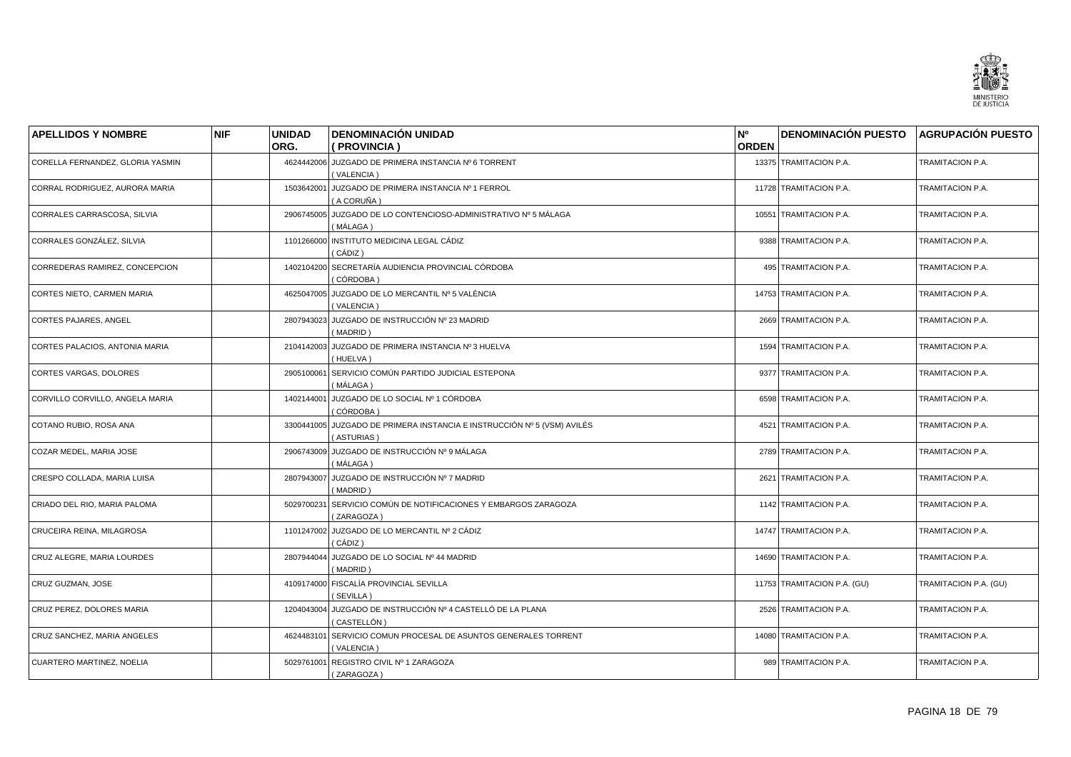| APELLIDOS Y NOMBRE | NIF | UNIDAD ORG. | DENOMINACIÓN UNIDAD ( PROVINCIA ) | Nº ORDEN | DENOMINACIÓN PUESTO | AGRUPACIÓN PUESTO |
|---|---|---|---|---|---|---|
| CORELLA FERNANDEZ, GLORIA YASMIN | | 4624442006 | JUZGADO DE PRIMERA INSTANCIA Nº 6 TORRENT ( VALENCIA ) | 13375 | TRAMITACION P.A. | TRAMITACION P.A. |
| CORRAL RODRIGUEZ, AURORA MARIA | | 1503642001 | JUZGADO DE PRIMERA INSTANCIA Nº 1 FERROL ( A CORUÑA ) | 11728 | TRAMITACION P.A. | TRAMITACION P.A. |
| CORRALES CARRASCOSA, SILVIA | | 2906745005 | JUZGADO DE LO CONTENCIOSO-ADMINISTRATIVO Nº 5 MÁLAGA ( MÁLAGA ) | 10551 | TRAMITACION P.A. | TRAMITACION P.A. |
| CORRALES GONZÁLEZ, SILVIA | | 1101266000 | INSTITUTO MEDICINA LEGAL CÁDIZ ( CÁDIZ ) | 9388 | TRAMITACION P.A. | TRAMITACION P.A. |
| CORREDERAS RAMIREZ, CONCEPCION | | 1402104200 | SECRETARÍA AUDIENCIA PROVINCIAL CÓRDOBA ( CÓRDOBA ) | 495 | TRAMITACION P.A. | TRAMITACION P.A. |
| CORTES NIETO, CARMEN MARIA | | 4625047005 | JUZGADO DE LO MERCANTIL Nº 5 VALÈNCIA ( VALENCIA ) | 14753 | TRAMITACION P.A. | TRAMITACION P.A. |
| CORTES PAJARES, ANGEL | | 2807943023 | JUZGADO DE INSTRUCCIÓN Nº 23 MADRID ( MADRID ) | 2669 | TRAMITACION P.A. | TRAMITACION P.A. |
| CORTES PALACIOS, ANTONIA MARIA | | 2104142003 | JUZGADO DE PRIMERA INSTANCIA Nº 3 HUELVA ( HUELVA ) | 1594 | TRAMITACION P.A. | TRAMITACION P.A. |
| CORTES VARGAS, DOLORES | | 2905100061 | SERVICIO COMÚN PARTIDO JUDICIAL ESTEPONA ( MÁLAGA ) | 9377 | TRAMITACION P.A. | TRAMITACION P.A. |
| CORVILLO CORVILLO, ANGELA MARIA | | 1402144001 | JUZGADO DE LO SOCIAL Nº 1 CÓRDOBA ( CÓRDOBA ) | 6598 | TRAMITACION P.A. | TRAMITACION P.A. |
| COTANO RUBIO, ROSA ANA | | 3300441005 | JUZGADO DE PRIMERA INSTANCIA E INSTRUCCIÓN Nº 5 (VSM) AVILÉS ( ASTURIAS ) | 4521 | TRAMITACION P.A. | TRAMITACION P.A. |
| COZAR MEDEL, MARIA JOSE | | 2906743009 | JUZGADO DE INSTRUCCIÓN Nº 9 MÁLAGA ( MÁLAGA ) | 2789 | TRAMITACION P.A. | TRAMITACION P.A. |
| CRESPO COLLADA, MARIA LUISA | | 2807943007 | JUZGADO DE INSTRUCCIÓN Nº 7 MADRID ( MADRID ) | 2621 | TRAMITACION P.A. | TRAMITACION P.A. |
| CRIADO DEL RIO, MARIA PALOMA | | 5029700231 | SERVICIO COMÚN DE NOTIFICACIONES Y EMBARGOS ZARAGOZA ( ZARAGOZA ) | 1142 | TRAMITACION P.A. | TRAMITACION P.A. |
| CRUCEIRA REINA, MILAGROSA | | 1101247002 | JUZGADO DE LO MERCANTIL Nº 2 CÁDIZ ( CÁDIZ ) | 14747 | TRAMITACION P.A. | TRAMITACION P.A. |
| CRUZ ALEGRE, MARIA LOURDES | | 2807944044 | JUZGADO DE LO SOCIAL Nº 44 MADRID ( MADRID ) | 14690 | TRAMITACION P.A. | TRAMITACION P.A. |
| CRUZ GUZMAN, JOSE | | 4109174000 | FISCALÍA PROVINCIAL SEVILLA ( SEVILLA ) | 11753 | TRAMITACION P.A. (GU) | TRAMITACION P.A. (GU) |
| CRUZ PEREZ, DOLORES MARIA | | 1204043004 | JUZGADO DE INSTRUCCIÓN Nº 4 CASTELLÓ DE LA PLANA ( CASTELLÓN ) | 2526 | TRAMITACION P.A. | TRAMITACION P.A. |
| CRUZ SANCHEZ, MARIA ANGELES | | 4624483101 | SERVICIO COMUN PROCESAL DE ASUNTOS GENERALES TORRENT ( VALENCIA ) | 14080 | TRAMITACION P.A. | TRAMITACION P.A. |
| CUARTERO MARTINEZ, NOELIA | | 5029761001 | REGISTRO CIVIL Nº 1 ZARAGOZA ( ZARAGOZA ) | 989 | TRAMITACION P.A. | TRAMITACION P.A. |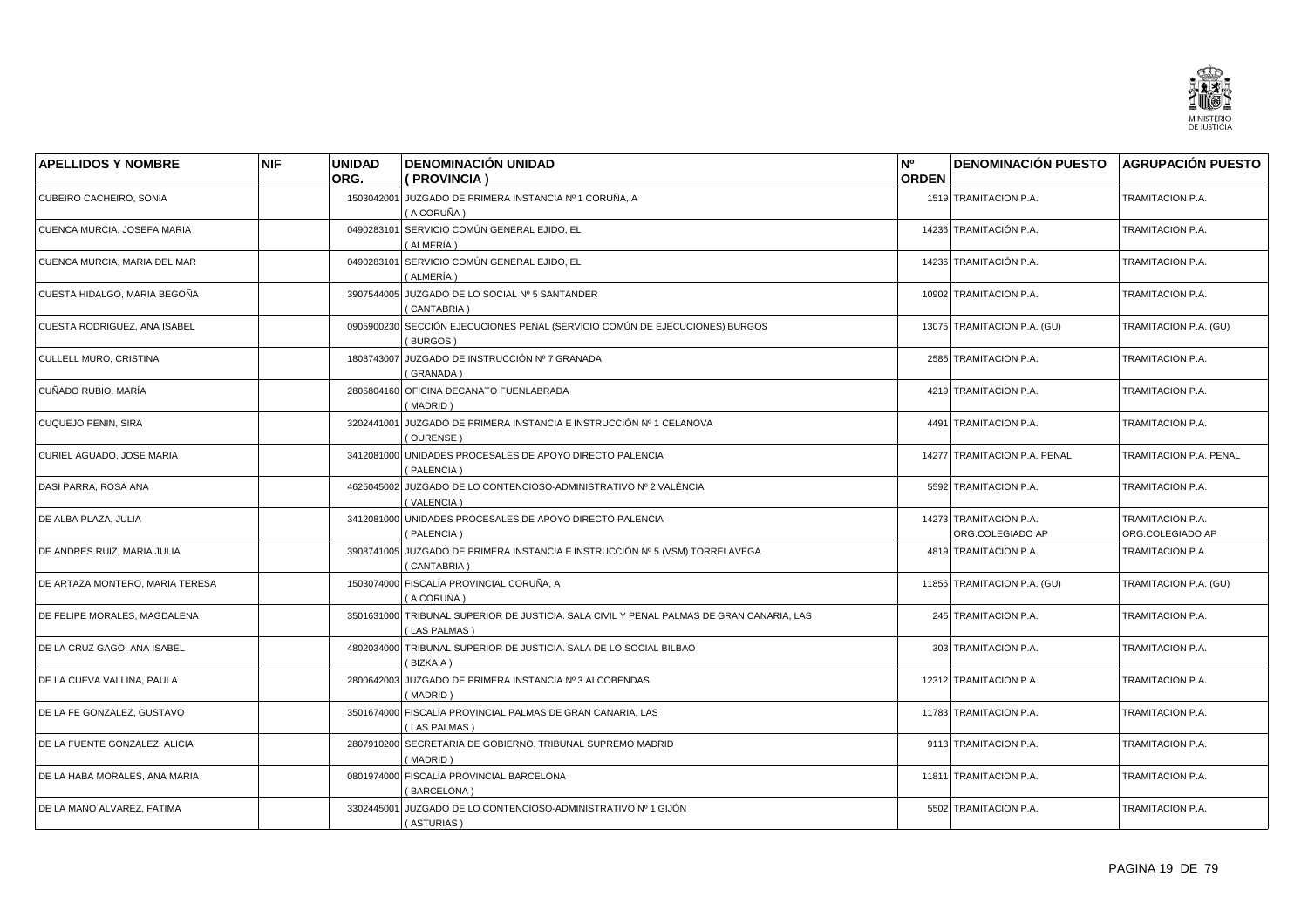| APELLIDOS Y NOMBRE | NIF | UNIDAD ORG. | DENOMINACIÓN UNIDAD ( PROVINCIA ) | Nº ORDEN | DENOMINACIÓN PUESTO | AGRUPACIÓN PUESTO |
|---|---|---|---|---|---|---|
| CUBEIRO CACHEIRO, SONIA | | 1503042001 | JUZGADO DE PRIMERA INSTANCIA Nº 1 CORUÑA, A ( A CORUÑA ) | 1519 | TRAMITACION P.A. | TRAMITACION P.A. |
| CUENCA MURCIA, JOSEFA MARIA | | 0490283101 | SERVICIO COMÚN GENERAL EJIDO, EL ( ALMERÍA ) | 14236 | TRAMITACIÓN P.A. | TRAMITACION P.A. |
| CUENCA MURCIA, MARIA DEL MAR | | 0490283101 | SERVICIO COMÚN GENERAL EJIDO, EL ( ALMERÍA ) | 14236 | TRAMITACIÓN P.A. | TRAMITACION P.A. |
| CUESTA HIDALGO, MARIA BEGOÑA | | 3907544005 | JUZGADO DE LO SOCIAL Nº 5 SANTANDER ( CANTABRIA ) | 10902 | TRAMITACION P.A. | TRAMITACION P.A. |
| CUESTA RODRIGUEZ, ANA ISABEL | | 0905900230 | SECCIÓN EJECUCIONES PENAL (SERVICIO COMÚN DE EJECUCIONES) BURGOS ( BURGOS ) | 13075 | TRAMITACION P.A. (GU) | TRAMITACION P.A. (GU) |
| CULLELL MURO, CRISTINA | | 1808743007 | JUZGADO DE INSTRUCCIÓN Nº 7 GRANADA ( GRANADA ) | 2585 | TRAMITACION P.A. | TRAMITACION P.A. |
| CUÑADO RUBIO, MARÍA | | 2805804160 | OFICINA DECANATO FUENLABRADA ( MADRID ) | 4219 | TRAMITACION P.A. | TRAMITACION P.A. |
| CUQUEJO PENIN, SIRA | | 3202441001 | JUZGADO DE PRIMERA INSTANCIA E INSTRUCCIÓN Nº 1 CELANOVA ( OURENSE ) | 4491 | TRAMITACION P.A. | TRAMITACION P.A. |
| CURIEL AGUADO, JOSE MARIA | | 3412081000 | UNIDADES PROCESALES DE APOYO DIRECTO PALENCIA ( PALENCIA ) | 14277 | TRAMITACION P.A. PENAL | TRAMITACION P.A. PENAL |
| DASI PARRA, ROSA ANA | | 4625045002 | JUZGADO DE LO CONTENCIOSO-ADMINISTRATIVO Nº 2 VALÈNCIA ( VALENCIA ) | 5592 | TRAMITACION P.A. | TRAMITACION P.A. |
| DE ALBA PLAZA, JULIA | | 3412081000 | UNIDADES PROCESALES DE APOYO DIRECTO PALENCIA ( PALENCIA ) | 14273 | TRAMITACION P.A. ORG.COLEGIADO AP | TRAMITACION P.A. ORG.COLEGIADO AP |
| DE ANDRES RUIZ, MARIA JULIA | | 3908741005 | JUZGADO DE PRIMERA INSTANCIA E INSTRUCCIÓN Nº 5 (VSM) TORRELAVEGA ( CANTABRIA ) | 4819 | TRAMITACION P.A. | TRAMITACION P.A. |
| DE ARTAZA MONTERO, MARIA TERESA | | 1503074000 | FISCALÍA PROVINCIAL CORUÑA, A ( A CORUÑA ) | 11856 | TRAMITACION P.A. (GU) | TRAMITACION P.A. (GU) |
| DE FELIPE MORALES, MAGDALENA | | 3501631000 | TRIBUNAL SUPERIOR DE JUSTICIA. SALA CIVIL Y PENAL PALMAS DE GRAN CANARIA, LAS ( LAS PALMAS ) | 245 | TRAMITACION P.A. | TRAMITACION P.A. |
| DE LA CRUZ GAGO, ANA ISABEL | | 4802034000 | TRIBUNAL SUPERIOR DE JUSTICIA. SALA DE LO SOCIAL BILBAO ( BIZKAIA ) | 303 | TRAMITACION P.A. | TRAMITACION P.A. |
| DE LA CUEVA VALLINA, PAULA | | 2800642003 | JUZGADO DE PRIMERA INSTANCIA Nº 3 ALCOBENDAS ( MADRID ) | 12312 | TRAMITACION P.A. | TRAMITACION P.A. |
| DE LA FE GONZALEZ, GUSTAVO | | 3501674000 | FISCALÍA PROVINCIAL PALMAS DE GRAN CANARIA, LAS ( LAS PALMAS ) | 11783 | TRAMITACION P.A. | TRAMITACION P.A. |
| DE LA FUENTE GONZALEZ, ALICIA | | 2807910200 | SECRETARIA DE GOBIERNO. TRIBUNAL SUPREMO MADRID ( MADRID ) | 9113 | TRAMITACION P.A. | TRAMITACION P.A. |
| DE LA HABA MORALES, ANA MARIA | | 0801974000 | FISCALÍA PROVINCIAL BARCELONA ( BARCELONA ) | 11811 | TRAMITACION P.A. | TRAMITACION P.A. |
| DE LA MANO ALVAREZ, FATIMA | | 3302445001 | JUZGADO DE LO CONTENCIOSO-ADMINISTRATIVO Nº 1 GIJÓN ( ASTURIAS ) | 5502 | TRAMITACION P.A. | TRAMITACION P.A. |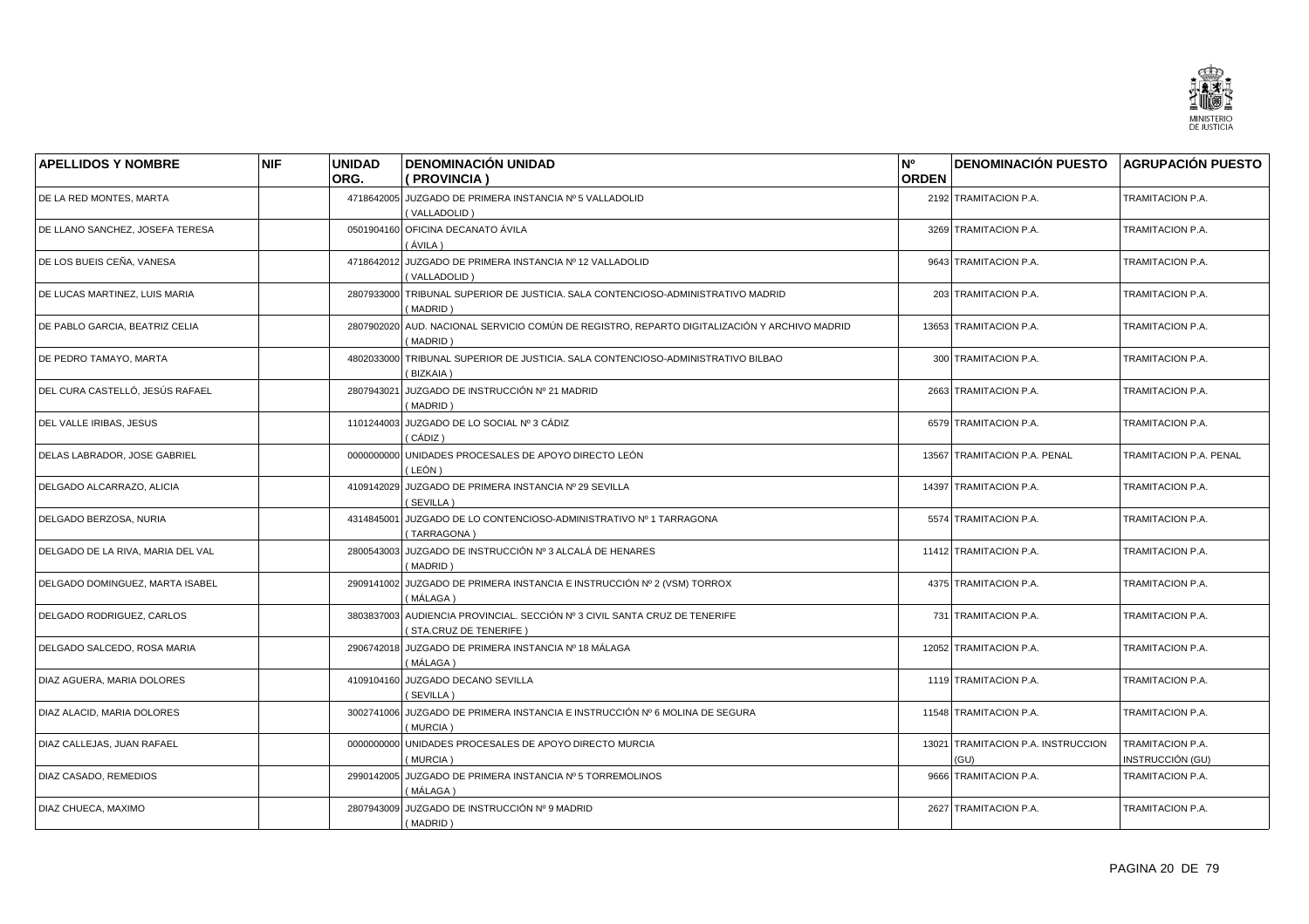| APELLIDOS Y NOMBRE | NIF | UNIDAD ORG. | DENOMINACIÓN UNIDAD ( PROVINCIA ) | Nº ORDEN | DENOMINACIÓN PUESTO | AGRUPACIÓN PUESTO |
|---|---|---|---|---|---|---|
| DE LA RED MONTES, MARTA | | 4718642005 | JUZGADO DE PRIMERA INSTANCIA Nº 5 VALLADOLID ( VALLADOLID ) | 2192 | TRAMITACION P.A. | TRAMITACION P.A. |
| DE LLANO SANCHEZ, JOSEFA TERESA | | 0501904160 | OFICINA DECANATO ÁVILA ( ÁVILA ) | 3269 | TRAMITACION P.A. | TRAMITACION P.A. |
| DE LOS BUEIS CEÑA, VANESA | | 4718642012 | JUZGADO DE PRIMERA INSTANCIA Nº 12 VALLADOLID ( VALLADOLID ) | 9643 | TRAMITACION P.A. | TRAMITACION P.A. |
| DE LUCAS MARTINEZ, LUIS MARIA | | 2807933000 | TRIBUNAL SUPERIOR DE JUSTICIA. SALA CONTENCIOSO-ADMINISTRATIVO MADRID ( MADRID ) | 203 | TRAMITACION P.A. | TRAMITACION P.A. |
| DE PABLO GARCIA, BEATRIZ CELIA | | 2807902020 | AUD. NACIONAL SERVICIO COMÚN DE REGISTRO, REPARTO DIGITALIZACIÓN Y ARCHIVO MADRID ( MADRID ) | 13653 | TRAMITACION P.A. | TRAMITACION P.A. |
| DE PEDRO TAMAYO, MARTA | | 4802033000 | TRIBUNAL SUPERIOR DE JUSTICIA. SALA CONTENCIOSO-ADMINISTRATIVO BILBAO ( BIZKAIA ) | 300 | TRAMITACION P.A. | TRAMITACION P.A. |
| DEL CURA CASTELLÓ, JESÚS RAFAEL | | 2807943021 | JUZGADO DE INSTRUCCIÓN Nº 21 MADRID ( MADRID ) | 2663 | TRAMITACION P.A. | TRAMITACION P.A. |
| DEL VALLE IRIBAS, JESUS | | 1101244003 | JUZGADO DE LO SOCIAL Nº 3 CÁDIZ ( CÁDIZ ) | 6579 | TRAMITACION P.A. | TRAMITACION P.A. |
| DELAS LABRADOR, JOSE GABRIEL | | 0000000000 | UNIDADES PROCESALES DE APOYO DIRECTO LEÓN ( LEÓN ) | 13567 | TRAMITACION P.A. PENAL | TRAMITACION P.A. PENAL |
| DELGADO ALCARRAZO, ALICIA | | 4109142029 | JUZGADO DE PRIMERA INSTANCIA Nº 29 SEVILLA ( SEVILLA ) | 14397 | TRAMITACION P.A. | TRAMITACION P.A. |
| DELGADO BERZOSA, NURIA | | 4314845001 | JUZGADO DE LO CONTENCIOSO-ADMINISTRATIVO Nº 1 TARRAGONA ( TARRAGONA ) | 5574 | TRAMITACION P.A. | TRAMITACION P.A. |
| DELGADO DE LA RIVA, MARIA DEL VAL | | 2800543003 | JUZGADO DE INSTRUCCIÓN Nº 3 ALCALÁ DE HENARES ( MADRID ) | 11412 | TRAMITACION P.A. | TRAMITACION P.A. |
| DELGADO DOMINGUEZ, MARTA ISABEL | | 2909141002 | JUZGADO DE PRIMERA INSTANCIA E INSTRUCCIÓN Nº 2 (VSM) TORROX ( MÁLAGA ) | 4375 | TRAMITACION P.A. | TRAMITACION P.A. |
| DELGADO RODRIGUEZ, CARLOS | | 3803837003 | AUDIENCIA PROVINCIAL. SECCIÓN Nº 3 CIVIL SANTA CRUZ DE TENERIFE ( STA.CRUZ DE TENERIFE ) | 731 | TRAMITACION P.A. | TRAMITACION P.A. |
| DELGADO SALCEDO, ROSA MARIA | | 2906742018 | JUZGADO DE PRIMERA INSTANCIA Nº 18 MÁLAGA ( MÁLAGA ) | 12052 | TRAMITACION P.A. | TRAMITACION P.A. |
| DIAZ AGUERA, MARIA DOLORES | | 4109104160 | JUZGADO DECANO SEVILLA ( SEVILLA ) | 1119 | TRAMITACION P.A. | TRAMITACION P.A. |
| DIAZ ALACID, MARIA DOLORES | | 3002741006 | JUZGADO DE PRIMERA INSTANCIA E INSTRUCCIÓN Nº 6 MOLINA DE SEGURA ( MURCIA ) | 11548 | TRAMITACION P.A. | TRAMITACION P.A. |
| DIAZ CALLEJAS, JUAN RAFAEL | | 0000000000 | UNIDADES PROCESALES DE APOYO DIRECTO MURCIA ( MURCIA ) | 13021 | TRAMITACION P.A. INSTRUCCION (GU) | TRAMITACION P.A. INSTRUCCIÓN (GU) |
| DIAZ CASADO, REMEDIOS | | 2990142005 | JUZGADO DE PRIMERA INSTANCIA Nº 5 TORREMOLINOS ( MÁLAGA ) | 9666 | TRAMITACION P.A. | TRAMITACION P.A. |
| DIAZ CHUECA, MAXIMO | | 2807943009 | JUZGADO DE INSTRUCCIÓN Nº 9 MADRID ( MADRID ) | 2627 | TRAMITACION P.A. | TRAMITACION P.A. |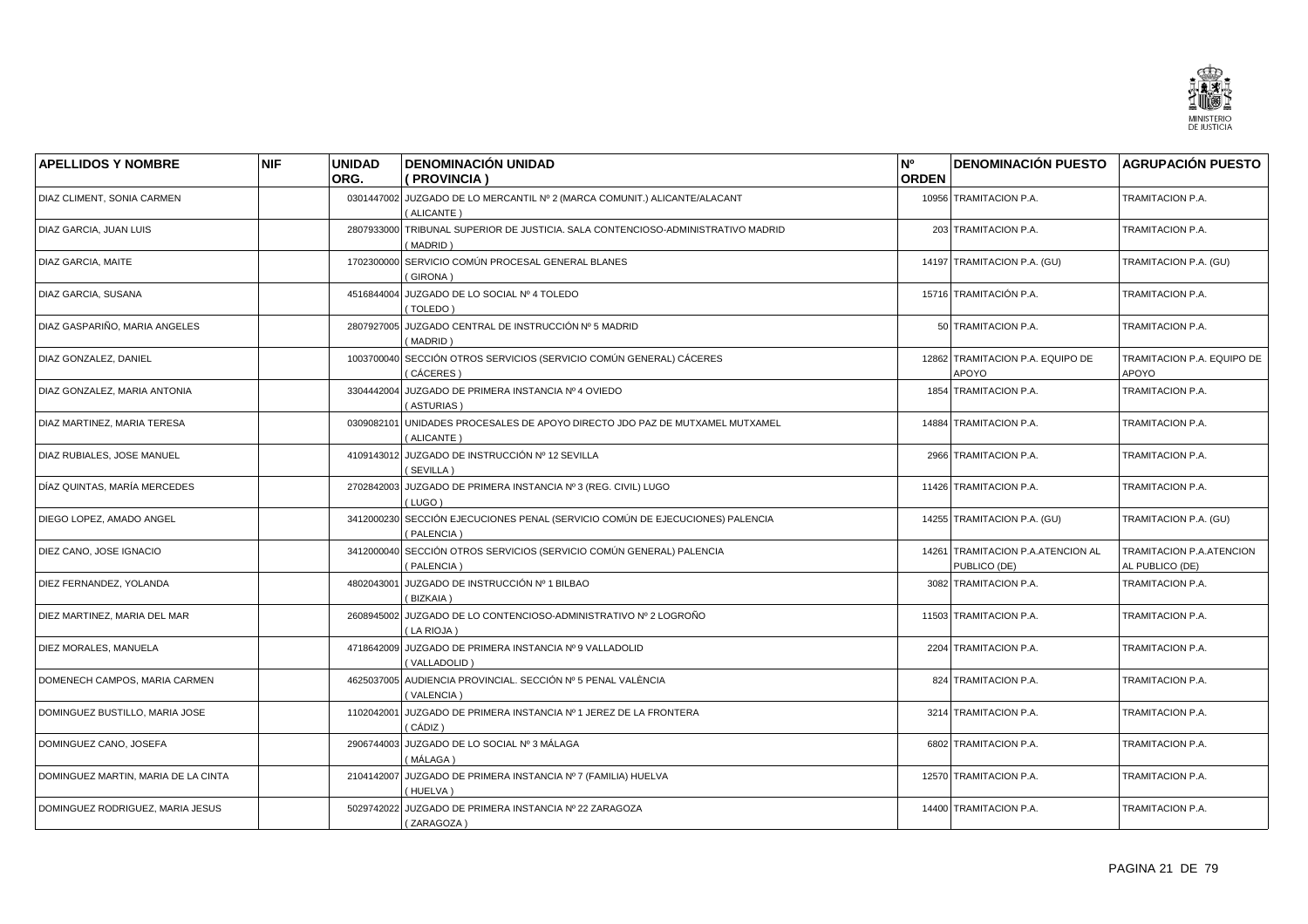| APELLIDOS Y NOMBRE | NIF | UNIDAD ORG. | DENOMINACIÓN UNIDAD ( PROVINCIA ) | Nº ORDEN | DENOMINACIÓN PUESTO | AGRUPACIÓN PUESTO |
|---|---|---|---|---|---|---|
| DIAZ CLIMENT, SONIA CARMEN | | 0301447002 | JUZGADO DE LO MERCANTIL Nº 2 (MARCA COMUNIT.) ALICANTE/ALACANT ( ALICANTE ) | 10956 | TRAMITACION P.A. | TRAMITACION P.A. |
| DIAZ GARCIA, JUAN LUIS | | 2807933000 | TRIBUNAL SUPERIOR DE JUSTICIA. SALA CONTENCIOSO-ADMINISTRATIVO MADRID ( MADRID ) | 203 | TRAMITACION P.A. | TRAMITACION P.A. |
| DIAZ GARCIA, MAITE | | 1702300000 | SERVICIO COMÚN PROCESAL GENERAL BLANES ( GIRONA ) | 14197 | TRAMITACION P.A. (GU) | TRAMITACION P.A. (GU) |
| DIAZ GARCIA, SUSANA | | 4516844004 | JUZGADO DE LO SOCIAL Nº 4 TOLEDO ( TOLEDO ) | 15716 | TRAMITACIÓN P.A. | TRAMITACION P.A. |
| DIAZ GASPARIÑO, MARIA ANGELES | | 2807927005 | JUZGADO CENTRAL DE INSTRUCCIÓN Nº 5 MADRID ( MADRID ) | 50 | TRAMITACION P.A. | TRAMITACION P.A. |
| DIAZ GONZALEZ, DANIEL | | 1003700040 | SECCIÓN OTROS SERVICIOS (SERVICIO COMÚN GENERAL) CÁCERES ( CÁCERES ) | 12862 | TRAMITACION P.A. EQUIPO DE APOYO | TRAMITACION P.A. EQUIPO DE APOYO |
| DIAZ GONZALEZ, MARIA ANTONIA | | 3304442004 | JUZGADO DE PRIMERA INSTANCIA Nº 4 OVIEDO ( ASTURIAS ) | 1854 | TRAMITACION P.A. | TRAMITACION P.A. |
| DIAZ MARTINEZ, MARIA TERESA | | 0309082101 | UNIDADES PROCESALES DE APOYO DIRECTO JDO PAZ DE MUTXAMEL MUTXAMEL ( ALICANTE ) | 14884 | TRAMITACION P.A. | TRAMITACION P.A. |
| DIAZ RUBIALES, JOSE MANUEL | | 4109143012 | JUZGADO DE INSTRUCCIÓN Nº 12 SEVILLA ( SEVILLA ) | 2966 | TRAMITACION P.A. | TRAMITACION P.A. |
| DÍAZ QUINTAS, MARÍA MERCEDES | | 2702842003 | JUZGADO DE PRIMERA INSTANCIA Nº 3 (REG. CIVIL) LUGO ( LUGO ) | 11426 | TRAMITACION P.A. | TRAMITACION P.A. |
| DIEGO LOPEZ, AMADO ANGEL | | 3412000230 | SECCIÓN EJECUCIONES PENAL (SERVICIO COMÚN DE EJECUCIONES) PALENCIA ( PALENCIA ) | 14255 | TRAMITACION P.A. (GU) | TRAMITACION P.A. (GU) |
| DIEZ CANO, JOSE IGNACIO | | 3412000040 | SECCIÓN OTROS SERVICIOS (SERVICIO COMÚN GENERAL) PALENCIA ( PALENCIA ) | 14261 | TRAMITACION P.A.ATENCION AL PUBLICO (DE) | TRAMITACION P.A.ATENCION AL PUBLICO (DE) |
| DIEZ FERNANDEZ, YOLANDA | | 4802043001 | JUZGADO DE INSTRUCCIÓN Nº 1 BILBAO ( BIZKAIA ) | 3082 | TRAMITACION P.A. | TRAMITACION P.A. |
| DIEZ MARTINEZ, MARIA DEL MAR | | 2608945002 | JUZGADO DE LO CONTENCIOSO-ADMINISTRATIVO Nº 2 LOGROÑO ( LA RIOJA ) | 11503 | TRAMITACION P.A. | TRAMITACION P.A. |
| DIEZ MORALES, MANUELA | | 4718642009 | JUZGADO DE PRIMERA INSTANCIA Nº 9 VALLADOLID ( VALLADOLID ) | 2204 | TRAMITACION P.A. | TRAMITACION P.A. |
| DOMENECH CAMPOS, MARIA CARMEN | | 4625037005 | AUDIENCIA PROVINCIAL. SECCIÓN Nº 5 PENAL VALÈNCIA ( VALENCIA ) | 824 | TRAMITACION P.A. | TRAMITACION P.A. |
| DOMINGUEZ BUSTILLO, MARIA JOSE | | 1102042001 | JUZGADO DE PRIMERA INSTANCIA Nº 1 JEREZ DE LA FRONTERA ( CÁDIZ ) | 3214 | TRAMITACION P.A. | TRAMITACION P.A. |
| DOMINGUEZ CANO, JOSEFA | | 2906744003 | JUZGADO DE LO SOCIAL Nº 3 MÁLAGA ( MÁLAGA ) | 6802 | TRAMITACION P.A. | TRAMITACION P.A. |
| DOMINGUEZ MARTIN, MARIA DE LA CINTA | | 2104142007 | JUZGADO DE PRIMERA INSTANCIA Nº 7 (FAMILIA) HUELVA ( HUELVA ) | 12570 | TRAMITACION P.A. | TRAMITACION P.A. |
| DOMINGUEZ RODRIGUEZ, MARIA JESUS | | 5029742022 | JUZGADO DE PRIMERA INSTANCIA Nº 22 ZARAGOZA ( ZARAGOZA ) | 14400 | TRAMITACION P.A. | TRAMITACION P.A. |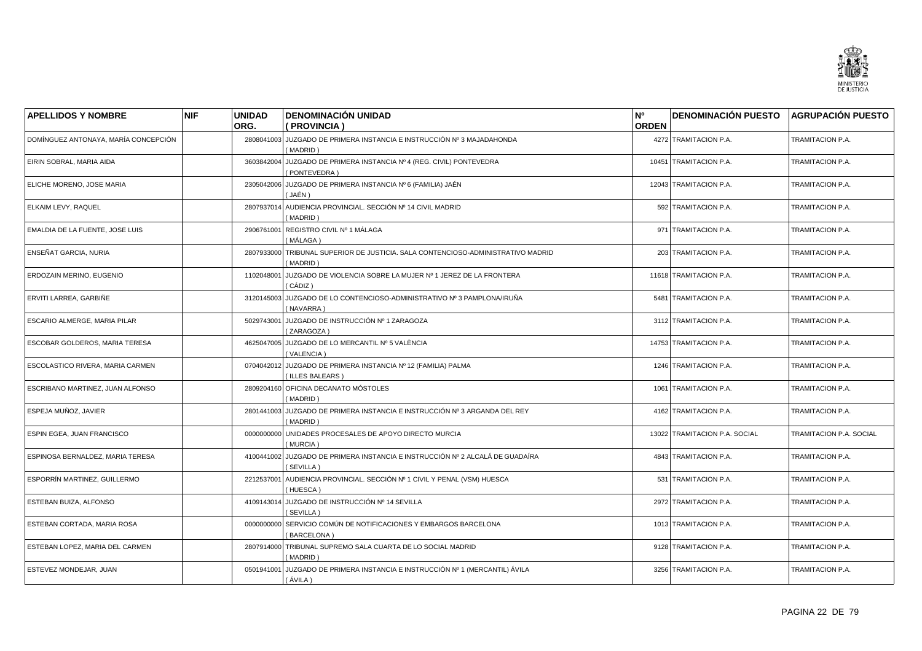| APELLIDOS Y NOMBRE | NIF | UNIDAD ORG. | DENOMINACIÓN UNIDAD ( PROVINCIA ) | Nº ORDEN | DENOMINACIÓN PUESTO | AGRUPACIÓN PUESTO |
|---|---|---|---|---|---|---|
| DOMÍNGUEZ ANTONAYA, MARÍA CONCEPCIÓN | | 2808041003 | JUZGADO DE PRIMERA INSTANCIA E INSTRUCCIÓN Nº 3 MAJADAHONDA ( MADRID ) | 4272 | TRAMITACION P.A. | TRAMITACION P.A. |
| EIRIN SOBRAL, MARIA AIDA | | 3603842004 | JUZGADO DE PRIMERA INSTANCIA Nº 4 (REG. CIVIL) PONTEVEDRA ( PONTEVEDRA ) | 10451 | TRAMITACION P.A. | TRAMITACION P.A. |
| ELICHE MORENO, JOSE MARIA | | 2305042006 | JUZGADO DE PRIMERA INSTANCIA Nº 6 (FAMILIA) JAÉN ( JAÉN ) | 12043 | TRAMITACION P.A. | TRAMITACION P.A. |
| ELKAIM LEVY, RAQUEL | | 2807937014 | AUDIENCIA PROVINCIAL. SECCIÓN Nº 14 CIVIL MADRID ( MADRID ) | 592 | TRAMITACION P.A. | TRAMITACION P.A. |
| EMALDIA DE LA FUENTE, JOSE LUIS | | 2906761001 | REGISTRO CIVIL Nº 1 MÁLAGA ( MÁLAGA ) | 971 | TRAMITACION P.A. | TRAMITACION P.A. |
| ENSEÑAT GARCIA, NURIA | | 2807933000 | TRIBUNAL SUPERIOR DE JUSTICIA. SALA CONTENCIOSO-ADMINISTRATIVO MADRID ( MADRID ) | 203 | TRAMITACION P.A. | TRAMITACION P.A. |
| ERDOZAIN MERINO, EUGENIO | | 1102048001 | JUZGADO DE VIOLENCIA SOBRE LA MUJER Nº 1 JEREZ DE LA FRONTERA ( CÁDIZ ) | 11618 | TRAMITACION P.A. | TRAMITACION P.A. |
| ERVITI LARREA, GARBIÑE | | 3120145003 | JUZGADO DE LO CONTENCIOSO-ADMINISTRATIVO Nº 3 PAMPLONA/IRUÑA ( NAVARRA ) | 5481 | TRAMITACION P.A. | TRAMITACION P.A. |
| ESCARIO ALMERGE, MARIA PILAR | | 5029743001 | JUZGADO DE INSTRUCCIÓN Nº 1 ZARAGOZA ( ZARAGOZA ) | 3112 | TRAMITACION P.A. | TRAMITACION P.A. |
| ESCOBAR GOLDEROS, MARIA TERESA | | 4625047005 | JUZGADO DE LO MERCANTIL Nº 5 VALÈNCIA ( VALENCIA ) | 14753 | TRAMITACION P.A. | TRAMITACION P.A. |
| ESCOLASTICO RIVERA, MARIA CARMEN | | 0704042012 | JUZGADO DE PRIMERA INSTANCIA Nº 12 (FAMILIA) PALMA ( ILLES BALEARS ) | 1246 | TRAMITACION P.A. | TRAMITACION P.A. |
| ESCRIBANO MARTINEZ, JUAN ALFONSO | | 2809204160 | OFICINA DECANATO MÓSTOLES ( MADRID ) | 1061 | TRAMITACION P.A. | TRAMITACION P.A. |
| ESPEJA MUÑOZ, JAVIER | | 2801441003 | JUZGADO DE PRIMERA INSTANCIA E INSTRUCCIÓN Nº 3 ARGANDA DEL REY ( MADRID ) | 4162 | TRAMITACION P.A. | TRAMITACION P.A. |
| ESPIN EGEA, JUAN FRANCISCO | | 0000000000 | UNIDADES PROCESALES DE APOYO DIRECTO MURCIA ( MURCIA ) | 13022 | TRAMITACION P.A. SOCIAL | TRAMITACION P.A. SOCIAL |
| ESPINOSA BERNALDEZ, MARIA TERESA | | 4100441002 | JUZGADO DE PRIMERA INSTANCIA E INSTRUCCIÓN Nº 2 ALCALÁ DE GUADAÍRA ( SEVILLA ) | 4843 | TRAMITACION P.A. | TRAMITACION P.A. |
| ESPORRÍN MARTINEZ, GUILLERMO | | 2212537001 | AUDIENCIA PROVINCIAL. SECCIÓN Nº 1 CIVIL Y PENAL (VSM) HUESCA ( HUESCA ) | 531 | TRAMITACION P.A. | TRAMITACION P.A. |
| ESTEBAN BUIZA, ALFONSO | | 4109143014 | JUZGADO DE INSTRUCCIÓN Nº 14 SEVILLA ( SEVILLA ) | 2972 | TRAMITACION P.A. | TRAMITACION P.A. |
| ESTEBAN CORTADA, MARIA ROSA | | 0000000000 | SERVICIO COMÚN DE NOTIFICACIONES Y EMBARGOS BARCELONA ( BARCELONA ) | 1013 | TRAMITACION P.A. | TRAMITACION P.A. |
| ESTEBAN LOPEZ, MARIA DEL CARMEN | | 2807914000 | TRIBUNAL SUPREMO SALA CUARTA DE LO SOCIAL MADRID ( MADRID ) | 9128 | TRAMITACION P.A. | TRAMITACION P.A. |
| ESTEVEZ MONDEJAR, JUAN | | 0501941001 | JUZGADO DE PRIMERA INSTANCIA E INSTRUCCIÓN Nº 1 (MERCANTIL) ÁVILA ( ÁVILA ) | 3256 | TRAMITACION P.A. | TRAMITACION P.A. |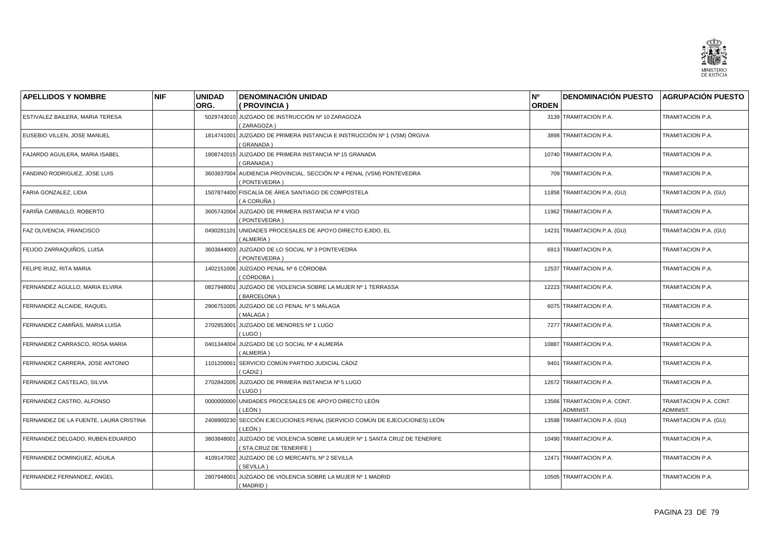| APELLIDOS Y NOMBRE | NIF | UNIDAD ORG. | DENOMINACIÓN UNIDAD ( PROVINCIA ) | Nº ORDEN | DENOMINACIÓN PUESTO | AGRUPACIÓN PUESTO |
|---|---|---|---|---|---|---|
| ESTIVALEZ BAILERA, MARIA TERESA | | 5029743010 | JUZGADO DE INSTRUCCIÓN Nº 10 ZARAGOZA ( ZARAGOZA ) | 3139 | TRAMITACION P.A. | TRAMITACION P.A. |
| EUSEBIO VILLEN, JOSE MANUEL | | 1814741001 | JUZGADO DE PRIMERA INSTANCIA E INSTRUCCIÓN Nº 1 (VSM) ÓRGIVA ( GRANADA ) | 3898 | TRAMITACION P.A. | TRAMITACION P.A. |
| FAJARDO AGUILERA, MARIA ISABEL | | 1808742015 | JUZGADO DE PRIMERA INSTANCIA Nº 15 GRANADA ( GRANADA ) | 10740 | TRAMITACION P.A. | TRAMITACION P.A. |
| FANDINO RODRIGUEZ, JOSE LUIS | | 3603837004 | AUDIENCIA PROVINCIAL. SECCIÓN Nº 4 PENAL (VSM) PONTEVEDRA ( PONTEVEDRA ) | 709 | TRAMITACION P.A. | TRAMITACION P.A. |
| FARIA GONZALEZ, LIDIA | | 1507874400 | FISCALÍA DE ÁREA SANTIAGO DE COMPOSTELA ( A CORUÑA ) | 11858 | TRAMITACION P.A. (GU) | TRAMITACION P.A. (GU) |
| FARIÑA CARBALLO, ROBERTO | | 3605742004 | JUZGADO DE PRIMERA INSTANCIA Nº 4 VIGO ( PONTEVEDRA ) | 11962 | TRAMITACION P.A. | TRAMITACION P.A. |
| FAZ OLIVENCIA, FRANCISCO | | 0490281101 | UNIDADES PROCESALES DE APOYO DIRECTO EJIDO, EL ( ALMERÍA ) | 14231 | TRAMITACION P.A. (GU) | TRAMITACION P.A. (GU) |
| FEIJOO ZARRAQUIÑOS, LUISA | | 3603844003 | JUZGADO DE LO SOCIAL Nº 3 PONTEVEDRA ( PONTEVEDRA ) | 6913 | TRAMITACION P.A. | TRAMITACION P.A. |
| FELIPE RUIZ, RITA MARIA | | 1402151006 | JUZGADO PENAL Nº 6 CÓRDOBA ( CÓRDOBA ) | 12537 | TRAMITACION P.A. | TRAMITACION P.A. |
| FERNANDEZ AGULLO, MARIA ELVIRA | | 0827948001 | JUZGADO DE VIOLENCIA SOBRE LA MUJER Nº 1 TERRASSA ( BARCELONA ) | 12223 | TRAMITACION P.A. | TRAMITACION P.A. |
| FERNANDEZ ALCAIDE, RAQUEL | | 2906751005 | JUZGADO DE LO PENAL Nº 5 MÁLAGA ( MÁLAGA ) | 6075 | TRAMITACION P.A. | TRAMITACION P.A. |
| FERNANDEZ CAMIÑAS, MARIA LUISA | | 2702853001 | JUZGADO DE MENORES Nº 1 LUGO ( LUGO ) | 7277 | TRAMITACION P.A. | TRAMITACION P.A. |
| FERNANDEZ CARRASCO, ROSA MARIA | | 0401344004 | JUZGADO DE LO SOCIAL Nº 4 ALMERÍA ( ALMERÍA ) | 10887 | TRAMITACION P.A. | TRAMITACION P.A. |
| FERNANDEZ CARRERA, JOSE ANTONIO | | 1101200061 | SERVICIO COMÚN PARTIDO JUDICIAL CÁDIZ ( CÁDIZ ) | 9401 | TRAMITACION P.A. | TRAMITACION P.A. |
| FERNANDEZ CASTELAO, SILVIA | | 2702842005 | JUZGADO DE PRIMERA INSTANCIA Nº 5 LUGO ( LUGO ) | 12672 | TRAMITACION P.A. | TRAMITACION P.A. |
| FERNANDEZ CASTRO, ALFONSO | | 0000000000 | UNIDADES PROCESALES DE APOYO DIRECTO LEÓN ( LEÓN ) | 13566 | TRAMITACION P.A. CONT. ADMINIST. | TRAMITACION P.A. CONT. ADMINIST. |
| FERNANDEZ DE LA FUENTE, LAURA CRISTINA | | 2408900230 | SECCIÓN EJECUCIONES PENAL (SERVICIO COMÚN DE EJECUCIONES) LEÓN ( LEÓN ) | 13598 | TRAMITACION P.A. (GU) | TRAMITACION P.A. (GU) |
| FERNANDEZ DELGADO, RUBEN EDUARDO | | 3803848001 | JUZGADO DE VIOLENCIA SOBRE LA MUJER Nº 1 SANTA CRUZ DE TENERIFE ( STA.CRUZ DE TENERIFE ) | 10490 | TRAMITACION P.A. | TRAMITACION P.A. |
| FERNANDEZ DOMINGUEZ, AGUILA | | 4109147002 | JUZGADO DE LO MERCANTIL Nº 2 SEVILLA ( SEVILLA ) | 12471 | TRAMITACION P.A. | TRAMITACION P.A. |
| FERNANDEZ FERNANDEZ, ANGEL | | 2807948001 | JUZGADO DE VIOLENCIA SOBRE LA MUJER Nº 1 MADRID ( MADRID ) | 10505 | TRAMITACION P.A. | TRAMITACION P.A. |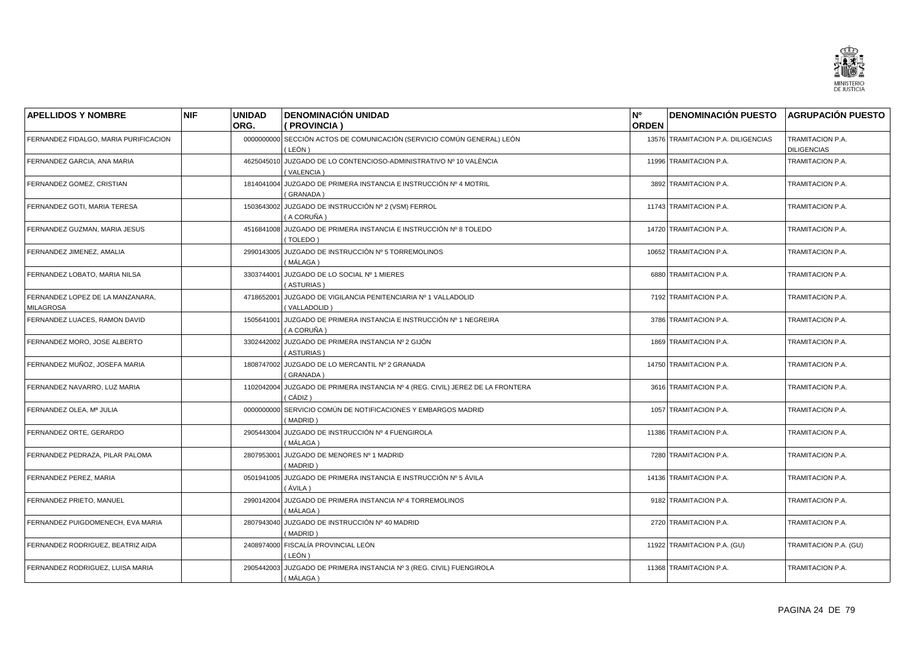| APELLIDOS Y NOMBRE | NIF | UNIDAD ORG. | DENOMINACIÓN UNIDAD ( PROVINCIA ) | Nº ORDEN | DENOMINACIÓN PUESTO | AGRUPACIÓN PUESTO |
|---|---|---|---|---|---|---|
| FERNANDEZ FIDALGO, MARIA PURIFICACION | | 0000000000 | SECCIÓN ACTOS DE COMUNICACIÓN (SERVICIO COMÚN GENERAL) LEÓN ( LEÓN ) | 13576 | TRAMITACION P.A. DILIGENCIAS | TRAMITACION P.A. DILIGENCIAS |
| FERNANDEZ GARCIA, ANA MARIA | | 4625045010 | JUZGADO DE LO CONTENCIOSO-ADMINISTRATIVO Nº 10 VALÈNCIA ( VALENCIA ) | 11996 | TRAMITACION P.A. | TRAMITACION P.A. |
| FERNANDEZ GOMEZ, CRISTIAN | | 1814041004 | JUZGADO DE PRIMERA INSTANCIA E INSTRUCCIÓN Nº 4 MOTRIL ( GRANADA ) | 3892 | TRAMITACION P.A. | TRAMITACION P.A. |
| FERNANDEZ GOTI, MARIA TERESA | | 1503643002 | JUZGADO DE INSTRUCCIÓN Nº 2 (VSM) FERROL ( A CORUÑA ) | 11743 | TRAMITACION P.A. | TRAMITACION P.A. |
| FERNANDEZ GUZMAN, MARIA JESUS | | 4516841008 | JUZGADO DE PRIMERA INSTANCIA E INSTRUCCIÓN Nº 8 TOLEDO ( TOLEDO ) | 14720 | TRAMITACION P.A. | TRAMITACION P.A. |
| FERNANDEZ JIMENEZ, AMALIA | | 2990143005 | JUZGADO DE INSTRUCCIÓN Nº 5 TORREMOLINOS ( MÁLAGA ) | 10652 | TRAMITACION P.A. | TRAMITACION P.A. |
| FERNANDEZ LOBATO, MARIA NILSA | | 3303744001 | JUZGADO DE LO SOCIAL Nº 1 MIERES ( ASTURIAS ) | 6880 | TRAMITACION P.A. | TRAMITACION P.A. |
| FERNANDEZ LOPEZ DE LA MANZANARA, MILAGROSA | | 4718652001 | JUZGADO DE VIGILANCIA PENITENCIARIA Nº 1 VALLADOLID ( VALLADOLID ) | 7192 | TRAMITACION P.A. | TRAMITACION P.A. |
| FERNANDEZ LUACES, RAMON DAVID | | 1505641001 | JUZGADO DE PRIMERA INSTANCIA E INSTRUCCIÓN Nº 1 NEGREIRA ( A CORUÑA ) | 3786 | TRAMITACION P.A. | TRAMITACION P.A. |
| FERNANDEZ MORO, JOSE ALBERTO | | 3302442002 | JUZGADO DE PRIMERA INSTANCIA Nº 2 GIJÓN ( ASTURIAS ) | 1869 | TRAMITACION P.A. | TRAMITACION P.A. |
| FERNANDEZ MUÑOZ, JOSEFA MARIA | | 1808747002 | JUZGADO DE LO MERCANTIL Nº 2 GRANADA ( GRANADA ) | 14750 | TRAMITACION P.A. | TRAMITACION P.A. |
| FERNANDEZ NAVARRO, LUZ MARIA | | 1102042004 | JUZGADO DE PRIMERA INSTANCIA Nº 4 (REG. CIVIL) JEREZ DE LA FRONTERA ( CÁDIZ ) | 3616 | TRAMITACION P.A. | TRAMITACION P.A. |
| FERNANDEZ OLEA, Mª JULIA | | 0000000000 | SERVICIO COMÚN DE NOTIFICACIONES Y EMBARGOS MADRID ( MADRID ) | 1057 | TRAMITACION P.A. | TRAMITACION P.A. |
| FERNANDEZ ORTE, GERARDO | | 2905443004 | JUZGADO DE INSTRUCCIÓN Nº 4 FUENGIROLA ( MÁLAGA ) | 11386 | TRAMITACION P.A. | TRAMITACION P.A. |
| FERNANDEZ PEDRAZA, PILAR PALOMA | | 2807953001 | JUZGADO DE MENORES Nº 1 MADRID ( MADRID ) | 7280 | TRAMITACION P.A. | TRAMITACION P.A. |
| FERNANDEZ PEREZ, MARIA | | 0501941005 | JUZGADO DE PRIMERA INSTANCIA E INSTRUCCIÓN Nº 5 ÁVILA ( ÁVILA ) | 14136 | TRAMITACION P.A. | TRAMITACION P.A. |
| FERNANDEZ PRIETO, MANUEL | | 2990142004 | JUZGADO DE PRIMERA INSTANCIA Nº 4 TORREMOLINOS ( MÁLAGA ) | 9182 | TRAMITACION P.A. | TRAMITACION P.A. |
| FERNANDEZ PUIGDOMENECH, EVA MARIA | | 2807943040 | JUZGADO DE INSTRUCCIÓN Nº 40 MADRID ( MADRID ) | 2720 | TRAMITACION P.A. | TRAMITACION P.A. |
| FERNANDEZ RODRIGUEZ, BEATRIZ AIDA | | 2408974000 | FISCALÍA PROVINCIAL LEÓN ( LEÓN ) | 11922 | TRAMITACION P.A. (GU) | TRAMITACION P.A. (GU) |
| FERNANDEZ RODRIGUEZ, LUISA MARIA | | 2905442003 | JUZGADO DE PRIMERA INSTANCIA Nº 3 (REG. CIVIL) FUENGIROLA ( MÁLAGA ) | 11368 | TRAMITACION P.A. | TRAMITACION P.A. |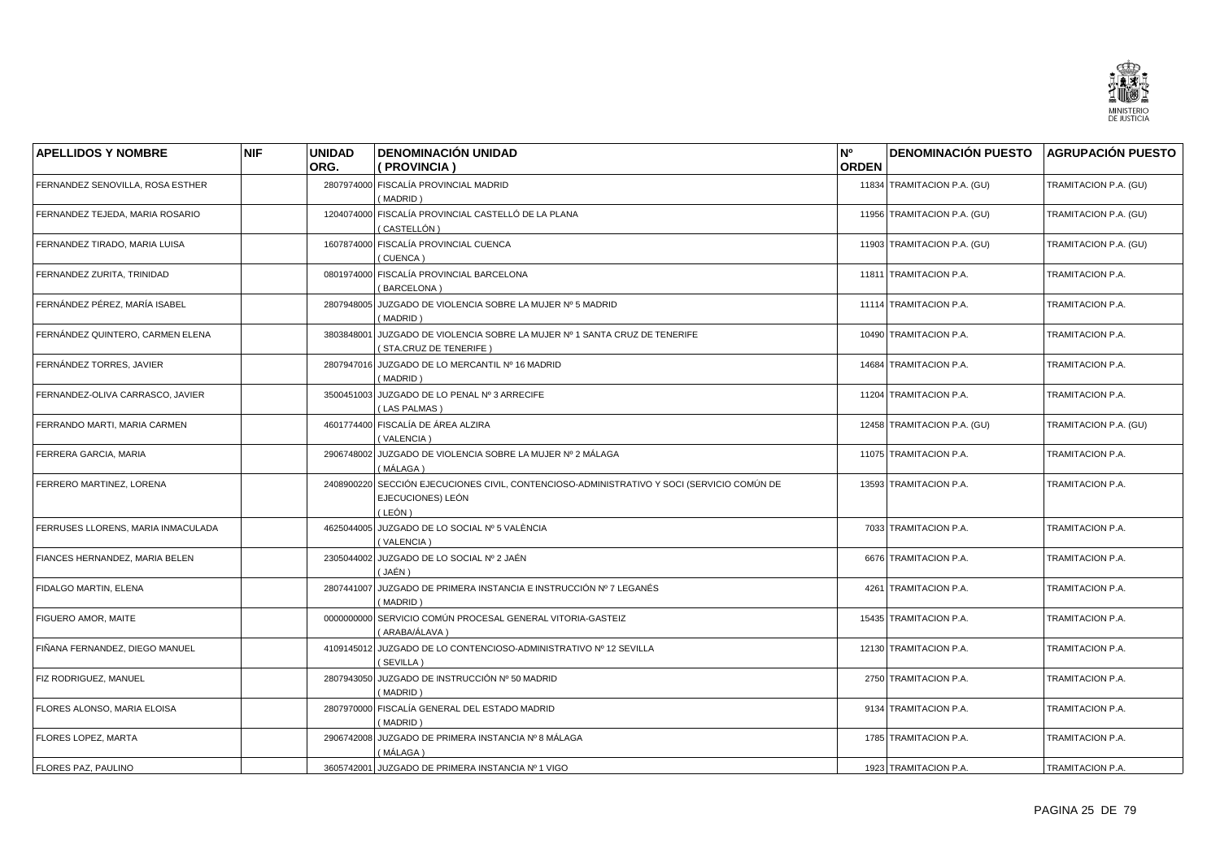| APELLIDOS Y NOMBRE | NIF | UNIDAD ORG. | DENOMINACIÓN UNIDAD ( PROVINCIA ) | Nº ORDEN | DENOMINACIÓN PUESTO | AGRUPACIÓN PUESTO |
|---|---|---|---|---|---|---|
| FERNANDEZ SENOVILLA, ROSA ESTHER | | 2807974000 | FISCALÍA PROVINCIAL MADRID ( MADRID ) | 11834 | TRAMITACION P.A. (GU) | TRAMITACION P.A. (GU) |
| FERNANDEZ TEJEDA, MARIA ROSARIO | | 1204074000 | FISCALÍA PROVINCIAL CASTELLÓ DE LA PLANA ( CASTELLÓN ) | 11956 | TRAMITACION P.A. (GU) | TRAMITACION P.A. (GU) |
| FERNANDEZ TIRADO, MARIA LUISA | | 1607874000 | FISCALÍA PROVINCIAL CUENCA ( CUENCA ) | 11903 | TRAMITACION P.A. (GU) | TRAMITACION P.A. (GU) |
| FERNANDEZ ZURITA, TRINIDAD | | 0801974000 | FISCALÍA PROVINCIAL BARCELONA ( BARCELONA ) | 11811 | TRAMITACION P.A. | TRAMITACION P.A. |
| FERNÁNDEZ PÉREZ, MARÍA ISABEL | | 2807948005 | JUZGADO DE VIOLENCIA SOBRE LA MUJER Nº 5 MADRID ( MADRID ) | 11114 | TRAMITACION P.A. | TRAMITACION P.A. |
| FERNÁNDEZ QUINTERO, CARMEN ELENA | | 3803848001 | JUZGADO DE VIOLENCIA SOBRE LA MUJER Nº 1 SANTA CRUZ DE TENERIFE ( STA.CRUZ DE TENERIFE ) | 10490 | TRAMITACION P.A. | TRAMITACION P.A. |
| FERNÁNDEZ TORRES, JAVIER | | 2807947016 | JUZGADO DE LO MERCANTIL Nº 16 MADRID ( MADRID ) | 14684 | TRAMITACION P.A. | TRAMITACION P.A. |
| FERNANDEZ-OLIVA CARRASCO, JAVIER | | 3500451003 | JUZGADO DE LO PENAL Nº 3 ARRECIFE ( LAS PALMAS ) | 11204 | TRAMITACION P.A. | TRAMITACION P.A. |
| FERRANDO MARTI, MARIA CARMEN | | 4601774400 | FISCALÍA DE ÁREA ALZIRA ( VALENCIA ) | 12458 | TRAMITACION P.A. (GU) | TRAMITACION P.A. (GU) |
| FERRERA GARCIA, MARIA | | 2906748002 | JUZGADO DE VIOLENCIA SOBRE LA MUJER Nº 2 MÁLAGA ( MÁLAGA ) | 11075 | TRAMITACION P.A. | TRAMITACION P.A. |
| FERRERO MARTINEZ, LORENA | | 2408900220 | SECCIÓN EJECUCIONES CIVIL, CONTENCIOSO-ADMINISTRATIVO Y SOCI (SERVICIO COMÚN DE EJECUCIONES) LEÓN ( LEÓN ) | 13593 | TRAMITACION P.A. | TRAMITACION P.A. |
| FERRUSES LLORENS, MARIA INMACULADA | | 4625044005 | JUZGADO DE LO SOCIAL Nº 5 VALÈNCIA ( VALENCIA ) | 7033 | TRAMITACION P.A. | TRAMITACION P.A. |
| FIANCES HERNANDEZ, MARIA BELEN | | 2305044002 | JUZGADO DE LO SOCIAL Nº 2 JAÉN ( JAÉN ) | 6676 | TRAMITACION P.A. | TRAMITACION P.A. |
| FIDALGO MARTIN, ELENA | | 2807441007 | JUZGADO DE PRIMERA INSTANCIA E INSTRUCCIÓN Nº 7 LEGANÉS ( MADRID ) | 4261 | TRAMITACION P.A. | TRAMITACION P.A. |
| FIGUERO AMOR, MAITE | | 0000000000 | SERVICIO COMÚN PROCESAL GENERAL VITORIA-GASTEIZ ( ARABA/ÁLAVA ) | 15435 | TRAMITACION P.A. | TRAMITACION P.A. |
| FIÑANA FERNANDEZ, DIEGO MANUEL | | 4109145012 | JUZGADO DE LO CONTENCIOSO-ADMINISTRATIVO Nº 12 SEVILLA ( SEVILLA ) | 12130 | TRAMITACION P.A. | TRAMITACION P.A. |
| FIZ RODRIGUEZ, MANUEL | | 2807943050 | JUZGADO DE INSTRUCCIÓN Nº 50 MADRID ( MADRID ) | 2750 | TRAMITACION P.A. | TRAMITACION P.A. |
| FLORES ALONSO, MARIA ELOISA | | 2807970000 | FISCALÍA GENERAL DEL ESTADO MADRID ( MADRID ) | 9134 | TRAMITACION P.A. | TRAMITACION P.A. |
| FLORES LOPEZ, MARTA | | 2906742008 | JUZGADO DE PRIMERA INSTANCIA Nº 8 MÁLAGA ( MÁLAGA ) | 1785 | TRAMITACION P.A. | TRAMITACION P.A. |
| FLORES PAZ, PAULINO | | 3605742001 | JUZGADO DE PRIMERA INSTANCIA Nº 1 VIGO | 1923 | TRAMITACION P.A. | TRAMITACION P.A. |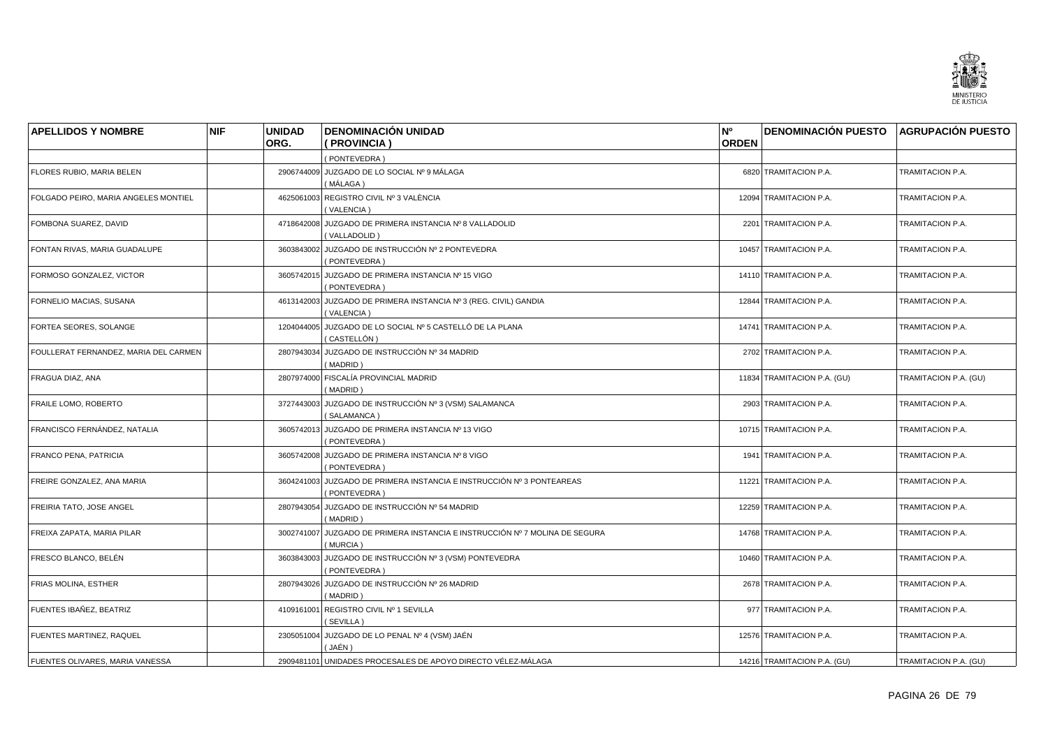| APELLIDOS Y NOMBRE | NIF | UNIDAD ORG. | DENOMINACIÓN UNIDAD ( PROVINCIA ) | Nº ORDEN | DENOMINACIÓN PUESTO | AGRUPACIÓN PUESTO |
|---|---|---|---|---|---|---|
| | | | ( PONTEVEDRA ) | | | |
| FLORES RUBIO, MARIA BELEN | | 2906744009 | JUZGADO DE LO SOCIAL Nº 9 MÁLAGA ( MÁLAGA ) | 6820 | TRAMITACION P.A. | TRAMITACION P.A. |
| FOLGADO PEIRO, MARIA ANGELES MONTIEL | | 4625061003 | REGISTRO CIVIL Nº 3 VALÈNCIA ( VALENCIA ) | 12094 | TRAMITACION P.A. | TRAMITACION P.A. |
| FOMBONA SUAREZ, DAVID | | 4718642008 | JUZGADO DE PRIMERA INSTANCIA Nº 8 VALLADOLID ( VALLADOLID ) | 2201 | TRAMITACION P.A. | TRAMITACION P.A. |
| FONTAN RIVAS, MARIA GUADALUPE | | 3603843002 | JUZGADO DE INSTRUCCIÓN Nº 2 PONTEVEDRA ( PONTEVEDRA ) | 10457 | TRAMITACION P.A. | TRAMITACION P.A. |
| FORMOSO GONZALEZ, VICTOR | | 3605742015 | JUZGADO DE PRIMERA INSTANCIA Nº 15 VIGO ( PONTEVEDRA ) | 14110 | TRAMITACION P.A. | TRAMITACION P.A. |
| FORNELIO MACIAS, SUSANA | | 4613142003 | JUZGADO DE PRIMERA INSTANCIA Nº 3 (REG. CIVIL) GANDIA ( VALENCIA ) | 12844 | TRAMITACION P.A. | TRAMITACION P.A. |
| FORTEA SEORES, SOLANGE | | 1204044005 | JUZGADO DE LO SOCIAL Nº 5 CASTELLÓ DE LA PLANA ( CASTELLÓN ) | 14741 | TRAMITACION P.A. | TRAMITACION P.A. |
| FOULLERAT FERNANDEZ, MARIA DEL CARMEN | | 2807943034 | JUZGADO DE INSTRUCCIÓN Nº 34 MADRID ( MADRID ) | 2702 | TRAMITACION P.A. | TRAMITACION P.A. |
| FRAGUA DIAZ, ANA | | 2807974000 | FISCALÍA PROVINCIAL MADRID ( MADRID ) | 11834 | TRAMITACION P.A. (GU) | TRAMITACION P.A. (GU) |
| FRAILE LOMO, ROBERTO | | 3727443003 | JUZGADO DE INSTRUCCIÓN Nº 3 (VSM) SALAMANCA ( SALAMANCA ) | 2903 | TRAMITACION P.A. | TRAMITACION P.A. |
| FRANCISCO FERNÁNDEZ, NATALIA | | 3605742013 | JUZGADO DE PRIMERA INSTANCIA Nº 13 VIGO ( PONTEVEDRA ) | 10715 | TRAMITACION P.A. | TRAMITACION P.A. |
| FRANCO PENA, PATRICIA | | 3605742008 | JUZGADO DE PRIMERA INSTANCIA Nº 8 VIGO ( PONTEVEDRA ) | 1941 | TRAMITACION P.A. | TRAMITACION P.A. |
| FREIRE GONZALEZ, ANA MARIA | | 3604241003 | JUZGADO DE PRIMERA INSTANCIA E INSTRUCCIÓN Nº 3 PONTEAREAS ( PONTEVEDRA ) | 11221 | TRAMITACION P.A. | TRAMITACION P.A. |
| FREIRIA TATO, JOSE ANGEL | | 2807943054 | JUZGADO DE INSTRUCCIÓN Nº 54 MADRID ( MADRID ) | 12259 | TRAMITACION P.A. | TRAMITACION P.A. |
| FREIXA ZAPATA, MARIA PILAR | | 3002741007 | JUZGADO DE PRIMERA INSTANCIA E INSTRUCCIÓN Nº 7 MOLINA DE SEGURA ( MURCIA ) | 14768 | TRAMITACION P.A. | TRAMITACION P.A. |
| FRESCO BLANCO, BELÉN | | 3603843003 | JUZGADO DE INSTRUCCIÓN Nº 3 (VSM) PONTEVEDRA ( PONTEVEDRA ) | 10460 | TRAMITACION P.A. | TRAMITACION P.A. |
| FRIAS MOLINA, ESTHER | | 2807943026 | JUZGADO DE INSTRUCCIÓN Nº 26 MADRID ( MADRID ) | 2678 | TRAMITACION P.A. | TRAMITACION P.A. |
| FUENTES IBAÑEZ, BEATRIZ | | 4109161001 | REGISTRO CIVIL Nº 1 SEVILLA ( SEVILLA ) | 977 | TRAMITACION P.A. | TRAMITACION P.A. |
| FUENTES MARTINEZ, RAQUEL | | 2305051004 | JUZGADO DE LO PENAL Nº 4 (VSM) JAÉN ( JAÉN ) | 12576 | TRAMITACION P.A. | TRAMITACION P.A. |
| FUENTES OLIVARES, MARIA VANESSA | | 2909481101 | UNIDADES PROCESALES DE APOYO DIRECTO VÉLEZ-MÁLAGA | 14216 | TRAMITACION P.A. (GU) | TRAMITACION P.A. (GU) |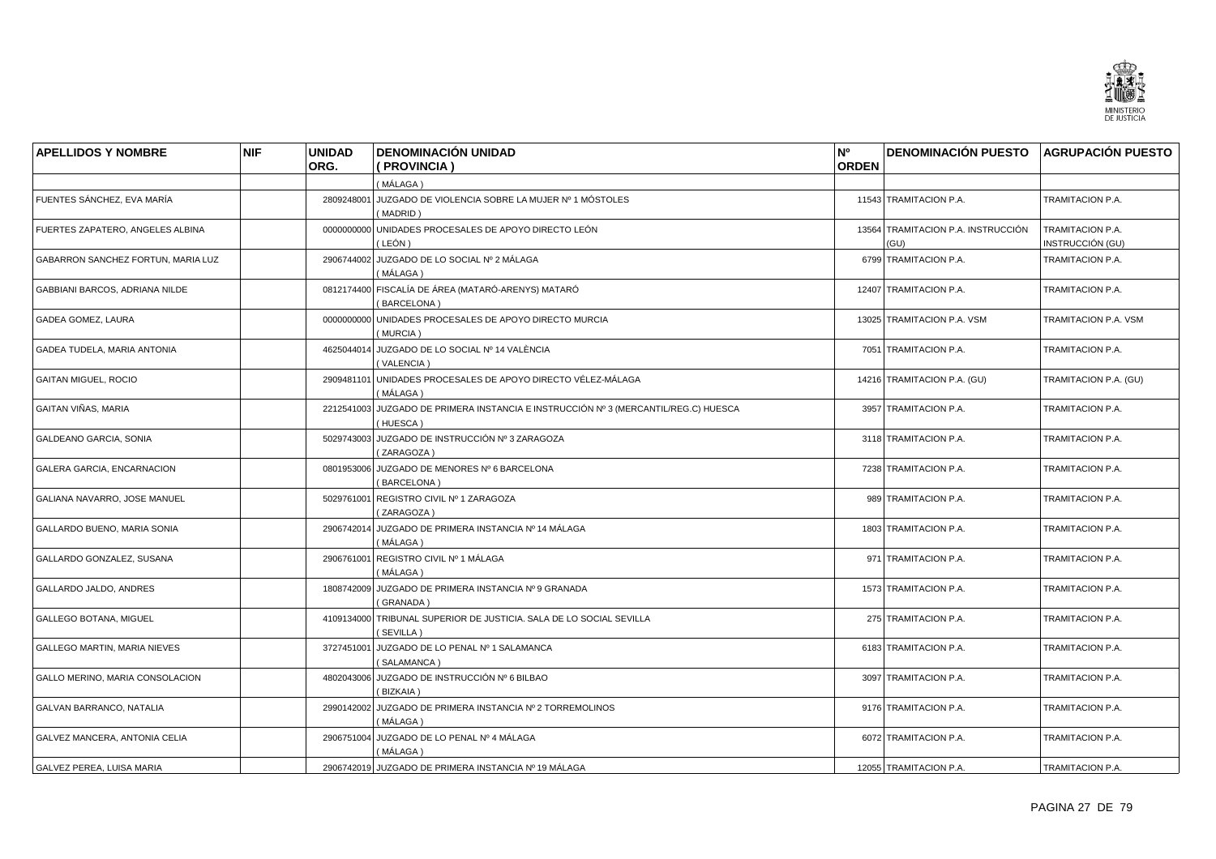| APELLIDOS Y NOMBRE | NIF | UNIDAD ORG. | DENOMINACIÓN UNIDAD ( PROVINCIA ) | Nº ORDEN | DENOMINACIÓN PUESTO | AGRUPACIÓN PUESTO |
|---|---|---|---|---|---|---|
| | | | ( MÁLAGA ) | | | |
| FUENTES SÁNCHEZ, EVA MARÍA | | 2809248001 | JUZGADO DE VIOLENCIA SOBRE LA MUJER Nº 1 MÓSTOLES ( MADRID ) | 11543 | TRAMITACION P.A. | TRAMITACION P.A. |
| FUERTES ZAPATERO, ANGELES ALBINA | | 0000000000 | UNIDADES PROCESALES DE APOYO DIRECTO LEÓN ( LEÓN ) | 13564 | TRAMITACION P.A. INSTRUCCIÓN (GU) | TRAMITACION P.A. INSTRUCCIÓN (GU) |
| GABARRON SANCHEZ FORTUN, MARIA LUZ | | 2906744002 | JUZGADO DE LO SOCIAL Nº 2 MÁLAGA ( MÁLAGA ) | 6799 | TRAMITACION P.A. | TRAMITACION P.A. |
| GABBIANI BARCOS, ADRIANA NILDE | | 0812174400 | FISCALÍA DE ÁREA (MATARÓ-ARENYS) MATARÓ ( BARCELONA ) | 12407 | TRAMITACION P.A. | TRAMITACION P.A. |
| GADEA GOMEZ, LAURA | | 0000000000 | UNIDADES PROCESALES DE APOYO DIRECTO MURCIA ( MURCIA ) | 13025 | TRAMITACION P.A. VSM | TRAMITACION P.A. VSM |
| GADEA TUDELA, MARIA ANTONIA | | 4625044014 | JUZGADO DE LO SOCIAL Nº 14 VALÈNCIA ( VALENCIA ) | 7051 | TRAMITACION P.A. | TRAMITACION P.A. |
| GAITAN MIGUEL, ROCIO | | 2909481101 | UNIDADES PROCESALES DE APOYO DIRECTO VÉLEZ-MÁLAGA ( MÁLAGA ) | 14216 | TRAMITACION P.A. (GU) | TRAMITACION P.A. (GU) |
| GAITAN VIÑAS, MARIA | | 2212541003 | JUZGADO DE PRIMERA INSTANCIA E INSTRUCCIÓN Nº 3 (MERCANTIL/REG.C) HUESCA ( HUESCA ) | 3957 | TRAMITACION P.A. | TRAMITACION P.A. |
| GALDEANO GARCIA, SONIA | | 5029743003 | JUZGADO DE INSTRUCCIÓN Nº 3 ZARAGOZA ( ZARAGOZA ) | 3118 | TRAMITACION P.A. | TRAMITACION P.A. |
| GALERA GARCIA, ENCARNACION | | 0801953006 | JUZGADO DE MENORES Nº 6 BARCELONA ( BARCELONA ) | 7238 | TRAMITACION P.A. | TRAMITACION P.A. |
| GALIANA NAVARRO, JOSE MANUEL | | 5029761001 | REGISTRO CIVIL Nº 1 ZARAGOZA ( ZARAGOZA ) | 989 | TRAMITACION P.A. | TRAMITACION P.A. |
| GALLARDO BUENO, MARIA SONIA | | 2906742014 | JUZGADO DE PRIMERA INSTANCIA Nº 14 MÁLAGA ( MÁLAGA ) | 1803 | TRAMITACION P.A. | TRAMITACION P.A. |
| GALLARDO GONZALEZ, SUSANA | | 2906761001 | REGISTRO CIVIL Nº 1 MÁLAGA ( MÁLAGA ) | 971 | TRAMITACION P.A. | TRAMITACION P.A. |
| GALLARDO JALDO, ANDRES | | 1808742009 | JUZGADO DE PRIMERA INSTANCIA Nº 9 GRANADA ( GRANADA ) | 1573 | TRAMITACION P.A. | TRAMITACION P.A. |
| GALLEGO BOTANA, MIGUEL | | 4109134000 | TRIBUNAL SUPERIOR DE JUSTICIA. SALA DE LO SOCIAL SEVILLA ( SEVILLA ) | 275 | TRAMITACION P.A. | TRAMITACION P.A. |
| GALLEGO MARTIN, MARIA NIEVES | | 3727451001 | JUZGADO DE LO PENAL Nº 1 SALAMANCA ( SALAMANCA ) | 6183 | TRAMITACION P.A. | TRAMITACION P.A. |
| GALLO MERINO, MARIA CONSOLACION | | 4802043006 | JUZGADO DE INSTRUCCIÓN Nº 6 BILBAO ( BIZKAIA ) | 3097 | TRAMITACION P.A. | TRAMITACION P.A. |
| GALVAN BARRANCO, NATALIA | | 2990142002 | JUZGADO DE PRIMERA INSTANCIA Nº 2 TORREMOLINOS ( MÁLAGA ) | 9176 | TRAMITACION P.A. | TRAMITACION P.A. |
| GALVEZ MANCERA, ANTONIA CELIA | | 2906751004 | JUZGADO DE LO PENAL Nº 4 MÁLAGA ( MÁLAGA ) | 6072 | TRAMITACION P.A. | TRAMITACION P.A. |
| GALVEZ PEREA, LUISA MARIA | | 2906742019 | JUZGADO DE PRIMERA INSTANCIA Nº 19 MÁLAGA | 12055 | TRAMITACION P.A. | TRAMITACION P.A. |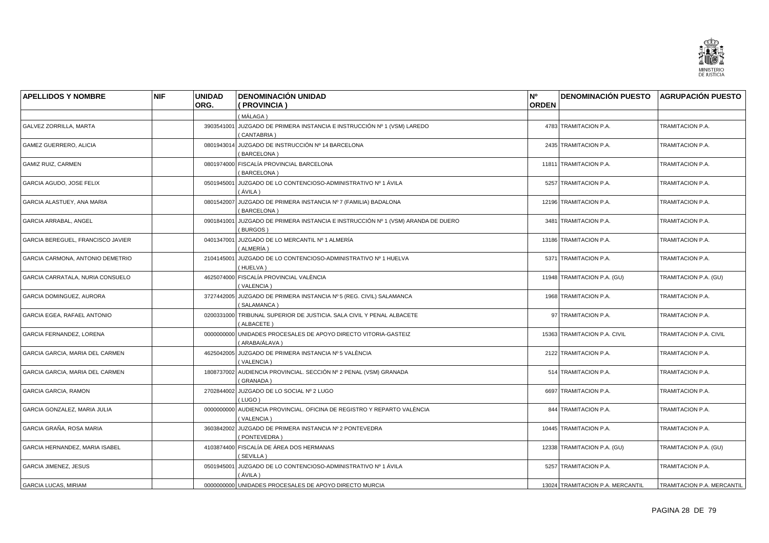| APELLIDOS Y NOMBRE | NIF | UNIDAD ORG. | DENOMINACIÓN UNIDAD ( PROVINCIA ) | Nº ORDEN | DENOMINACIÓN PUESTO | AGRUPACIÓN PUESTO |
|---|---|---|---|---|---|---|
| | | | ( MÁLAGA ) | | | |
| GALVEZ ZORRILLA, MARTA | | 3903541001 | JUZGADO DE PRIMERA INSTANCIA E INSTRUCCIÓN Nº 1 (VSM) LAREDO ( CANTABRIA ) | 4783 | TRAMITACION P.A. | TRAMITACION P.A. |
| GAMEZ GUERRERO, ALICIA | | 0801943014 | JUZGADO DE INSTRUCCIÓN Nº 14 BARCELONA ( BARCELONA ) | 2435 | TRAMITACION P.A. | TRAMITACION P.A. |
| GAMIZ RUIZ, CARMEN | | 0801974000 | FISCALÍA PROVINCIAL BARCELONA ( BARCELONA ) | 11811 | TRAMITACION P.A. | TRAMITACION P.A. |
| GARCIA AGUDO, JOSE FELIX | | 0501945001 | JUZGADO DE LO CONTENCIOSO-ADMINISTRATIVO Nº 1 ÁVILA ( ÁVILA ) | 5257 | TRAMITACION P.A. | TRAMITACION P.A. |
| GARCIA ALASTUEY, ANA MARIA | | 0801542007 | JUZGADO DE PRIMERA INSTANCIA Nº 7 (FAMILIA) BADALONA ( BARCELONA ) | 12196 | TRAMITACION P.A. | TRAMITACION P.A. |
| GARCIA ARRABAL, ANGEL | | 0901841001 | JUZGADO DE PRIMERA INSTANCIA E INSTRUCCIÓN Nº 1 (VSM) ARANDA DE DUERO ( BURGOS ) | 3481 | TRAMITACION P.A. | TRAMITACION P.A. |
| GARCIA BEREGUEL, FRANCISCO JAVIER | | 0401347001 | JUZGADO DE LO MERCANTIL Nº 1 ALMERÍA ( ALMERÍA ) | 13186 | TRAMITACION P.A. | TRAMITACION P.A. |
| GARCIA CARMONA, ANTONIO DEMETRIO | | 2104145001 | JUZGADO DE LO CONTENCIOSO-ADMINISTRATIVO Nº 1 HUELVA ( HUELVA ) | 5371 | TRAMITACION P.A. | TRAMITACION P.A. |
| GARCIA CARRATALA, NURIA CONSUELO | | 4625074000 | FISCALÍA PROVINCIAL VALÈNCIA ( VALENCIA ) | 11948 | TRAMITACION P.A. (GU) | TRAMITACION P.A. (GU) |
| GARCIA DOMINGUEZ, AURORA | | 3727442005 | JUZGADO DE PRIMERA INSTANCIA Nº 5 (REG. CIVIL) SALAMANCA ( SALAMANCA ) | 1968 | TRAMITACION P.A. | TRAMITACION P.A. |
| GARCIA EGEA, RAFAEL ANTONIO | | 0200331000 | TRIBUNAL SUPERIOR DE JUSTICIA. SALA CIVIL Y PENAL ALBACETE ( ALBACETE ) | 97 | TRAMITACION P.A. | TRAMITACION P.A. |
| GARCIA FERNANDEZ, LORENA | | 0000000000 | UNIDADES PROCESALES DE APOYO DIRECTO VITORIA-GASTEIZ ( ARABA/ÁLAVA ) | 15363 | TRAMITACION P.A. CIVIL | TRAMITACION P.A. CIVIL |
| GARCIA GARCIA, MARIA DEL CARMEN | | 4625042005 | JUZGADO DE PRIMERA INSTANCIA Nº 5 VALÈNCIA ( VALENCIA ) | 2122 | TRAMITACION P.A. | TRAMITACION P.A. |
| GARCIA GARCIA, MARIA DEL CARMEN | | 1808737002 | AUDIENCIA PROVINCIAL. SECCIÓN Nº 2 PENAL (VSM) GRANADA ( GRANADA ) | 514 | TRAMITACION P.A. | TRAMITACION P.A. |
| GARCIA GARCIA, RAMON | | 2702844002 | JUZGADO DE LO SOCIAL Nº 2 LUGO ( LUGO ) | 6697 | TRAMITACION P.A. | TRAMITACION P.A. |
| GARCIA GONZALEZ, MARIA JULIA | | 0000000000 | AUDIENCIA PROVINCIAL. OFICINA DE REGISTRO Y REPARTO VALÈNCIA ( VALENCIA ) | 844 | TRAMITACION P.A. | TRAMITACION P.A. |
| GARCIA GRAÑA, ROSA MARIA | | 3603842002 | JUZGADO DE PRIMERA INSTANCIA Nº 2 PONTEVEDRA ( PONTEVEDRA ) | 10445 | TRAMITACION P.A. | TRAMITACION P.A. |
| GARCIA HERNANDEZ, MARIA ISABEL | | 4103874400 | FISCALÍA DE ÁREA DOS HERMANAS ( SEVILLA ) | 12338 | TRAMITACION P.A. (GU) | TRAMITACION P.A. (GU) |
| GARCIA JIMENEZ, JESUS | | 0501945001 | JUZGADO DE LO CONTENCIOSO-ADMINISTRATIVO Nº 1 ÁVILA ( ÁVILA ) | 5257 | TRAMITACION P.A. | TRAMITACION P.A. |
| GARCIA LUCAS, MIRIAM | | 0000000000 | UNIDADES PROCESALES DE APOYO DIRECTO MURCIA | 13024 | TRAMITACION P.A. MERCANTIL | TRAMITACION P.A. MERCANTIL |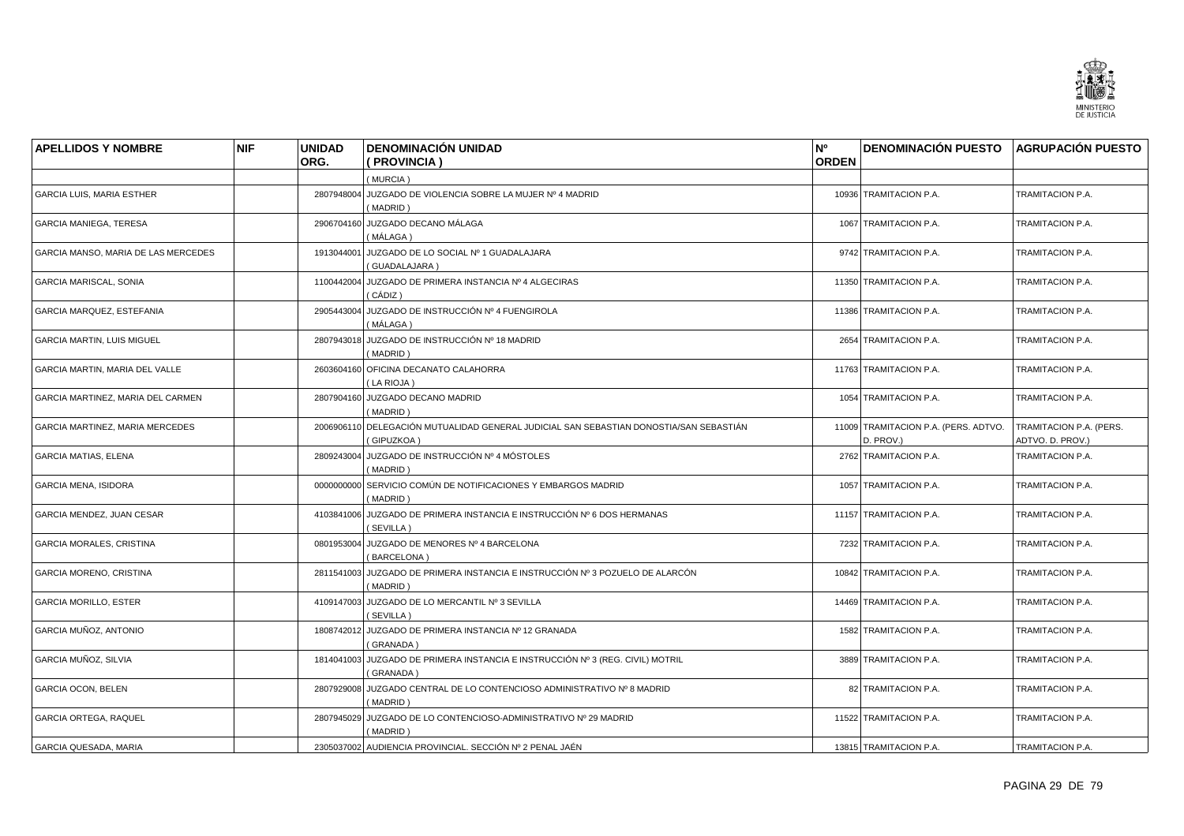| APELLIDOS Y NOMBRE | NIF | UNIDAD ORG. | DENOMINACIÓN UNIDAD ( PROVINCIA ) | Nº ORDEN | DENOMINACIÓN PUESTO | AGRUPACIÓN PUESTO |
|---|---|---|---|---|---|---|
| | | | ( MURCIA ) | | | |
| GARCIA LUIS, MARIA ESTHER | | 2807948004 | JUZGADO DE VIOLENCIA SOBRE LA MUJER Nº 4 MADRID ( MADRID ) | 10936 | TRAMITACION P.A. | TRAMITACION P.A. |
| GARCIA MANIEGA, TERESA | | 2906704160 | JUZGADO DECANO MÁLAGA ( MÁLAGA ) | 1067 | TRAMITACION P.A. | TRAMITACION P.A. |
| GARCIA MANSO, MARIA DE LAS MERCEDES | | 1913044001 | JUZGADO DE LO SOCIAL Nº 1 GUADALAJARA ( GUADALAJARA ) | 9742 | TRAMITACION P.A. | TRAMITACION P.A. |
| GARCIA MARISCAL, SONIA | | 1100442004 | JUZGADO DE PRIMERA INSTANCIA Nº 4 ALGECIRAS ( CÁDIZ ) | 11350 | TRAMITACION P.A. | TRAMITACION P.A. |
| GARCIA MARQUEZ, ESTEFANIA | | 2905443004 | JUZGADO DE INSTRUCCIÓN Nº 4 FUENGIROLA ( MÁLAGA ) | 11386 | TRAMITACION P.A. | TRAMITACION P.A. |
| GARCIA MARTIN, LUIS MIGUEL | | 2807943018 | JUZGADO DE INSTRUCCIÓN Nº 18 MADRID ( MADRID ) | 2654 | TRAMITACION P.A. | TRAMITACION P.A. |
| GARCIA MARTIN, MARIA DEL VALLE | | 2603604160 | OFICINA DECANATO CALAHORRA ( LA RIOJA ) | 11763 | TRAMITACION P.A. | TRAMITACION P.A. |
| GARCIA MARTINEZ, MARIA DEL CARMEN | | 2807904160 | JUZGADO DECANO MADRID ( MADRID ) | 1054 | TRAMITACION P.A. | TRAMITACION P.A. |
| GARCIA MARTINEZ, MARIA MERCEDES | | 2006906110 | DELEGACIÓN MUTUALIDAD GENERAL JUDICIAL SAN SEBASTIAN DONOSTIA/SAN SEBASTIÁN ( GIPUZKOA ) | 11009 | TRAMITACION P.A. (PERS. ADTVO. D. PROV.) | TRAMITACION P.A. (PERS. ADTVO. D. PROV.) |
| GARCIA MATIAS, ELENA | | 2809243004 | JUZGADO DE INSTRUCCIÓN Nº 4 MÓSTOLES ( MADRID ) | 2762 | TRAMITACION P.A. | TRAMITACION P.A. |
| GARCIA MENA, ISIDORA | | 0000000000 | SERVICIO COMÚN DE NOTIFICACIONES Y EMBARGOS MADRID ( MADRID ) | 1057 | TRAMITACION P.A. | TRAMITACION P.A. |
| GARCIA MENDEZ, JUAN CESAR | | 4103841006 | JUZGADO DE PRIMERA INSTANCIA E INSTRUCCIÓN Nº 6 DOS HERMANAS ( SEVILLA ) | 11157 | TRAMITACION P.A. | TRAMITACION P.A. |
| GARCIA MORALES, CRISTINA | | 0801953004 | JUZGADO DE MENORES Nº 4 BARCELONA ( BARCELONA ) | 7232 | TRAMITACION P.A. | TRAMITACION P.A. |
| GARCIA MORENO, CRISTINA | | 2811541003 | JUZGADO DE PRIMERA INSTANCIA E INSTRUCCIÓN Nº 3 POZUELO DE ALARCÓN ( MADRID ) | 10842 | TRAMITACION P.A. | TRAMITACION P.A. |
| GARCIA MORILLO, ESTER | | 4109147003 | JUZGADO DE LO MERCANTIL Nº 3 SEVILLA ( SEVILLA ) | 14469 | TRAMITACION P.A. | TRAMITACION P.A. |
| GARCIA MUÑOZ, ANTONIO | | 1808742012 | JUZGADO DE PRIMERA INSTANCIA Nº 12 GRANADA ( GRANADA ) | 1582 | TRAMITACION P.A. | TRAMITACION P.A. |
| GARCIA MUÑOZ, SILVIA | | 1814041003 | JUZGADO DE PRIMERA INSTANCIA E INSTRUCCIÓN Nº 3 (REG. CIVIL) MOTRIL ( GRANADA ) | 3889 | TRAMITACION P.A. | TRAMITACION P.A. |
| GARCIA OCON, BELEN | | 2807929008 | JUZGADO CENTRAL DE LO CONTENCIOSO ADMINISTRATIVO Nº 8 MADRID ( MADRID ) | 82 | TRAMITACION P.A. | TRAMITACION P.A. |
| GARCIA ORTEGA, RAQUEL | | 2807945029 | JUZGADO DE LO CONTENCIOSO-ADMINISTRATIVO Nº 29 MADRID ( MADRID ) | 11522 | TRAMITACION P.A. | TRAMITACION P.A. |
| GARCIA QUESADA, MARIA | | 2305037002 | AUDIENCIA PROVINCIAL. SECCIÓN Nº 2 PENAL JAÉN | 13815 | TRAMITACION P.A. | TRAMITACION P.A. |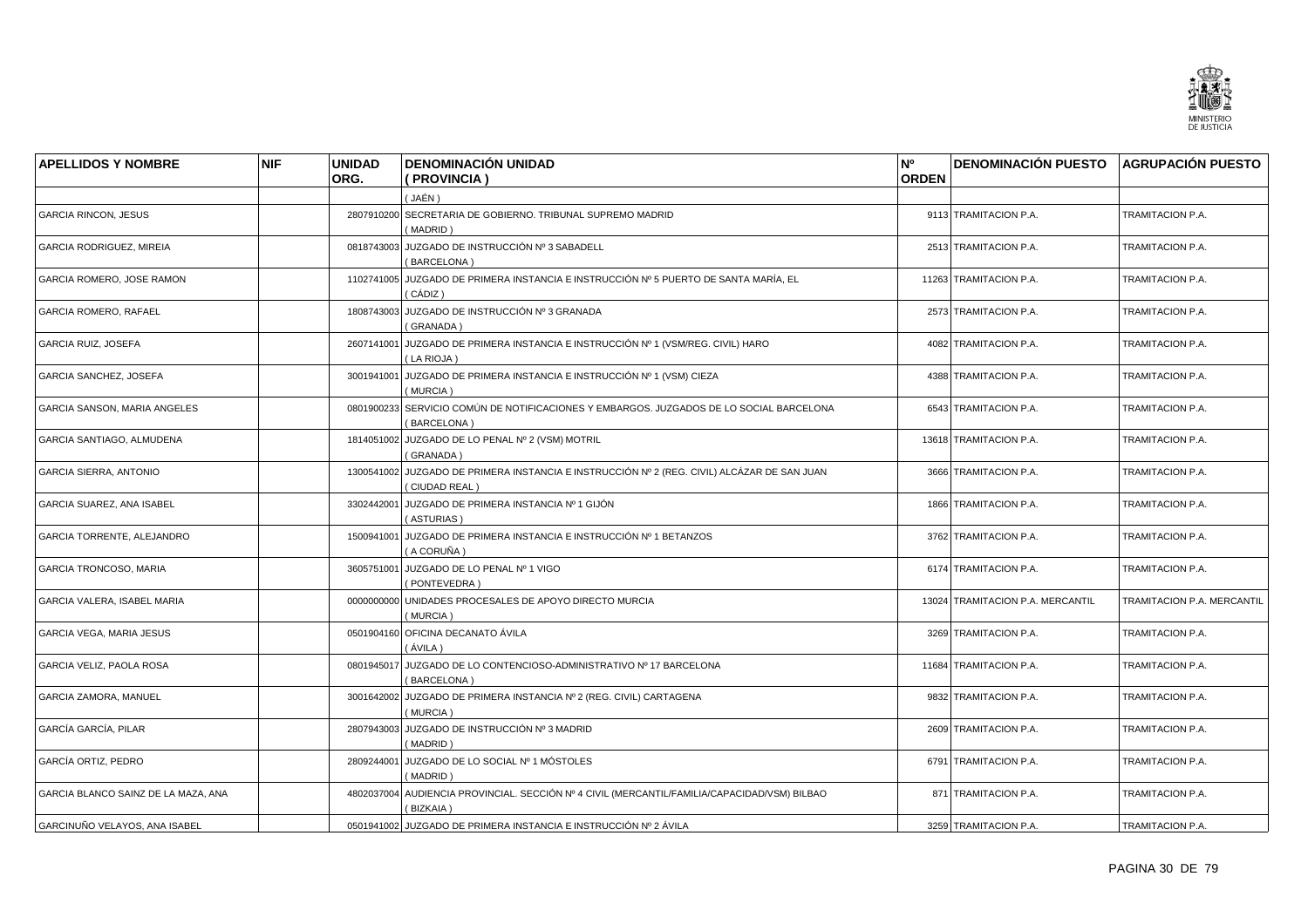| APELLIDOS Y NOMBRE | NIF | UNIDAD ORG. | DENOMINACIÓN UNIDAD ( PROVINCIA ) | Nº ORDEN | DENOMINACIÓN PUESTO | AGRUPACIÓN PUESTO |
|---|---|---|---|---|---|---|
| | | | ( JAÉN ) | | | |
| GARCIA RINCON, JESUS | | 2807910200 | SECRETARIA DE GOBIERNO. TRIBUNAL SUPREMO MADRID ( MADRID ) | 9113 | TRAMITACION P.A. | TRAMITACION P.A. |
| GARCIA RODRIGUEZ, MIREIA | | 0818743003 | JUZGADO DE INSTRUCCIÓN Nº 3 SABADELL ( BARCELONA ) | 2513 | TRAMITACION P.A. | TRAMITACION P.A. |
| GARCIA ROMERO, JOSE RAMON | | 1102741005 | JUZGADO DE PRIMERA INSTANCIA E INSTRUCCIÓN Nº 5 PUERTO DE SANTA MARÍA, EL ( CÁDIZ ) | 11263 | TRAMITACION P.A. | TRAMITACION P.A. |
| GARCIA ROMERO, RAFAEL | | 1808743003 | JUZGADO DE INSTRUCCIÓN Nº 3 GRANADA ( GRANADA ) | 2573 | TRAMITACION P.A. | TRAMITACION P.A. |
| GARCIA RUIZ, JOSEFA | | 2607141001 | JUZGADO DE PRIMERA INSTANCIA E INSTRUCCIÓN Nº 1 (VSM/REG. CIVIL) HARO ( LA RIOJA ) | 4082 | TRAMITACION P.A. | TRAMITACION P.A. |
| GARCIA SANCHEZ, JOSEFA | | 3001941001 | JUZGADO DE PRIMERA INSTANCIA E INSTRUCCIÓN Nº 1 (VSM) CIEZA ( MURCIA ) | 4388 | TRAMITACION P.A. | TRAMITACION P.A. |
| GARCIA SANSON, MARIA ANGELES | | 0801900233 | SERVICIO COMÚN DE NOTIFICACIONES Y EMBARGOS. JUZGADOS DE LO SOCIAL BARCELONA ( BARCELONA ) | 6543 | TRAMITACION P.A. | TRAMITACION P.A. |
| GARCIA SANTIAGO, ALMUDENA | | 1814051002 | JUZGADO DE LO PENAL Nº 2 (VSM) MOTRIL ( GRANADA ) | 13618 | TRAMITACION P.A. | TRAMITACION P.A. |
| GARCIA SIERRA, ANTONIO | | 1300541002 | JUZGADO DE PRIMERA INSTANCIA E INSTRUCCIÓN Nº 2 (REG. CIVIL) ALCÁZAR DE SAN JUAN ( CIUDAD REAL ) | 3666 | TRAMITACION P.A. | TRAMITACION P.A. |
| GARCIA SUAREZ, ANA ISABEL | | 3302442001 | JUZGADO DE PRIMERA INSTANCIA Nº 1 GIJÓN ( ASTURIAS ) | 1866 | TRAMITACION P.A. | TRAMITACION P.A. |
| GARCIA TORRENTE, ALEJANDRO | | 1500941001 | JUZGADO DE PRIMERA INSTANCIA E INSTRUCCIÓN Nº 1 BETANZOS ( A CORUÑA ) | 3762 | TRAMITACION P.A. | TRAMITACION P.A. |
| GARCIA TRONCOSO, MARIA | | 3605751001 | JUZGADO DE LO PENAL Nº 1 VIGO ( PONTEVEDRA ) | 6174 | TRAMITACION P.A. | TRAMITACION P.A. |
| GARCIA VALERA, ISABEL MARIA | | 0000000000 | UNIDADES PROCESALES DE APOYO DIRECTO MURCIA ( MURCIA ) | 13024 | TRAMITACION P.A. MERCANTIL | TRAMITACION P.A. MERCANTIL |
| GARCIA VEGA, MARIA JESUS | | 0501904160 | OFICINA DECANATO ÁVILA ( ÁVILA ) | 3269 | TRAMITACION P.A. | TRAMITACION P.A. |
| GARCIA VELIZ, PAOLA ROSA | | 0801945017 | JUZGADO DE LO CONTENCIOSO-ADMINISTRATIVO Nº 17 BARCELONA ( BARCELONA ) | 11684 | TRAMITACION P.A. | TRAMITACION P.A. |
| GARCIA ZAMORA, MANUEL | | 3001642002 | JUZGADO DE PRIMERA INSTANCIA Nº 2 (REG. CIVIL) CARTAGENA ( MURCIA ) | 9832 | TRAMITACION P.A. | TRAMITACION P.A. |
| GARCÍA GARCÍA, PILAR | | 2807943003 | JUZGADO DE INSTRUCCIÓN Nº 3 MADRID ( MADRID ) | 2609 | TRAMITACION P.A. | TRAMITACION P.A. |
| GARCÍA ORTIZ, PEDRO | | 2809244001 | JUZGADO DE LO SOCIAL Nº 1 MÓSTOLES ( MADRID ) | 6791 | TRAMITACION P.A. | TRAMITACION P.A. |
| GARCIA BLANCO SAINZ DE LA MAZA, ANA | | 4802037004 | AUDIENCIA PROVINCIAL. SECCIÓN Nº 4 CIVIL (MERCANTIL/FAMILIA/CAPACIDAD/VSM) BILBAO ( BIZKAIA ) | 871 | TRAMITACION P.A. | TRAMITACION P.A. |
| GARCINUÑO VELAYOS, ANA ISABEL | | 0501941002 | JUZGADO DE PRIMERA INSTANCIA E INSTRUCCIÓN Nº 2 ÁVILA | 3259 | TRAMITACION P.A. | TRAMITACION P.A. |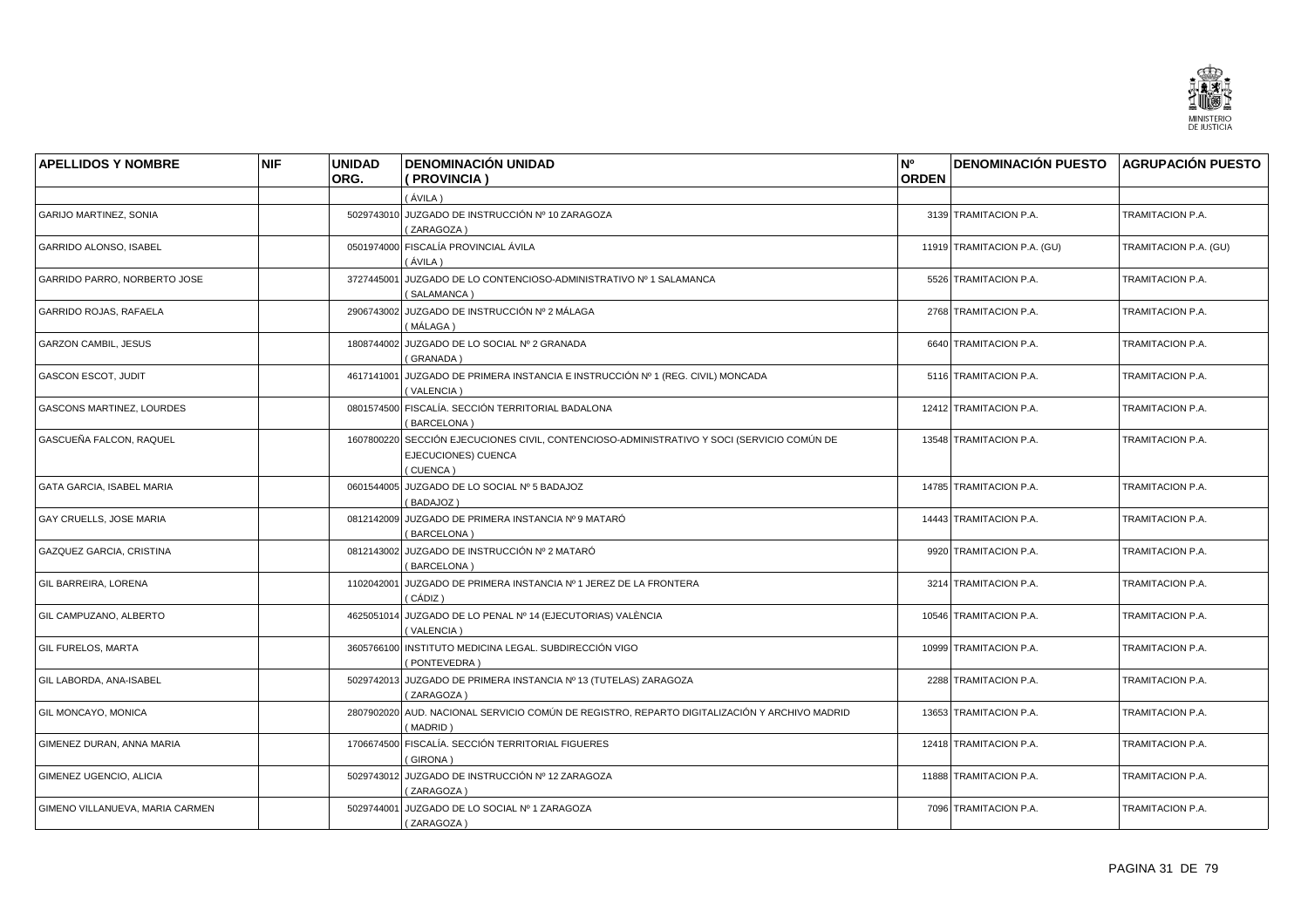| APELLIDOS Y NOMBRE | NIF | UNIDAD ORG. | DENOMINACIÓN UNIDAD ( PROVINCIA ) | Nº ORDEN | DENOMINACIÓN PUESTO | AGRUPACIÓN PUESTO |
|---|---|---|---|---|---|---|
| | | | ( ÁVILA ) | | | |
| GARIJO MARTINEZ, SONIA | | 5029743010 | JUZGADO DE INSTRUCCIÓN Nº 10 ZARAGOZA ( ZARAGOZA ) | 3139 | TRAMITACION P.A. | TRAMITACION P.A. |
| GARRIDO ALONSO, ISABEL | | 0501974000 | FISCALÍA PROVINCIAL ÁVILA ( ÁVILA ) | 11919 | TRAMITACION P.A. (GU) | TRAMITACION P.A. (GU) |
| GARRIDO PARRO, NORBERTO JOSE | | 3727445001 | JUZGADO DE LO CONTENCIOSO-ADMINISTRATIVO Nº 1 SALAMANCA ( SALAMANCA ) | 5526 | TRAMITACION P.A. | TRAMITACION P.A. |
| GARRIDO ROJAS, RAFAELA | | 2906743002 | JUZGADO DE INSTRUCCIÓN Nº 2 MÁLAGA ( MÁLAGA ) | 2768 | TRAMITACION P.A. | TRAMITACION P.A. |
| GARZON CAMBIL, JESUS | | 1808744002 | JUZGADO DE LO SOCIAL Nº 2 GRANADA ( GRANADA ) | 6640 | TRAMITACION P.A. | TRAMITACION P.A. |
| GASCON ESCOT, JUDIT | | 4617141001 | JUZGADO DE PRIMERA INSTANCIA E INSTRUCCIÓN Nº 1 (REG. CIVIL) MONCADA ( VALENCIA ) | 5116 | TRAMITACION P.A. | TRAMITACION P.A. |
| GASCONS MARTINEZ, LOURDES | | 0801574500 | FISCALÍA. SECCIÓN TERRITORIAL BADALONA ( BARCELONA ) | 12412 | TRAMITACION P.A. | TRAMITACION P.A. |
| GASCUEÑA FALCON, RAQUEL | | 1607800220 | SECCIÓN EJECUCIONES CIVIL, CONTENCIOSO-ADMINISTRATIVO Y SOCI (SERVICIO COMÚN DE EJECUCIONES) CUENCA ( CUENCA ) | 13548 | TRAMITACION P.A. | TRAMITACION P.A. |
| GATA GARCIA, ISABEL MARIA | | 0601544005 | JUZGADO DE LO SOCIAL Nº 5 BADAJOZ ( BADAJOZ ) | 14785 | TRAMITACION P.A. | TRAMITACION P.A. |
| GAY CRUELLS, JOSE MARIA | | 0812142009 | JUZGADO DE PRIMERA INSTANCIA Nº 9 MATARÓ ( BARCELONA ) | 14443 | TRAMITACION P.A. | TRAMITACION P.A. |
| GAZQUEZ GARCIA, CRISTINA | | 0812143002 | JUZGADO DE INSTRUCCIÓN Nº 2 MATARÓ ( BARCELONA ) | 9920 | TRAMITACION P.A. | TRAMITACION P.A. |
| GIL BARREIRA, LORENA | | 1102042001 | JUZGADO DE PRIMERA INSTANCIA Nº 1 JEREZ DE LA FRONTERA ( CÁDIZ ) | 3214 | TRAMITACION P.A. | TRAMITACION P.A. |
| GIL CAMPUZANO, ALBERTO | | 4625051014 | JUZGADO DE LO PENAL Nº 14 (EJECUTORIAS) VALÈNCIA ( VALENCIA ) | 10546 | TRAMITACION P.A. | TRAMITACION P.A. |
| GIL FURELOS, MARTA | | 3605766100 | INSTITUTO MEDICINA LEGAL. SUBDIRECCIÓN VIGO ( PONTEVEDRA ) | 10999 | TRAMITACION P.A. | TRAMITACION P.A. |
| GIL LABORDA, ANA-ISABEL | | 5029742013 | JUZGADO DE PRIMERA INSTANCIA Nº 13 (TUTELAS) ZARAGOZA ( ZARAGOZA ) | 2288 | TRAMITACION P.A. | TRAMITACION P.A. |
| GIL MONCAYO, MONICA | | 2807902020 | AUD. NACIONAL SERVICIO COMÚN DE REGISTRO, REPARTO DIGITALIZACIÓN Y ARCHIVO MADRID ( MADRID ) | 13653 | TRAMITACION P.A. | TRAMITACION P.A. |
| GIMENEZ DURAN, ANNA MARIA | | 1706674500 | FISCALÍA. SECCIÓN TERRITORIAL FIGUERES ( GIRONA ) | 12418 | TRAMITACION P.A. | TRAMITACION P.A. |
| GIMENEZ UGENCIO, ALICIA | | 5029743012 | JUZGADO DE INSTRUCCIÓN Nº 12 ZARAGOZA ( ZARAGOZA ) | 11888 | TRAMITACION P.A. | TRAMITACION P.A. |
| GIMENO VILLANUEVA, MARIA CARMEN | | 5029744001 | JUZGADO DE LO SOCIAL Nº 1 ZARAGOZA ( ZARAGOZA ) | 7096 | TRAMITACION P.A. | TRAMITACION P.A. |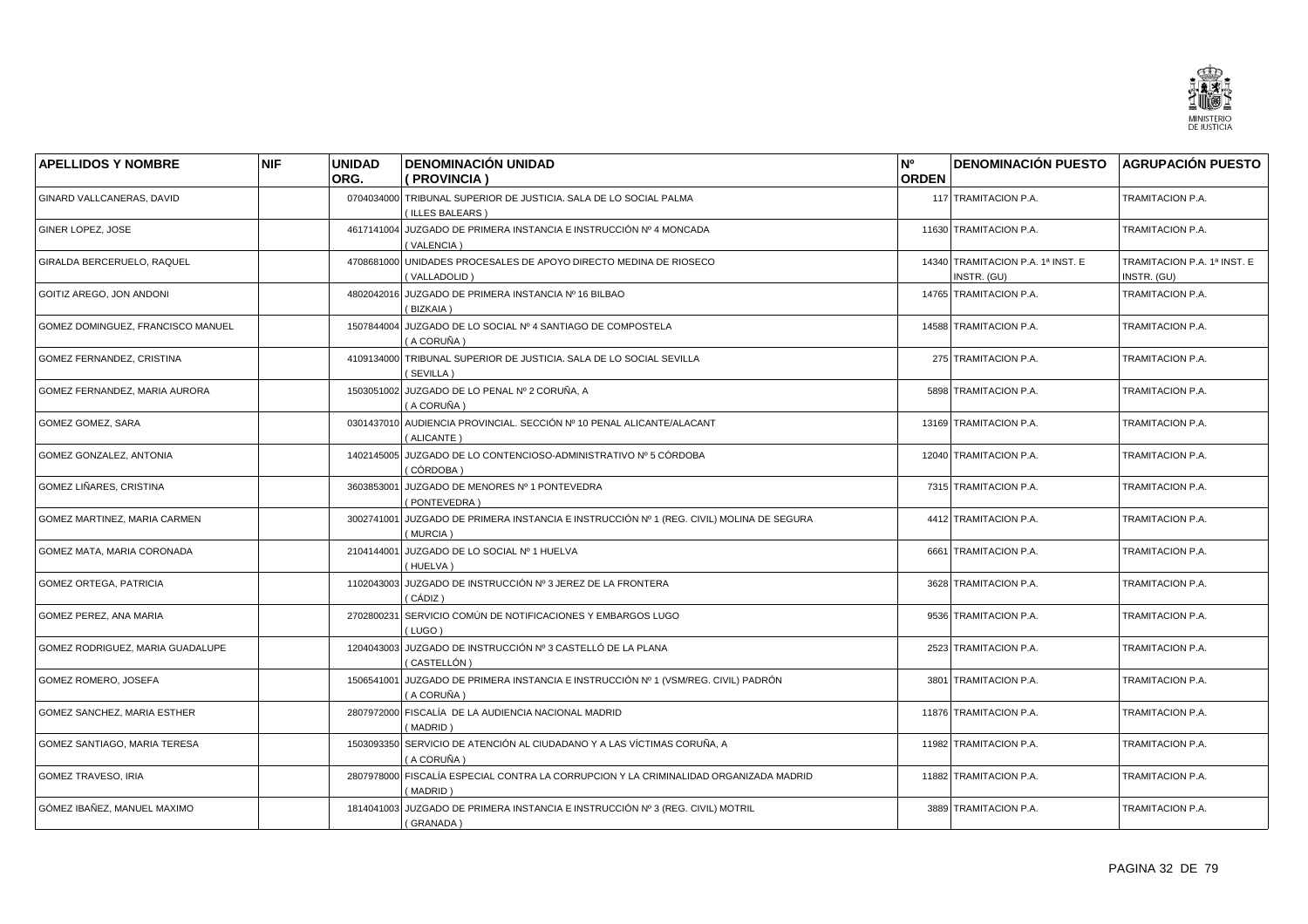| APELLIDOS Y NOMBRE | NIF | UNIDAD ORG. | DENOMINACIÓN UNIDAD ( PROVINCIA ) | Nº ORDEN | DENOMINACIÓN PUESTO | AGRUPACIÓN PUESTO |
|---|---|---|---|---|---|---|
| GINARD VALLCANERAS, DAVID | | 0704034000 | TRIBUNAL SUPERIOR DE JUSTICIA. SALA DE LO SOCIAL PALMA ( ILLES BALEARS ) | 117 | TRAMITACION P.A. | TRAMITACION P.A. |
| GINER LOPEZ, JOSE | | 4617141004 | JUZGADO DE PRIMERA INSTANCIA E INSTRUCCIÓN Nº 4 MONCADA ( VALENCIA ) | 11630 | TRAMITACION P.A. | TRAMITACION P.A. |
| GIRALDA BERCERUELO, RAQUEL | | 4708681000 | UNIDADES PROCESALES DE APOYO DIRECTO MEDINA DE RIOSECO ( VALLADOLID ) | 14340 | TRAMITACION P.A. 1ª INST. E INSTR. (GU) | TRAMITACION P.A. 1ª INST. E INSTR. (GU) |
| GOITIZ AREGO, JON ANDONI | | 4802042016 | JUZGADO DE PRIMERA INSTANCIA Nº 16 BILBAO ( BIZKAIA ) | 14765 | TRAMITACION P.A. | TRAMITACION P.A. |
| GOMEZ DOMINGUEZ, FRANCISCO MANUEL | | 1507844004 | JUZGADO DE LO SOCIAL Nº 4 SANTIAGO DE COMPOSTELA ( A CORUÑA ) | 14588 | TRAMITACION P.A. | TRAMITACION P.A. |
| GOMEZ FERNANDEZ, CRISTINA | | 4109134000 | TRIBUNAL SUPERIOR DE JUSTICIA. SALA DE LO SOCIAL SEVILLA ( SEVILLA ) | 275 | TRAMITACION P.A. | TRAMITACION P.A. |
| GOMEZ FERNANDEZ, MARIA AURORA | | 1503051002 | JUZGADO DE LO PENAL Nº 2 CORUÑA, A ( A CORUÑA ) | 5898 | TRAMITACION P.A. | TRAMITACION P.A. |
| GOMEZ GOMEZ, SARA | | 0301437010 | AUDIENCIA PROVINCIAL. SECCIÓN Nº 10 PENAL ALICANTE/ALACANT ( ALICANTE ) | 13169 | TRAMITACION P.A. | TRAMITACION P.A. |
| GOMEZ GONZALEZ, ANTONIA | | 1402145005 | JUZGADO DE LO CONTENCIOSO-ADMINISTRATIVO Nº 5 CÓRDOBA ( CÓRDOBA ) | 12040 | TRAMITACION P.A. | TRAMITACION P.A. |
| GOMEZ LIÑARES, CRISTINA | | 3603853001 | JUZGADO DE MENORES Nº 1 PONTEVEDRA ( PONTEVEDRA ) | 7315 | TRAMITACION P.A. | TRAMITACION P.A. |
| GOMEZ MARTINEZ, MARIA CARMEN | | 3002741001 | JUZGADO DE PRIMERA INSTANCIA E INSTRUCCIÓN Nº 1 (REG. CIVIL) MOLINA DE SEGURA ( MURCIA ) | 4412 | TRAMITACION P.A. | TRAMITACION P.A. |
| GOMEZ MATA, MARIA CORONADA | | 2104144001 | JUZGADO DE LO SOCIAL Nº 1 HUELVA ( HUELVA ) | 6661 | TRAMITACION P.A. | TRAMITACION P.A. |
| GOMEZ ORTEGA, PATRICIA | | 1102043003 | JUZGADO DE INSTRUCCIÓN Nº 3 JEREZ DE LA FRONTERA ( CÁDIZ ) | 3628 | TRAMITACION P.A. | TRAMITACION P.A. |
| GOMEZ PEREZ, ANA MARIA | | 2702800231 | SERVICIO COMÚN DE NOTIFICACIONES Y EMBARGOS LUGO ( LUGO ) | 9536 | TRAMITACION P.A. | TRAMITACION P.A. |
| GOMEZ RODRIGUEZ, MARIA GUADALUPE | | 1204043003 | JUZGADO DE INSTRUCCIÓN Nº 3 CASTELLÓ DE LA PLANA ( CASTELLÓN ) | 2523 | TRAMITACION P.A. | TRAMITACION P.A. |
| GOMEZ ROMERO, JOSEFA | | 1506541001 | JUZGADO DE PRIMERA INSTANCIA E INSTRUCCIÓN Nº 1 (VSM/REG. CIVIL) PADRÓN ( A CORUÑA ) | 3801 | TRAMITACION P.A. | TRAMITACION P.A. |
| GOMEZ SANCHEZ, MARIA ESTHER | | 2807972000 | FISCALÍA DE LA AUDIENCIA NACIONAL MADRID ( MADRID ) | 11876 | TRAMITACION P.A. | TRAMITACION P.A. |
| GOMEZ SANTIAGO, MARIA TERESA | | 1503093350 | SERVICIO DE ATENCIÓN AL CIUDADANO Y A LAS VÍCTIMAS CORUÑA, A ( A CORUÑA ) | 11982 | TRAMITACION P.A. | TRAMITACION P.A. |
| GOMEZ TRAVESO, IRIA | | 2807978000 | FISCALÍA ESPECIAL CONTRA LA CORRUPCION Y LA CRIMINALIDAD ORGANIZADA MADRID ( MADRID ) | 11882 | TRAMITACION P.A. | TRAMITACION P.A. |
| GÓMEZ IBAÑEZ, MANUEL MAXIMO | | 1814041003 | JUZGADO DE PRIMERA INSTANCIA E INSTRUCCIÓN Nº 3 (REG. CIVIL) MOTRIL ( GRANADA ) | 3889 | TRAMITACION P.A. | TRAMITACION P.A. |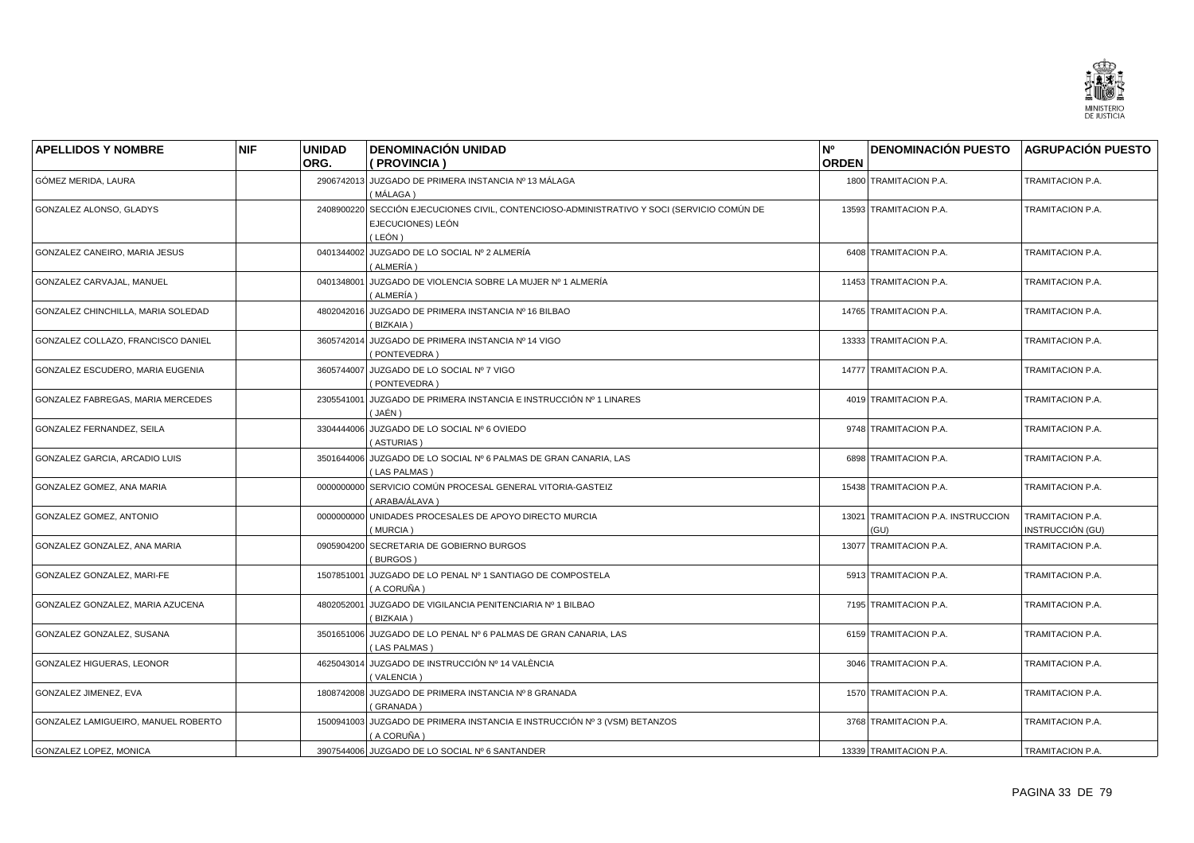| APELLIDOS Y NOMBRE | NIF | UNIDAD ORG. | DENOMINACIÓN UNIDAD ( PROVINCIA ) | Nº ORDEN | DENOMINACIÓN PUESTO | AGRUPACIÓN PUESTO |
|---|---|---|---|---|---|---|
| GÓMEZ MERIDA, LAURA | | 2906742013 | JUZGADO DE PRIMERA INSTANCIA Nº 13 MÁLAGA ( MÁLAGA ) | 1800 | TRAMITACION P.A. | TRAMITACION P.A. |
| GONZALEZ ALONSO, GLADYS | | 2408900220 | SECCIÓN EJECUCIONES CIVIL, CONTENCIOSO-ADMINISTRATIVO Y SOCI (SERVICIO COMÚN DE EJECUCIONES) LEÓN ( LEÓN ) | 13593 | TRAMITACION P.A. | TRAMITACION P.A. |
| GONZALEZ CANEIRO, MARIA JESUS | | 0401344002 | JUZGADO DE LO SOCIAL Nº 2 ALMERÍA ( ALMERÍA ) | 6408 | TRAMITACION P.A. | TRAMITACION P.A. |
| GONZALEZ CARVAJAL, MANUEL | | 0401348001 | JUZGADO DE VIOLENCIA SOBRE LA MUJER Nº 1 ALMERÍA ( ALMERÍA ) | 11453 | TRAMITACION P.A. | TRAMITACION P.A. |
| GONZALEZ CHINCHILLA, MARIA SOLEDAD | | 4802042016 | JUZGADO DE PRIMERA INSTANCIA Nº 16 BILBAO ( BIZKAIA ) | 14765 | TRAMITACION P.A. | TRAMITACION P.A. |
| GONZALEZ COLLAZO, FRANCISCO DANIEL | | 3605742014 | JUZGADO DE PRIMERA INSTANCIA Nº 14 VIGO ( PONTEVEDRA ) | 13333 | TRAMITACION P.A. | TRAMITACION P.A. |
| GONZALEZ ESCUDERO, MARIA EUGENIA | | 3605744007 | JUZGADO DE LO SOCIAL Nº 7 VIGO ( PONTEVEDRA ) | 14777 | TRAMITACION P.A. | TRAMITACION P.A. |
| GONZALEZ FABREGAS, MARIA MERCEDES | | 2305541001 | JUZGADO DE PRIMERA INSTANCIA E INSTRUCCIÓN Nº 1 LINARES ( JAÉN ) | 4019 | TRAMITACION P.A. | TRAMITACION P.A. |
| GONZALEZ FERNANDEZ, SEILA | | 3304444006 | JUZGADO DE LO SOCIAL Nº 6 OVIEDO ( ASTURIAS ) | 9748 | TRAMITACION P.A. | TRAMITACION P.A. |
| GONZALEZ GARCIA, ARCADIO LUIS | | 3501644006 | JUZGADO DE LO SOCIAL Nº 6 PALMAS DE GRAN CANARIA, LAS ( LAS PALMAS ) | 6898 | TRAMITACION P.A. | TRAMITACION P.A. |
| GONZALEZ GOMEZ, ANA MARIA | | 0000000000 | SERVICIO COMÚN PROCESAL GENERAL VITORIA-GASTEIZ ( ARABA/ÁLAVA ) | 15438 | TRAMITACION P.A. | TRAMITACION P.A. |
| GONZALEZ GOMEZ, ANTONIO | | 0000000000 | UNIDADES PROCESALES DE APOYO DIRECTO MURCIA ( MURCIA ) | 13021 | TRAMITACION P.A. INSTRUCCION (GU) | TRAMITACION P.A. INSTRUCCIÓN (GU) |
| GONZALEZ GONZALEZ, ANA MARIA | | 0905904200 | SECRETARIA DE GOBIERNO BURGOS ( BURGOS ) | 13077 | TRAMITACION P.A. | TRAMITACION P.A. |
| GONZALEZ GONZALEZ, MARI-FE | | 1507851001 | JUZGADO DE LO PENAL Nº 1 SANTIAGO DE COMPOSTELA ( A CORUÑA ) | 5913 | TRAMITACION P.A. | TRAMITACION P.A. |
| GONZALEZ GONZALEZ, MARIA AZUCENA | | 4802052001 | JUZGADO DE VIGILANCIA PENITENCIARIA Nº 1 BILBAO ( BIZKAIA ) | 7195 | TRAMITACION P.A. | TRAMITACION P.A. |
| GONZALEZ GONZALEZ, SUSANA | | 3501651006 | JUZGADO DE LO PENAL Nº 6 PALMAS DE GRAN CANARIA, LAS ( LAS PALMAS ) | 6159 | TRAMITACION P.A. | TRAMITACION P.A. |
| GONZALEZ HIGUERAS, LEONOR | | 4625043014 | JUZGADO DE INSTRUCCIÓN Nº 14 VALÈNCIA ( VALENCIA ) | 3046 | TRAMITACION P.A. | TRAMITACION P.A. |
| GONZALEZ JIMENEZ, EVA | | 1808742008 | JUZGADO DE PRIMERA INSTANCIA Nº 8 GRANADA ( GRANADA ) | 1570 | TRAMITACION P.A. | TRAMITACION P.A. |
| GONZALEZ LAMIGUEIRO, MANUEL ROBERTO | | 1500941003 | JUZGADO DE PRIMERA INSTANCIA E INSTRUCCIÓN Nº 3 (VSM) BETANZOS ( A CORUÑA ) | 3768 | TRAMITACION P.A. | TRAMITACION P.A. |
| GONZALEZ LOPEZ, MONICA | | 3907544006 | JUZGADO DE LO SOCIAL Nº 6 SANTANDER | 13339 | TRAMITACION P.A. | TRAMITACION P.A. |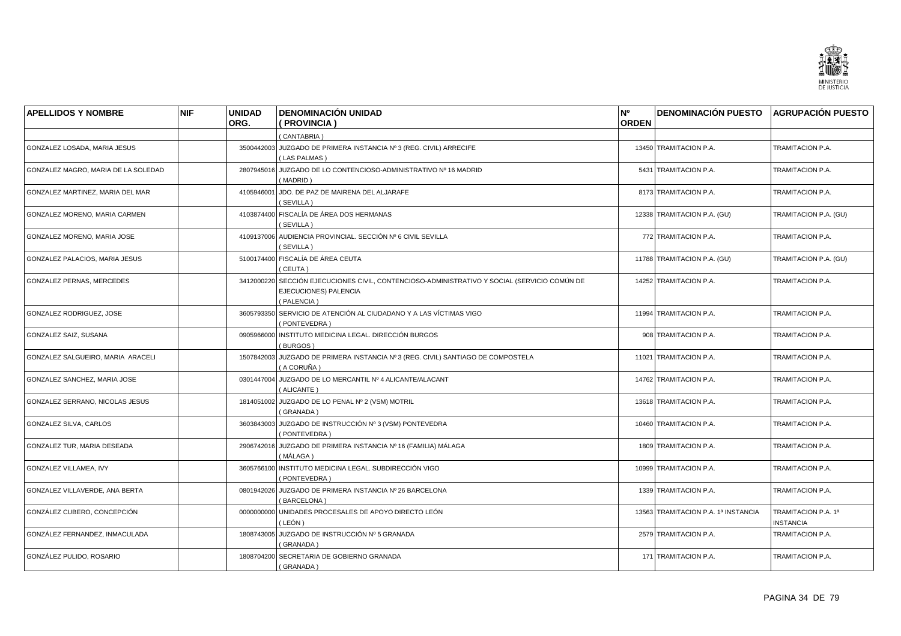| APELLIDOS Y NOMBRE | NIF | UNIDAD ORG. | DENOMINACIÓN UNIDAD ( PROVINCIA ) | Nº ORDEN | DENOMINACIÓN PUESTO | AGRUPACIÓN PUESTO |
|---|---|---|---|---|---|---|
| | | | ( CANTABRIA ) | | | |
| GONZALEZ LOSADA, MARIA JESUS | | 3500442003 | JUZGADO DE PRIMERA INSTANCIA Nº 3 (REG. CIVIL) ARRECIFE ( LAS PALMAS ) | 13450 | TRAMITACION P.A. | TRAMITACION P.A. |
| GONZALEZ MAGRO, MARIA DE LA SOLEDAD | | 2807945016 | JUZGADO DE LO CONTENCIOSO-ADMINISTRATIVO Nº 16 MADRID ( MADRID ) | 5431 | TRAMITACION P.A. | TRAMITACION P.A. |
| GONZALEZ MARTINEZ, MARIA DEL MAR | | 4105946001 | JDO. DE PAZ DE MAIRENA DEL ALJARAFE ( SEVILLA ) | 8173 | TRAMITACION P.A. | TRAMITACION P.A. |
| GONZALEZ MORENO, MARIA CARMEN | | 4103874400 | FISCALÍA DE ÁREA DOS HERMANAS ( SEVILLA ) | 12338 | TRAMITACION P.A. (GU) | TRAMITACION P.A. (GU) |
| GONZALEZ MORENO, MARIA JOSE | | 4109137006 | AUDIENCIA PROVINCIAL. SECCIÓN Nº 6 CIVIL SEVILLA ( SEVILLA ) | 772 | TRAMITACION P.A. | TRAMITACION P.A. |
| GONZALEZ PALACIOS, MARIA JESUS | | 5100174400 | FISCALÍA DE ÁREA CEUTA ( CEUTA ) | 11788 | TRAMITACION P.A. (GU) | TRAMITACION P.A. (GU) |
| GONZALEZ PERNAS, MERCEDES | | 3412000220 | SECCIÓN EJECUCIONES CIVIL, CONTENCIOSO-ADMINISTRATIVO Y SOCIAL (SERVICIO COMÚN DE EJECUCIONES) PALENCIA ( PALENCIA ) | 14252 | TRAMITACION P.A. | TRAMITACION P.A. |
| GONZALEZ RODRIGUEZ, JOSE | | 3605793350 | SERVICIO DE ATENCIÓN AL CIUDADANO Y A LAS VÍCTIMAS VIGO ( PONTEVEDRA ) | 11994 | TRAMITACION P.A. | TRAMITACION P.A. |
| GONZALEZ SAIZ, SUSANA | | 0905966000 | INSTITUTO MEDICINA LEGAL. DIRECCIÓN BURGOS ( BURGOS ) | 908 | TRAMITACION P.A. | TRAMITACION P.A. |
| GONZALEZ SALGUEIRO, MARIA ARACELI | | 1507842003 | JUZGADO DE PRIMERA INSTANCIA Nº 3 (REG. CIVIL) SANTIAGO DE COMPOSTELA ( A CORUÑA ) | 11021 | TRAMITACION P.A. | TRAMITACION P.A. |
| GONZALEZ SANCHEZ, MARIA JOSE | | 0301447004 | JUZGADO DE LO MERCANTIL Nº 4 ALICANTE/ALACANT ( ALICANTE ) | 14762 | TRAMITACION P.A. | TRAMITACION P.A. |
| GONZALEZ SERRANO, NICOLAS JESUS | | 1814051002 | JUZGADO DE LO PENAL Nº 2 (VSM) MOTRIL ( GRANADA ) | 13618 | TRAMITACION P.A. | TRAMITACION P.A. |
| GONZALEZ SILVA, CARLOS | | 3603843003 | JUZGADO DE INSTRUCCIÓN Nº 3 (VSM) PONTEVEDRA ( PONTEVEDRA ) | 10460 | TRAMITACION P.A. | TRAMITACION P.A. |
| GONZALEZ TUR, MARIA DESEADA | | 2906742016 | JUZGADO DE PRIMERA INSTANCIA Nº 16 (FAMILIA) MÁLAGA ( MÁLAGA ) | 1809 | TRAMITACION P.A. | TRAMITACION P.A. |
| GONZALEZ VILLAMEA, IVY | | 3605766100 | INSTITUTO MEDICINA LEGAL. SUBDIRECCIÓN VIGO ( PONTEVEDRA ) | 10999 | TRAMITACION P.A. | TRAMITACION P.A. |
| GONZALEZ VILLAVERDE, ANA BERTA | | 0801942026 | JUZGADO DE PRIMERA INSTANCIA Nº 26 BARCELONA ( BARCELONA ) | 1339 | TRAMITACION P.A. | TRAMITACION P.A. |
| GONZÁLEZ CUBERO, CONCEPCIÓN | | 0000000000 | UNIDADES PROCESALES DE APOYO DIRECTO LEÓN ( LEÓN ) | 13563 | TRAMITACION P.A. 1ª INSTANCIA | TRAMITACION P.A. 1ª INSTANCIA |
| GONZÁLEZ FERNANDEZ, INMACULADA | | 1808743005 | JUZGADO DE INSTRUCCIÓN Nº 5 GRANADA ( GRANADA ) | 2579 | TRAMITACION P.A. | TRAMITACION P.A. |
| GONZÁLEZ PULIDO, ROSARIO | | 1808704200 | SECRETARIA DE GOBIERNO GRANADA ( GRANADA ) | 171 | TRAMITACION P.A. | TRAMITACION P.A. |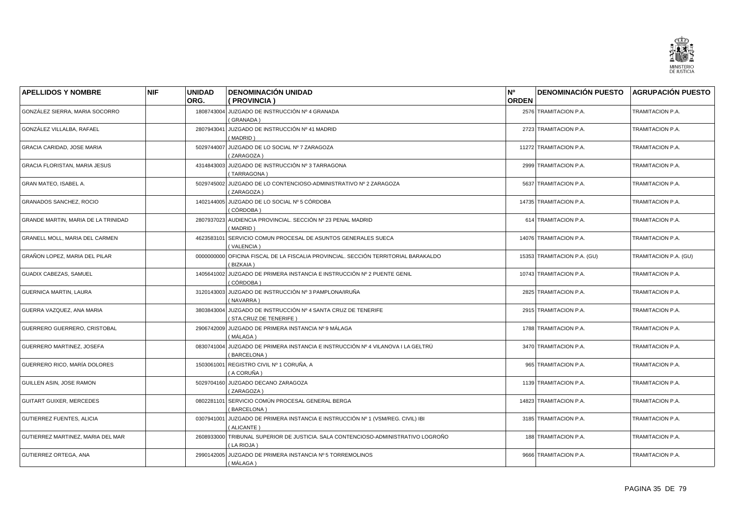| APELLIDOS Y NOMBRE | NIF | UNIDAD ORG. | DENOMINACIÓN UNIDAD ( PROVINCIA ) | Nº ORDEN | DENOMINACIÓN PUESTO | AGRUPACIÓN PUESTO |
|---|---|---|---|---|---|---|
| GONZÁLEZ SIERRA, MARIA SOCORRO | | 1808743004 | JUZGADO DE INSTRUCCIÓN Nº 4 GRANADA ( GRANADA ) | 2576 | TRAMITACION P.A. | TRAMITACION P.A. |
| GONZÁLEZ VILLALBA, RAFAEL | | 2807943041 | JUZGADO DE INSTRUCCIÓN Nº 41 MADRID ( MADRID ) | 2723 | TRAMITACION P.A. | TRAMITACION P.A. |
| GRACIA CARIDAD, JOSE MARIA | | 5029744007 | JUZGADO DE LO SOCIAL Nº 7 ZARAGOZA ( ZARAGOZA ) | 11272 | TRAMITACION P.A. | TRAMITACION P.A. |
| GRACIA FLORISTAN, MARIA JESUS | | 4314843003 | JUZGADO DE INSTRUCCIÓN Nº 3 TARRAGONA ( TARRAGONA ) | 2999 | TRAMITACION P.A. | TRAMITACION P.A. |
| GRAN MATEO, ISABEL A. | | 5029745002 | JUZGADO DE LO CONTENCIOSO-ADMINISTRATIVO Nº 2 ZARAGOZA ( ZARAGOZA ) | 5637 | TRAMITACION P.A. | TRAMITACION P.A. |
| GRANADOS SANCHEZ, ROCIO | | 1402144005 | JUZGADO DE LO SOCIAL Nº 5 CÓRDOBA ( CÓRDOBA ) | 14735 | TRAMITACION P.A. | TRAMITACION P.A. |
| GRANDE MARTIN, MARIA DE LA TRINIDAD | | 2807937023 | AUDIENCIA PROVINCIAL. SECCIÓN Nº 23 PENAL MADRID ( MADRID ) | 614 | TRAMITACION P.A. | TRAMITACION P.A. |
| GRANELL MOLL, MARIA DEL CARMEN | | 4623583101 | SERVICIO COMUN PROCESAL DE ASUNTOS GENERALES SUECA ( VALENCIA ) | 14076 | TRAMITACION P.A. | TRAMITACION P.A. |
| GRAÑON LOPEZ, MARIA DEL PILAR | | 0000000000 | OFICINA FISCAL DE LA FISCALIA PROVINCIAL. SECCIÓN TERRITORIAL BARAKALDO ( BIZKAIA ) | 15353 | TRAMITACION P.A. (GU) | TRAMITACION P.A. (GU) |
| GUADIX CABEZAS, SAMUEL | | 1405641002 | JUZGADO DE PRIMERA INSTANCIA E INSTRUCCIÓN Nº 2 PUENTE GENIL ( CÓRDOBA ) | 10743 | TRAMITACION P.A. | TRAMITACION P.A. |
| GUERNICA MARTIN, LAURA | | 3120143003 | JUZGADO DE INSTRUCCIÓN Nº 3 PAMPLONA/IRUÑA ( NAVARRA ) | 2825 | TRAMITACION P.A. | TRAMITACION P.A. |
| GUERRA VAZQUEZ, ANA MARIA | | 3803843004 | JUZGADO DE INSTRUCCIÓN Nº 4 SANTA CRUZ DE TENERIFE ( STA.CRUZ DE TENERIFE ) | 2915 | TRAMITACION P.A. | TRAMITACION P.A. |
| GUERRERO GUERRERO, CRISTOBAL | | 2906742009 | JUZGADO DE PRIMERA INSTANCIA Nº 9 MÁLAGA ( MÁLAGA ) | 1788 | TRAMITACION P.A. | TRAMITACION P.A. |
| GUERRERO MARTINEZ, JOSEFA | | 0830741004 | JUZGADO DE PRIMERA INSTANCIA E INSTRUCCIÓN Nº 4 VILANOVA I LA GELTRÚ ( BARCELONA ) | 3470 | TRAMITACION P.A. | TRAMITACION P.A. |
| GUERRERO RICO, MARÍA DOLORES | | 1503061001 | REGISTRO CIVIL Nº 1 CORUÑA, A ( A CORUÑA ) | 965 | TRAMITACION P.A. | TRAMITACION P.A. |
| GUILLEN ASIN, JOSE RAMON | | 5029704160 | JUZGADO DECANO ZARAGOZA ( ZARAGOZA ) | 1139 | TRAMITACION P.A. | TRAMITACION P.A. |
| GUITART GUIXER, MERCEDES | | 0802281101 | SERVICIO COMÚN PROCESAL GENERAL BERGA ( BARCELONA ) | 14823 | TRAMITACION P.A. | TRAMITACION P.A. |
| GUTIERREZ FUENTES, ALICIA | | 0307941001 | JUZGADO DE PRIMERA INSTANCIA E INSTRUCCIÓN Nº 1 (VSM/REG. CIVIL) IBI ( ALICANTE ) | 3185 | TRAMITACION P.A. | TRAMITACION P.A. |
| GUTIERREZ MARTINEZ, MARIA DEL MAR | | 2608933000 | TRIBUNAL SUPERIOR DE JUSTICIA. SALA CONTENCIOSO-ADMINISTRATIVO LOGROÑO ( LA RIOJA ) | 188 | TRAMITACION P.A. | TRAMITACION P.A. |
| GUTIERREZ ORTEGA, ANA | | 2990142005 | JUZGADO DE PRIMERA INSTANCIA Nº 5 TORREMOLINOS ( MÁLAGA ) | 9666 | TRAMITACION P.A. | TRAMITACION P.A. |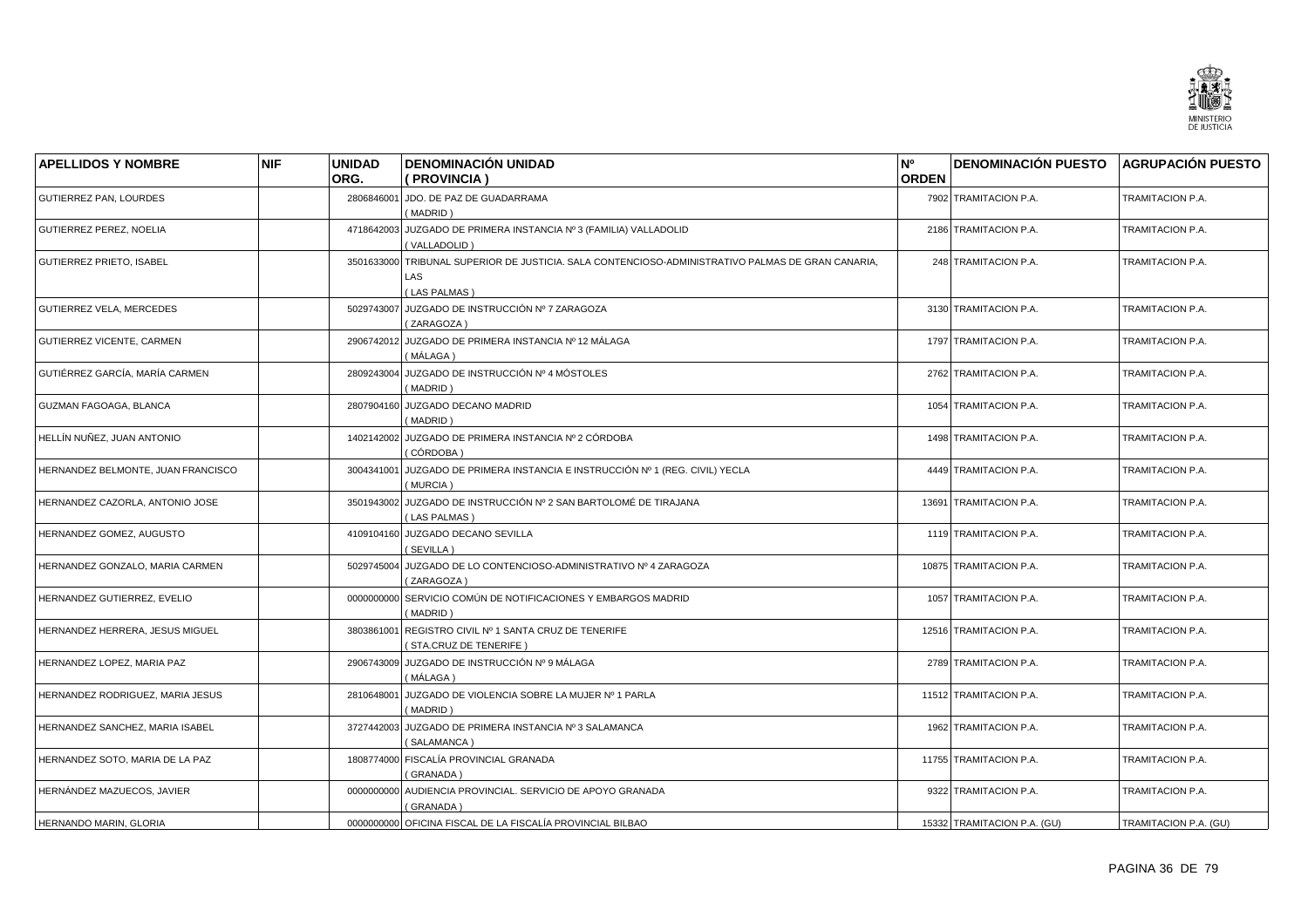| APELLIDOS Y NOMBRE | NIF | UNIDAD ORG. | DENOMINACIÓN UNIDAD ( PROVINCIA ) | Nº ORDEN | DENOMINACIÓN PUESTO | AGRUPACIÓN PUESTO |
|---|---|---|---|---|---|---|
| GUTIERREZ PAN, LOURDES | | 2806846001 | JDO. DE PAZ DE GUADARRAMA ( MADRID ) | 7902 | TRAMITACION P.A. | TRAMITACION P.A. |
| GUTIERREZ PEREZ, NOELIA | | 4718642003 | JUZGADO DE PRIMERA INSTANCIA Nº 3 (FAMILIA) VALLADOLID ( VALLADOLID ) | 2186 | TRAMITACION P.A. | TRAMITACION P.A. |
| GUTIERREZ PRIETO, ISABEL | | 3501633000 | TRIBUNAL SUPERIOR DE JUSTICIA. SALA CONTENCIOSO-ADMINISTRATIVO PALMAS DE GRAN CANARIA, LAS ( LAS PALMAS ) | 248 | TRAMITACION P.A. | TRAMITACION P.A. |
| GUTIERREZ VELA, MERCEDES | | 5029743007 | JUZGADO DE INSTRUCCIÓN Nº 7 ZARAGOZA ( ZARAGOZA ) | 3130 | TRAMITACION P.A. | TRAMITACION P.A. |
| GUTIERREZ VICENTE, CARMEN | | 2906742012 | JUZGADO DE PRIMERA INSTANCIA Nº 12 MÁLAGA ( MÁLAGA ) | 1797 | TRAMITACION P.A. | TRAMITACION P.A. |
| GUTIÉRREZ GARCÍA, MARÍA CARMEN | | 2809243004 | JUZGADO DE INSTRUCCIÓN Nº 4 MÓSTOLES ( MADRID ) | 2762 | TRAMITACION P.A. | TRAMITACION P.A. |
| GUZMAN FAGOAGA, BLANCA | | 2807904160 | JUZGADO DECANO MADRID ( MADRID ) | 1054 | TRAMITACION P.A. | TRAMITACION P.A. |
| HELLÍN NUÑEZ, JUAN ANTONIO | | 1402142002 | JUZGADO DE PRIMERA INSTANCIA Nº 2 CÓRDOBA ( CÓRDOBA ) | 1498 | TRAMITACION P.A. | TRAMITACION P.A. |
| HERNANDEZ BELMONTE, JUAN FRANCISCO | | 3004341001 | JUZGADO DE PRIMERA INSTANCIA E INSTRUCCIÓN Nº 1 (REG. CIVIL) YECLA ( MURCIA ) | 4449 | TRAMITACION P.A. | TRAMITACION P.A. |
| HERNANDEZ CAZORLA, ANTONIO JOSE | | 3501943002 | JUZGADO DE INSTRUCCIÓN Nº 2 SAN BARTOLOMÉ DE TIRAJANA ( LAS PALMAS ) | 13691 | TRAMITACION P.A. | TRAMITACION P.A. |
| HERNANDEZ GOMEZ, AUGUSTO | | 4109104160 | JUZGADO DECANO SEVILLA ( SEVILLA ) | 1119 | TRAMITACION P.A. | TRAMITACION P.A. |
| HERNANDEZ GONZALO, MARIA CARMEN | | 5029745004 | JUZGADO DE LO CONTENCIOSO-ADMINISTRATIVO Nº 4 ZARAGOZA ( ZARAGOZA ) | 10875 | TRAMITACION P.A. | TRAMITACION P.A. |
| HERNANDEZ GUTIERREZ, EVELIO | | 0000000000 | SERVICIO COMÚN DE NOTIFICACIONES Y EMBARGOS MADRID ( MADRID ) | 1057 | TRAMITACION P.A. | TRAMITACION P.A. |
| HERNANDEZ HERRERA, JESUS MIGUEL | | 3803861001 | REGISTRO CIVIL Nº 1 SANTA CRUZ DE TENERIFE ( STA.CRUZ DE TENERIFE ) | 12516 | TRAMITACION P.A. | TRAMITACION P.A. |
| HERNANDEZ LOPEZ, MARIA PAZ | | 2906743009 | JUZGADO DE INSTRUCCIÓN Nº 9 MÁLAGA ( MÁLAGA ) | 2789 | TRAMITACION P.A. | TRAMITACION P.A. |
| HERNANDEZ RODRIGUEZ, MARIA JESUS | | 2810648001 | JUZGADO DE VIOLENCIA SOBRE LA MUJER Nº 1 PARLA ( MADRID ) | 11512 | TRAMITACION P.A. | TRAMITACION P.A. |
| HERNANDEZ SANCHEZ, MARIA ISABEL | | 3727442003 | JUZGADO DE PRIMERA INSTANCIA Nº 3 SALAMANCA ( SALAMANCA ) | 1962 | TRAMITACION P.A. | TRAMITACION P.A. |
| HERNANDEZ SOTO, MARIA DE LA PAZ | | 1808774000 | FISCALÍA PROVINCIAL GRANADA ( GRANADA ) | 11755 | TRAMITACION P.A. | TRAMITACION P.A. |
| HERNÁNDEZ MAZUECOS, JAVIER | | 0000000000 | AUDIENCIA PROVINCIAL. SERVICIO DE APOYO GRANADA ( GRANADA ) | 9322 | TRAMITACION P.A. | TRAMITACION P.A. |
| HERNANDO MARIN, GLORIA | | 0000000000 | OFICINA FISCAL DE LA FISCALÍA PROVINCIAL BILBAO | 15332 | TRAMITACION P.A. (GU) | TRAMITACION P.A. (GU) |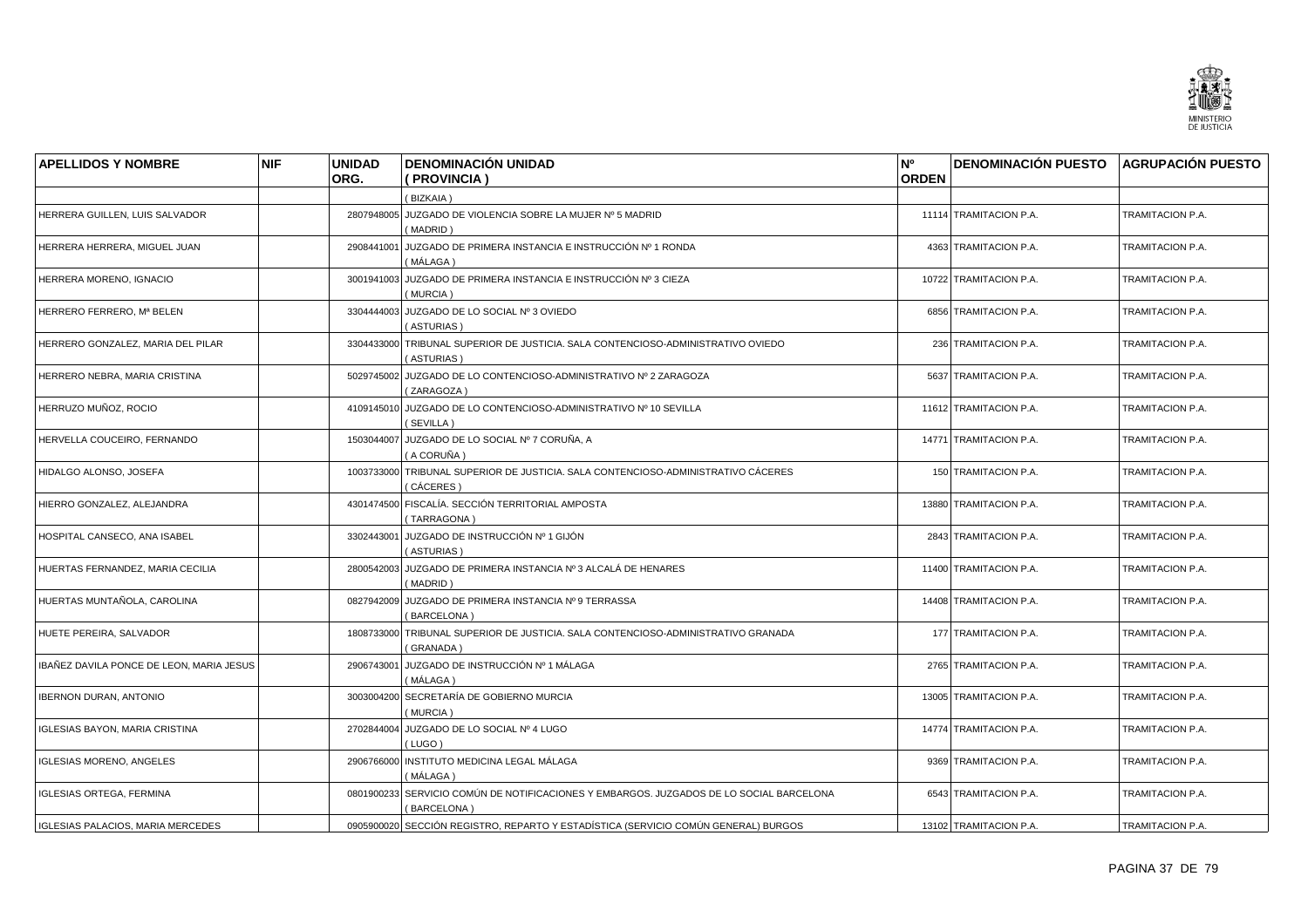| APELLIDOS Y NOMBRE | NIF | UNIDAD ORG. | DENOMINACIÓN UNIDAD ( PROVINCIA ) | Nº ORDEN | DENOMINACIÓN PUESTO | AGRUPACIÓN PUESTO |
|---|---|---|---|---|---|---|
| | | | ( BIZKAIA ) | | | |
| HERRERA GUILLEN, LUIS SALVADOR | | 2807948005 | JUZGADO DE VIOLENCIA SOBRE LA MUJER Nº 5 MADRID ( MADRID ) | 11114 | TRAMITACION P.A. | TRAMITACION P.A. |
| HERRERA HERRERA, MIGUEL JUAN | | 2908441001 | JUZGADO DE PRIMERA INSTANCIA E INSTRUCCIÓN Nº 1 RONDA ( MÁLAGA ) | 4363 | TRAMITACION P.A. | TRAMITACION P.A. |
| HERRERA MORENO, IGNACIO | | 3001941003 | JUZGADO DE PRIMERA INSTANCIA E INSTRUCCIÓN Nº 3 CIEZA ( MURCIA ) | 10722 | TRAMITACION P.A. | TRAMITACION P.A. |
| HERRERO FERRERO, Mª BELEN | | 3304444003 | JUZGADO DE LO SOCIAL Nº 3 OVIEDO ( ASTURIAS ) | 6856 | TRAMITACION P.A. | TRAMITACION P.A. |
| HERRERO GONZALEZ, MARIA DEL PILAR | | 3304433000 | TRIBUNAL SUPERIOR DE JUSTICIA. SALA CONTENCIOSO-ADMINISTRATIVO OVIEDO ( ASTURIAS ) | 236 | TRAMITACION P.A. | TRAMITACION P.A. |
| HERRERO NEBRA, MARIA CRISTINA | | 5029745002 | JUZGADO DE LO CONTENCIOSO-ADMINISTRATIVO Nº 2 ZARAGOZA ( ZARAGOZA ) | 5637 | TRAMITACION P.A. | TRAMITACION P.A. |
| HERRUZO MUÑOZ, ROCIO | | 4109145010 | JUZGADO DE LO CONTENCIOSO-ADMINISTRATIVO Nº 10 SEVILLA ( SEVILLA ) | 11612 | TRAMITACION P.A. | TRAMITACION P.A. |
| HERVELLA COUCEIRO, FERNANDO | | 1503044007 | JUZGADO DE LO SOCIAL Nº 7 CORUÑA, A ( A CORUÑA ) | 14771 | TRAMITACION P.A. | TRAMITACION P.A. |
| HIDALGO ALONSO, JOSEFA | | 1003733000 | TRIBUNAL SUPERIOR DE JUSTICIA. SALA CONTENCIOSO-ADMINISTRATIVO CÁCERES ( CÁCERES ) | 150 | TRAMITACION P.A. | TRAMITACION P.A. |
| HIERRO GONZALEZ, ALEJANDRA | | 4301474500 | FISCALÍA. SECCIÓN TERRITORIAL AMPOSTA ( TARRAGONA ) | 13880 | TRAMITACION P.A. | TRAMITACION P.A. |
| HOSPITAL CANSECO, ANA ISABEL | | 3302443001 | JUZGADO DE INSTRUCCIÓN Nº 1 GIJÓN ( ASTURIAS ) | 2843 | TRAMITACION P.A. | TRAMITACION P.A. |
| HUERTAS FERNANDEZ, MARIA CECILIA | | 2800542003 | JUZGADO DE PRIMERA INSTANCIA Nº 3 ALCALÁ DE HENARES ( MADRID ) | 11400 | TRAMITACION P.A. | TRAMITACION P.A. |
| HUERTAS MUNTAÑOLA, CAROLINA | | 0827942009 | JUZGADO DE PRIMERA INSTANCIA Nº 9 TERRASSA ( BARCELONA ) | 14408 | TRAMITACION P.A. | TRAMITACION P.A. |
| HUETE PEREIRA, SALVADOR | | 1808733000 | TRIBUNAL SUPERIOR DE JUSTICIA. SALA CONTENCIOSO-ADMINISTRATIVO GRANADA ( GRANADA ) | 177 | TRAMITACION P.A. | TRAMITACION P.A. |
| IBAÑEZ DAVILA PONCE DE LEON, MARIA JESUS | | 2906743001 | JUZGADO DE INSTRUCCIÓN Nº 1 MÁLAGA ( MÁLAGA ) | 2765 | TRAMITACION P.A. | TRAMITACION P.A. |
| IBERNON DURAN, ANTONIO | | 3003004200 | SECRETARÍA DE GOBIERNO MURCIA ( MURCIA ) | 13005 | TRAMITACION P.A. | TRAMITACION P.A. |
| IGLESIAS BAYON, MARIA CRISTINA | | 2702844004 | JUZGADO DE LO SOCIAL Nº 4 LUGO ( LUGO ) | 14774 | TRAMITACION P.A. | TRAMITACION P.A. |
| IGLESIAS MORENO, ANGELES | | 2906766000 | INSTITUTO MEDICINA LEGAL MÁLAGA ( MÁLAGA ) | 9369 | TRAMITACION P.A. | TRAMITACION P.A. |
| IGLESIAS ORTEGA, FERMINA | | 0801900233 | SERVICIO COMÚN DE NOTIFICACIONES Y EMBARGOS. JUZGADOS DE LO SOCIAL BARCELONA ( BARCELONA ) | 6543 | TRAMITACION P.A. | TRAMITACION P.A. |
| IGLESIAS PALACIOS, MARIA MERCEDES | | 0905900020 | SECCIÓN REGISTRO, REPARTO Y ESTADÍSTICA (SERVICIO COMÚN GENERAL) BURGOS | 13102 | TRAMITACION P.A. | TRAMITACION P.A. |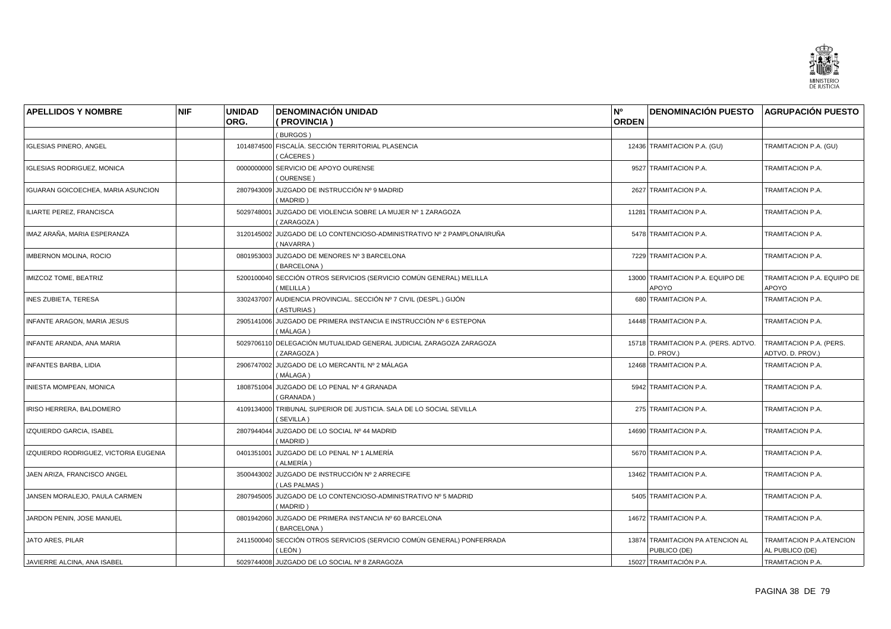| APELLIDOS Y NOMBRE | NIF | UNIDAD ORG. | DENOMINACIÓN UNIDAD ( PROVINCIA ) | Nº ORDEN | DENOMINACIÓN PUESTO | AGRUPACIÓN PUESTO |
|---|---|---|---|---|---|---|
| | | | ( BURGOS ) | | | |
| IGLESIAS PINERO, ANGEL | | 1014874500 | FISCALÍA. SECCIÓN TERRITORIAL PLASENCIA ( CÁCERES ) | 12436 | TRAMITACION P.A. (GU) | TRAMITACION P.A. (GU) |
| IGLESIAS RODRIGUEZ, MONICA | | 0000000000 | SERVICIO DE APOYO OURENSE ( OURENSE ) | 9527 | TRAMITACION P.A. | TRAMITACION P.A. |
| IGUARAN GOICOECHEA, MARIA ASUNCION | | 2807943009 | JUZGADO DE INSTRUCCIÓN Nº 9 MADRID ( MADRID ) | 2627 | TRAMITACION P.A. | TRAMITACION P.A. |
| ILIARTE PEREZ, FRANCISCA | | 5029748001 | JUZGADO DE VIOLENCIA SOBRE LA MUJER Nº 1 ZARAGOZA ( ZARAGOZA ) | 11281 | TRAMITACION P.A. | TRAMITACION P.A. |
| IMAZ ARAÑA, MARIA ESPERANZA | | 3120145002 | JUZGADO DE LO CONTENCIOSO-ADMINISTRATIVO Nº 2 PAMPLONA/IRUÑA ( NAVARRA ) | 5478 | TRAMITACION P.A. | TRAMITACION P.A. |
| IMBERNON MOLINA, ROCIO | | 0801953003 | JUZGADO DE MENORES Nº 3 BARCELONA ( BARCELONA ) | 7229 | TRAMITACION P.A. | TRAMITACION P.A. |
| IMIZCOZ TOME, BEATRIZ | | 5200100040 | SECCIÓN OTROS SERVICIOS (SERVICIO COMÚN GENERAL) MELILLA ( MELILLA ) | 13000 | TRAMITACION P.A. EQUIPO DE APOYO | TRAMITACION P.A. EQUIPO DE APOYO |
| INES ZUBIETA, TERESA | | 3302437007 | AUDIENCIA PROVINCIAL. SECCIÓN Nº 7 CIVIL (DESPL.) GIJÓN ( ASTURIAS ) | 680 | TRAMITACION P.A. | TRAMITACION P.A. |
| INFANTE ARAGON, MARIA JESUS | | 2905141006 | JUZGADO DE PRIMERA INSTANCIA E INSTRUCCIÓN Nº 6 ESTEPONA ( MÁLAGA ) | 14448 | TRAMITACION P.A. | TRAMITACION P.A. |
| INFANTE ARANDA, ANA MARIA | | 5029706110 | DELEGACIÓN MUTUALIDAD GENERAL JUDICIAL ZARAGOZA ZARAGOZA ( ZARAGOZA ) | 15718 | TRAMITACION P.A. (PERS. ADTVO. D. PROV.) | TRAMITACION P.A. (PERS. ADTVO. D. PROV.) |
| INFANTES BARBA, LIDIA | | 2906747002 | JUZGADO DE LO MERCANTIL Nº 2 MÁLAGA ( MÁLAGA ) | 12468 | TRAMITACION P.A. | TRAMITACION P.A. |
| INIESTA MOMPEAN, MONICA | | 1808751004 | JUZGADO DE LO PENAL Nº 4 GRANADA ( GRANADA ) | 5942 | TRAMITACION P.A. | TRAMITACION P.A. |
| IRISO HERRERA, BALDOMERO | | 4109134000 | TRIBUNAL SUPERIOR DE JUSTICIA. SALA DE LO SOCIAL SEVILLA ( SEVILLA ) | 275 | TRAMITACION P.A. | TRAMITACION P.A. |
| IZQUIERDO GARCIA, ISABEL | | 2807944044 | JUZGADO DE LO SOCIAL Nº 44 MADRID ( MADRID ) | 14690 | TRAMITACION P.A. | TRAMITACION P.A. |
| IZQUIERDO RODRIGUEZ, VICTORIA EUGENIA | | 0401351001 | JUZGADO DE LO PENAL Nº 1 ALMERÍA ( ALMERÍA ) | 5670 | TRAMITACION P.A. | TRAMITACION P.A. |
| JAEN ARIZA, FRANCISCO ANGEL | | 3500443002 | JUZGADO DE INSTRUCCIÓN Nº 2 ARRECIFE ( LAS PALMAS ) | 13462 | TRAMITACION P.A. | TRAMITACION P.A. |
| JANSEN MORALEJO, PAULA CARMEN | | 2807945005 | JUZGADO DE LO CONTENCIOSO-ADMINISTRATIVO Nº 5 MADRID ( MADRID ) | 5405 | TRAMITACION P.A. | TRAMITACION P.A. |
| JARDON PENIN, JOSE MANUEL | | 0801942060 | JUZGADO DE PRIMERA INSTANCIA Nº 60 BARCELONA ( BARCELONA ) | 14672 | TRAMITACION P.A. | TRAMITACION P.A. |
| JATO ARES, PILAR | | 2411500040 | SECCIÓN OTROS SERVICIOS (SERVICIO COMÚN GENERAL) PONFERRADA ( LEÓN ) | 13874 | TRAMITACION PA ATENCION AL PUBLICO (DE) | TRAMITACION P.A.ATENCION AL PUBLICO (DE) |
| JAVIERRE ALCINA, ANA ISABEL | | 5029744008 | JUZGADO DE LO SOCIAL Nº 8 ZARAGOZA | 15027 | TRAMITACIÓN P.A. | TRAMITACION P.A. |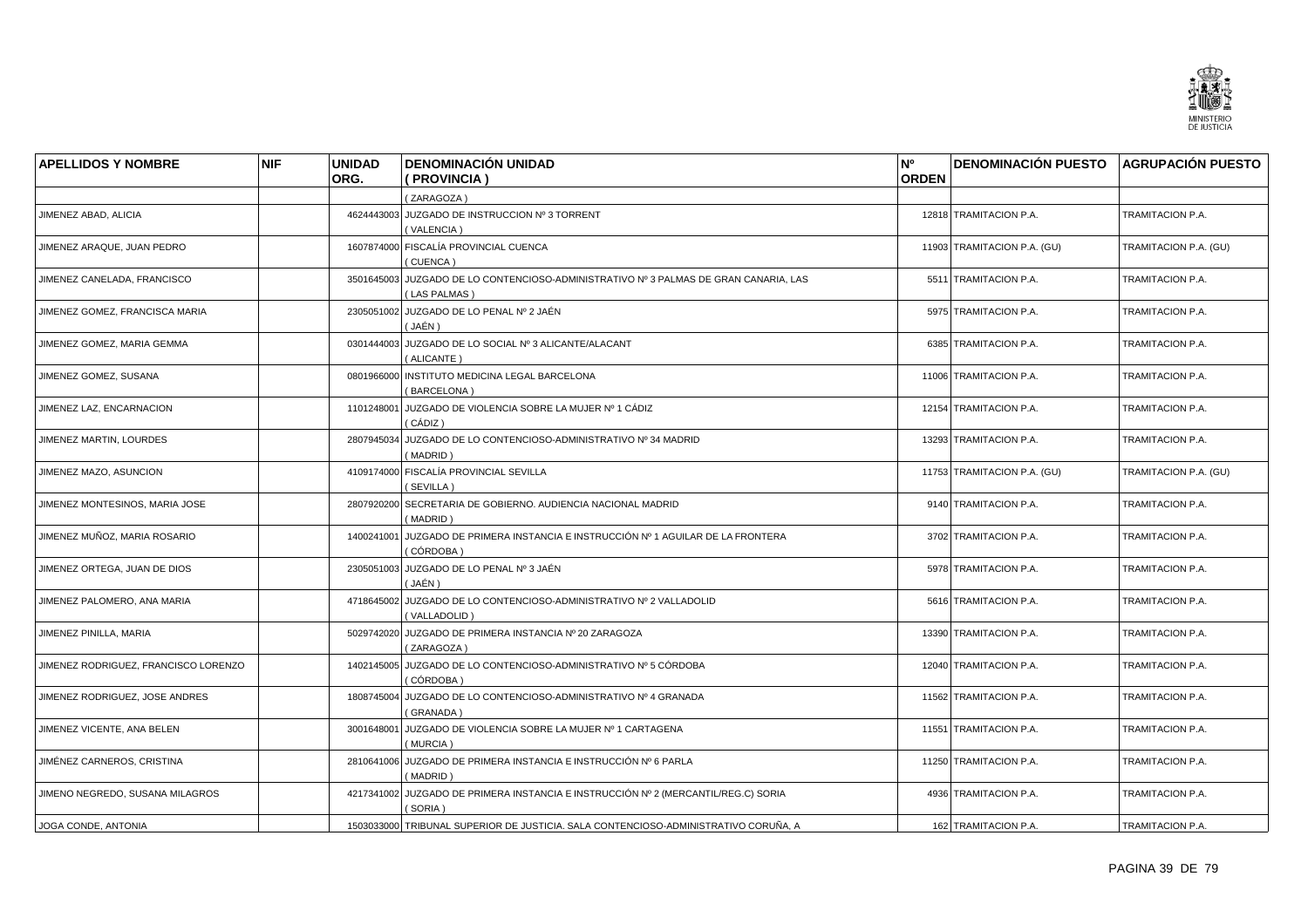| APELLIDOS Y NOMBRE | NIF | UNIDAD ORG. | DENOMINACIÓN UNIDAD ( PROVINCIA ) | Nº ORDEN | DENOMINACIÓN PUESTO | AGRUPACIÓN PUESTO |
|---|---|---|---|---|---|---|
| | | | ( ZARAGOZA ) | | | |
| JIMENEZ ABAD, ALICIA | | 4624443003 | JUZGADO DE INSTRUCCION Nº 3 TORRENT ( VALENCIA ) | 12818 | TRAMITACION P.A. | TRAMITACION P.A. |
| JIMENEZ ARAQUE, JUAN PEDRO | | 1607874000 | FISCALÍA PROVINCIAL CUENCA ( CUENCA ) | 11903 | TRAMITACION P.A. (GU) | TRAMITACION P.A. (GU) |
| JIMENEZ CANELADA, FRANCISCO | | 3501645003 | JUZGADO DE LO CONTENCIOSO-ADMINISTRATIVO Nº 3 PALMAS DE GRAN CANARIA, LAS ( LAS PALMAS ) | 5511 | TRAMITACION P.A. | TRAMITACION P.A. |
| JIMENEZ GOMEZ, FRANCISCA MARIA | | 2305051002 | JUZGADO DE LO PENAL Nº 2 JAÉN ( JAÉN ) | 5975 | TRAMITACION P.A. | TRAMITACION P.A. |
| JIMENEZ GOMEZ, MARIA GEMMA | | 0301444003 | JUZGADO DE LO SOCIAL Nº 3 ALICANTE/ALACANT ( ALICANTE ) | 6385 | TRAMITACION P.A. | TRAMITACION P.A. |
| JIMENEZ GOMEZ, SUSANA | | 0801966000 | INSTITUTO MEDICINA LEGAL BARCELONA ( BARCELONA ) | 11006 | TRAMITACION P.A. | TRAMITACION P.A. |
| JIMENEZ LAZ, ENCARNACION | | 1101248001 | JUZGADO DE VIOLENCIA SOBRE LA MUJER Nº 1 CÁDIZ ( CÁDIZ ) | 12154 | TRAMITACION P.A. | TRAMITACION P.A. |
| JIMENEZ MARTIN, LOURDES | | 2807945034 | JUZGADO DE LO CONTENCIOSO-ADMINISTRATIVO Nº 34 MADRID ( MADRID ) | 13293 | TRAMITACION P.A. | TRAMITACION P.A. |
| JIMENEZ MAZO, ASUNCION | | 4109174000 | FISCALÍA PROVINCIAL SEVILLA ( SEVILLA ) | 11753 | TRAMITACION P.A. (GU) | TRAMITACION P.A. (GU) |
| JIMENEZ MONTESINOS, MARIA JOSE | | 2807920200 | SECRETARIA DE GOBIERNO. AUDIENCIA NACIONAL MADRID ( MADRID ) | 9140 | TRAMITACION P.A. | TRAMITACION P.A. |
| JIMENEZ MUÑOZ, MARIA ROSARIO | | 1400241001 | JUZGADO DE PRIMERA INSTANCIA E INSTRUCCIÓN Nº 1 AGUILAR DE LA FRONTERA ( CÓRDOBA ) | 3702 | TRAMITACION P.A. | TRAMITACION P.A. |
| JIMENEZ ORTEGA, JUAN DE DIOS | | 2305051003 | JUZGADO DE LO PENAL Nº 3 JAÉN ( JAÉN ) | 5978 | TRAMITACION P.A. | TRAMITACION P.A. |
| JIMENEZ PALOMERO, ANA MARIA | | 4718645002 | JUZGADO DE LO CONTENCIOSO-ADMINISTRATIVO Nº 2 VALLADOLID ( VALLADOLID ) | 5616 | TRAMITACION P.A. | TRAMITACION P.A. |
| JIMENEZ PINILLA, MARIA | | 5029742020 | JUZGADO DE PRIMERA INSTANCIA Nº 20 ZARAGOZA ( ZARAGOZA ) | 13390 | TRAMITACION P.A. | TRAMITACION P.A. |
| JIMENEZ RODRIGUEZ, FRANCISCO LORENZO | | 1402145005 | JUZGADO DE LO CONTENCIOSO-ADMINISTRATIVO Nº 5 CÓRDOBA ( CÓRDOBA ) | 12040 | TRAMITACION P.A. | TRAMITACION P.A. |
| JIMENEZ RODRIGUEZ, JOSE ANDRES | | 1808745004 | JUZGADO DE LO CONTENCIOSO-ADMINISTRATIVO Nº 4 GRANADA ( GRANADA ) | 11562 | TRAMITACION P.A. | TRAMITACION P.A. |
| JIMENEZ VICENTE, ANA BELEN | | 3001648001 | JUZGADO DE VIOLENCIA SOBRE LA MUJER Nº 1 CARTAGENA ( MURCIA ) | 11551 | TRAMITACION P.A. | TRAMITACION P.A. |
| JIMÉNEZ CARNEROS, CRISTINA | | 2810641006 | JUZGADO DE PRIMERA INSTANCIA E INSTRUCCIÓN Nº 6 PARLA ( MADRID ) | 11250 | TRAMITACION P.A. | TRAMITACION P.A. |
| JIMENO NEGREDO, SUSANA MILAGROS | | 4217341002 | JUZGADO DE PRIMERA INSTANCIA E INSTRUCCIÓN Nº 2 (MERCANTIL/REG.C) SORIA ( SORIA ) | 4936 | TRAMITACION P.A. | TRAMITACION P.A. |
| JOGA CONDE, ANTONIA | | 1503033000 | TRIBUNAL SUPERIOR DE JUSTICIA. SALA CONTENCIOSO-ADMINISTRATIVO CORUÑA, A | 162 | TRAMITACION P.A. | TRAMITACION P.A. |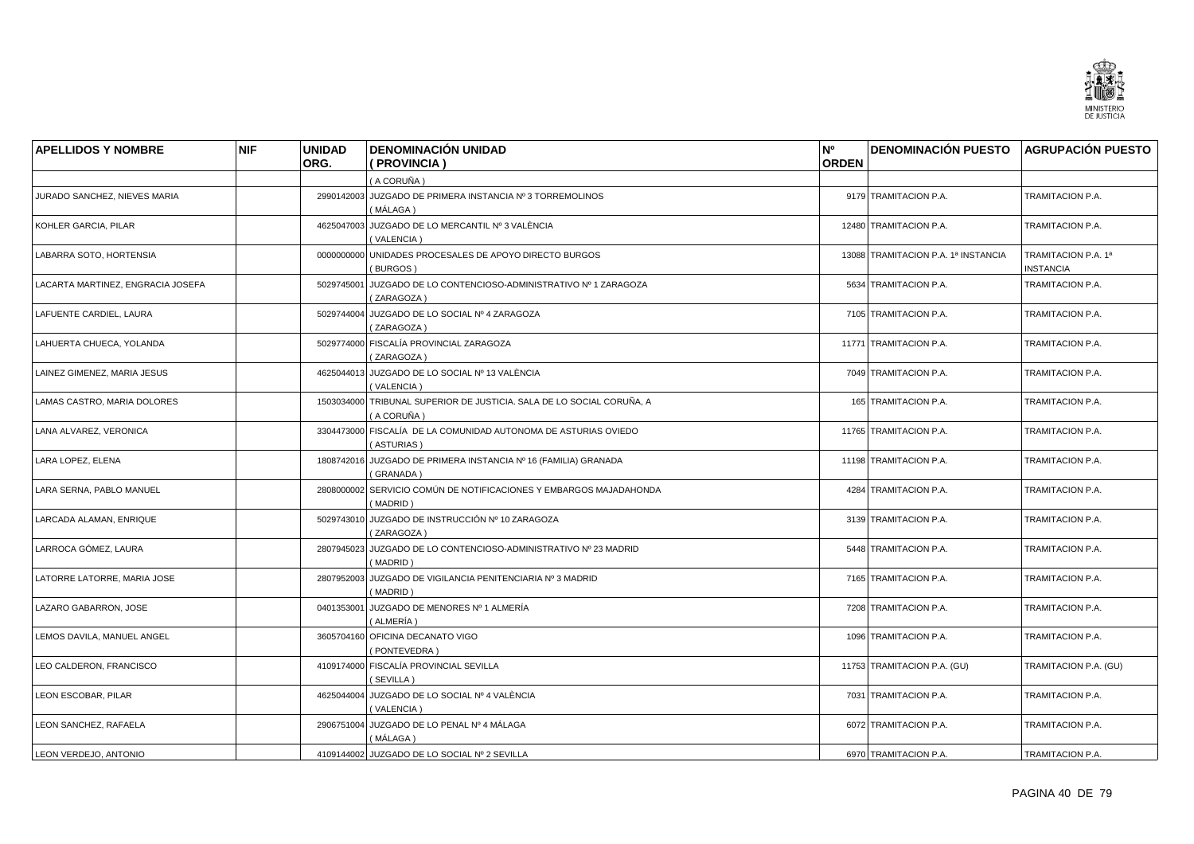| APELLIDOS Y NOMBRE | NIF | UNIDAD ORG. | DENOMINACIÓN UNIDAD ( PROVINCIA ) | Nº ORDEN | DENOMINACIÓN PUESTO | AGRUPACIÓN PUESTO |
|---|---|---|---|---|---|---|
| | | | ( A CORUÑA ) | | | |
| JURADO SANCHEZ, NIEVES MARIA | | 2990142003 | JUZGADO DE PRIMERA INSTANCIA Nº 3 TORREMOLINOS ( MÁLAGA ) | 9179 | TRAMITACION P.A. | TRAMITACION P.A. |
| KOHLER GARCIA, PILAR | | 4625047003 | JUZGADO DE LO MERCANTIL Nº 3 VALÈNCIA ( VALENCIA ) | 12480 | TRAMITACION P.A. | TRAMITACION P.A. |
| LABARRA SOTO, HORTENSIA | | 0000000000 | UNIDADES PROCESALES DE APOYO DIRECTO BURGOS ( BURGOS ) | 13088 | TRAMITACION P.A. 1ª INSTANCIA | TRAMITACION P.A. 1ª INSTANCIA |
| LACARTA MARTINEZ, ENGRACIA JOSEFA | | 5029745001 | JUZGADO DE LO CONTENCIOSO-ADMINISTRATIVO Nº 1 ZARAGOZA ( ZARAGOZA ) | 5634 | TRAMITACION P.A. | TRAMITACION P.A. |
| LAFUENTE CARDIEL, LAURA | | 5029744004 | JUZGADO DE LO SOCIAL Nº 4 ZARAGOZA ( ZARAGOZA ) | 7105 | TRAMITACION P.A. | TRAMITACION P.A. |
| LAHUERTA CHUECA, YOLANDA | | 5029774000 | FISCALÍA PROVINCIAL ZARAGOZA ( ZARAGOZA ) | 11771 | TRAMITACION P.A. | TRAMITACION P.A. |
| LAINEZ GIMENEZ, MARIA JESUS | | 4625044013 | JUZGADO DE LO SOCIAL Nº 13 VALÈNCIA ( VALENCIA ) | 7049 | TRAMITACION P.A. | TRAMITACION P.A. |
| LAMAS CASTRO, MARIA DOLORES | | 1503034000 | TRIBUNAL SUPERIOR DE JUSTICIA. SALA DE LO SOCIAL CORUÑA, A ( A CORUÑA ) | 165 | TRAMITACION P.A. | TRAMITACION P.A. |
| LANA ALVAREZ, VERONICA | | 3304473000 | FISCALÍA DE LA COMUNIDAD AUTONOMA DE ASTURIAS OVIEDO ( ASTURIAS ) | 11765 | TRAMITACION P.A. | TRAMITACION P.A. |
| LARA LOPEZ, ELENA | | 1808742016 | JUZGADO DE PRIMERA INSTANCIA Nº 16 (FAMILIA) GRANADA ( GRANADA ) | 11198 | TRAMITACION P.A. | TRAMITACION P.A. |
| LARA SERNA, PABLO MANUEL | | 2808000002 | SERVICIO COMÚN DE NOTIFICACIONES Y EMBARGOS MAJADAHONDA ( MADRID ) | 4284 | TRAMITACION P.A. | TRAMITACION P.A. |
| LARCADA ALAMAN, ENRIQUE | | 5029743010 | JUZGADO DE INSTRUCCIÓN Nº 10 ZARAGOZA ( ZARAGOZA ) | 3139 | TRAMITACION P.A. | TRAMITACION P.A. |
| LARROCA GÓMEZ, LAURA | | 2807945023 | JUZGADO DE LO CONTENCIOSO-ADMINISTRATIVO Nº 23 MADRID ( MADRID ) | 5448 | TRAMITACION P.A. | TRAMITACION P.A. |
| LATORRE LATORRE, MARIA JOSE | | 2807952003 | JUZGADO DE VIGILANCIA PENITENCIARIA Nº 3 MADRID ( MADRID ) | 7165 | TRAMITACION P.A. | TRAMITACION P.A. |
| LAZARO GABARRON, JOSE | | 0401353001 | JUZGADO DE MENORES Nº 1 ALMERÍA ( ALMERÍA ) | 7208 | TRAMITACION P.A. | TRAMITACION P.A. |
| LEMOS DAVILA, MANUEL ANGEL | | 3605704160 | OFICINA DECANATO VIGO ( PONTEVEDRA ) | 1096 | TRAMITACION P.A. | TRAMITACION P.A. |
| LEO CALDERON, FRANCISCO | | 4109174000 | FISCALÍA PROVINCIAL SEVILLA ( SEVILLA ) | 11753 | TRAMITACION P.A. (GU) | TRAMITACION P.A. (GU) |
| LEON ESCOBAR, PILAR | | 4625044004 | JUZGADO DE LO SOCIAL Nº 4 VALÈNCIA ( VALENCIA ) | 7031 | TRAMITACION P.A. | TRAMITACION P.A. |
| LEON SANCHEZ, RAFAELA | | 2906751004 | JUZGADO DE LO PENAL Nº 4 MÁLAGA ( MÁLAGA ) | 6072 | TRAMITACION P.A. | TRAMITACION P.A. |
| LEON VERDEJO, ANTONIO | | 4109144002 | JUZGADO DE LO SOCIAL Nº 2 SEVILLA | 6970 | TRAMITACION P.A. | TRAMITACION P.A. |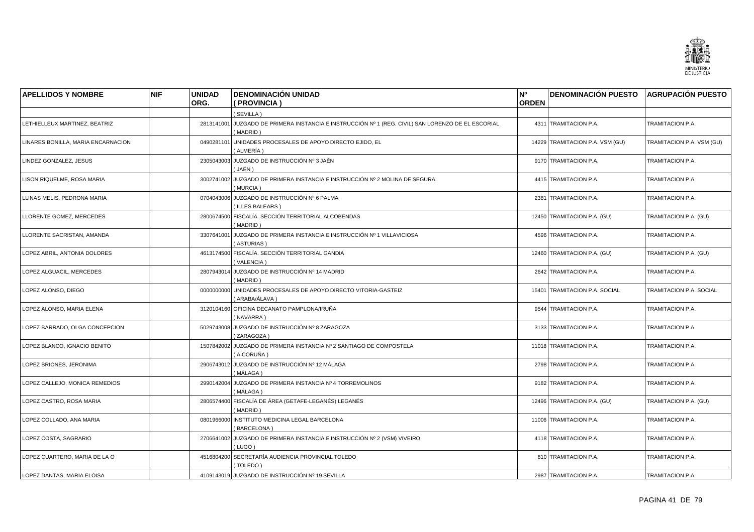| APELLIDOS Y NOMBRE | NIF | UNIDAD ORG. | DENOMINACIÓN UNIDAD ( PROVINCIA ) | Nº ORDEN | DENOMINACIÓN PUESTO | AGRUPACIÓN PUESTO |
|---|---|---|---|---|---|---|
| | | | ( SEVILLA ) | | | |
| LETHIELLEUX MARTINEZ, BEATRIZ | | 2813141001 | JUZGADO DE PRIMERA INSTANCIA E INSTRUCCIÓN Nº 1 (REG. CIVIL) SAN LORENZO DE EL ESCORIAL ( MADRID ) | 4311 | TRAMITACION P.A. | TRAMITACION P.A. |
| LINARES BONILLA, MARIA ENCARNACION | | 0490281101 | UNIDADES PROCESALES DE APOYO DIRECTO EJIDO, EL ( ALMERÍA ) | 14229 | TRAMITACION P.A. VSM (GU) | TRAMITACION P.A. VSM (GU) |
| LINDEZ GONZALEZ, JESUS | | 2305043003 | JUZGADO DE INSTRUCCIÓN Nº 3 JAÉN ( JAÉN ) | 9170 | TRAMITACION P.A. | TRAMITACION P.A. |
| LISON RIQUELME, ROSA MARIA | | 3002741002 | JUZGADO DE PRIMERA INSTANCIA E INSTRUCCIÓN Nº 2 MOLINA DE SEGURA ( MURCIA ) | 4415 | TRAMITACION P.A. | TRAMITACION P.A. |
| LLINAS MELIS, PEDRONA MARIA | | 0704043006 | JUZGADO DE INSTRUCCIÓN Nº 6 PALMA ( ILLES BALEARS ) | 2381 | TRAMITACION P.A. | TRAMITACION P.A. |
| LLORENTE GOMEZ, MERCEDES | | 2800674500 | FISCALÍA. SECCIÓN TERRITORIAL ALCOBENDAS ( MADRID ) | 12450 | TRAMITACION P.A. (GU) | TRAMITACION P.A. (GU) |
| LLORENTE SACRISTAN, AMANDA | | 3307641001 | JUZGADO DE PRIMERA INSTANCIA E INSTRUCCIÓN Nº 1 VILLAVICIOSA ( ASTURIAS ) | 4596 | TRAMITACION P.A. | TRAMITACION P.A. |
| LOPEZ ABRIL, ANTONIA DOLORES | | 4613174500 | FISCALÍA. SECCIÓN TERRITORIAL GANDIA ( VALENCIA ) | 12460 | TRAMITACION P.A. (GU) | TRAMITACION P.A. (GU) |
| LOPEZ ALGUACIL, MERCEDES | | 2807943014 | JUZGADO DE INSTRUCCIÓN Nº 14 MADRID ( MADRID ) | 2642 | TRAMITACION P.A. | TRAMITACION P.A. |
| LOPEZ ALONSO, DIEGO | | 0000000000 | UNIDADES PROCESALES DE APOYO DIRECTO VITORIA-GASTEIZ ( ARABA/ÁLAVA ) | 15401 | TRAMITACION P.A. SOCIAL | TRAMITACION P.A. SOCIAL |
| LOPEZ ALONSO, MARIA ELENA | | 3120104160 | OFICINA DECANATO PAMPLONA/IRUÑA ( NAVARRA ) | 9544 | TRAMITACION P.A. | TRAMITACION P.A. |
| LOPEZ BARRADO, OLGA CONCEPCION | | 5029743008 | JUZGADO DE INSTRUCCIÓN Nº 8 ZARAGOZA ( ZARAGOZA ) | 3133 | TRAMITACION P.A. | TRAMITACION P.A. |
| LOPEZ BLANCO, IGNACIO BENITO | | 1507842002 | JUZGADO DE PRIMERA INSTANCIA Nº 2 SANTIAGO DE COMPOSTELA ( A CORUÑA ) | 11018 | TRAMITACION P.A. | TRAMITACION P.A. |
| LOPEZ BRIONES, JERONIMA | | 2906743012 | JUZGADO DE INSTRUCCIÓN Nº 12 MÁLAGA ( MÁLAGA ) | 2798 | TRAMITACION P.A. | TRAMITACION P.A. |
| LOPEZ CALLEJO, MONICA REMEDIOS | | 2990142004 | JUZGADO DE PRIMERA INSTANCIA Nº 4 TORREMOLINOS ( MÁLAGA ) | 9182 | TRAMITACION P.A. | TRAMITACION P.A. |
| LOPEZ CASTRO, ROSA MARIA | | 2806574400 | FISCALÍA DE ÁREA (GETAFE-LEGANÉS) LEGANÉS ( MADRID ) | 12496 | TRAMITACION P.A. (GU) | TRAMITACION P.A. (GU) |
| LOPEZ COLLADO, ANA MARIA | | 0801966000 | INSTITUTO MEDICINA LEGAL BARCELONA ( BARCELONA ) | 11006 | TRAMITACION P.A. | TRAMITACION P.A. |
| LOPEZ COSTA, SAGRARIO | | 2706641002 | JUZGADO DE PRIMERA INSTANCIA E INSTRUCCIÓN Nº 2 (VSM) VIVEIRO ( LUGO ) | 4118 | TRAMITACION P.A. | TRAMITACION P.A. |
| LOPEZ CUARTERO, MARIA DE LA O | | 4516804200 | SECRETARÍA AUDIENCIA PROVINCIAL TOLEDO ( TOLEDO ) | 810 | TRAMITACION P.A. | TRAMITACION P.A. |
| LOPEZ DANTAS, MARIA ELOISA | | 4109143019 | JUZGADO DE INSTRUCCIÓN Nº 19 SEVILLA | 2987 | TRAMITACION P.A. | TRAMITACION P.A. |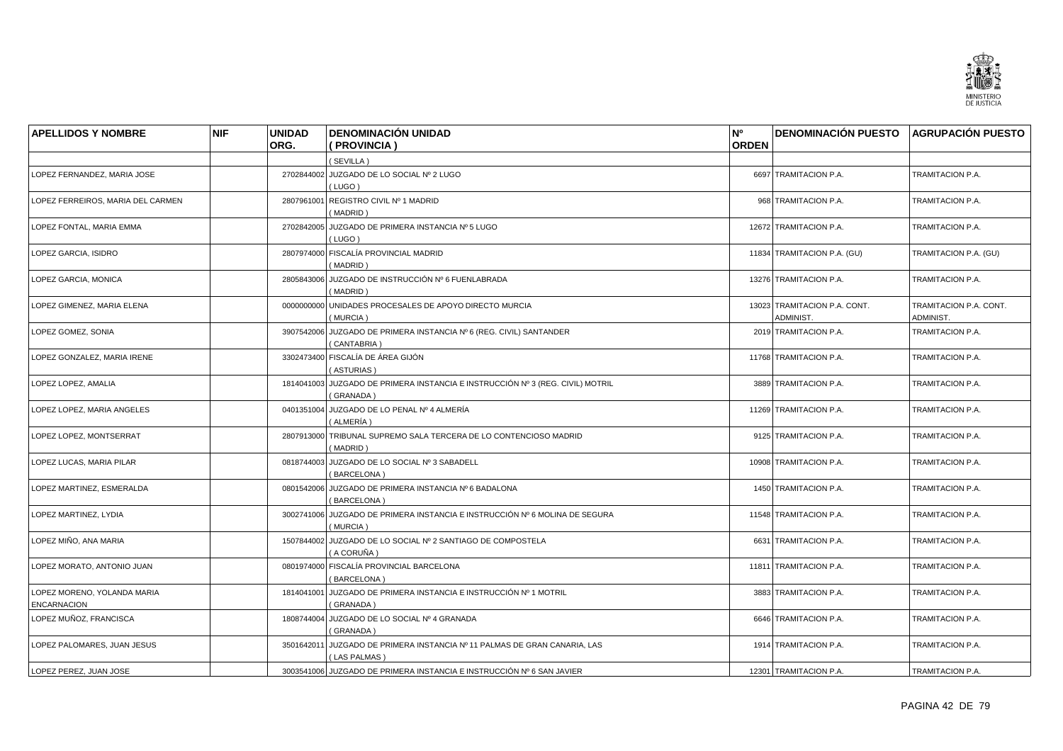| APELLIDOS Y NOMBRE | NIF | UNIDAD ORG. | DENOMINACIÓN UNIDAD ( PROVINCIA ) | Nº ORDEN | DENOMINACIÓN PUESTO | AGRUPACIÓN PUESTO |
|---|---|---|---|---|---|---|
| | | | ( SEVILLA ) | | | |
| LOPEZ FERNANDEZ, MARIA JOSE | | 2702844002 | JUZGADO DE LO SOCIAL Nº 2 LUGO ( LUGO ) | 6697 | TRAMITACION P.A. | TRAMITACION P.A. |
| LOPEZ FERREIROS, MARIA DEL CARMEN | | 2807961001 | REGISTRO CIVIL Nº 1 MADRID ( MADRID ) | 968 | TRAMITACION P.A. | TRAMITACION P.A. |
| LOPEZ FONTAL, MARIA EMMA | | 2702842005 | JUZGADO DE PRIMERA INSTANCIA Nº 5 LUGO ( LUGO ) | 12672 | TRAMITACION P.A. | TRAMITACION P.A. |
| LOPEZ GARCIA, ISIDRO | | 2807974000 | FISCALÍA PROVINCIAL MADRID ( MADRID ) | 11834 | TRAMITACION P.A. (GU) | TRAMITACION P.A. (GU) |
| LOPEZ GARCIA, MONICA | | 2805843006 | JUZGADO DE INSTRUCCIÓN Nº 6 FUENLABRADA ( MADRID ) | 13276 | TRAMITACION P.A. | TRAMITACION P.A. |
| LOPEZ GIMENEZ, MARIA ELENA | | 0000000000 | UNIDADES PROCESALES DE APOYO DIRECTO MURCIA ( MURCIA ) | 13023 | TRAMITACION P.A. CONT. ADMINIST. | TRAMITACION P.A. CONT. ADMINIST. |
| LOPEZ GOMEZ, SONIA | | 3907542006 | JUZGADO DE PRIMERA INSTANCIA Nº 6 (REG. CIVIL) SANTANDER ( CANTABRIA ) | 2019 | TRAMITACION P.A. | TRAMITACION P.A. |
| LOPEZ GONZALEZ, MARIA IRENE | | 3302473400 | FISCALÍA DE ÁREA GIJÓN ( ASTURIAS ) | 11768 | TRAMITACION P.A. | TRAMITACION P.A. |
| LOPEZ LOPEZ, AMALIA | | 1814041003 | JUZGADO DE PRIMERA INSTANCIA E INSTRUCCIÓN Nº 3 (REG. CIVIL) MOTRIL ( GRANADA ) | 3889 | TRAMITACION P.A. | TRAMITACION P.A. |
| LOPEZ LOPEZ, MARIA ANGELES | | 0401351004 | JUZGADO DE LO PENAL Nº 4 ALMERÍA ( ALMERÍA ) | 11269 | TRAMITACION P.A. | TRAMITACION P.A. |
| LOPEZ LOPEZ, MONTSERRAT | | 2807913000 | TRIBUNAL SUPREMO SALA TERCERA DE LO CONTENCIOSO MADRID ( MADRID ) | 9125 | TRAMITACION P.A. | TRAMITACION P.A. |
| LOPEZ LUCAS, MARIA PILAR | | 0818744003 | JUZGADO DE LO SOCIAL Nº 3 SABADELL ( BARCELONA ) | 10908 | TRAMITACION P.A. | TRAMITACION P.A. |
| LOPEZ MARTINEZ, ESMERALDA | | 0801542006 | JUZGADO DE PRIMERA INSTANCIA Nº 6 BADALONA ( BARCELONA ) | 1450 | TRAMITACION P.A. | TRAMITACION P.A. |
| LOPEZ MARTINEZ, LYDIA | | 3002741006 | JUZGADO DE PRIMERA INSTANCIA E INSTRUCCIÓN Nº 6 MOLINA DE SEGURA ( MURCIA ) | 11548 | TRAMITACION P.A. | TRAMITACION P.A. |
| LOPEZ MIÑO, ANA MARIA | | 1507844002 | JUZGADO DE LO SOCIAL Nº 2 SANTIAGO DE COMPOSTELA ( A CORUÑA ) | 6631 | TRAMITACION P.A. | TRAMITACION P.A. |
| LOPEZ MORATO, ANTONIO JUAN | | 0801974000 | FISCALÍA PROVINCIAL BARCELONA ( BARCELONA ) | 11811 | TRAMITACION P.A. | TRAMITACION P.A. |
| LOPEZ MORENO, YOLANDA MARIA ENCARNACION | | 1814041001 | JUZGADO DE PRIMERA INSTANCIA E INSTRUCCIÓN Nº 1 MOTRIL ( GRANADA ) | 3883 | TRAMITACION P.A. | TRAMITACION P.A. |
| LOPEZ MUÑOZ, FRANCISCA | | 1808744004 | JUZGADO DE LO SOCIAL Nº 4 GRANADA ( GRANADA ) | 6646 | TRAMITACION P.A. | TRAMITACION P.A. |
| LOPEZ PALOMARES, JUAN JESUS | | 3501642011 | JUZGADO DE PRIMERA INSTANCIA Nº 11 PALMAS DE GRAN CANARIA, LAS ( LAS PALMAS ) | 1914 | TRAMITACION P.A. | TRAMITACION P.A. |
| LOPEZ PEREZ, JUAN JOSE | | 3003541006 | JUZGADO DE PRIMERA INSTANCIA E INSTRUCCIÓN Nº 6 SAN JAVIER | 12301 | TRAMITACION P.A. | TRAMITACION P.A. |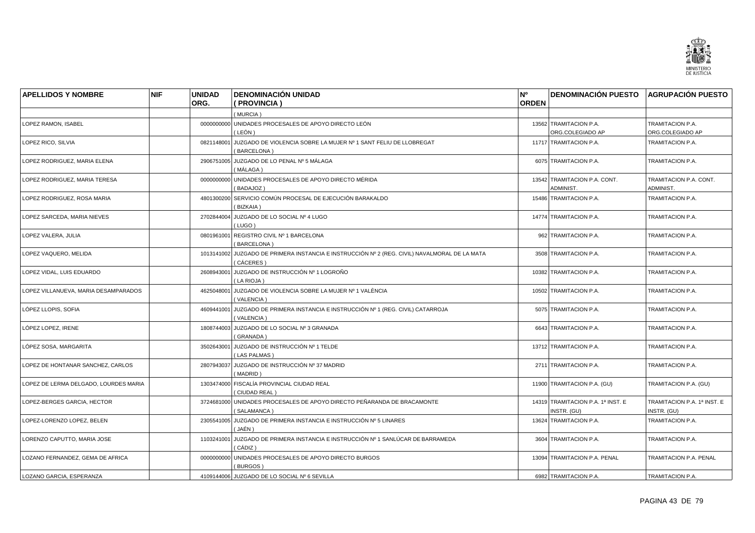| APELLIDOS Y NOMBRE | NIF | UNIDAD ORG. | DENOMINACIÓN UNIDAD ( PROVINCIA ) | Nº ORDEN | DENOMINACIÓN PUESTO | AGRUPACIÓN PUESTO |
|---|---|---|---|---|---|---|
| | | | ( MURCIA ) | | | |
| LOPEZ RAMON, ISABEL | | 0000000000 | UNIDADES PROCESALES DE APOYO DIRECTO LEÓN ( LEÓN ) | 13562 | TRAMITACION P.A. ORG.COLEGIADO AP | TRAMITACION P.A. ORG.COLEGIADO AP |
| LOPEZ RICO, SILVIA | | 0821148001 | JUZGADO DE VIOLENCIA SOBRE LA MUJER Nº 1 SANT FELIU DE LLOBREGAT ( BARCELONA ) | 11717 | TRAMITACION P.A. | TRAMITACION P.A. |
| LOPEZ RODRIGUEZ, MARIA ELENA | | 2906751005 | JUZGADO DE LO PENAL Nº 5 MÁLAGA ( MÁLAGA ) | 6075 | TRAMITACION P.A. | TRAMITACION P.A. |
| LOPEZ RODRIGUEZ, MARIA TERESA | | 0000000000 | UNIDADES PROCESALES DE APOYO DIRECTO MÉRIDA ( BADAJOZ ) | 13542 | TRAMITACION P.A. CONT. ADMINIST. | TRAMITACION P.A. CONT. ADMINIST. |
| LOPEZ RODRIGUEZ, ROSA MARIA | | 4801300200 | SERVICIO COMÚN PROCESAL DE EJECUCIÓN BARAKALDO ( BIZKAIA ) | 15486 | TRAMITACION P.A. | TRAMITACION P.A. |
| LOPEZ SARCEDA, MARIA NIEVES | | 2702844004 | JUZGADO DE LO SOCIAL Nº 4 LUGO ( LUGO ) | 14774 | TRAMITACION P.A. | TRAMITACION P.A. |
| LOPEZ VALERA, JULIA | | 0801961001 | REGISTRO CIVIL Nº 1 BARCELONA ( BARCELONA ) | 962 | TRAMITACION P.A. | TRAMITACION P.A. |
| LOPEZ VAQUERO, MELIDA | | 1013141002 | JUZGADO DE PRIMERA INSTANCIA E INSTRUCCIÓN Nº 2 (REG. CIVIL) NAVALMORAL DE LA MATA ( CÁCERES ) | 3508 | TRAMITACION P.A. | TRAMITACION P.A. |
| LOPEZ VIDAL, LUIS EDUARDO | | 2608943001 | JUZGADO DE INSTRUCCIÓN Nº 1 LOGROÑO ( LA RIOJA ) | 10382 | TRAMITACION P.A. | TRAMITACION P.A. |
| LOPEZ VILLANUEVA, MARIA DESAMPARADOS | | 4625048001 | JUZGADO DE VIOLENCIA SOBRE LA MUJER Nº 1 VALÈNCIA ( VALENCIA ) | 10502 | TRAMITACION P.A. | TRAMITACION P.A. |
| LÓPEZ LLOPIS, SOFIA | | 4609441001 | JUZGADO DE PRIMERA INSTANCIA E INSTRUCCIÓN Nº 1 (REG. CIVIL) CATARROJA ( VALENCIA ) | 5075 | TRAMITACION P.A. | TRAMITACION P.A. |
| LÓPEZ LOPEZ, IRENE | | 1808744003 | JUZGADO DE LO SOCIAL Nº 3 GRANADA ( GRANADA ) | 6643 | TRAMITACION P.A. | TRAMITACION P.A. |
| LÓPEZ SOSA, MARGARITA | | 3502643001 | JUZGADO DE INSTRUCCIÓN Nº 1 TELDE ( LAS PALMAS ) | 13712 | TRAMITACION P.A. | TRAMITACION P.A. |
| LOPEZ DE HONTANAR SANCHEZ, CARLOS | | 2807943037 | JUZGADO DE INSTRUCCIÓN Nº 37 MADRID ( MADRID ) | 2711 | TRAMITACION P.A. | TRAMITACION P.A. |
| LOPEZ DE LERMA DELGADO, LOURDES MARIA | | 1303474000 | FISCALÍA PROVINCIAL CIUDAD REAL ( CIUDAD REAL ) | 11900 | TRAMITACION P.A. (GU) | TRAMITACION P.A. (GU) |
| LOPEZ-BERGES GARCIA, HECTOR | | 3724681000 | UNIDADES PROCESALES DE APOYO DIRECTO PEÑARANDA DE BRACAMONTE ( SALAMANCA ) | 14319 | TRAMITACION P.A. 1ª INST. E INSTR. (GU) | TRAMITACION P.A. 1ª INST. E INSTR. (GU) |
| LOPEZ-LORENZO LOPEZ, BELEN | | 2305541005 | JUZGADO DE PRIMERA INSTANCIA E INSTRUCCIÓN Nº 5 LINARES ( JAÉN ) | 13624 | TRAMITACION P.A. | TRAMITACION P.A. |
| LORENZO CAPUTTO, MARIA JOSE | | 1103241001 | JUZGADO DE PRIMERA INSTANCIA E INSTRUCCIÓN Nº 1 SANLÚCAR DE BARRAMEDA ( CÁDIZ ) | 3604 | TRAMITACION P.A. | TRAMITACION P.A. |
| LOZANO FERNANDEZ, GEMA DE AFRICA | | 0000000000 | UNIDADES PROCESALES DE APOYO DIRECTO BURGOS ( BURGOS ) | 13094 | TRAMITACION P.A. PENAL | TRAMITACION P.A. PENAL |
| LOZANO GARCIA, ESPERANZA | | 4109144006 | JUZGADO DE LO SOCIAL Nº 6 SEVILLA | 6982 | TRAMITACION P.A. | TRAMITACION P.A. |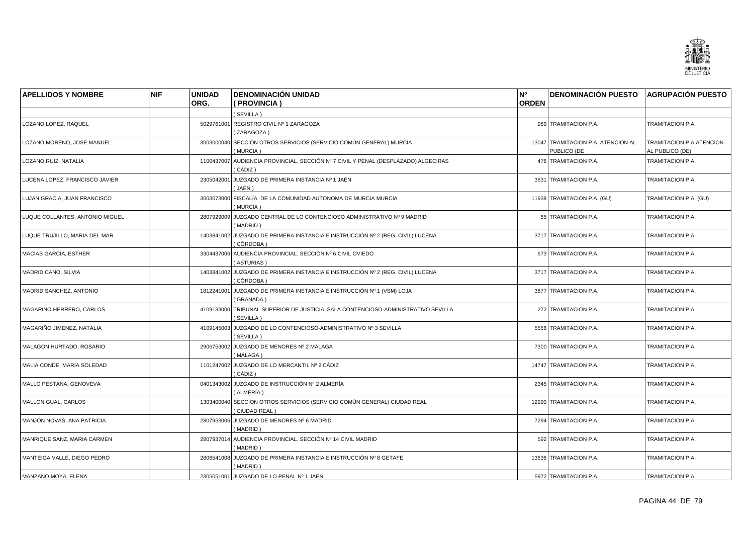| APELLIDOS Y NOMBRE | NIF | UNIDAD ORG. | DENOMINACIÓN UNIDAD ( PROVINCIA ) | Nº ORDEN | DENOMINACIÓN PUESTO | AGRUPACIÓN PUESTO |
|---|---|---|---|---|---|---|
| | | | ( SEVILLA ) | | | |
| LOZANO LOPEZ, RAQUEL | | 5029761001 | REGISTRO CIVIL Nº 1 ZARAGOZA ( ZARAGOZA ) | 989 | TRAMITACION P.A. | TRAMITACION P.A. |
| LOZANO MORENO, JOSE MANUEL | | 3003000040 | SECCIÓN OTROS SERVICIOS (SERVICIO COMÚN GENERAL) MURCIA ( MURCIA ) | 13047 | TRAMITACION P.A. ATENCION AL PUBLICO (DE | TRAMITACION P.A.ATENCION AL PUBLICO (DE) |
| LOZANO RUIZ, NATALIA | | 1100437007 | AUDIENCIA PROVINCIAL. SECCIÓN Nº 7 CIVIL Y PENAL (DESPLAZADO) ALGECIRAS ( CÁDIZ ) | 476 | TRAMITACION P.A. | TRAMITACION P.A. |
| LUCENA LOPEZ, FRANCISCO JAVIER | | 2305042001 | JUZGADO DE PRIMERA INSTANCIA Nº 1 JAÉN ( JAÉN ) | 3631 | TRAMITACION P.A. | TRAMITACION P.A. |
| LUJAN GRACIA, JUAN FRANCISCO | | 3003073000 | FISCALÍA DE LA COMUNIDAD AUTONOMA DE MURCIA MURCIA ( MURCIA ) | 11938 | TRAMITACION P.A. (GU) | TRAMITACION P.A. (GU) |
| LUQUE COLLANTES, ANTONIO MIGUEL | | 2807929009 | JUZGADO CENTRAL DE LO CONTENCIOSO ADMINISTRATIVO Nº 9 MADRID ( MADRID ) | 85 | TRAMITACION P.A. | TRAMITACION P.A. |
| LUQUE TRUJILLO, MARIA DEL MAR | | 1403841002 | JUZGADO DE PRIMERA INSTANCIA E INSTRUCCIÓN Nº 2 (REG. CIVIL) LUCENA ( CÓRDOBA ) | 3717 | TRAMITACION P.A. | TRAMITACION P.A. |
| MACIAS GARCIA, ESTHER | | 3304437006 | AUDIENCIA PROVINCIAL. SECCIÓN Nº 6 CIVIL OVIEDO ( ASTURIAS ) | 673 | TRAMITACION P.A. | TRAMITACION P.A. |
| MADRID CANO, SILVIA | | 1403841002 | JUZGADO DE PRIMERA INSTANCIA E INSTRUCCIÓN Nº 2 (REG. CIVIL) LUCENA ( CÓRDOBA ) | 3717 | TRAMITACION P.A. | TRAMITACION P.A. |
| MADRID SANCHEZ, ANTONIO | | 1812241001 | JUZGADO DE PRIMERA INSTANCIA E INSTRUCCIÓN Nº 1 (VSM) LOJA ( GRANADA ) | 3877 | TRAMITACION P.A. | TRAMITACION P.A. |
| MAGARIÑO HERRERO, CARLOS | | 4109133000 | TRIBUNAL SUPERIOR DE JUSTICIA. SALA CONTENCIOSO-ADMINISTRATIVO SEVILLA ( SEVILLA ) | 272 | TRAMITACION P.A. | TRAMITACION P.A. |
| MAGARIÑO JIMENEZ, NATALIA | | 4109145003 | JUZGADO DE LO CONTENCIOSO-ADMINISTRATIVO Nº 3 SEVILLA ( SEVILLA ) | 5556 | TRAMITACION P.A. | TRAMITACION P.A. |
| MALAGON HURTADO, ROSARIO | | 2906753002 | JUZGADO DE MENORES Nº 2 MÁLAGA ( MÁLAGA ) | 7300 | TRAMITACION P.A. | TRAMITACION P.A. |
| MALIA CONDE, MARIA SOLEDAD | | 1101247002 | JUZGADO DE LO MERCANTIL Nº 2 CÁDIZ ( CÁDIZ ) | 14747 | TRAMITACION P.A. | TRAMITACION P.A. |
| MALLO PESTANA, GENOVEVA | | 0401343002 | JUZGADO DE INSTRUCCIÓN Nº 2 ALMERÍA ( ALMERÍA ) | 2345 | TRAMITACION P.A. | TRAMITACION P.A. |
| MALLON GUAL, CARLOS | | 1303400040 | SECCION OTROS SERVICIOS (SERVICIO COMÚN GENERAL) CIUDAD REAL ( CIUDAD REAL ) | 12990 | TRAMITACION P.A. | TRAMITACION P.A. |
| MANJÓN NOVAS, ANA PATRICIA | | 2807953006 | JUZGADO DE MENORES Nº 6 MADRID ( MADRID ) | 7294 | TRAMITACION P.A. | TRAMITACION P.A. |
| MANRIQUE SANZ, MARIA CARMEN | | 2807937014 | AUDIENCIA PROVINCIAL. SECCIÓN Nº 14 CIVIL MADRID ( MADRID ) | 592 | TRAMITACION P.A. | TRAMITACION P.A. |
| MANTEIGA VALLE, DIEGO PEDRO | | 2806541008 | JUZGADO DE PRIMERA INSTANCIA E INSTRUCCIÓN Nº 8 GETAFE ( MADRID ) | 13636 | TRAMITACION P.A. | TRAMITACION P.A. |
| MANZANO MOYA, ELENA | | 2305051001 | JUZGADO DE LO PENAL Nº 1 JAÉN | 5972 | TRAMITACION P.A. | TRAMITACION P.A. |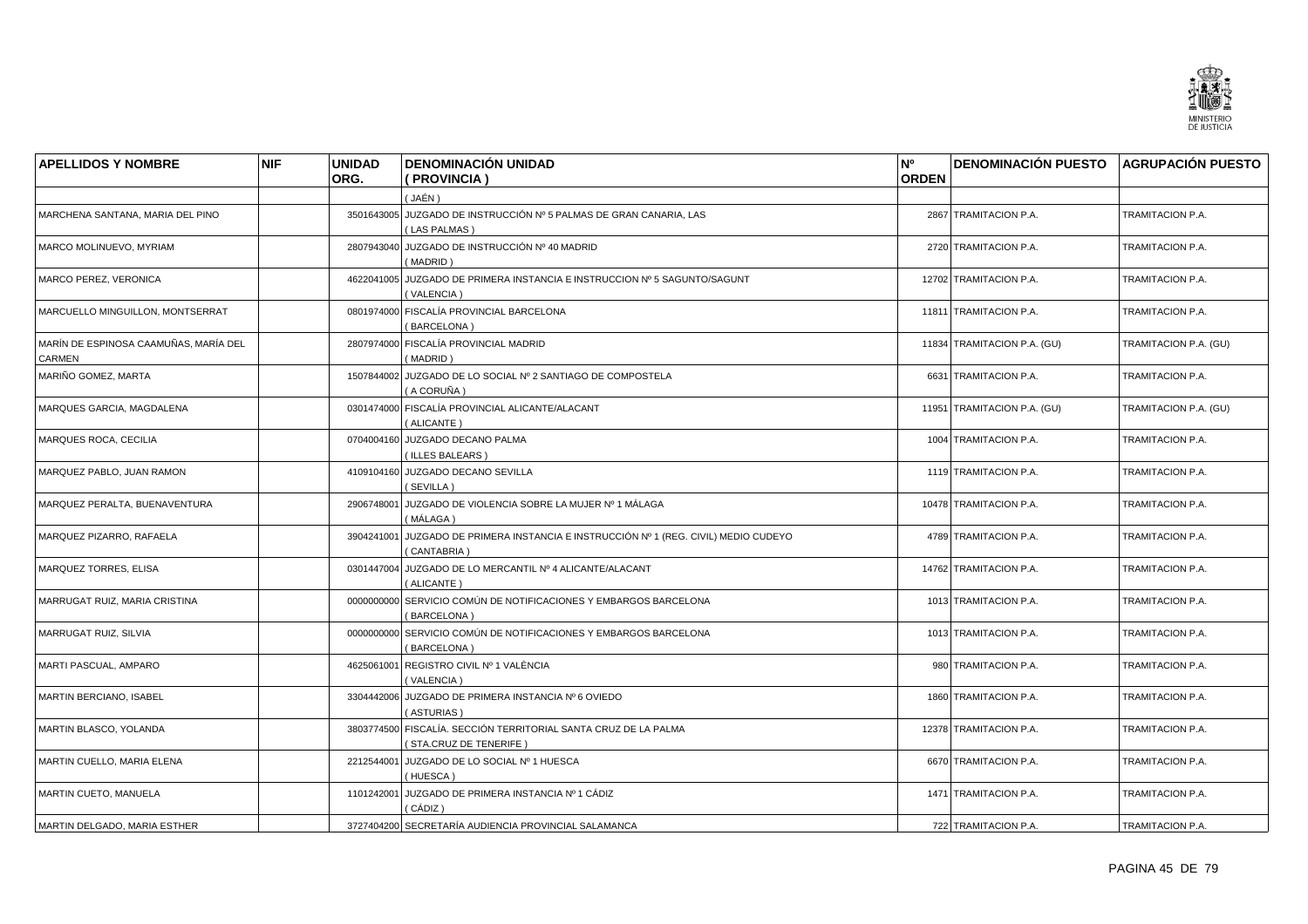| APELLIDOS Y NOMBRE | NIF | UNIDAD ORG. | DENOMINACIÓN UNIDAD ( PROVINCIA ) | Nº ORDEN | DENOMINACIÓN PUESTO | AGRUPACIÓN PUESTO |
|---|---|---|---|---|---|---|
| | | | ( JAÉN ) | | | |
| MARCHENA SANTANA, MARIA DEL PINO | | 3501643005 | JUZGADO DE INSTRUCCIÓN Nº 5 PALMAS DE GRAN CANARIA, LAS ( LAS PALMAS ) | 2867 | TRAMITACION P.A. | TRAMITACION P.A. |
| MARCO MOLINUEVO, MYRIAM | | 2807943040 | JUZGADO DE INSTRUCCIÓN Nº 40 MADRID ( MADRID ) | 2720 | TRAMITACION P.A. | TRAMITACION P.A. |
| MARCO PEREZ, VERONICA | | 4622041005 | JUZGADO DE PRIMERA INSTANCIA E INSTRUCCION Nº 5 SAGUNTO/SAGUNT ( VALENCIA ) | 12702 | TRAMITACION P.A. | TRAMITACION P.A. |
| MARCUELLO MINGUILLON, MONTSERRAT | | 0801974000 | FISCALÍA PROVINCIAL BARCELONA ( BARCELONA ) | 11811 | TRAMITACION P.A. | TRAMITACION P.A. |
| MARÍN DE ESPINOSA CAAMUÑAS, MARÍA DEL CARMEN | | 2807974000 | FISCALÍA PROVINCIAL MADRID ( MADRID ) | 11834 | TRAMITACION P.A. (GU) | TRAMITACION P.A. (GU) |
| MARIÑO GOMEZ, MARTA | | 1507844002 | JUZGADO DE LO SOCIAL Nº 2 SANTIAGO DE COMPOSTELA ( A CORUÑA ) | 6631 | TRAMITACION P.A. | TRAMITACION P.A. |
| MARQUES GARCIA, MAGDALENA | | 0301474000 | FISCALÍA PROVINCIAL ALICANTE/ALACANT ( ALICANTE ) | 11951 | TRAMITACION P.A. (GU) | TRAMITACION P.A. (GU) |
| MARQUES ROCA, CECILIA | | 0704004160 | JUZGADO DECANO PALMA ( ILLES BALEARS ) | 1004 | TRAMITACION P.A. | TRAMITACION P.A. |
| MARQUEZ PABLO, JUAN RAMON | | 4109104160 | JUZGADO DECANO SEVILLA ( SEVILLA ) | 1119 | TRAMITACION P.A. | TRAMITACION P.A. |
| MARQUEZ PERALTA, BUENAVENTURA | | 2906748001 | JUZGADO DE VIOLENCIA SOBRE LA MUJER Nº 1 MÁLAGA ( MÁLAGA ) | 10478 | TRAMITACION P.A. | TRAMITACION P.A. |
| MARQUEZ PIZARRO, RAFAELA | | 3904241001 | JUZGADO DE PRIMERA INSTANCIA E INSTRUCCIÓN Nº 1 (REG. CIVIL) MEDIO CUDEYO ( CANTABRIA ) | 4789 | TRAMITACION P.A. | TRAMITACION P.A. |
| MARQUEZ TORRES, ELISA | | 0301447004 | JUZGADO DE LO MERCANTIL Nº 4 ALICANTE/ALACANT ( ALICANTE ) | 14762 | TRAMITACION P.A. | TRAMITACION P.A. |
| MARRUGAT RUIZ, MARIA CRISTINA | | 0000000000 | SERVICIO COMÚN DE NOTIFICACIONES Y EMBARGOS BARCELONA ( BARCELONA ) | 1013 | TRAMITACION P.A. | TRAMITACION P.A. |
| MARRUGAT RUIZ, SILVIA | | 0000000000 | SERVICIO COMÚN DE NOTIFICACIONES Y EMBARGOS BARCELONA ( BARCELONA ) | 1013 | TRAMITACION P.A. | TRAMITACION P.A. |
| MARTI PASCUAL, AMPARO | | 4625061001 | REGISTRO CIVIL Nº 1 VALÈNCIA ( VALENCIA ) | 980 | TRAMITACION P.A. | TRAMITACION P.A. |
| MARTIN BERCIANO, ISABEL | | 3304442006 | JUZGADO DE PRIMERA INSTANCIA Nº 6 OVIEDO ( ASTURIAS ) | 1860 | TRAMITACION P.A. | TRAMITACION P.A. |
| MARTIN BLASCO, YOLANDA | | 3803774500 | FISCALÍA. SECCIÓN TERRITORIAL SANTA CRUZ DE LA PALMA ( STA.CRUZ DE TENERIFE ) | 12378 | TRAMITACION P.A. | TRAMITACION P.A. |
| MARTIN CUELLO, MARIA ELENA | | 2212544001 | JUZGADO DE LO SOCIAL Nº 1 HUESCA ( HUESCA ) | 6670 | TRAMITACION P.A. | TRAMITACION P.A. |
| MARTIN CUETO, MANUELA | | 1101242001 | JUZGADO DE PRIMERA INSTANCIA Nº 1 CÁDIZ ( CÁDIZ ) | 1471 | TRAMITACION P.A. | TRAMITACION P.A. |
| MARTIN DELGADO, MARIA ESTHER | | 3727404200 | SECRETARÍA AUDIENCIA PROVINCIAL SALAMANCA | 722 | TRAMITACION P.A. | TRAMITACION P.A. |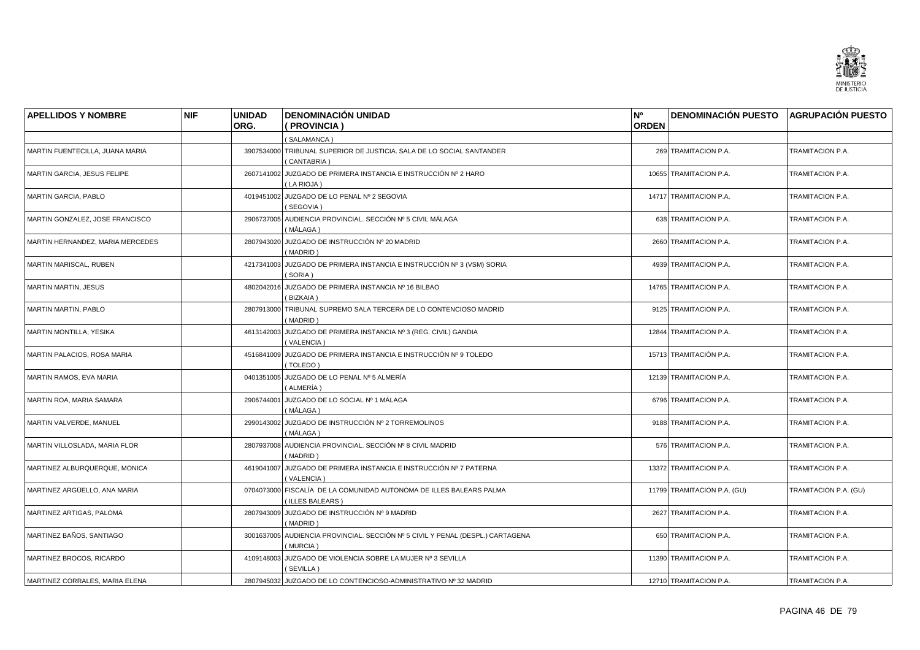| APELLIDOS Y NOMBRE | NIF | UNIDAD ORG. | DENOMINACIÓN UNIDAD ( PROVINCIA ) | Nº ORDEN | DENOMINACIÓN PUESTO | AGRUPACIÓN PUESTO |
|---|---|---|---|---|---|---|
| | | | ( SALAMANCA ) | | | |
| MARTIN FUENTECILLA, JUANA MARIA | | 3907534000 | TRIBUNAL SUPERIOR DE JUSTICIA. SALA DE LO SOCIAL SANTANDER ( CANTABRIA ) | 269 | TRAMITACION P.A. | TRAMITACION P.A. |
| MARTIN GARCIA, JESUS FELIPE | | 2607141002 | JUZGADO DE PRIMERA INSTANCIA E INSTRUCCIÓN Nº 2 HARO ( LA RIOJA ) | 10655 | TRAMITACION P.A. | TRAMITACION P.A. |
| MARTIN GARCIA, PABLO | | 4019451002 | JUZGADO DE LO PENAL Nº 2 SEGOVIA ( SEGOVIA ) | 14717 | TRAMITACION P.A. | TRAMITACION P.A. |
| MARTIN GONZALEZ, JOSE FRANCISCO | | 2906737005 | AUDIENCIA PROVINCIAL. SECCIÓN Nº 5 CIVIL MÁLAGA ( MÁLAGA ) | 638 | TRAMITACION P.A. | TRAMITACION P.A. |
| MARTIN HERNANDEZ, MARIA MERCEDES | | 2807943020 | JUZGADO DE INSTRUCCIÓN Nº 20 MADRID ( MADRID ) | 2660 | TRAMITACION P.A. | TRAMITACION P.A. |
| MARTIN MARISCAL, RUBEN | | 4217341003 | JUZGADO DE PRIMERA INSTANCIA E INSTRUCCIÓN Nº 3 (VSM) SORIA ( SORIA ) | 4939 | TRAMITACION P.A. | TRAMITACION P.A. |
| MARTIN MARTIN, JESUS | | 4802042016 | JUZGADO DE PRIMERA INSTANCIA Nº 16 BILBAO ( BIZKAIA ) | 14765 | TRAMITACION P.A. | TRAMITACION P.A. |
| MARTIN MARTIN, PABLO | | 2807913000 | TRIBUNAL SUPREMO SALA TERCERA DE LO CONTENCIOSO MADRID ( MADRID ) | 9125 | TRAMITACION P.A. | TRAMITACION P.A. |
| MARTIN MONTILLA, YESIKA | | 4613142003 | JUZGADO DE PRIMERA INSTANCIA Nº 3 (REG. CIVIL) GANDIA ( VALENCIA ) | 12844 | TRAMITACION P.A. | TRAMITACION P.A. |
| MARTIN PALACIOS, ROSA MARIA | | 4516841009 | JUZGADO DE PRIMERA INSTANCIA E INSTRUCCIÓN Nº 9 TOLEDO ( TOLEDO ) | 15713 | TRAMITACIÓN P.A. | TRAMITACION P.A. |
| MARTIN RAMOS, EVA MARIA | | 0401351005 | JUZGADO DE LO PENAL Nº 5 ALMERÍA ( ALMERÍA ) | 12139 | TRAMITACION P.A. | TRAMITACION P.A. |
| MARTIN ROA, MARIA SAMARA | | 2906744001 | JUZGADO DE LO SOCIAL Nº 1 MÁLAGA ( MÁLAGA ) | 6796 | TRAMITACION P.A. | TRAMITACION P.A. |
| MARTIN VALVERDE, MANUEL | | 2990143002 | JUZGADO DE INSTRUCCIÓN Nº 2 TORREMOLINOS ( MÁLAGA ) | 9188 | TRAMITACION P.A. | TRAMITACION P.A. |
| MARTIN VILLOSLADA, MARIA FLOR | | 2807937008 | AUDIENCIA PROVINCIAL. SECCIÓN Nº 8 CIVIL MADRID ( MADRID ) | 576 | TRAMITACION P.A. | TRAMITACION P.A. |
| MARTINEZ ALBURQUERQUE, MONICA | | 4619041007 | JUZGADO DE PRIMERA INSTANCIA E INSTRUCCIÓN Nº 7 PATERNA ( VALENCIA ) | 13372 | TRAMITACION P.A. | TRAMITACION P.A. |
| MARTINEZ ARGÜELLO, ANA MARIA | | 0704073000 | FISCALÍA DE LA COMUNIDAD AUTONOMA DE ILLES BALEARS PALMA ( ILLES BALEARS ) | 11799 | TRAMITACION P.A. (GU) | TRAMITACION P.A. (GU) |
| MARTINEZ ARTIGAS, PALOMA | | 2807943009 | JUZGADO DE INSTRUCCIÓN Nº 9 MADRID ( MADRID ) | 2627 | TRAMITACION P.A. | TRAMITACION P.A. |
| MARTINEZ BAÑOS, SANTIAGO | | 3001637005 | AUDIENCIA PROVINCIAL. SECCIÓN Nº 5 CIVIL Y PENAL (DESPL.) CARTAGENA ( MURCIA ) | 650 | TRAMITACION P.A. | TRAMITACION P.A. |
| MARTINEZ BROCOS, RICARDO | | 4109148003 | JUZGADO DE VIOLENCIA SOBRE LA MUJER Nº 3 SEVILLA ( SEVILLA ) | 11390 | TRAMITACION P.A. | TRAMITACION P.A. |
| MARTINEZ CORRALES, MARIA ELENA | | 2807945032 | JUZGADO DE LO CONTENCIOSO-ADMINISTRATIVO Nº 32 MADRID | 12710 | TRAMITACION P.A. | TRAMITACION P.A. |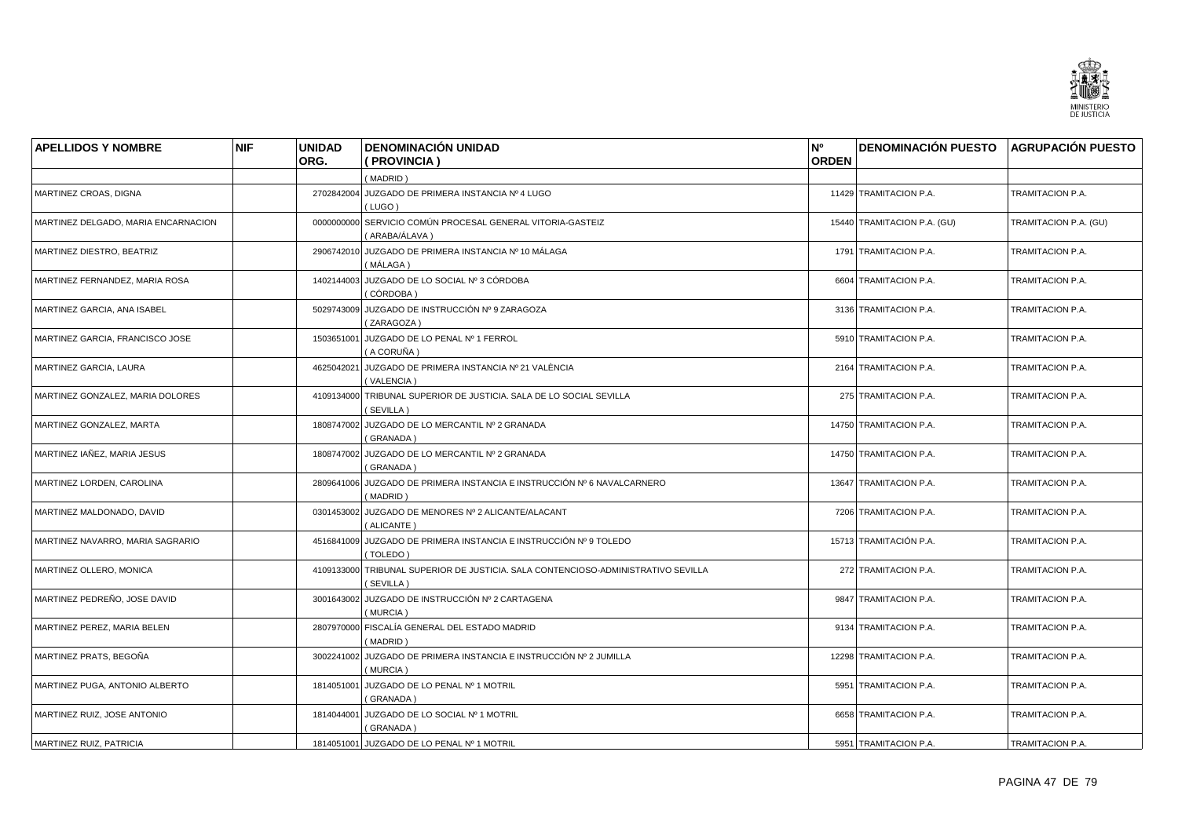| APELLIDOS Y NOMBRE | NIF | UNIDAD ORG. | DENOMINACIÓN UNIDAD ( PROVINCIA ) | Nº ORDEN | DENOMINACIÓN PUESTO | AGRUPACIÓN PUESTO |
|---|---|---|---|---|---|---|
| | | | ( MADRID ) | | | |
| MARTINEZ CROAS, DIGNA | | 2702842004 | JUZGADO DE PRIMERA INSTANCIA Nº 4 LUGO ( LUGO ) | 11429 | TRAMITACION P.A. | TRAMITACION P.A. |
| MARTINEZ DELGADO, MARIA ENCARNACION | | 0000000000 | SERVICIO COMÚN PROCESAL GENERAL VITORIA-GASTEIZ ( ARABA/ÁLAVA ) | 15440 | TRAMITACION P.A. (GU) | TRAMITACION P.A. (GU) |
| MARTINEZ DIESTRO, BEATRIZ | | 2906742010 | JUZGADO DE PRIMERA INSTANCIA Nº 10 MÁLAGA ( MÁLAGA ) | 1791 | TRAMITACION P.A. | TRAMITACION P.A. |
| MARTINEZ FERNANDEZ, MARIA ROSA | | 1402144003 | JUZGADO DE LO SOCIAL Nº 3 CÓRDOBA ( CÓRDOBA ) | 6604 | TRAMITACION P.A. | TRAMITACION P.A. |
| MARTINEZ GARCIA, ANA ISABEL | | 5029743009 | JUZGADO DE INSTRUCCIÓN Nº 9 ZARAGOZA ( ZARAGOZA ) | 3136 | TRAMITACION P.A. | TRAMITACION P.A. |
| MARTINEZ GARCIA, FRANCISCO JOSE | | 1503651001 | JUZGADO DE LO PENAL Nº 1 FERROL ( A CORUÑA ) | 5910 | TRAMITACION P.A. | TRAMITACION P.A. |
| MARTINEZ GARCIA, LAURA | | 4625042021 | JUZGADO DE PRIMERA INSTANCIA Nº 21 VALÈNCIA ( VALENCIA ) | 2164 | TRAMITACION P.A. | TRAMITACION P.A. |
| MARTINEZ GONZALEZ, MARIA DOLORES | | 4109134000 | TRIBUNAL SUPERIOR DE JUSTICIA. SALA DE LO SOCIAL SEVILLA ( SEVILLA ) | 275 | TRAMITACION P.A. | TRAMITACION P.A. |
| MARTINEZ GONZALEZ, MARTA | | 1808747002 | JUZGADO DE LO MERCANTIL Nº 2 GRANADA ( GRANADA ) | 14750 | TRAMITACION P.A. | TRAMITACION P.A. |
| MARTINEZ IAÑEZ, MARIA JESUS | | 1808747002 | JUZGADO DE LO MERCANTIL Nº 2 GRANADA ( GRANADA ) | 14750 | TRAMITACION P.A. | TRAMITACION P.A. |
| MARTINEZ LORDEN, CAROLINA | | 2809641006 | JUZGADO DE PRIMERA INSTANCIA E INSTRUCCIÓN Nº 6 NAVALCARNERO ( MADRID ) | 13647 | TRAMITACION P.A. | TRAMITACION P.A. |
| MARTINEZ MALDONADO, DAVID | | 0301453002 | JUZGADO DE MENORES Nº 2 ALICANTE/ALACANT ( ALICANTE ) | 7206 | TRAMITACION P.A. | TRAMITACION P.A. |
| MARTINEZ NAVARRO, MARIA SAGRARIO | | 4516841009 | JUZGADO DE PRIMERA INSTANCIA E INSTRUCCIÓN Nº 9 TOLEDO ( TOLEDO ) | 15713 | TRAMITACIÓN P.A. | TRAMITACION P.A. |
| MARTINEZ OLLERO, MONICA | | 4109133000 | TRIBUNAL SUPERIOR DE JUSTICIA. SALA CONTENCIOSO-ADMINISTRATIVO SEVILLA ( SEVILLA ) | 272 | TRAMITACION P.A. | TRAMITACION P.A. |
| MARTINEZ PEDREÑO, JOSE DAVID | | 3001643002 | JUZGADO DE INSTRUCCIÓN Nº 2 CARTAGENA ( MURCIA ) | 9847 | TRAMITACION P.A. | TRAMITACION P.A. |
| MARTINEZ PEREZ, MARIA BELEN | | 2807970000 | FISCALÍA GENERAL DEL ESTADO MADRID ( MADRID ) | 9134 | TRAMITACION P.A. | TRAMITACION P.A. |
| MARTINEZ PRATS, BEGOÑA | | 3002241002 | JUZGADO DE PRIMERA INSTANCIA E INSTRUCCIÓN Nº 2 JUMILLA ( MURCIA ) | 12298 | TRAMITACION P.A. | TRAMITACION P.A. |
| MARTINEZ PUGA, ANTONIO ALBERTO | | 1814051001 | JUZGADO DE LO PENAL Nº 1 MOTRIL ( GRANADA ) | 5951 | TRAMITACION P.A. | TRAMITACION P.A. |
| MARTINEZ RUIZ, JOSE ANTONIO | | 1814044001 | JUZGADO DE LO SOCIAL Nº 1 MOTRIL ( GRANADA ) | 6658 | TRAMITACION P.A. | TRAMITACION P.A. |
| MARTINEZ RUIZ, PATRICIA | | 1814051001 | JUZGADO DE LO PENAL Nº 1 MOTRIL | 5951 | TRAMITACION P.A. | TRAMITACION P.A. |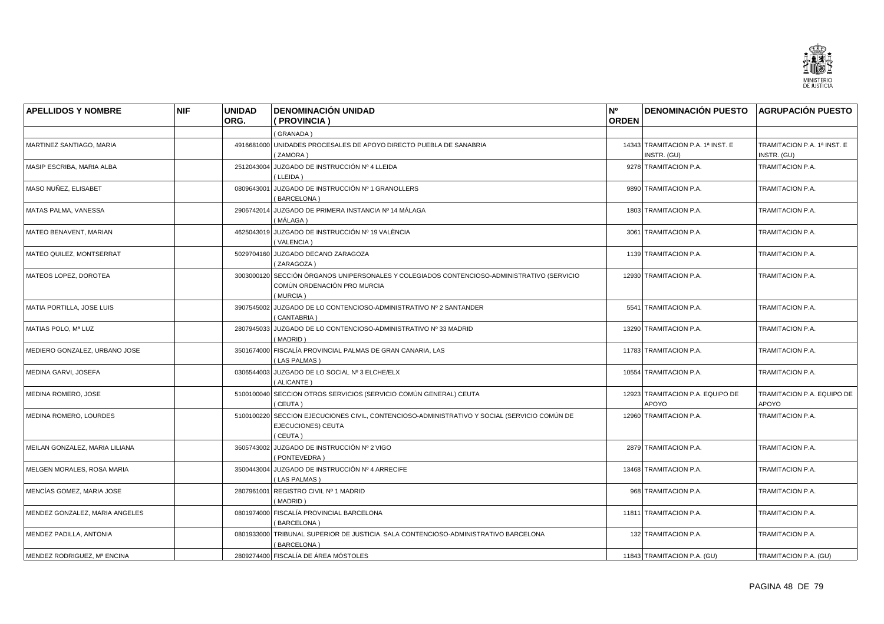| APELLIDOS Y NOMBRE | NIF | UNIDAD ORG. | DENOMINACIÓN UNIDAD ( PROVINCIA ) | Nº ORDEN | DENOMINACIÓN PUESTO | AGRUPACIÓN PUESTO |
|---|---|---|---|---|---|---|
| | | | ( GRANADA ) | | | |
| MARTINEZ SANTIAGO, MARIA | | 4916681000 | UNIDADES PROCESALES DE APOYO DIRECTO PUEBLA DE SANABRIA ( ZAMORA ) | 14343 | TRAMITACION P.A. 1ª INST. E INSTR. (GU) | TRAMITACION P.A. 1ª INST. E INSTR. (GU) |
| MASIP ESCRIBA, MARIA ALBA | | 2512043004 | JUZGADO DE INSTRUCCIÓN Nº 4 LLEIDA ( LLEIDA ) | 9278 | TRAMITACION P.A. | TRAMITACION P.A. |
| MASO NUÑEZ, ELISABET | | 0809643001 | JUZGADO DE INSTRUCCIÓN Nº 1 GRANOLLERS ( BARCELONA ) | 9890 | TRAMITACION P.A. | TRAMITACION P.A. |
| MATAS PALMA, VANESSA | | 2906742014 | JUZGADO DE PRIMERA INSTANCIA Nº 14 MÁLAGA ( MÁLAGA ) | 1803 | TRAMITACION P.A. | TRAMITACION P.A. |
| MATEO BENAVENT, MARIAN | | 4625043019 | JUZGADO DE INSTRUCCIÓN Nº 19 VALÈNCIA ( VALENCIA ) | 3061 | TRAMITACION P.A. | TRAMITACION P.A. |
| MATEO QUILEZ, MONTSERRAT | | 5029704160 | JUZGADO DECANO ZARAGOZA ( ZARAGOZA ) | 1139 | TRAMITACION P.A. | TRAMITACION P.A. |
| MATEOS LOPEZ, DOROTEA | | 3003000120 | SECCIÓN ÓRGANOS UNIPERSONALES Y COLEGIADOS CONTENCIOSO-ADMINISTRATIVO (SERVICIO COMÚN ORDENACIÓN PRO MURCIA ( MURCIA ) | 12930 | TRAMITACION P.A. | TRAMITACION P.A. |
| MATIA PORTILLA, JOSE LUIS | | 3907545002 | JUZGADO DE LO CONTENCIOSO-ADMINISTRATIVO Nº 2 SANTANDER ( CANTABRIA ) | 5541 | TRAMITACION P.A. | TRAMITACION P.A. |
| MATIAS POLO, Mª LUZ | | 2807945033 | JUZGADO DE LO CONTENCIOSO-ADMINISTRATIVO Nº 33 MADRID ( MADRID ) | 13290 | TRAMITACION P.A. | TRAMITACION P.A. |
| MEDIERO GONZALEZ, URBANO JOSE | | 3501674000 | FISCALÍA PROVINCIAL PALMAS DE GRAN CANARIA, LAS ( LAS PALMAS ) | 11783 | TRAMITACION P.A. | TRAMITACION P.A. |
| MEDINA GARVI, JOSEFA | | 0306544003 | JUZGADO DE LO SOCIAL Nº 3 ELCHE/ELX ( ALICANTE ) | 10554 | TRAMITACION P.A. | TRAMITACION P.A. |
| MEDINA ROMERO, JOSE | | 5100100040 | SECCION OTROS SERVICIOS (SERVICIO COMÚN GENERAL) CEUTA ( CEUTA ) | 12923 | TRAMITACION P.A. EQUIPO DE APOYO | TRAMITACION P.A. EQUIPO DE APOYO |
| MEDINA ROMERO, LOURDES | | 5100100220 | SECCION EJECUCIONES CIVIL, CONTENCIOSO-ADMINISTRATIVO Y SOCIAL (SERVICIO COMÚN DE EJECUCIONES) CEUTA ( CEUTA ) | 12960 | TRAMITACION P.A. | TRAMITACION P.A. |
| MEILAN GONZALEZ, MARIA LILIANA | | 3605743002 | JUZGADO DE INSTRUCCIÓN Nº 2 VIGO ( PONTEVEDRA ) | 2879 | TRAMITACION P.A. | TRAMITACION P.A. |
| MELGEN MORALES, ROSA MARIA | | 3500443004 | JUZGADO DE INSTRUCCIÓN Nº 4 ARRECIFE ( LAS PALMAS ) | 13468 | TRAMITACION P.A. | TRAMITACION P.A. |
| MENCÍAS GOMEZ, MARIA JOSE | | 2807961001 | REGISTRO CIVIL Nº 1 MADRID ( MADRID ) | 968 | TRAMITACION P.A. | TRAMITACION P.A. |
| MENDEZ GONZALEZ, MARIA ANGELES | | 0801974000 | FISCALÍA PROVINCIAL BARCELONA ( BARCELONA ) | 11811 | TRAMITACION P.A. | TRAMITACION P.A. |
| MENDEZ PADILLA, ANTONIA | | 0801933000 | TRIBUNAL SUPERIOR DE JUSTICIA. SALA CONTENCIOSO-ADMINISTRATIVO BARCELONA ( BARCELONA ) | 132 | TRAMITACION P.A. | TRAMITACION P.A. |
| MENDEZ RODRIGUEZ, Mª ENCINA | | 2809274400 | FISCALÍA DE ÁREA MÓSTOLES | 11843 | TRAMITACION P.A. (GU) | TRAMITACION P.A. (GU) |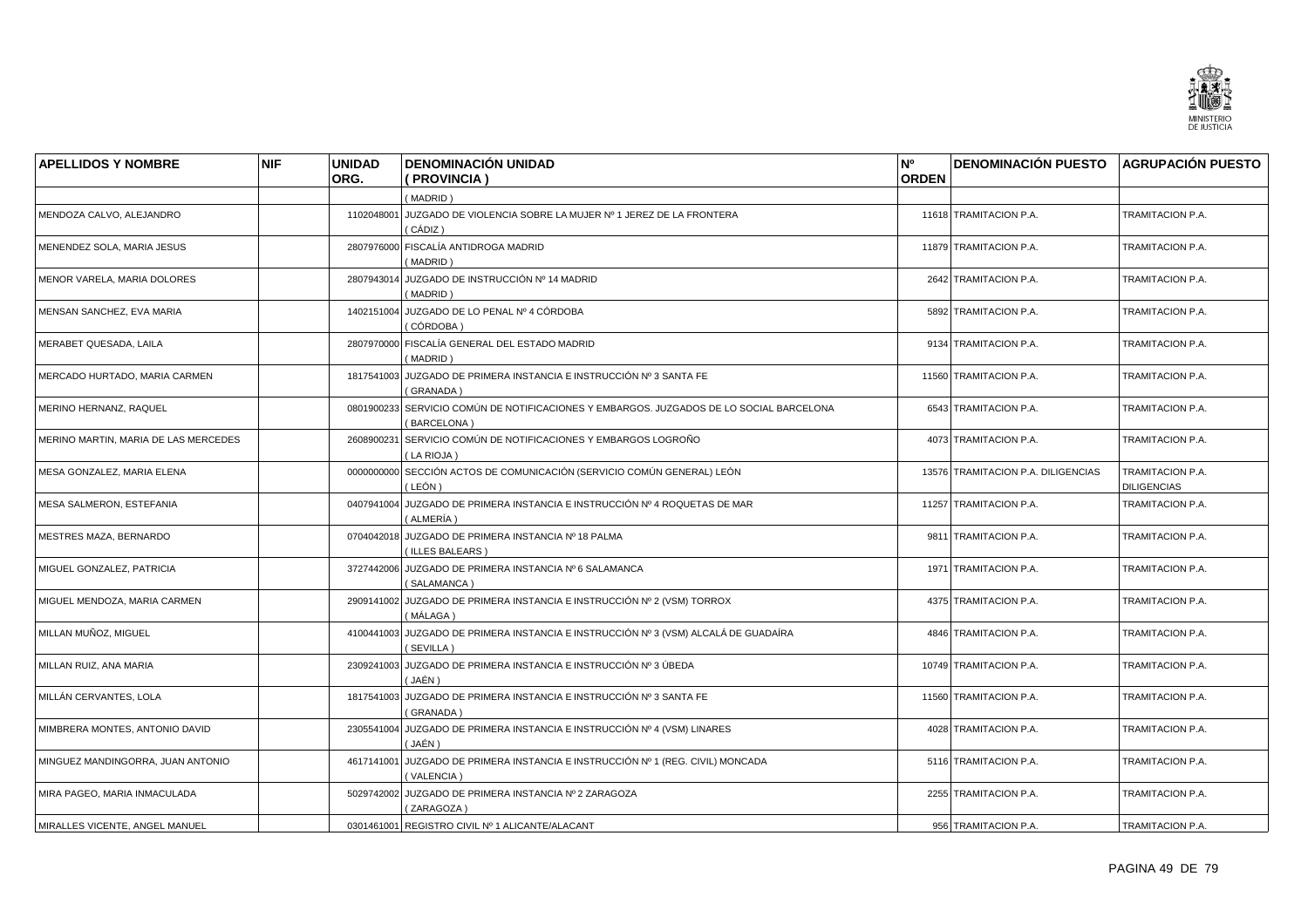| APELLIDOS Y NOMBRE | NIF | UNIDAD ORG. | DENOMINACIÓN UNIDAD ( PROVINCIA ) | Nº ORDEN | DENOMINACIÓN PUESTO | AGRUPACIÓN PUESTO |
|---|---|---|---|---|---|---|
| | | | ( MADRID ) | | | |
| MENDOZA CALVO, ALEJANDRO | | 1102048001 | JUZGADO DE VIOLENCIA SOBRE LA MUJER Nº 1 JEREZ DE LA FRONTERA ( CÁDIZ ) | 11618 | TRAMITACION P.A. | TRAMITACION P.A. |
| MENENDEZ SOLA, MARIA JESUS | | 2807976000 | FISCALÍA ANTIDROGA MADRID ( MADRID ) | 11879 | TRAMITACION P.A. | TRAMITACION P.A. |
| MENOR VARELA, MARIA DOLORES | | 2807943014 | JUZGADO DE INSTRUCCIÓN Nº 14 MADRID ( MADRID ) | 2642 | TRAMITACION P.A. | TRAMITACION P.A. |
| MENSAN SANCHEZ, EVA MARIA | | 1402151004 | JUZGADO DE LO PENAL Nº 4 CÓRDOBA ( CÓRDOBA ) | 5892 | TRAMITACION P.A. | TRAMITACION P.A. |
| MERABET QUESADA, LAILA | | 2807970000 | FISCALÍA GENERAL DEL ESTADO MADRID ( MADRID ) | 9134 | TRAMITACION P.A. | TRAMITACION P.A. |
| MERCADO HURTADO, MARIA CARMEN | | 1817541003 | JUZGADO DE PRIMERA INSTANCIA E INSTRUCCIÓN Nº 3 SANTA FE ( GRANADA ) | 11560 | TRAMITACION P.A. | TRAMITACION P.A. |
| MERINO HERNANZ, RAQUEL | | 0801900233 | SERVICIO COMÚN DE NOTIFICACIONES Y EMBARGOS. JUZGADOS DE LO SOCIAL BARCELONA ( BARCELONA ) | 6543 | TRAMITACION P.A. | TRAMITACION P.A. |
| MERINO MARTIN, MARIA DE LAS MERCEDES | | 2608900231 | SERVICIO COMÚN DE NOTIFICACIONES Y EMBARGOS LOGROÑO ( LA RIOJA ) | 4073 | TRAMITACION P.A. | TRAMITACION P.A. |
| MESA GONZALEZ, MARIA ELENA | | 0000000000 | SECCIÓN ACTOS DE COMUNICACIÓN (SERVICIO COMÚN GENERAL) LEÓN ( LEÓN ) | 13576 | TRAMITACION P.A. DILIGENCIAS | TRAMITACION P.A. DILIGENCIAS |
| MESA SALMERON, ESTEFANIA | | 0407941004 | JUZGADO DE PRIMERA INSTANCIA E INSTRUCCIÓN Nº 4 ROQUETAS DE MAR ( ALMERÍA ) | 11257 | TRAMITACION P.A. | TRAMITACION P.A. |
| MESTRES MAZA, BERNARDO | | 0704042018 | JUZGADO DE PRIMERA INSTANCIA Nº 18 PALMA ( ILLES BALEARS ) | 9811 | TRAMITACION P.A. | TRAMITACION P.A. |
| MIGUEL GONZALEZ, PATRICIA | | 3727442006 | JUZGADO DE PRIMERA INSTANCIA Nº 6 SALAMANCA ( SALAMANCA ) | 1971 | TRAMITACION P.A. | TRAMITACION P.A. |
| MIGUEL MENDOZA, MARIA CARMEN | | 2909141002 | JUZGADO DE PRIMERA INSTANCIA E INSTRUCCIÓN Nº 2 (VSM) TORROX ( MÁLAGA ) | 4375 | TRAMITACION P.A. | TRAMITACION P.A. |
| MILLAN MUÑOZ, MIGUEL | | 4100441003 | JUZGADO DE PRIMERA INSTANCIA E INSTRUCCIÓN Nº 3 (VSM) ALCALÁ DE GUADAÍRA ( SEVILLA ) | 4846 | TRAMITACION P.A. | TRAMITACION P.A. |
| MILLAN RUIZ, ANA MARIA | | 2309241003 | JUZGADO DE PRIMERA INSTANCIA E INSTRUCCIÓN Nº 3 ÚBEDA ( JAÉN ) | 10749 | TRAMITACION P.A. | TRAMITACION P.A. |
| MILLÁN CERVANTES, LOLA | | 1817541003 | JUZGADO DE PRIMERA INSTANCIA E INSTRUCCIÓN Nº 3 SANTA FE ( GRANADA ) | 11560 | TRAMITACION P.A. | TRAMITACION P.A. |
| MIMBRERA MONTES, ANTONIO DAVID | | 2305541004 | JUZGADO DE PRIMERA INSTANCIA E INSTRUCCIÓN Nº 4 (VSM) LINARES ( JAÉN ) | 4028 | TRAMITACION P.A. | TRAMITACION P.A. |
| MINGUEZ MANDINGORRA, JUAN ANTONIO | | 4617141001 | JUZGADO DE PRIMERA INSTANCIA E INSTRUCCIÓN Nº 1 (REG. CIVIL) MONCADA ( VALENCIA ) | 5116 | TRAMITACION P.A. | TRAMITACION P.A. |
| MIRA PAGEO, MARIA INMACULADA | | 5029742002 | JUZGADO DE PRIMERA INSTANCIA Nº 2 ZARAGOZA ( ZARAGOZA ) | 2255 | TRAMITACION P.A. | TRAMITACION P.A. |
| MIRALLES VICENTE, ANGEL MANUEL | | 0301461001 | REGISTRO CIVIL Nº 1 ALICANTE/ALACANT | 956 | TRAMITACION P.A. | TRAMITACION P.A. |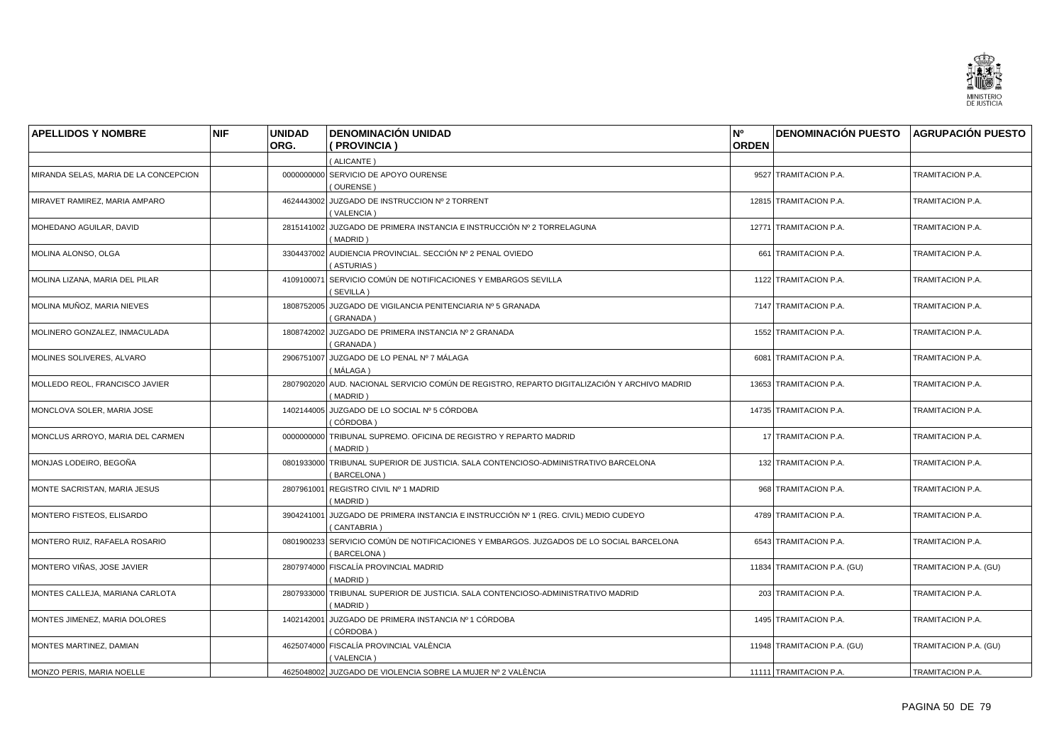| APELLIDOS Y NOMBRE | NIF | UNIDAD ORG. | DENOMINACIÓN UNIDAD ( PROVINCIA ) | Nº ORDEN | DENOMINACIÓN PUESTO | AGRUPACIÓN PUESTO |
|---|---|---|---|---|---|---|
| | | | ( ALICANTE ) | | | |
| MIRANDA SELAS, MARIA DE LA CONCEPCION | | 0000000000 | SERVICIO DE APOYO OURENSE ( OURENSE ) | 9527 | TRAMITACION P.A. | TRAMITACION P.A. |
| MIRAVET RAMIREZ, MARIA AMPARO | | 4624443002 | JUZGADO DE INSTRUCCION Nº 2 TORRENT ( VALENCIA ) | 12815 | TRAMITACION P.A. | TRAMITACION P.A. |
| MOHEDANO AGUILAR, DAVID | | 2815141002 | JUZGADO DE PRIMERA INSTANCIA E INSTRUCCIÓN Nº 2 TORRELAGUNA ( MADRID ) | 12771 | TRAMITACION P.A. | TRAMITACION P.A. |
| MOLINA ALONSO, OLGA | | 3304437002 | AUDIENCIA PROVINCIAL. SECCIÓN Nº 2 PENAL OVIEDO ( ASTURIAS ) | 661 | TRAMITACION P.A. | TRAMITACION P.A. |
| MOLINA LIZANA, MARIA DEL PILAR | | 4109100071 | SERVICIO COMÚN DE NOTIFICACIONES Y EMBARGOS SEVILLA ( SEVILLA ) | 1122 | TRAMITACION P.A. | TRAMITACION P.A. |
| MOLINA MUÑOZ, MARIA NIEVES | | 1808752005 | JUZGADO DE VIGILANCIA PENITENCIARIA Nº 5 GRANADA ( GRANADA ) | 7147 | TRAMITACION P.A. | TRAMITACION P.A. |
| MOLINERO GONZALEZ, INMACULADA | | 1808742002 | JUZGADO DE PRIMERA INSTANCIA Nº 2 GRANADA ( GRANADA ) | 1552 | TRAMITACION P.A. | TRAMITACION P.A. |
| MOLINES SOLIVERES, ALVARO | | 2906751007 | JUZGADO DE LO PENAL Nº 7 MÁLAGA ( MÁLAGA ) | 6081 | TRAMITACION P.A. | TRAMITACION P.A. |
| MOLLEDO REOL, FRANCISCO JAVIER | | 2807902020 | AUD. NACIONAL SERVICIO COMÚN DE REGISTRO, REPARTO DIGITALIZACIÓN Y ARCHIVO MADRID ( MADRID ) | 13653 | TRAMITACION P.A. | TRAMITACION P.A. |
| MONCLOVA SOLER, MARIA JOSE | | 1402144005 | JUZGADO DE LO SOCIAL Nº 5 CÓRDOBA ( CÓRDOBA ) | 14735 | TRAMITACION P.A. | TRAMITACION P.A. |
| MONCLUS ARROYO, MARIA DEL CARMEN | | 0000000000 | TRIBUNAL SUPREMO. OFICINA DE REGISTRO Y REPARTO MADRID ( MADRID ) | 17 | TRAMITACION P.A. | TRAMITACION P.A. |
| MONJAS LODEIRO, BEGOÑA | | 0801933000 | TRIBUNAL SUPERIOR DE JUSTICIA. SALA CONTENCIOSO-ADMINISTRATIVO BARCELONA ( BARCELONA ) | 132 | TRAMITACION P.A. | TRAMITACION P.A. |
| MONTE SACRISTAN, MARIA JESUS | | 2807961001 | REGISTRO CIVIL Nº 1 MADRID ( MADRID ) | 968 | TRAMITACION P.A. | TRAMITACION P.A. |
| MONTERO FISTEOS, ELISARDO | | 3904241001 | JUZGADO DE PRIMERA INSTANCIA E INSTRUCCIÓN Nº 1 (REG. CIVIL) MEDIO CUDEYO ( CANTABRIA ) | 4789 | TRAMITACION P.A. | TRAMITACION P.A. |
| MONTERO RUIZ, RAFAELA ROSARIO | | 0801900233 | SERVICIO COMÚN DE NOTIFICACIONES Y EMBARGOS. JUZGADOS DE LO SOCIAL BARCELONA ( BARCELONA ) | 6543 | TRAMITACION P.A. | TRAMITACION P.A. |
| MONTERO VIÑAS, JOSE JAVIER | | 2807974000 | FISCALÍA PROVINCIAL MADRID ( MADRID ) | 11834 | TRAMITACION P.A. (GU) | TRAMITACION P.A. (GU) |
| MONTES CALLEJA, MARIANA CARLOTA | | 2807933000 | TRIBUNAL SUPERIOR DE JUSTICIA. SALA CONTENCIOSO-ADMINISTRATIVO MADRID ( MADRID ) | 203 | TRAMITACION P.A. | TRAMITACION P.A. |
| MONTES JIMENEZ, MARIA DOLORES | | 1402142001 | JUZGADO DE PRIMERA INSTANCIA Nº 1 CÓRDOBA ( CÓRDOBA ) | 1495 | TRAMITACION P.A. | TRAMITACION P.A. |
| MONTES MARTINEZ, DAMIAN | | 4625074000 | FISCALÍA PROVINCIAL VALÈNCIA ( VALENCIA ) | 11948 | TRAMITACION P.A. (GU) | TRAMITACION P.A. (GU) |
| MONZO PERIS, MARIA NOELLE | | 4625048002 | JUZGADO DE VIOLENCIA SOBRE LA MUJER Nº 2 VALÈNCIA | 11111 | TRAMITACION P.A. | TRAMITACION P.A. |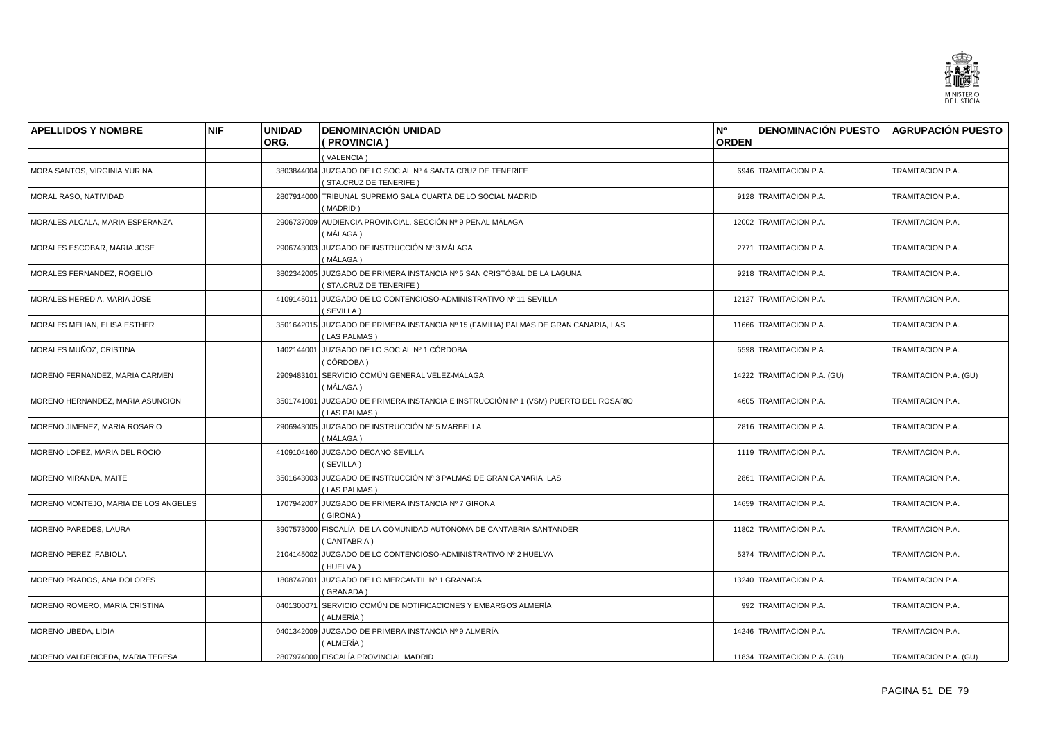| APELLIDOS Y NOMBRE | NIF | UNIDAD ORG. | DENOMINACIÓN UNIDAD ( PROVINCIA ) | Nº ORDEN | DENOMINACIÓN PUESTO | AGRUPACIÓN PUESTO |
|---|---|---|---|---|---|---|
| | | | ( VALENCIA ) | | | |
| MORA SANTOS, VIRGINIA YURINA | | 3803844004 | JUZGADO DE LO SOCIAL Nº 4 SANTA CRUZ DE TENERIFE ( STA.CRUZ DE TENERIFE ) | 6946 | TRAMITACION P.A. | TRAMITACION P.A. |
| MORAL RASO, NATIVIDAD | | 2807914000 | TRIBUNAL SUPREMO SALA CUARTA DE LO SOCIAL MADRID ( MADRID ) | 9128 | TRAMITACION P.A. | TRAMITACION P.A. |
| MORALES ALCALA, MARIA ESPERANZA | | 2906737009 | AUDIENCIA PROVINCIAL. SECCIÓN Nº 9 PENAL MÁLAGA ( MÁLAGA ) | 12002 | TRAMITACION P.A. | TRAMITACION P.A. |
| MORALES ESCOBAR, MARIA JOSE | | 2906743003 | JUZGADO DE INSTRUCCIÓN Nº 3 MÁLAGA ( MÁLAGA ) | 2771 | TRAMITACION P.A. | TRAMITACION P.A. |
| MORALES FERNANDEZ, ROGELIO | | 3802342005 | JUZGADO DE PRIMERA INSTANCIA Nº 5 SAN CRISTÓBAL DE LA LAGUNA ( STA.CRUZ DE TENERIFE ) | 9218 | TRAMITACION P.A. | TRAMITACION P.A. |
| MORALES HEREDIA, MARIA JOSE | | 4109145011 | JUZGADO DE LO CONTENCIOSO-ADMINISTRATIVO Nº 11 SEVILLA ( SEVILLA ) | 12127 | TRAMITACION P.A. | TRAMITACION P.A. |
| MORALES MELIAN, ELISA ESTHER | | 3501642015 | JUZGADO DE PRIMERA INSTANCIA Nº 15 (FAMILIA) PALMAS DE GRAN CANARIA, LAS ( LAS PALMAS ) | 11666 | TRAMITACION P.A. | TRAMITACION P.A. |
| MORALES MUÑOZ, CRISTINA | | 1402144001 | JUZGADO DE LO SOCIAL Nº 1 CÓRDOBA ( CÓRDOBA ) | 6598 | TRAMITACION P.A. | TRAMITACION P.A. |
| MORENO FERNANDEZ, MARIA CARMEN | | 2909483101 | SERVICIO COMÚN GENERAL VÉLEZ-MÁLAGA ( MÁLAGA ) | 14222 | TRAMITACION P.A. (GU) | TRAMITACION P.A. (GU) |
| MORENO HERNANDEZ, MARIA ASUNCION | | 3501741001 | JUZGADO DE PRIMERA INSTANCIA E INSTRUCCIÓN Nº 1 (VSM) PUERTO DEL ROSARIO ( LAS PALMAS ) | 4605 | TRAMITACION P.A. | TRAMITACION P.A. |
| MORENO JIMENEZ, MARIA ROSARIO | | 2906943005 | JUZGADO DE INSTRUCCIÓN Nº 5 MARBELLA ( MÁLAGA ) | 2816 | TRAMITACION P.A. | TRAMITACION P.A. |
| MORENO LOPEZ, MARIA DEL ROCIO | | 4109104160 | JUZGADO DECANO SEVILLA ( SEVILLA ) | 1119 | TRAMITACION P.A. | TRAMITACION P.A. |
| MORENO MIRANDA, MAITE | | 3501643003 | JUZGADO DE INSTRUCCIÓN Nº 3 PALMAS DE GRAN CANARIA, LAS ( LAS PALMAS ) | 2861 | TRAMITACION P.A. | TRAMITACION P.A. |
| MORENO MONTEJO, MARIA DE LOS ANGELES | | 1707942007 | JUZGADO DE PRIMERA INSTANCIA Nº 7 GIRONA ( GIRONA ) | 14659 | TRAMITACION P.A. | TRAMITACION P.A. |
| MORENO PAREDES, LAURA | | 3907573000 | FISCALÍA DE LA COMUNIDAD AUTONOMA DE CANTABRIA SANTANDER ( CANTABRIA ) | 11802 | TRAMITACION P.A. | TRAMITACION P.A. |
| MORENO PEREZ, FABIOLA | | 2104145002 | JUZGADO DE LO CONTENCIOSO-ADMINISTRATIVO Nº 2 HUELVA ( HUELVA ) | 5374 | TRAMITACION P.A. | TRAMITACION P.A. |
| MORENO PRADOS, ANA DOLORES | | 1808747001 | JUZGADO DE LO MERCANTIL Nº 1 GRANADA ( GRANADA ) | 13240 | TRAMITACION P.A. | TRAMITACION P.A. |
| MORENO ROMERO, MARIA CRISTINA | | 0401300071 | SERVICIO COMÚN DE NOTIFICACIONES Y EMBARGOS ALMERÍA ( ALMERÍA ) | 992 | TRAMITACION P.A. | TRAMITACION P.A. |
| MORENO UBEDA, LIDIA | | 0401342009 | JUZGADO DE PRIMERA INSTANCIA Nº 9 ALMERÍA ( ALMERÍA ) | 14246 | TRAMITACION P.A. | TRAMITACION P.A. |
| MORENO VALDERICEDA, MARIA TERESA | | 2807974000 | FISCALÍA PROVINCIAL MADRID | 11834 | TRAMITACION P.A. (GU) | TRAMITACION P.A. (GU) |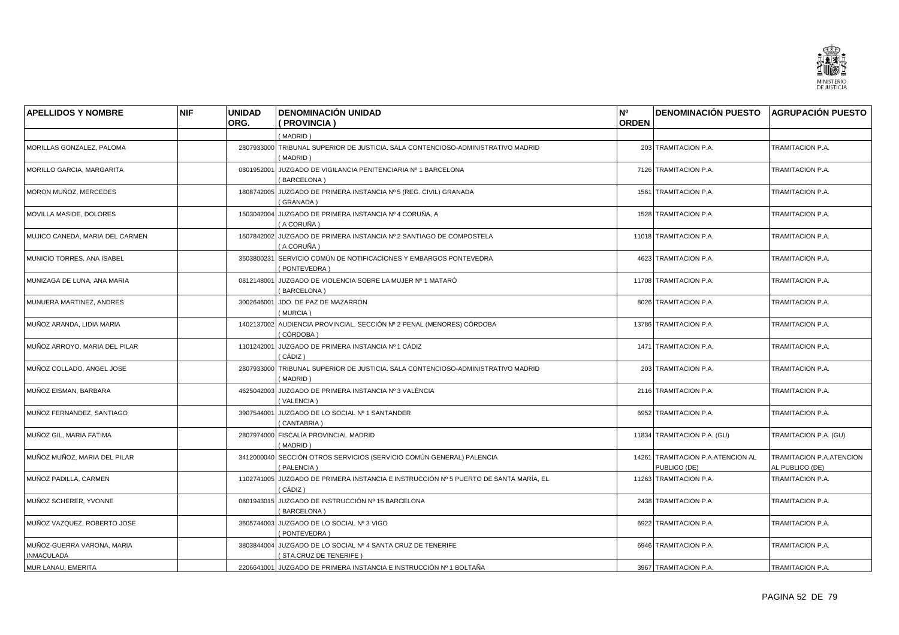| APELLIDOS Y NOMBRE | NIF | UNIDAD ORG. | DENOMINACIÓN UNIDAD ( PROVINCIA ) | Nº ORDEN | DENOMINACIÓN PUESTO | AGRUPACIÓN PUESTO |
|---|---|---|---|---|---|---|
| | | | ( MADRID ) | | | |
| MORILLAS GONZALEZ, PALOMA | | 2807933000 | TRIBUNAL SUPERIOR DE JUSTICIA. SALA CONTENCIOSO-ADMINISTRATIVO MADRID ( MADRID ) | 203 | TRAMITACION P.A. | TRAMITACION P.A. |
| MORILLO GARCIA, MARGARITA | | 0801952001 | JUZGADO DE VIGILANCIA PENITENCIARIA Nº 1 BARCELONA ( BARCELONA ) | 7126 | TRAMITACION P.A. | TRAMITACION P.A. |
| MORON MUÑOZ, MERCEDES | | 1808742005 | JUZGADO DE PRIMERA INSTANCIA Nº 5 (REG. CIVIL) GRANADA ( GRANADA ) | 1561 | TRAMITACION P.A. | TRAMITACION P.A. |
| MOVILLA MASIDE, DOLORES | | 1503042004 | JUZGADO DE PRIMERA INSTANCIA Nº 4 CORUÑA, A ( A CORUÑA ) | 1528 | TRAMITACION P.A. | TRAMITACION P.A. |
| MUJICO CANEDA, MARIA DEL CARMEN | | 1507842002 | JUZGADO DE PRIMERA INSTANCIA Nº 2 SANTIAGO DE COMPOSTELA ( A CORUÑA ) | 11018 | TRAMITACION P.A. | TRAMITACION P.A. |
| MUNICIO TORRES, ANA ISABEL | | 3603800231 | SERVICIO COMÚN DE NOTIFICACIONES Y EMBARGOS PONTEVEDRA ( PONTEVEDRA ) | 4623 | TRAMITACION P.A. | TRAMITACION P.A. |
| MUNIZAGA DE LUNA, ANA MARIA | | 0812148001 | JUZGADO DE VIOLENCIA SOBRE LA MUJER Nº 1 MATARÓ ( BARCELONA ) | 11708 | TRAMITACION P.A. | TRAMITACION P.A. |
| MUNUERA MARTINEZ, ANDRES | | 3002646001 | JDO. DE PAZ DE MAZARRON ( MURCIA ) | 8026 | TRAMITACION P.A. | TRAMITACION P.A. |
| MUÑOZ ARANDA, LIDIA MARIA | | 1402137002 | AUDIENCIA PROVINCIAL. SECCIÓN Nº 2 PENAL (MENORES) CÓRDOBA ( CÓRDOBA ) | 13786 | TRAMITACION P.A. | TRAMITACION P.A. |
| MUÑOZ ARROYO, MARIA DEL PILAR | | 1101242001 | JUZGADO DE PRIMERA INSTANCIA Nº 1 CÁDIZ ( CÁDIZ ) | 1471 | TRAMITACION P.A. | TRAMITACION P.A. |
| MUÑOZ COLLADO, ANGEL JOSE | | 2807933000 | TRIBUNAL SUPERIOR DE JUSTICIA. SALA CONTENCIOSO-ADMINISTRATIVO MADRID ( MADRID ) | 203 | TRAMITACION P.A. | TRAMITACION P.A. |
| MUÑOZ EISMAN, BARBARA | | 4625042003 | JUZGADO DE PRIMERA INSTANCIA Nº 3 VALÈNCIA ( VALENCIA ) | 2116 | TRAMITACION P.A. | TRAMITACION P.A. |
| MUÑOZ FERNANDEZ, SANTIAGO | | 3907544001 | JUZGADO DE LO SOCIAL Nº 1 SANTANDER ( CANTABRIA ) | 6952 | TRAMITACION P.A. | TRAMITACION P.A. |
| MUÑOZ GIL, MARIA FATIMA | | 2807974000 | FISCALÍA PROVINCIAL MADRID ( MADRID ) | 11834 | TRAMITACION P.A. (GU) | TRAMITACION P.A. (GU) |
| MUÑOZ MUÑOZ, MARIA DEL PILAR | | 3412000040 | SECCIÓN OTROS SERVICIOS (SERVICIO COMÚN GENERAL) PALENCIA ( PALENCIA ) | 14261 | TRAMITACION P.A.ATENCION AL PUBLICO (DE) | TRAMITACION P.A.ATENCION AL PUBLICO (DE) |
| MUÑOZ PADILLA, CARMEN | | 1102741005 | JUZGADO DE PRIMERA INSTANCIA E INSTRUCCIÓN Nº 5 PUERTO DE SANTA MARÍA, EL ( CÁDIZ ) | 11263 | TRAMITACION P.A. | TRAMITACION P.A. |
| MUÑOZ SCHERER, YVONNE | | 0801943015 | JUZGADO DE INSTRUCCIÓN Nº 15 BARCELONA ( BARCELONA ) | 2438 | TRAMITACION P.A. | TRAMITACION P.A. |
| MUÑOZ VAZQUEZ, ROBERTO JOSE | | 3605744003 | JUZGADO DE LO SOCIAL Nº 3 VIGO ( PONTEVEDRA ) | 6922 | TRAMITACION P.A. | TRAMITACION P.A. |
| MUÑOZ-GUERRA VARONA, MARIA INMACULADA | | 3803844004 | JUZGADO DE LO SOCIAL Nº 4 SANTA CRUZ DE TENERIFE ( STA.CRUZ DE TENERIFE ) | 6946 | TRAMITACION P.A. | TRAMITACION P.A. |
| MUR LANAU, EMERITA | | 2206641001 | JUZGADO DE PRIMERA INSTANCIA E INSTRUCCIÓN Nº 1 BOLTAÑA | 3967 | TRAMITACION P.A. | TRAMITACION P.A. |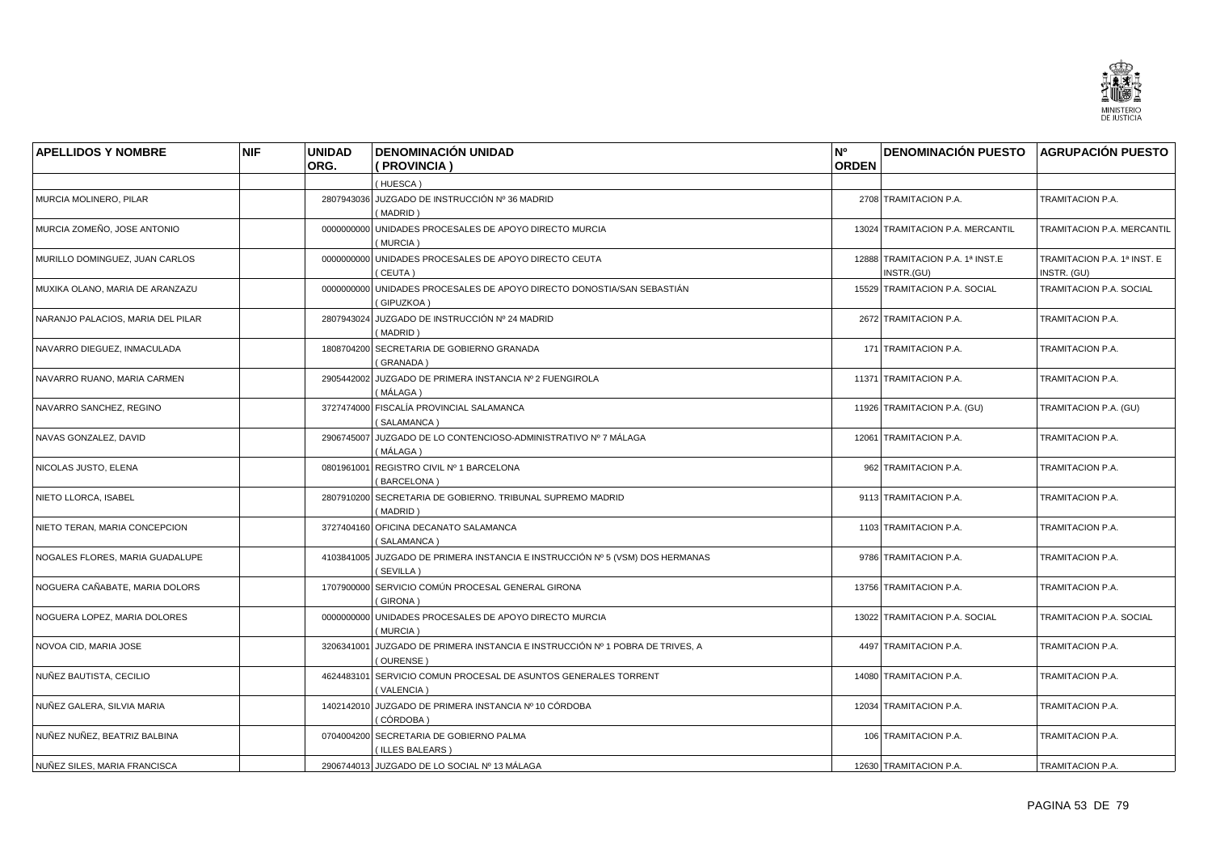| APELLIDOS Y NOMBRE | NIF | UNIDAD ORG. | DENOMINACIÓN UNIDAD ( PROVINCIA ) | Nº ORDEN | DENOMINACIÓN PUESTO | AGRUPACIÓN PUESTO |
|---|---|---|---|---|---|---|
| | | | ( HUESCA ) | | | |
| MURCIA MOLINERO, PILAR | | 2807943036 | JUZGADO DE INSTRUCCIÓN Nº 36 MADRID ( MADRID ) | 2708 | TRAMITACION P.A. | TRAMITACION P.A. |
| MURCIA ZOMEÑO, JOSE ANTONIO | | 0000000000 | UNIDADES PROCESALES DE APOYO DIRECTO MURCIA ( MURCIA ) | 13024 | TRAMITACION P.A. MERCANTIL | TRAMITACION P.A. MERCANTIL |
| MURILLO DOMINGUEZ, JUAN CARLOS | | 0000000000 | UNIDADES PROCESALES DE APOYO DIRECTO CEUTA ( CEUTA ) | 12888 | TRAMITACION P.A. 1ª INST.E INSTR.(GU) | TRAMITACION P.A. 1ª INST. E INSTR. (GU) |
| MUXIKA OLANO, MARIA DE ARANZAZU | | 0000000000 | UNIDADES PROCESALES DE APOYO DIRECTO DONOSTIA/SAN SEBASTIÁN ( GIPUZKOA ) | 15529 | TRAMITACION P.A. SOCIAL | TRAMITACION P.A. SOCIAL |
| NARANJO PALACIOS, MARIA DEL PILAR | | 2807943024 | JUZGADO DE INSTRUCCIÓN Nº 24 MADRID ( MADRID ) | 2672 | TRAMITACION P.A. | TRAMITACION P.A. |
| NAVARRO DIEGUEZ, INMACULADA | | 1808704200 | SECRETARIA DE GOBIERNO GRANADA ( GRANADA ) | 171 | TRAMITACION P.A. | TRAMITACION P.A. |
| NAVARRO RUANO, MARIA CARMEN | | 2905442002 | JUZGADO DE PRIMERA INSTANCIA Nº 2 FUENGIROLA ( MÁLAGA ) | 11371 | TRAMITACION P.A. | TRAMITACION P.A. |
| NAVARRO SANCHEZ, REGINO | | 3727474000 | FISCALÍA PROVINCIAL SALAMANCA ( SALAMANCA ) | 11926 | TRAMITACION P.A. (GU) | TRAMITACION P.A. (GU) |
| NAVAS GONZALEZ, DAVID | | 2906745007 | JUZGADO DE LO CONTENCIOSO-ADMINISTRATIVO Nº 7 MÁLAGA ( MÁLAGA ) | 12061 | TRAMITACION P.A. | TRAMITACION P.A. |
| NICOLAS JUSTO, ELENA | | 0801961001 | REGISTRO CIVIL Nº 1 BARCELONA ( BARCELONA ) | 962 | TRAMITACION P.A. | TRAMITACION P.A. |
| NIETO LLORCA, ISABEL | | 2807910200 | SECRETARIA DE GOBIERNO. TRIBUNAL SUPREMO MADRID ( MADRID ) | 9113 | TRAMITACION P.A. | TRAMITACION P.A. |
| NIETO TERAN, MARIA CONCEPCION | | 3727404160 | OFICINA DECANATO SALAMANCA ( SALAMANCA ) | 1103 | TRAMITACION P.A. | TRAMITACION P.A. |
| NOGALES FLORES, MARIA GUADALUPE | | 4103841005 | JUZGADO DE PRIMERA INSTANCIA E INSTRUCCIÓN Nº 5 (VSM) DOS HERMANAS ( SEVILLA ) | 9786 | TRAMITACION P.A. | TRAMITACION P.A. |
| NOGUERA CAÑABATE, MARIA DOLORS | | 1707900000 | SERVICIO COMÚN PROCESAL GENERAL GIRONA ( GIRONA ) | 13756 | TRAMITACION P.A. | TRAMITACION P.A. |
| NOGUERA LOPEZ, MARIA DOLORES | | 0000000000 | UNIDADES PROCESALES DE APOYO DIRECTO MURCIA ( MURCIA ) | 13022 | TRAMITACION P.A. SOCIAL | TRAMITACION P.A. SOCIAL |
| NOVOA CID, MARIA JOSE | | 3206341001 | JUZGADO DE PRIMERA INSTANCIA E INSTRUCCIÓN Nº 1 POBRA DE TRIVES, A ( OURENSE ) | 4497 | TRAMITACION P.A. | TRAMITACION P.A. |
| NUÑEZ BAUTISTA, CECILIO | | 4624483101 | SERVICIO COMUN PROCESAL DE ASUNTOS GENERALES TORRENT ( VALENCIA ) | 14080 | TRAMITACION P.A. | TRAMITACION P.A. |
| NUÑEZ GALERA, SILVIA MARIA | | 1402142010 | JUZGADO DE PRIMERA INSTANCIA Nº 10 CÓRDOBA ( CÓRDOBA ) | 12034 | TRAMITACION P.A. | TRAMITACION P.A. |
| NUÑEZ NUÑEZ, BEATRIZ BALBINA | | 0704004200 | SECRETARIA DE GOBIERNO PALMA ( ILLES BALEARS ) | 106 | TRAMITACION P.A. | TRAMITACION P.A. |
| NUÑEZ SILES, MARIA FRANCISCA | | 2906744013 | JUZGADO DE LO SOCIAL Nº 13 MÁLAGA | 12630 | TRAMITACION P.A. | TRAMITACION P.A. |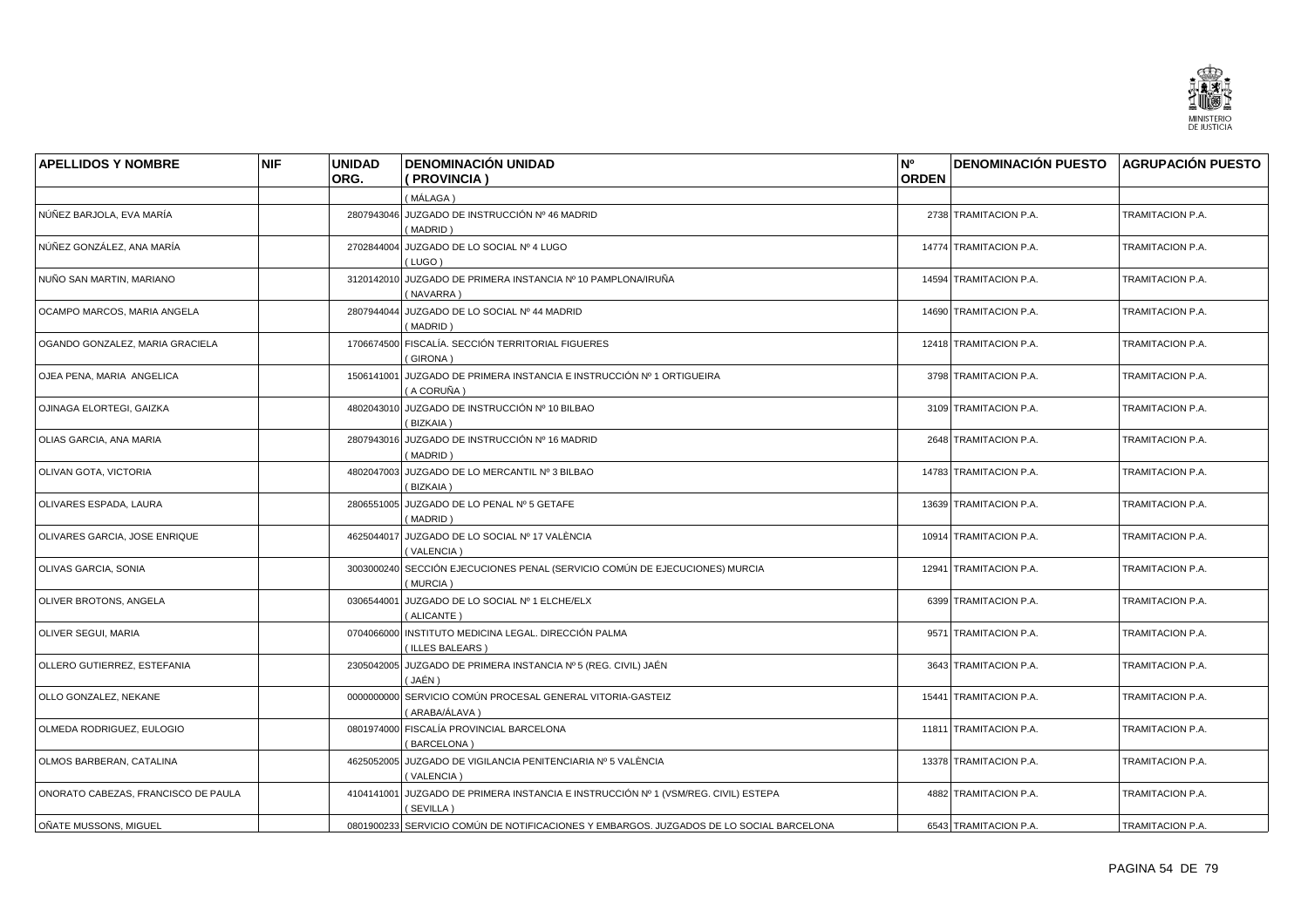| APELLIDOS Y NOMBRE | NIF | UNIDAD ORG. | DENOMINACIÓN UNIDAD ( PROVINCIA ) | Nº ORDEN | DENOMINACIÓN PUESTO | AGRUPACIÓN PUESTO |
|---|---|---|---|---|---|---|
| | | | ( MÁLAGA ) | | | |
| NÚÑEZ BARJOLA, EVA MARÍA | | 2807943046 | JUZGADO DE INSTRUCCIÓN Nº 46 MADRID ( MADRID ) | 2738 | TRAMITACION P.A. | TRAMITACION P.A. |
| NÚÑEZ GONZÁLEZ, ANA MARÍA | | 2702844004 | JUZGADO DE LO SOCIAL Nº 4 LUGO ( LUGO ) | 14774 | TRAMITACION P.A. | TRAMITACION P.A. |
| NUÑO SAN MARTIN, MARIANO | | 3120142010 | JUZGADO DE PRIMERA INSTANCIA Nº 10 PAMPLONA/IRUÑA ( NAVARRA ) | 14594 | TRAMITACION P.A. | TRAMITACION P.A. |
| OCAMPO MARCOS, MARIA ANGELA | | 2807944044 | JUZGADO DE LO SOCIAL Nº 44 MADRID ( MADRID ) | 14690 | TRAMITACION P.A. | TRAMITACION P.A. |
| OGANDO GONZALEZ, MARIA GRACIELA | | 1706674500 | FISCALÍA. SECCIÓN TERRITORIAL FIGUERES ( GIRONA ) | 12418 | TRAMITACION P.A. | TRAMITACION P.A. |
| OJEA PENA, MARIA ANGELICA | | 1506141001 | JUZGADO DE PRIMERA INSTANCIA E INSTRUCCIÓN Nº 1 ORTIGUEIRA ( A CORUÑA ) | 3798 | TRAMITACION P.A. | TRAMITACION P.A. |
| OJINAGA ELORTEGI, GAIZKA | | 4802043010 | JUZGADO DE INSTRUCCIÓN Nº 10 BILBAO ( BIZKAIA ) | 3109 | TRAMITACION P.A. | TRAMITACION P.A. |
| OLIAS GARCIA, ANA MARIA | | 2807943016 | JUZGADO DE INSTRUCCIÓN Nº 16 MADRID ( MADRID ) | 2648 | TRAMITACION P.A. | TRAMITACION P.A. |
| OLIVAN GOTA, VICTORIA | | 4802047003 | JUZGADO DE LO MERCANTIL Nº 3 BILBAO ( BIZKAIA ) | 14783 | TRAMITACION P.A. | TRAMITACION P.A. |
| OLIVARES ESPADA, LAURA | | 2806551005 | JUZGADO DE LO PENAL Nº 5 GETAFE ( MADRID ) | 13639 | TRAMITACION P.A. | TRAMITACION P.A. |
| OLIVARES GARCIA, JOSE ENRIQUE | | 4625044017 | JUZGADO DE LO SOCIAL Nº 17 VALÈNCIA ( VALENCIA ) | 10914 | TRAMITACION P.A. | TRAMITACION P.A. |
| OLIVAS GARCIA, SONIA | | 3003000240 | SECCIÓN EJECUCIONES PENAL (SERVICIO COMÚN DE EJECUCIONES) MURCIA ( MURCIA ) | 12941 | TRAMITACION P.A. | TRAMITACION P.A. |
| OLIVER BROTONS, ANGELA | | 0306544001 | JUZGADO DE LO SOCIAL Nº 1 ELCHE/ELX ( ALICANTE ) | 6399 | TRAMITACION P.A. | TRAMITACION P.A. |
| OLIVER SEGUI, MARIA | | 0704066000 | INSTITUTO MEDICINA LEGAL. DIRECCIÓN PALMA ( ILLES BALEARS ) | 9571 | TRAMITACION P.A. | TRAMITACION P.A. |
| OLLERO GUTIERREZ, ESTEFANIA | | 2305042005 | JUZGADO DE PRIMERA INSTANCIA Nº 5 (REG. CIVIL) JAÉN ( JAÉN ) | 3643 | TRAMITACION P.A. | TRAMITACION P.A. |
| OLLO GONZALEZ, NEKANE | | 0000000000 | SERVICIO COMÚN PROCESAL GENERAL VITORIA-GASTEIZ ( ARABA/ÁLAVA ) | 15441 | TRAMITACION P.A. | TRAMITACION P.A. |
| OLMEDA RODRIGUEZ, EULOGIO | | 0801974000 | FISCALÍA PROVINCIAL BARCELONA ( BARCELONA ) | 11811 | TRAMITACION P.A. | TRAMITACION P.A. |
| OLMOS BARBERAN, CATALINA | | 4625052005 | JUZGADO DE VIGILANCIA PENITENCIARIA Nº 5 VALÈNCIA ( VALENCIA ) | 13378 | TRAMITACION P.A. | TRAMITACION P.A. |
| ONORATO CABEZAS, FRANCISCO DE PAULA | | 4104141001 | JUZGADO DE PRIMERA INSTANCIA E INSTRUCCIÓN Nº 1 (VSM/REG. CIVIL) ESTEPA ( SEVILLA ) | 4882 | TRAMITACION P.A. | TRAMITACION P.A. |
| OÑATE MUSSONS, MIGUEL | | 0801900233 | SERVICIO COMÚN DE NOTIFICACIONES Y EMBARGOS. JUZGADOS DE LO SOCIAL BARCELONA | 6543 | TRAMITACION P.A. | TRAMITACION P.A. |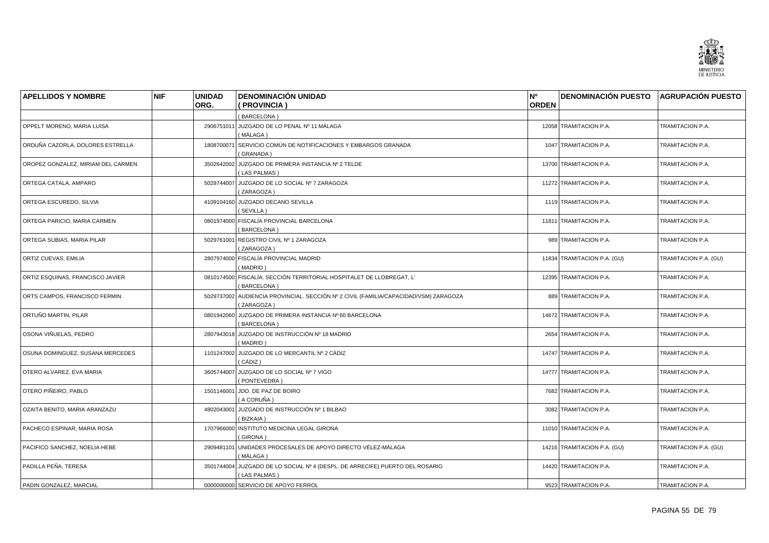| APELLIDOS Y NOMBRE | NIF | UNIDAD ORG. | DENOMINACIÓN UNIDAD ( PROVINCIA ) | Nº ORDEN | DENOMINACIÓN PUESTO | AGRUPACIÓN PUESTO |
|---|---|---|---|---|---|---|
| | | | ( BARCELONA ) | | | |
| OPPELT MORENO, MARIA LUISA | | 2906751011 | JUZGADO DE LO PENAL Nº 11 MÁLAGA ( MÁLAGA ) | 12058 | TRAMITACION P.A. | TRAMITACION P.A. |
| ORDUÑA CAZORLA, DOLORES ESTRELLA | | 1808700071 | SERVICIO COMÚN DE NOTIFICACIONES Y EMBARGOS GRANADA ( GRANADA ) | 1047 | TRAMITACION P.A. | TRAMITACION P.A. |
| OROPEZ GONZALEZ, MIRIAM DEL CARMEN | | 3502642002 | JUZGADO DE PRIMERA INSTANCIA Nº 2 TELDE ( LAS PALMAS ) | 13700 | TRAMITACION P.A. | TRAMITACION P.A. |
| ORTEGA CATALA, AMPARO | | 5029744007 | JUZGADO DE LO SOCIAL Nº 7 ZARAGOZA ( ZARAGOZA ) | 11272 | TRAMITACION P.A. | TRAMITACION P.A. |
| ORTEGA ESCUREDO, SILVIA | | 4109104160 | JUZGADO DECANO SEVILLA ( SEVILLA ) | 1119 | TRAMITACION P.A. | TRAMITACION P.A. |
| ORTEGA PARICIO, MARIA CARMEN | | 0801974000 | FISCALÍA PROVINCIAL BARCELONA ( BARCELONA ) | 11811 | TRAMITACION P.A. | TRAMITACION P.A. |
| ORTEGA SUBIAS, MARIA PILAR | | 5029761001 | REGISTRO CIVIL Nº 1 ZARAGOZA ( ZARAGOZA ) | 989 | TRAMITACION P.A. | TRAMITACION P.A. |
| ORTIZ CUEVAS, EMILIA | | 2807974000 | FISCALÍA PROVINCIAL MADRID ( MADRID ) | 11834 | TRAMITACION P.A. (GU) | TRAMITACION P.A. (GU) |
| ORTIZ ESQUINAS, FRANCISCO JAVIER | | 0810174500 | FISCALÍA. SECCIÓN TERRITORIAL HOSPITALET DE LLOBREGAT, L' ( BARCELONA ) | 12395 | TRAMITACION P.A. | TRAMITACION P.A. |
| ORTS CAMPOS, FRANCISCO FERMIN | | 5029737002 | AUDIENCIA PROVINCIAL. SECCIÓN Nº 2 CIVIL (FAMILIA/CAPACIDAD/VSM) ZARAGOZA ( ZARAGOZA ) | 889 | TRAMITACION P.A. | TRAMITACION P.A. |
| ORTUÑO MARTIN, PILAR | | 0801942060 | JUZGADO DE PRIMERA INSTANCIA Nº 60 BARCELONA ( BARCELONA ) | 14672 | TRAMITACION P.A. | TRAMITACION P.A. |
| OSONA VIÑUELAS, PEDRO | | 2807943018 | JUZGADO DE INSTRUCCIÓN Nº 18 MADRID ( MADRID ) | 2654 | TRAMITACION P.A. | TRAMITACION P.A. |
| OSUNA DOMINGUEZ, SUSANA MERCEDES | | 1101247002 | JUZGADO DE LO MERCANTIL Nº 2 CÁDIZ ( CÁDIZ ) | 14747 | TRAMITACION P.A. | TRAMITACION P.A. |
| OTERO ALVAREZ, EVA MARIA | | 3605744007 | JUZGADO DE LO SOCIAL Nº 7 VIGO ( PONTEVEDRA ) | 14777 | TRAMITACION P.A. | TRAMITACION P.A. |
| OTERO PIÑEIRO, PABLO | | 1501146001 | JDO. DE PAZ DE BOIRO ( A CORUÑA ) | 7682 | TRAMITACION P.A. | TRAMITACION P.A. |
| OZAITA BENITO, MARIA ARANZAZU | | 4802043001 | JUZGADO DE INSTRUCCIÓN Nº 1 BILBAO ( BIZKAIA ) | 3082 | TRAMITACION P.A. | TRAMITACION P.A. |
| PACHECO ESPINAR, MARIA ROSA | | 1707966000 | INSTITUTO MEDICINA LEGAL GIRONA ( GIRONA ) | 11010 | TRAMITACION P.A. | TRAMITACION P.A. |
| PACIFICO SANCHEZ, NOELIA HEBE | | 2909481101 | UNIDADES PROCESALES DE APOYO DIRECTO VÉLEZ-MÁLAGA ( MÁLAGA ) | 14216 | TRAMITACION P.A. (GU) | TRAMITACION P.A. (GU) |
| PADILLA PEÑA, TERESA | | 3501744004 | JUZGADO DE LO SOCIAL Nº 4 (DESPL. DE ARRECIFE) PUERTO DEL ROSARIO ( LAS PALMAS ) | 14420 | TRAMITACION P.A. | TRAMITACION P.A. |
| PADIN GONZALEZ, MARCIAL | | 0000000000 | SERVICIO DE APOYO FERROL | 9523 | TRAMITACION P.A. | TRAMITACION P.A. |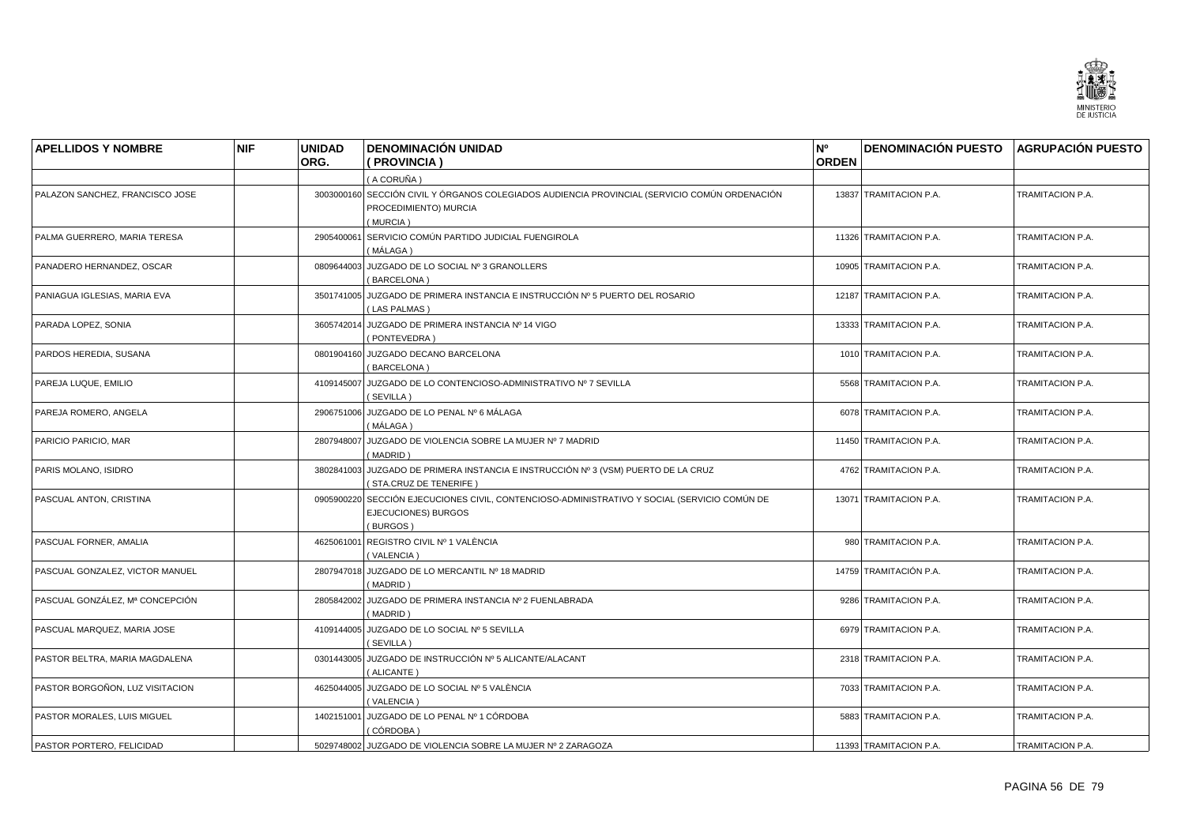| APELLIDOS Y NOMBRE | NIF | UNIDAD ORG. | DENOMINACIÓN UNIDAD ( PROVINCIA ) | Nº ORDEN | DENOMINACIÓN PUESTO | AGRUPACIÓN PUESTO |
|---|---|---|---|---|---|---|
| | | | ( A CORUÑA ) | | | |
| PALAZON SANCHEZ, FRANCISCO JOSE | | 3003000160 | SECCIÓN CIVIL Y ÓRGANOS COLEGIADOS AUDIENCIA PROVINCIAL (SERVICIO COMÚN ORDENACIÓN PROCEDIMIENTO) MURCIA ( MURCIA ) | 13837 | TRAMITACION P.A. | TRAMITACION P.A. |
| PALMA GUERRERO, MARIA TERESA | | 2905400061 | SERVICIO COMÚN PARTIDO JUDICIAL FUENGIROLA ( MÁLAGA ) | 11326 | TRAMITACION P.A. | TRAMITACION P.A. |
| PANADERO HERNANDEZ, OSCAR | | 0809644003 | JUZGADO DE LO SOCIAL Nº 3 GRANOLLERS ( BARCELONA ) | 10905 | TRAMITACION P.A. | TRAMITACION P.A. |
| PANIAGUA IGLESIAS, MARIA EVA | | 3501741005 | JUZGADO DE PRIMERA INSTANCIA E INSTRUCCIÓN Nº 5 PUERTO DEL ROSARIO ( LAS PALMAS ) | 12187 | TRAMITACION P.A. | TRAMITACION P.A. |
| PARADA LOPEZ, SONIA | | 3605742014 | JUZGADO DE PRIMERA INSTANCIA Nº 14 VIGO ( PONTEVEDRA ) | 13333 | TRAMITACION P.A. | TRAMITACION P.A. |
| PARDOS HEREDIA, SUSANA | | 0801904160 | JUZGADO DECANO BARCELONA ( BARCELONA ) | 1010 | TRAMITACION P.A. | TRAMITACION P.A. |
| PAREJA LUQUE, EMILIO | | 4109145007 | JUZGADO DE LO CONTENCIOSO-ADMINISTRATIVO Nº 7 SEVILLA ( SEVILLA ) | 5568 | TRAMITACION P.A. | TRAMITACION P.A. |
| PAREJA ROMERO, ANGELA | | 2906751006 | JUZGADO DE LO PENAL Nº 6 MÁLAGA ( MÁLAGA ) | 6078 | TRAMITACION P.A. | TRAMITACION P.A. |
| PARICIO PARICIO, MAR | | 2807948007 | JUZGADO DE VIOLENCIA SOBRE LA MUJER Nº 7 MADRID ( MADRID ) | 11450 | TRAMITACION P.A. | TRAMITACION P.A. |
| PARIS MOLANO, ISIDRO | | 3802841003 | JUZGADO DE PRIMERA INSTANCIA E INSTRUCCIÓN Nº 3 (VSM) PUERTO DE LA CRUZ ( STA.CRUZ DE TENERIFE ) | 4762 | TRAMITACION P.A. | TRAMITACION P.A. |
| PASCUAL ANTON, CRISTINA | | 0905900220 | SECCIÓN EJECUCIONES CIVIL, CONTENCIOSO-ADMINISTRATIVO Y SOCIAL (SERVICIO COMÚN DE EJECUCIONES) BURGOS ( BURGOS ) | 13071 | TRAMITACION P.A. | TRAMITACION P.A. |
| PASCUAL FORNER, AMALIA | | 4625061001 | REGISTRO CIVIL Nº 1 VALÈNCIA ( VALENCIA ) | 980 | TRAMITACION P.A. | TRAMITACION P.A. |
| PASCUAL GONZALEZ, VICTOR MANUEL | | 2807947018 | JUZGADO DE LO MERCANTIL Nº 18 MADRID ( MADRID ) | 14759 | TRAMITACIÓN P.A. | TRAMITACION P.A. |
| PASCUAL GONZÁLEZ, Mª CONCEPCIÓN | | 2805842002 | JUZGADO DE PRIMERA INSTANCIA Nº 2 FUENLABRADA ( MADRID ) | 9286 | TRAMITACION P.A. | TRAMITACION P.A. |
| PASCUAL MARQUEZ, MARIA JOSE | | 4109144005 | JUZGADO DE LO SOCIAL Nº 5 SEVILLA ( SEVILLA ) | 6979 | TRAMITACION P.A. | TRAMITACION P.A. |
| PASTOR BELTRA, MARIA MAGDALENA | | 0301443005 | JUZGADO DE INSTRUCCIÓN Nº 5 ALICANTE/ALACANT ( ALICANTE ) | 2318 | TRAMITACION P.A. | TRAMITACION P.A. |
| PASTOR BORGOÑON, LUZ VISITACION | | 4625044005 | JUZGADO DE LO SOCIAL Nº 5 VALÈNCIA ( VALENCIA ) | 7033 | TRAMITACION P.A. | TRAMITACION P.A. |
| PASTOR MORALES, LUIS MIGUEL | | 1402151001 | JUZGADO DE LO PENAL Nº 1 CÓRDOBA ( CÓRDOBA ) | 5883 | TRAMITACION P.A. | TRAMITACION P.A. |
| PASTOR PORTERO, FELICIDAD | | 5029748002 | JUZGADO DE VIOLENCIA SOBRE LA MUJER Nº 2 ZARAGOZA | 11393 | TRAMITACION P.A. | TRAMITACION P.A. |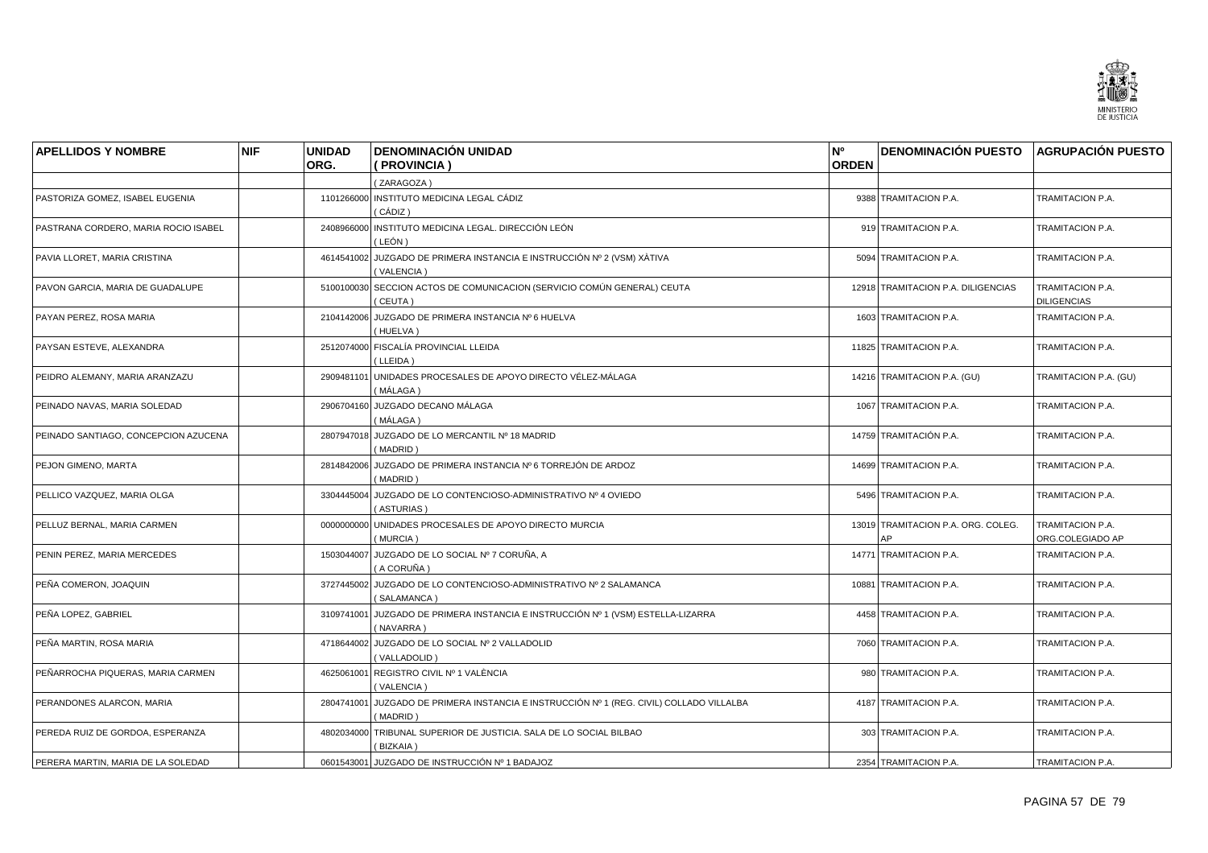| APELLIDOS Y NOMBRE | NIF | UNIDAD ORG. | DENOMINACIÓN UNIDAD ( PROVINCIA ) | Nº ORDEN | DENOMINACIÓN PUESTO | AGRUPACIÓN PUESTO |
|---|---|---|---|---|---|---|
| | | | ( ZARAGOZA ) | | | |
| PASTORIZA GOMEZ, ISABEL EUGENIA | | 1101266000 | INSTITUTO MEDICINA LEGAL CÁDIZ ( CÁDIZ ) | 9388 | TRAMITACION P.A. | TRAMITACION P.A. |
| PASTRANA CORDERO, MARIA ROCIO ISABEL | | 2408966000 | INSTITUTO MEDICINA LEGAL. DIRECCIÓN LEÓN ( LEÓN ) | 919 | TRAMITACION P.A. | TRAMITACION P.A. |
| PAVIA LLORET, MARIA CRISTINA | | 4614541002 | JUZGADO DE PRIMERA INSTANCIA E INSTRUCCIÓN Nº 2 (VSM) XÀTIVA ( VALENCIA ) | 5094 | TRAMITACION P.A. | TRAMITACION P.A. |
| PAVON GARCIA, MARIA DE GUADALUPE | | 5100100030 | SECCION ACTOS DE COMUNICACION (SERVICIO COMÚN GENERAL) CEUTA ( CEUTA ) | 12918 | TRAMITACION P.A. DILIGENCIAS | TRAMITACION P.A. DILIGENCIAS |
| PAYAN PEREZ, ROSA MARIA | | 2104142006 | JUZGADO DE PRIMERA INSTANCIA Nº 6 HUELVA ( HUELVA ) | 1603 | TRAMITACION P.A. | TRAMITACION P.A. |
| PAYSAN ESTEVE, ALEXANDRA | | 2512074000 | FISCALÍA PROVINCIAL LLEIDA ( LLEIDA ) | 11825 | TRAMITACION P.A. | TRAMITACION P.A. |
| PEIDRO ALEMANY, MARIA ARANZAZU | | 2909481101 | UNIDADES PROCESALES DE APOYO DIRECTO VÉLEZ-MÁLAGA ( MÁLAGA ) | 14216 | TRAMITACION P.A. (GU) | TRAMITACION P.A. (GU) |
| PEINADO NAVAS, MARIA SOLEDAD | | 2906704160 | JUZGADO DECANO MÁLAGA ( MÁLAGA ) | 1067 | TRAMITACION P.A. | TRAMITACION P.A. |
| PEINADO SANTIAGO, CONCEPCION AZUCENA | | 2807947018 | JUZGADO DE LO MERCANTIL Nº 18 MADRID ( MADRID ) | 14759 | TRAMITACIÓN P.A. | TRAMITACION P.A. |
| PEJON GIMENO, MARTA | | 2814842006 | JUZGADO DE PRIMERA INSTANCIA Nº 6 TORREJÓN DE ARDOZ ( MADRID ) | 14699 | TRAMITACION P.A. | TRAMITACION P.A. |
| PELLICO VAZQUEZ, MARIA OLGA | | 3304445004 | JUZGADO DE LO CONTENCIOSO-ADMINISTRATIVO Nº 4 OVIEDO ( ASTURIAS ) | 5496 | TRAMITACION P.A. | TRAMITACION P.A. |
| PELLUZ BERNAL, MARIA CARMEN | | 0000000000 | UNIDADES PROCESALES DE APOYO DIRECTO MURCIA ( MURCIA ) | 13019 | TRAMITACION P.A. ORG. COLEG. AP | TRAMITACION P.A. ORG.COLEGIADO AP |
| PENIN PEREZ, MARIA MERCEDES | | 1503044007 | JUZGADO DE LO SOCIAL Nº 7 CORUÑA, A ( A CORUÑA ) | 14771 | TRAMITACION P.A. | TRAMITACION P.A. |
| PEÑA COMERON, JOAQUIN | | 3727445002 | JUZGADO DE LO CONTENCIOSO-ADMINISTRATIVO Nº 2 SALAMANCA ( SALAMANCA ) | 10881 | TRAMITACION P.A. | TRAMITACION P.A. |
| PEÑA LOPEZ, GABRIEL | | 3109741001 | JUZGADO DE PRIMERA INSTANCIA E INSTRUCCIÓN Nº 1 (VSM) ESTELLA-LIZARRA ( NAVARRA ) | 4458 | TRAMITACION P.A. | TRAMITACION P.A. |
| PEÑA MARTIN, ROSA MARIA | | 4718644002 | JUZGADO DE LO SOCIAL Nº 2 VALLADOLID ( VALLADOLID ) | 7060 | TRAMITACION P.A. | TRAMITACION P.A. |
| PEÑARROCHA PIQUERAS, MARIA CARMEN | | 4625061001 | REGISTRO CIVIL Nº 1 VALÈNCIA ( VALENCIA ) | 980 | TRAMITACION P.A. | TRAMITACION P.A. |
| PERANDONES ALARCON, MARIA | | 2804741001 | JUZGADO DE PRIMERA INSTANCIA E INSTRUCCIÓN Nº 1 (REG. CIVIL) COLLADO VILLALBA ( MADRID ) | 4187 | TRAMITACION P.A. | TRAMITACION P.A. |
| PEREDA RUIZ DE GORDOA, ESPERANZA | | 4802034000 | TRIBUNAL SUPERIOR DE JUSTICIA. SALA DE LO SOCIAL BILBAO ( BIZKAIA ) | 303 | TRAMITACION P.A. | TRAMITACION P.A. |
| PERERA MARTIN, MARIA DE LA SOLEDAD | | 0601543001 | JUZGADO DE INSTRUCCIÓN Nº 1 BADAJOZ | 2354 | TRAMITACION P.A. | TRAMITACION P.A. |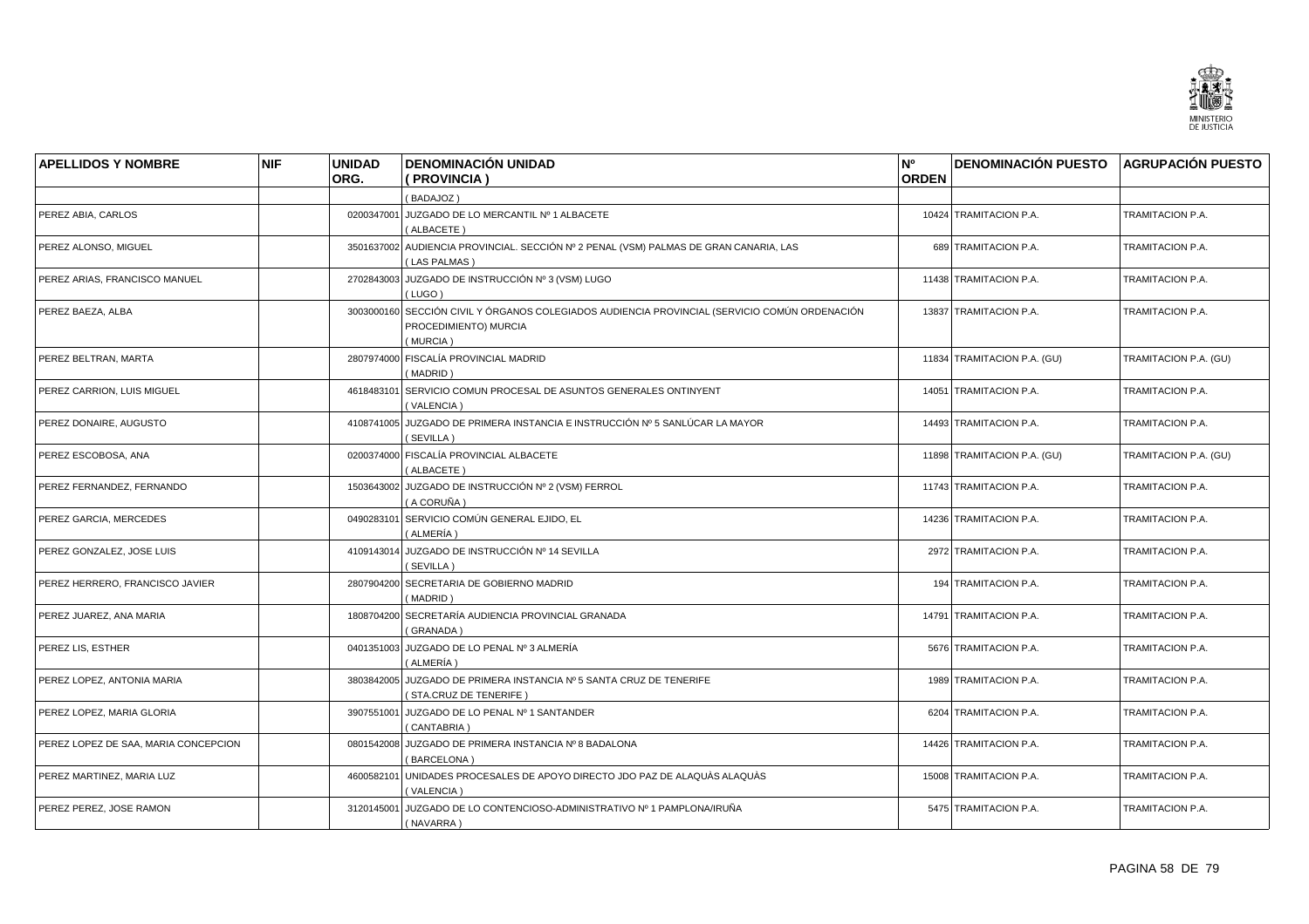| APELLIDOS Y NOMBRE | NIF | UNIDAD ORG. | DENOMINACIÓN UNIDAD ( PROVINCIA ) | Nº ORDEN | DENOMINACIÓN PUESTO | AGRUPACIÓN PUESTO |
|---|---|---|---|---|---|---|
| | | | ( BADAJOZ ) | | | |
| PEREZ ABIA, CARLOS | | 0200347001 | JUZGADO DE LO MERCANTIL Nº 1 ALBACETE ( ALBACETE ) | 10424 | TRAMITACION P.A. | TRAMITACION P.A. |
| PEREZ ALONSO, MIGUEL | | 3501637002 | AUDIENCIA PROVINCIAL. SECCIÓN Nº 2 PENAL (VSM) PALMAS DE GRAN CANARIA, LAS ( LAS PALMAS ) | 689 | TRAMITACION P.A. | TRAMITACION P.A. |
| PEREZ ARIAS, FRANCISCO MANUEL | | 2702843003 | JUZGADO DE INSTRUCCIÓN Nº 3 (VSM) LUGO ( LUGO ) | 11438 | TRAMITACION P.A. | TRAMITACION P.A. |
| PEREZ BAEZA, ALBA | | 3003000160 | SECCIÓN CIVIL Y ÓRGANOS COLEGIADOS AUDIENCIA PROVINCIAL (SERVICIO COMÚN ORDENACIÓN PROCEDIMIENTO) MURCIA ( MURCIA ) | 13837 | TRAMITACION P.A. | TRAMITACION P.A. |
| PEREZ BELTRAN, MARTA | | 2807974000 | FISCALÍA PROVINCIAL MADRID ( MADRID ) | 11834 | TRAMITACION P.A. (GU) | TRAMITACION P.A. (GU) |
| PEREZ CARRION, LUIS MIGUEL | | 4618483101 | SERVICIO COMUN PROCESAL DE ASUNTOS GENERALES ONTINYENT ( VALENCIA ) | 14051 | TRAMITACION P.A. | TRAMITACION P.A. |
| PEREZ DONAIRE, AUGUSTO | | 4108741005 | JUZGADO DE PRIMERA INSTANCIA E INSTRUCCIÓN Nº 5 SANLÚCAR LA MAYOR ( SEVILLA ) | 14493 | TRAMITACION P.A. | TRAMITACION P.A. |
| PEREZ ESCOBOSA, ANA | | 0200374000 | FISCALÍA PROVINCIAL ALBACETE ( ALBACETE ) | 11898 | TRAMITACION P.A. (GU) | TRAMITACION P.A. (GU) |
| PEREZ FERNANDEZ, FERNANDO | | 1503643002 | JUZGADO DE INSTRUCCIÓN Nº 2 (VSM) FERROL ( A CORUÑA ) | 11743 | TRAMITACION P.A. | TRAMITACION P.A. |
| PEREZ GARCIA, MERCEDES | | 0490283101 | SERVICIO COMÚN GENERAL EJIDO, EL ( ALMERÍA ) | 14236 | TRAMITACION P.A. | TRAMITACION P.A. |
| PEREZ GONZALEZ, JOSE LUIS | | 4109143014 | JUZGADO DE INSTRUCCIÓN Nº 14 SEVILLA ( SEVILLA ) | 2972 | TRAMITACION P.A. | TRAMITACION P.A. |
| PEREZ HERRERO, FRANCISCO JAVIER | | 2807904200 | SECRETARIA DE GOBIERNO MADRID ( MADRID ) | 194 | TRAMITACION P.A. | TRAMITACION P.A. |
| PEREZ JUAREZ, ANA MARIA | | 1808704200 | SECRETARÍA AUDIENCIA PROVINCIAL GRANADA ( GRANADA ) | 14791 | TRAMITACION P.A. | TRAMITACION P.A. |
| PEREZ LIS, ESTHER | | 0401351003 | JUZGADO DE LO PENAL Nº 3 ALMERÍA ( ALMERÍA ) | 5676 | TRAMITACION P.A. | TRAMITACION P.A. |
| PEREZ LOPEZ, ANTONIA MARIA | | 3803842005 | JUZGADO DE PRIMERA INSTANCIA Nº 5 SANTA CRUZ DE TENERIFE ( STA.CRUZ DE TENERIFE ) | 1989 | TRAMITACION P.A. | TRAMITACION P.A. |
| PEREZ LOPEZ, MARIA GLORIA | | 3907551001 | JUZGADO DE LO PENAL Nº 1 SANTANDER ( CANTABRIA ) | 6204 | TRAMITACION P.A. | TRAMITACION P.A. |
| PEREZ LOPEZ DE SAA, MARIA CONCEPCION | | 0801542008 | JUZGADO DE PRIMERA INSTANCIA Nº 8 BADALONA ( BARCELONA ) | 14426 | TRAMITACION P.A. | TRAMITACION P.A. |
| PEREZ MARTINEZ, MARIA LUZ | | 4600582101 | UNIDADES PROCESALES DE APOYO DIRECTO JDO PAZ DE ALAQUÀS ALAQUÀS ( VALENCIA ) | 15008 | TRAMITACION P.A. | TRAMITACION P.A. |
| PEREZ PEREZ, JOSE RAMON | | 3120145001 | JUZGADO DE LO CONTENCIOSO-ADMINISTRATIVO Nº 1 PAMPLONA/IRUÑA ( NAVARRA ) | 5475 | TRAMITACION P.A. | TRAMITACION P.A. |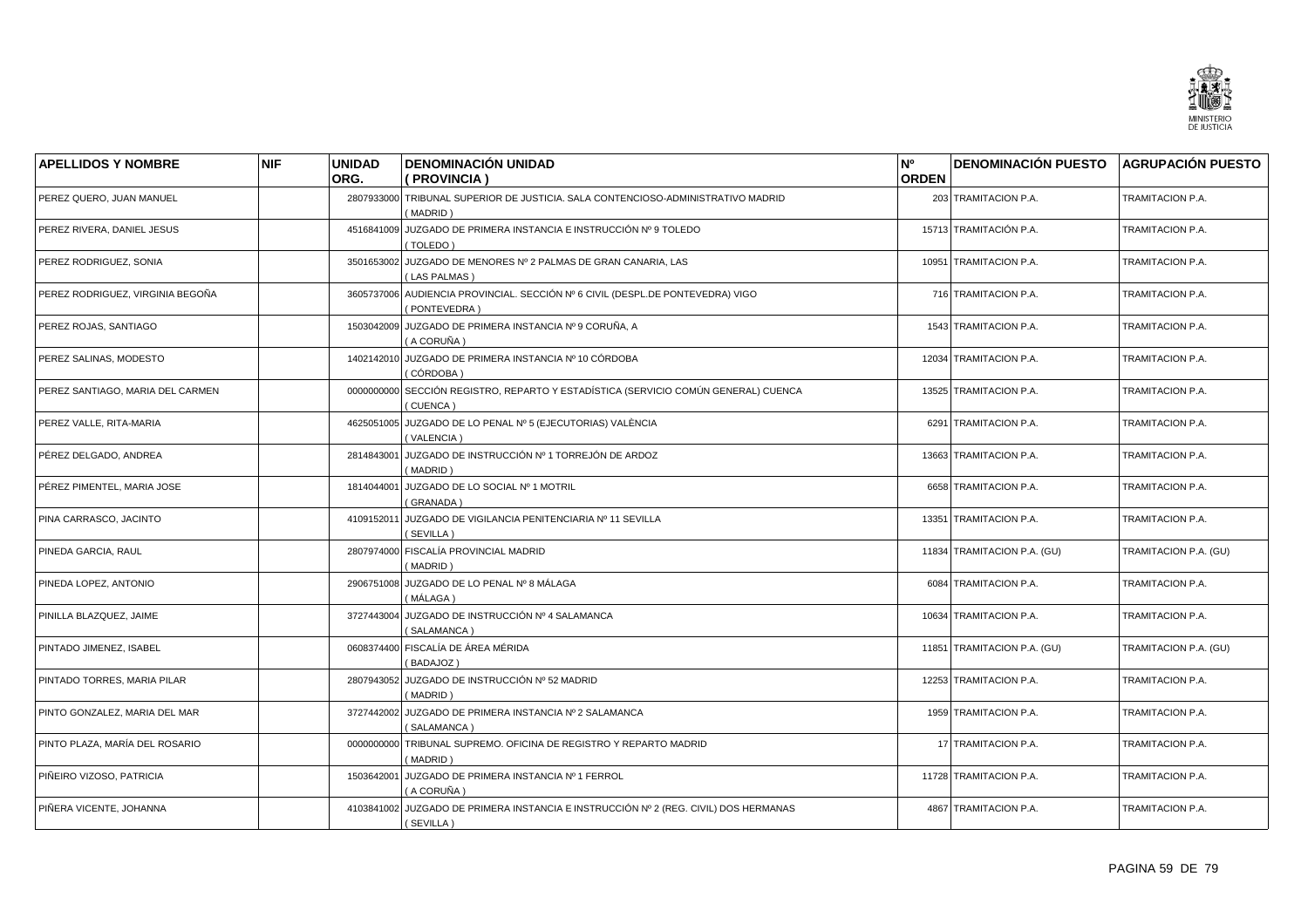| APELLIDOS Y NOMBRE | NIF | UNIDAD ORG. | DENOMINACIÓN UNIDAD ( PROVINCIA ) | Nº ORDEN | DENOMINACIÓN PUESTO | AGRUPACIÓN PUESTO |
|---|---|---|---|---|---|---|
| PEREZ QUERO, JUAN MANUEL | | 2807933000 | TRIBUNAL SUPERIOR DE JUSTICIA. SALA CONTENCIOSO-ADMINISTRATIVO MADRID ( MADRID ) | 203 | TRAMITACION P.A. | TRAMITACION P.A. |
| PEREZ RIVERA, DANIEL JESUS | | 4516841009 | JUZGADO DE PRIMERA INSTANCIA E INSTRUCCIÓN Nº 9 TOLEDO ( TOLEDO ) | 15713 | TRAMITACIÓN P.A. | TRAMITACION P.A. |
| PEREZ RODRIGUEZ, SONIA | | 3501653002 | JUZGADO DE MENORES Nº 2 PALMAS DE GRAN CANARIA, LAS ( LAS PALMAS ) | 10951 | TRAMITACION P.A. | TRAMITACION P.A. |
| PEREZ RODRIGUEZ, VIRGINIA BEGOÑA | | 3605737006 | AUDIENCIA PROVINCIAL. SECCIÓN Nº 6 CIVIL (DESPL.DE PONTEVEDRA) VIGO ( PONTEVEDRA ) | 716 | TRAMITACION P.A. | TRAMITACION P.A. |
| PEREZ ROJAS, SANTIAGO | | 1503042009 | JUZGADO DE PRIMERA INSTANCIA Nº 9 CORUÑA, A ( A CORUÑA ) | 1543 | TRAMITACION P.A. | TRAMITACION P.A. |
| PEREZ SALINAS, MODESTO | | 1402142010 | JUZGADO DE PRIMERA INSTANCIA Nº 10 CÓRDOBA ( CÓRDOBA ) | 12034 | TRAMITACION P.A. | TRAMITACION P.A. |
| PEREZ SANTIAGO, MARIA DEL CARMEN | | 0000000000 | SECCIÓN REGISTRO, REPARTO Y ESTADÍSTICA (SERVICIO COMÚN GENERAL) CUENCA ( CUENCA ) | 13525 | TRAMITACION P.A. | TRAMITACION P.A. |
| PEREZ VALLE, RITA-MARIA | | 4625051005 | JUZGADO DE LO PENAL Nº 5 (EJECUTORIAS) VALÈNCIA ( VALENCIA ) | 6291 | TRAMITACION P.A. | TRAMITACION P.A. |
| PÉREZ DELGADO, ANDREA | | 2814843001 | JUZGADO DE INSTRUCCIÓN Nº 1 TORREJÓN DE ARDOZ ( MADRID ) | 13663 | TRAMITACION P.A. | TRAMITACION P.A. |
| PÉREZ PIMENTEL, MARIA JOSE | | 1814044001 | JUZGADO DE LO SOCIAL Nº 1 MOTRIL ( GRANADA ) | 6658 | TRAMITACION P.A. | TRAMITACION P.A. |
| PINA CARRASCO, JACINTO | | 4109152011 | JUZGADO DE VIGILANCIA PENITENCIARIA Nº 11 SEVILLA ( SEVILLA ) | 13351 | TRAMITACION P.A. | TRAMITACION P.A. |
| PINEDA GARCIA, RAUL | | 2807974000 | FISCALÍA PROVINCIAL MADRID ( MADRID ) | 11834 | TRAMITACION P.A. (GU) | TRAMITACION P.A. (GU) |
| PINEDA LOPEZ, ANTONIO | | 2906751008 | JUZGADO DE LO PENAL Nº 8 MÁLAGA ( MÁLAGA ) | 6084 | TRAMITACION P.A. | TRAMITACION P.A. |
| PINILLA BLAZQUEZ, JAIME | | 3727443004 | JUZGADO DE INSTRUCCIÓN Nº 4 SALAMANCA ( SALAMANCA ) | 10634 | TRAMITACION P.A. | TRAMITACION P.A. |
| PINTADO JIMENEZ, ISABEL | | 0608374400 | FISCALÍA DE ÁREA MÉRIDA ( BADAJOZ ) | 11851 | TRAMITACION P.A. (GU) | TRAMITACION P.A. (GU) |
| PINTADO TORRES, MARIA PILAR | | 2807943052 | JUZGADO DE INSTRUCCIÓN Nº 52 MADRID ( MADRID ) | 12253 | TRAMITACION P.A. | TRAMITACION P.A. |
| PINTO GONZALEZ, MARIA DEL MAR | | 3727442002 | JUZGADO DE PRIMERA INSTANCIA Nº 2 SALAMANCA ( SALAMANCA ) | 1959 | TRAMITACION P.A. | TRAMITACION P.A. |
| PINTO PLAZA, MARÍA DEL ROSARIO | | 0000000000 | TRIBUNAL SUPREMO. OFICINA DE REGISTRO Y REPARTO MADRID ( MADRID ) | 17 | TRAMITACION P.A. | TRAMITACION P.A. |
| PIÑEIRO VIZOSO, PATRICIA | | 1503642001 | JUZGADO DE PRIMERA INSTANCIA Nº 1 FERROL ( A CORUÑA ) | 11728 | TRAMITACION P.A. | TRAMITACION P.A. |
| PIÑERA VICENTE, JOHANNA | | 4103841002 | JUZGADO DE PRIMERA INSTANCIA E INSTRUCCIÓN Nº 2 (REG. CIVIL) DOS HERMANAS ( SEVILLA ) | 4867 | TRAMITACION P.A. | TRAMITACION P.A. |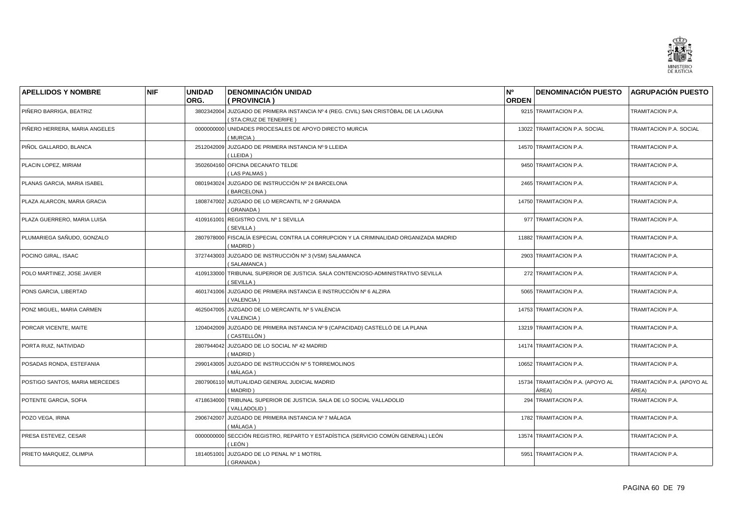| APELLIDOS Y NOMBRE | NIF | UNIDAD ORG. | DENOMINACIÓN UNIDAD ( PROVINCIA ) | Nº ORDEN | DENOMINACIÓN PUESTO | AGRUPACIÓN PUESTO |
|---|---|---|---|---|---|---|
| PIÑERO BARRIGA, BEATRIZ | | 3802342004 | JUZGADO DE PRIMERA INSTANCIA Nº 4 (REG. CIVIL) SAN CRISTÓBAL DE LA LAGUNA ( STA.CRUZ DE TENERIFE ) | 9215 | TRAMITACION P.A. | TRAMITACION P.A. |
| PIÑERO HERRERA, MARIA ANGELES | | 0000000000 | UNIDADES PROCESALES DE APOYO DIRECTO MURCIA ( MURCIA ) | 13022 | TRAMITACION P.A. SOCIAL | TRAMITACION P.A. SOCIAL |
| PIÑOL GALLARDO, BLANCA | | 2512042009 | JUZGADO DE PRIMERA INSTANCIA Nº 9 LLEIDA ( LLEIDA ) | 14570 | TRAMITACION P.A. | TRAMITACION P.A. |
| PLACIN LOPEZ, MIRIAM | | 3502604160 | OFICINA DECANATO TELDE ( LAS PALMAS ) | 9450 | TRAMITACION P.A. | TRAMITACION P.A. |
| PLANAS GARCIA, MARIA ISABEL | | 0801943024 | JUZGADO DE INSTRUCCIÓN Nº 24 BARCELONA ( BARCELONA ) | 2465 | TRAMITACION P.A. | TRAMITACION P.A. |
| PLAZA ALARCON, MARIA GRACIA | | 1808747002 | JUZGADO DE LO MERCANTIL Nº 2 GRANADA ( GRANADA ) | 14750 | TRAMITACION P.A. | TRAMITACION P.A. |
| PLAZA GUERRERO, MARIA LUISA | | 4109161001 | REGISTRO CIVIL Nº 1 SEVILLA ( SEVILLA ) | 977 | TRAMITACION P.A. | TRAMITACION P.A. |
| PLUMARIEGA SAÑUDO, GONZALO | | 2807978000 | FISCALÍA ESPECIAL CONTRA LA CORRUPCION Y LA CRIMINALIDAD ORGANIZADA MADRID ( MADRID ) | 11882 | TRAMITACION P.A. | TRAMITACION P.A. |
| POCINO GIRAL, ISAAC | | 3727443003 | JUZGADO DE INSTRUCCIÓN Nº 3 (VSM) SALAMANCA ( SALAMANCA ) | 2903 | TRAMITACION P.A | TRAMITACION P.A. |
| POLO MARTINEZ, JOSE JAVIER | | 4109133000 | TRIBUNAL SUPERIOR DE JUSTICIA. SALA CONTENCIOSO-ADMINISTRATIVO SEVILLA ( SEVILLA ) | 272 | TRAMITACION P.A. | TRAMITACION P.A. |
| PONS GARCIA, LIBERTAD | | 4601741006 | JUZGADO DE PRIMERA INSTANCIA E INSTRUCCIÓN Nº 6 ALZIRA ( VALENCIA ) | 5065 | TRAMITACION P.A. | TRAMITACION P.A. |
| PONZ MIGUEL, MARIA CARMEN | | 4625047005 | JUZGADO DE LO MERCANTIL Nº 5 VALÈNCIA ( VALENCIA ) | 14753 | TRAMITACION P.A. | TRAMITACION P.A. |
| PORCAR VICENTE, MAITE | | 1204042009 | JUZGADO DE PRIMERA INSTANCIA Nº 9 (CAPACIDAD) CASTELLÓ DE LA PLANA ( CASTELLÓN ) | 13219 | TRAMITACION P.A. | TRAMITACION P.A. |
| PORTA RUIZ, NATIVIDAD | | 2807944042 | JUZGADO DE LO SOCIAL Nº 42 MADRID ( MADRID ) | 14174 | TRAMITACION P.A. | TRAMITACION P.A. |
| POSADAS RONDA, ESTEFANIA | | 2990143005 | JUZGADO DE INSTRUCCIÓN Nº 5 TORREMOLINOS ( MÁLAGA ) | 10652 | TRAMITACION P.A. | TRAMITACION P.A. |
| POSTIGO SANTOS, MARIA MERCEDES | | 2807906110 | MUTUALIDAD GENERAL JUDICIAL MADRID ( MADRID ) | 15734 | TRAMITACIÓN P.A. (APOYO AL ÁREA) | TRAMITACIÓN P.A. (APOYO AL ÁREA) |
| POTENTE GARCIA, SOFIA | | 4718634000 | TRIBUNAL SUPERIOR DE JUSTICIA. SALA DE LO SOCIAL VALLADOLID ( VALLADOLID ) | 294 | TRAMITACION P.A. | TRAMITACION P.A. |
| POZO VEGA, IRINA | | 2906742007 | JUZGADO DE PRIMERA INSTANCIA Nº 7 MÁLAGA ( MÁLAGA ) | 1782 | TRAMITACION P.A. | TRAMITACION P.A. |
| PRESA ESTEVEZ, CESAR | | 0000000000 | SECCIÓN REGISTRO, REPARTO Y ESTADÍSTICA (SERVICIO COMÚN GENERAL) LEÓN ( LEÓN ) | 13574 | TRAMITACION P.A. | TRAMITACION P.A. |
| PRIETO MARQUEZ, OLIMPIA | | 1814051001 | JUZGADO DE LO PENAL Nº 1 MOTRIL ( GRANADA ) | 5951 | TRAMITACION P.A. | TRAMITACION P.A. |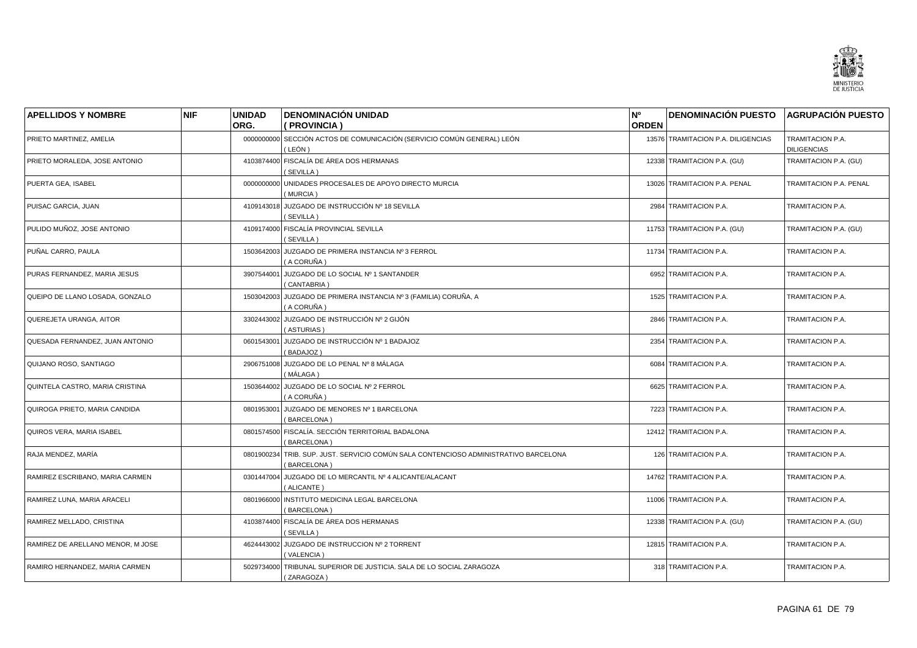| APELLIDOS Y NOMBRE | NIF | UNIDAD ORG. | DENOMINACIÓN UNIDAD ( PROVINCIA ) | Nº ORDEN | DENOMINACIÓN PUESTO | AGRUPACIÓN PUESTO |
|---|---|---|---|---|---|---|
| PRIETO MARTINEZ, AMELIA | | 0000000000 | SECCIÓN ACTOS DE COMUNICACIÓN (SERVICIO COMÚN GENERAL) LEÓN ( LEÓN ) | 13576 | TRAMITACION P.A. DILIGENCIAS | TRAMITACION P.A. DILIGENCIAS |
| PRIETO MORALEDA, JOSE ANTONIO | | 4103874400 | FISCALÍA DE ÁREA DOS HERMANAS ( SEVILLA ) | 12338 | TRAMITACION P.A. (GU) | TRAMITACION P.A. (GU) |
| PUERTA GEA, ISABEL | | 0000000000 | UNIDADES PROCESALES DE APOYO DIRECTO MURCIA ( MURCIA ) | 13026 | TRAMITACION P.A. PENAL | TRAMITACION P.A. PENAL |
| PUISAC GARCIA, JUAN | | 4109143018 | JUZGADO DE INSTRUCCIÓN Nº 18 SEVILLA ( SEVILLA ) | 2984 | TRAMITACION P.A. | TRAMITACION P.A. |
| PULIDO MUÑOZ, JOSE ANTONIO | | 4109174000 | FISCALÍA PROVINCIAL SEVILLA ( SEVILLA ) | 11753 | TRAMITACION P.A. (GU) | TRAMITACION P.A. (GU) |
| PUÑAL CARRO, PAULA | | 1503642003 | JUZGADO DE PRIMERA INSTANCIA Nº 3 FERROL ( A CORUÑA ) | 11734 | TRAMITACION P.A. | TRAMITACION P.A. |
| PURAS FERNANDEZ, MARIA JESUS | | 3907544001 | JUZGADO DE LO SOCIAL Nº 1 SANTANDER ( CANTABRIA ) | 6952 | TRAMITACION P.A. | TRAMITACION P.A. |
| QUEIPO DE LLANO LOSADA, GONZALO | | 1503042003 | JUZGADO DE PRIMERA INSTANCIA Nº 3 (FAMILIA) CORUÑA, A ( A CORUÑA ) | 1525 | TRAMITACION P.A. | TRAMITACION P.A. |
| QUEREJETA URANGA, AITOR | | 3302443002 | JUZGADO DE INSTRUCCIÓN Nº 2 GIJÓN ( ASTURIAS ) | 2846 | TRAMITACION P.A. | TRAMITACION P.A. |
| QUESADA FERNANDEZ, JUAN ANTONIO | | 0601543001 | JUZGADO DE INSTRUCCIÓN Nº 1 BADAJOZ ( BADAJOZ ) | 2354 | TRAMITACION P.A. | TRAMITACION P.A. |
| QUIJANO ROSO, SANTIAGO | | 2906751008 | JUZGADO DE LO PENAL Nº 8 MÁLAGA ( MÁLAGA ) | 6084 | TRAMITACION P.A. | TRAMITACION P.A. |
| QUINTELA CASTRO, MARIA CRISTINA | | 1503644002 | JUZGADO DE LO SOCIAL Nº 2 FERROL ( A CORUÑA ) | 6625 | TRAMITACION P.A. | TRAMITACION P.A. |
| QUIROGA PRIETO, MARIA CANDIDA | | 0801953001 | JUZGADO DE MENORES Nº 1 BARCELONA ( BARCELONA ) | 7223 | TRAMITACION P.A. | TRAMITACION P.A. |
| QUIROS VERA, MARIA ISABEL | | 0801574500 | FISCALÍA. SECCIÓN TERRITORIAL BADALONA ( BARCELONA ) | 12412 | TRAMITACION P.A. | TRAMITACION P.A. |
| RAJA MENDEZ, MARÍA | | 0801900234 | TRIB. SUP. JUST. SERVICIO COMÚN SALA CONTENCIOSO ADMINISTRATIVO BARCELONA ( BARCELONA ) | 126 | TRAMITACION P.A. | TRAMITACION P.A. |
| RAMIREZ ESCRIBANO, MARIA CARMEN | | 0301447004 | JUZGADO DE LO MERCANTIL Nº 4 ALICANTE/ALACANT ( ALICANTE ) | 14762 | TRAMITACION P.A. | TRAMITACION P.A. |
| RAMIREZ LUNA, MARIA ARACELI | | 0801966000 | INSTITUTO MEDICINA LEGAL BARCELONA ( BARCELONA ) | 11006 | TRAMITACION P.A. | TRAMITACION P.A. |
| RAMIREZ MELLADO, CRISTINA | | 4103874400 | FISCALÍA DE ÁREA DOS HERMANAS ( SEVILLA ) | 12338 | TRAMITACION P.A. (GU) | TRAMITACION P.A. (GU) |
| RAMIREZ DE ARELLANO MENOR, M JOSE | | 4624443002 | JUZGADO DE INSTRUCCION Nº 2 TORRENT ( VALENCIA ) | 12815 | TRAMITACION P.A. | TRAMITACION P.A. |
| RAMIRO HERNANDEZ, MARIA CARMEN | | 5029734000 | TRIBUNAL SUPERIOR DE JUSTICIA. SALA DE LO SOCIAL ZARAGOZA ( ZARAGOZA ) | 318 | TRAMITACION P.A. | TRAMITACION P.A. |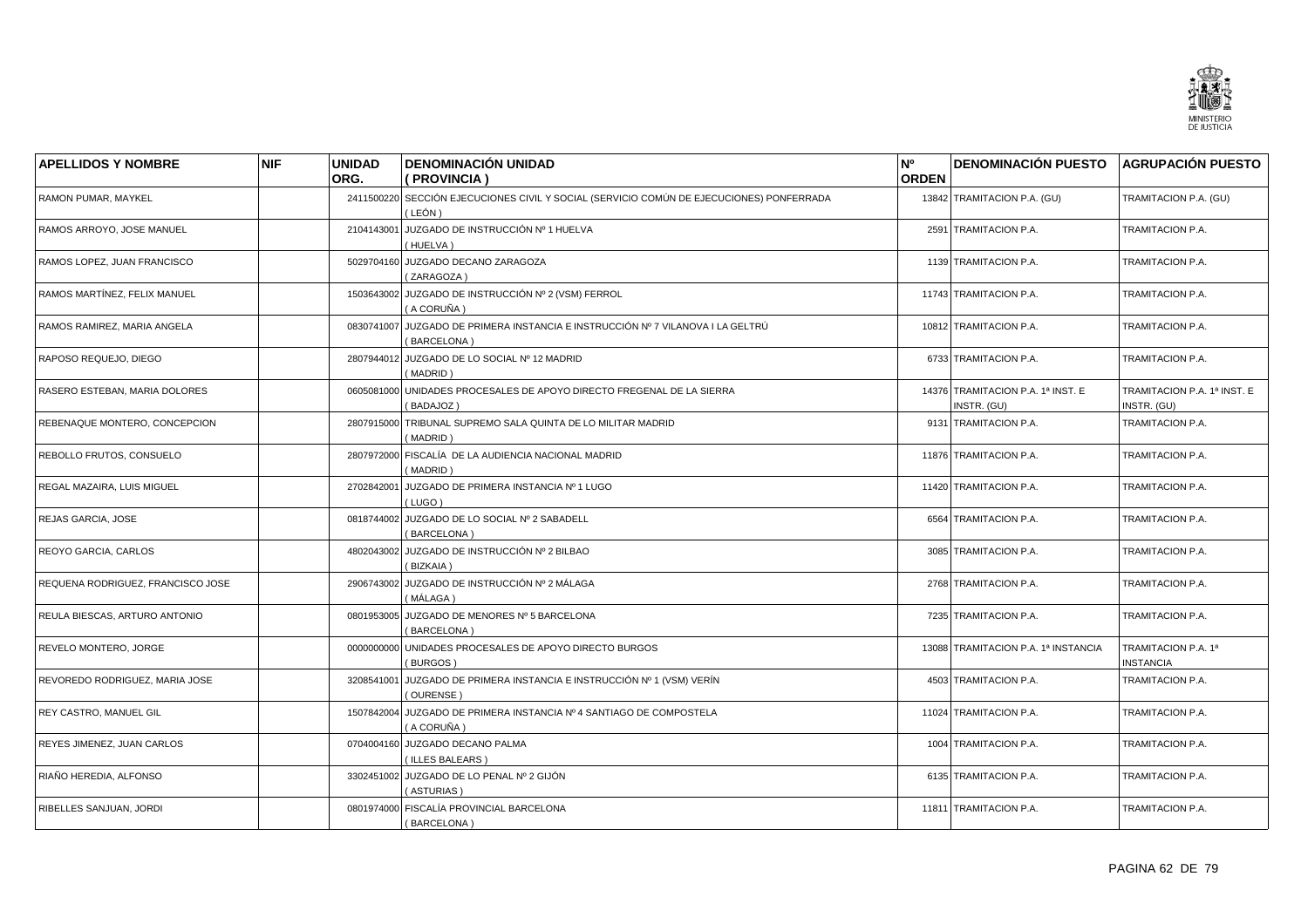| APELLIDOS Y NOMBRE | NIF | UNIDAD ORG. | DENOMINACIÓN UNIDAD ( PROVINCIA ) | Nº ORDEN | DENOMINACIÓN PUESTO | AGRUPACIÓN PUESTO |
|---|---|---|---|---|---|---|
| RAMON PUMAR, MAYKEL | | 2411500220 | SECCIÓN EJECUCIONES CIVIL Y SOCIAL (SERVICIO COMÚN DE EJECUCIONES) PONFERRADA ( LEÓN ) | 13842 | TRAMITACION P.A. (GU) | TRAMITACION P.A. (GU) |
| RAMOS ARROYO, JOSE MANUEL | | 2104143001 | JUZGADO DE INSTRUCCIÓN Nº 1 HUELVA ( HUELVA ) | 2591 | TRAMITACION P.A. | TRAMITACION P.A. |
| RAMOS LOPEZ, JUAN FRANCISCO | | 5029704160 | JUZGADO DECANO ZARAGOZA ( ZARAGOZA ) | 1139 | TRAMITACION P.A. | TRAMITACION P.A. |
| RAMOS MARTÍNEZ, FELIX MANUEL | | 1503643002 | JUZGADO DE INSTRUCCIÓN Nº 2 (VSM) FERROL ( A CORUÑA ) | 11743 | TRAMITACION P.A. | TRAMITACION P.A. |
| RAMOS RAMIREZ, MARIA ANGELA | | 0830741007 | JUZGADO DE PRIMERA INSTANCIA E INSTRUCCIÓN Nº 7 VILANOVA I LA GELTRÚ ( BARCELONA ) | 10812 | TRAMITACION P.A. | TRAMITACION P.A. |
| RAPOSO REQUEJO, DIEGO | | 2807944012 | JUZGADO DE LO SOCIAL Nº 12 MADRID ( MADRID ) | 6733 | TRAMITACION P.A. | TRAMITACION P.A. |
| RASERO ESTEBAN, MARIA DOLORES | | 0605081000 | UNIDADES PROCESALES DE APOYO DIRECTO FREGENAL DE LA SIERRA ( BADAJOZ ) | 14376 | TRAMITACION P.A. 1ª INST. E INSTR. (GU) | TRAMITACION P.A. 1ª INST. E INSTR. (GU) |
| REBENAQUE MONTERO, CONCEPCION | | 2807915000 | TRIBUNAL SUPREMO SALA QUINTA DE LO MILITAR MADRID ( MADRID ) | 9131 | TRAMITACION P.A. | TRAMITACION P.A. |
| REBOLLO FRUTOS, CONSUELO | | 2807972000 | FISCALÍA DE LA AUDIENCIA NACIONAL MADRID ( MADRID ) | 11876 | TRAMITACION P.A. | TRAMITACION P.A. |
| REGAL MAZAIRA, LUIS MIGUEL | | 2702842001 | JUZGADO DE PRIMERA INSTANCIA Nº 1 LUGO ( LUGO ) | 11420 | TRAMITACION P.A. | TRAMITACION P.A. |
| REJAS GARCIA, JOSE | | 0818744002 | JUZGADO DE LO SOCIAL Nº 2 SABADELL ( BARCELONA ) | 6564 | TRAMITACION P.A. | TRAMITACION P.A. |
| REOYO GARCIA, CARLOS | | 4802043002 | JUZGADO DE INSTRUCCIÓN Nº 2 BILBAO ( BIZKAIA ) | 3085 | TRAMITACION P.A. | TRAMITACION P.A. |
| REQUENA RODRIGUEZ, FRANCISCO JOSE | | 2906743002 | JUZGADO DE INSTRUCCIÓN Nº 2 MÁLAGA ( MÁLAGA ) | 2768 | TRAMITACION P.A. | TRAMITACION P.A. |
| REULA BIESCAS, ARTURO ANTONIO | | 0801953005 | JUZGADO DE MENORES Nº 5 BARCELONA ( BARCELONA ) | 7235 | TRAMITACION P.A. | TRAMITACION P.A. |
| REVELO MONTERO, JORGE | | 0000000000 | UNIDADES PROCESALES DE APOYO DIRECTO BURGOS ( BURGOS ) | 13088 | TRAMITACION P.A. 1ª INSTANCIA | TRAMITACION P.A. 1ª INSTANCIA |
| REVOREDO RODRIGUEZ, MARIA JOSE | | 3208541001 | JUZGADO DE PRIMERA INSTANCIA E INSTRUCCIÓN Nº 1 (VSM) VERÍN ( OURENSE ) | 4503 | TRAMITACION P.A. | TRAMITACION P.A. |
| REY CASTRO, MANUEL GIL | | 1507842004 | JUZGADO DE PRIMERA INSTANCIA Nº 4 SANTIAGO DE COMPOSTELA ( A CORUÑA ) | 11024 | TRAMITACION P.A. | TRAMITACION P.A. |
| REYES JIMENEZ, JUAN CARLOS | | 0704004160 | JUZGADO DECANO PALMA ( ILLES BALEARS ) | 1004 | TRAMITACION P.A. | TRAMITACION P.A. |
| RIAÑO HEREDIA, ALFONSO | | 3302451002 | JUZGADO DE LO PENAL Nº 2 GIJÓN ( ASTURIAS ) | 6135 | TRAMITACION P.A. | TRAMITACION P.A. |
| RIBELLES SANJUAN, JORDI | | 0801974000 | FISCALÍA PROVINCIAL BARCELONA ( BARCELONA ) | 11811 | TRAMITACION P.A. | TRAMITACION P.A. |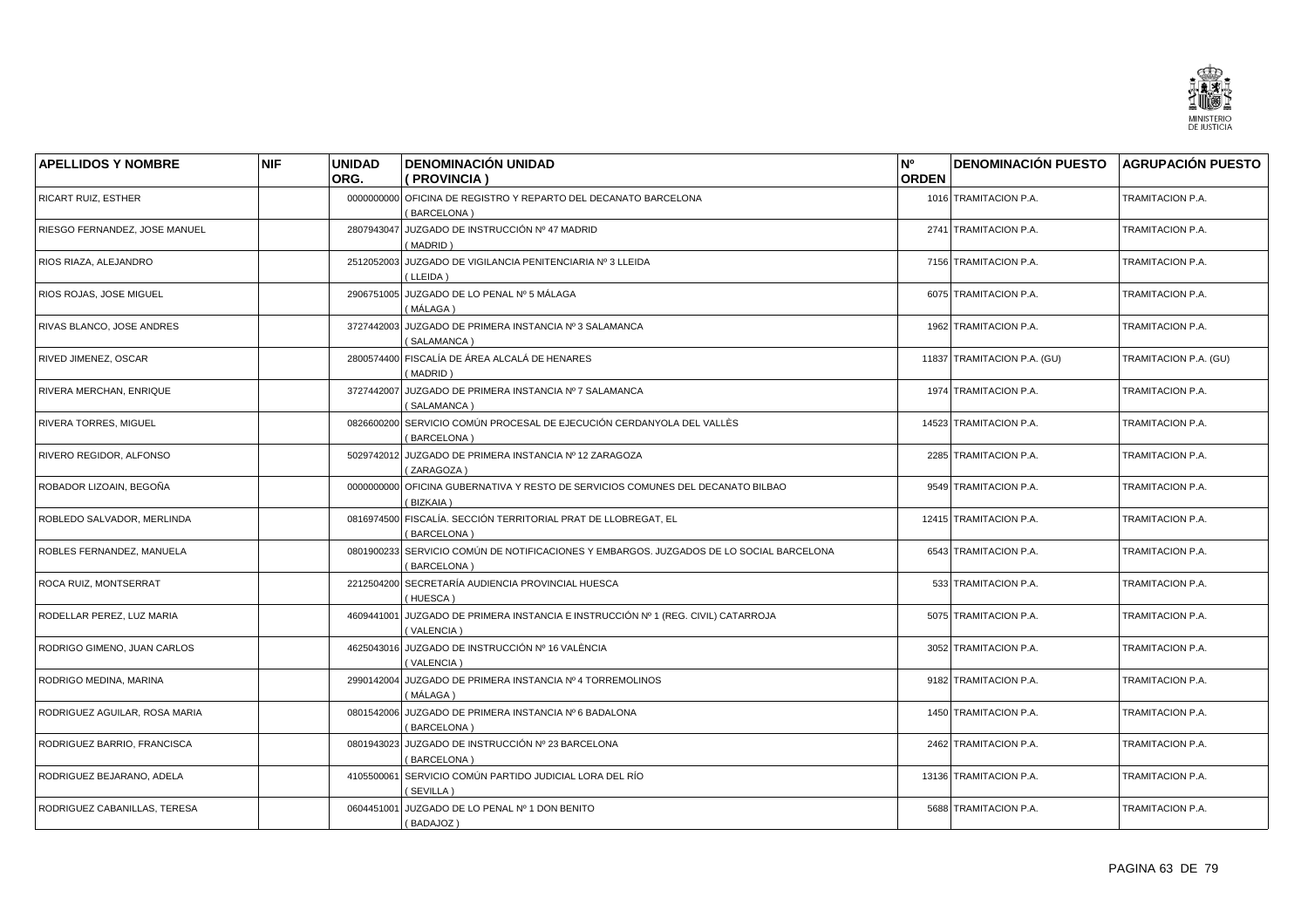| APELLIDOS Y NOMBRE | NIF | UNIDAD ORG. | DENOMINACIÓN UNIDAD ( PROVINCIA ) | Nº ORDEN | DENOMINACIÓN PUESTO | AGRUPACIÓN PUESTO |
|---|---|---|---|---|---|---|
| RICART RUIZ, ESTHER | | 0000000000 | OFICINA DE REGISTRO Y REPARTO DEL DECANATO BARCELONA ( BARCELONA ) | 1016 | TRAMITACION P.A. | TRAMITACION P.A. |
| RIESGO FERNANDEZ, JOSE MANUEL | | 2807943047 | JUZGADO DE INSTRUCCIÓN Nº 47 MADRID ( MADRID ) | 2741 | TRAMITACION P.A. | TRAMITACION P.A. |
| RIOS RIAZA, ALEJANDRO | | 2512052003 | JUZGADO DE VIGILANCIA PENITENCIARIA Nº 3 LLEIDA ( LLEIDA ) | 7156 | TRAMITACION P.A. | TRAMITACION P.A. |
| RIOS ROJAS, JOSE MIGUEL | | 2906751005 | JUZGADO DE LO PENAL Nº 5 MÁLAGA ( MÁLAGA ) | 6075 | TRAMITACION P.A. | TRAMITACION P.A. |
| RIVAS BLANCO, JOSE ANDRES | | 3727442003 | JUZGADO DE PRIMERA INSTANCIA Nº 3 SALAMANCA ( SALAMANCA ) | 1962 | TRAMITACION P.A. | TRAMITACION P.A. |
| RIVED JIMENEZ, OSCAR | | 2800574400 | FISCALÍA DE ÁREA ALCALÁ DE HENARES ( MADRID ) | 11837 | TRAMITACION P.A. (GU) | TRAMITACION P.A. (GU) |
| RIVERA MERCHAN, ENRIQUE | | 3727442007 | JUZGADO DE PRIMERA INSTANCIA Nº 7 SALAMANCA ( SALAMANCA ) | 1974 | TRAMITACION P.A. | TRAMITACION P.A. |
| RIVERA TORRES, MIGUEL | | 0826600200 | SERVICIO COMÚN PROCESAL DE EJECUCIÓN CERDANYOLA DEL VALLÈS ( BARCELONA ) | 14523 | TRAMITACION P.A. | TRAMITACION P.A. |
| RIVERO REGIDOR, ALFONSO | | 5029742012 | JUZGADO DE PRIMERA INSTANCIA Nº 12 ZARAGOZA ( ZARAGOZA ) | 2285 | TRAMITACION P.A. | TRAMITACION P.A. |
| ROBADOR LIZOAIN, BEGOÑA | | 0000000000 | OFICINA GUBERNATIVA Y RESTO DE SERVICIOS COMUNES DEL DECANATO BILBAO ( BIZKAIA ) | 9549 | TRAMITACION P.A. | TRAMITACION P.A. |
| ROBLEDO SALVADOR, MERLINDA | | 0816974500 | FISCALÍA. SECCIÓN TERRITORIAL PRAT DE LLOBREGAT, EL ( BARCELONA ) | 12415 | TRAMITACION P.A. | TRAMITACION P.A. |
| ROBLES FERNANDEZ, MANUELA | | 0801900233 | SERVICIO COMÚN DE NOTIFICACIONES Y EMBARGOS. JUZGADOS DE LO SOCIAL BARCELONA ( BARCELONA ) | 6543 | TRAMITACION P.A. | TRAMITACION P.A. |
| ROCA RUIZ, MONTSERRAT | | 2212504200 | SECRETARÍA AUDIENCIA PROVINCIAL HUESCA ( HUESCA ) | 533 | TRAMITACION P.A. | TRAMITACION P.A. |
| RODELLAR PEREZ, LUZ MARIA | | 4609441001 | JUZGADO DE PRIMERA INSTANCIA E INSTRUCCIÓN Nº 1 (REG. CIVIL) CATARROJA ( VALENCIA ) | 5075 | TRAMITACION P.A. | TRAMITACION P.A. |
| RODRIGO GIMENO, JUAN CARLOS | | 4625043016 | JUZGADO DE INSTRUCCIÓN Nº 16 VALÈNCIA ( VALENCIA ) | 3052 | TRAMITACION P.A. | TRAMITACION P.A. |
| RODRIGO MEDINA, MARINA | | 2990142004 | JUZGADO DE PRIMERA INSTANCIA Nº 4 TORREMOLINOS ( MÁLAGA ) | 9182 | TRAMITACION P.A. | TRAMITACION P.A. |
| RODRIGUEZ AGUILAR, ROSA MARIA | | 0801542006 | JUZGADO DE PRIMERA INSTANCIA Nº 6 BADALONA ( BARCELONA ) | 1450 | TRAMITACION P.A. | TRAMITACION P.A. |
| RODRIGUEZ BARRIO, FRANCISCA | | 0801943023 | JUZGADO DE INSTRUCCIÓN Nº 23 BARCELONA ( BARCELONA ) | 2462 | TRAMITACION P.A. | TRAMITACION P.A. |
| RODRIGUEZ BEJARANO, ADELA | | 4105500061 | SERVICIO COMÚN PARTIDO JUDICIAL LORA DEL RÍO ( SEVILLA ) | 13136 | TRAMITACION P.A. | TRAMITACION P.A. |
| RODRIGUEZ CABANILLAS, TERESA | | 0604451001 | JUZGADO DE LO PENAL Nº 1 DON BENITO ( BADAJOZ ) | 5688 | TRAMITACION P.A. | TRAMITACION P.A. |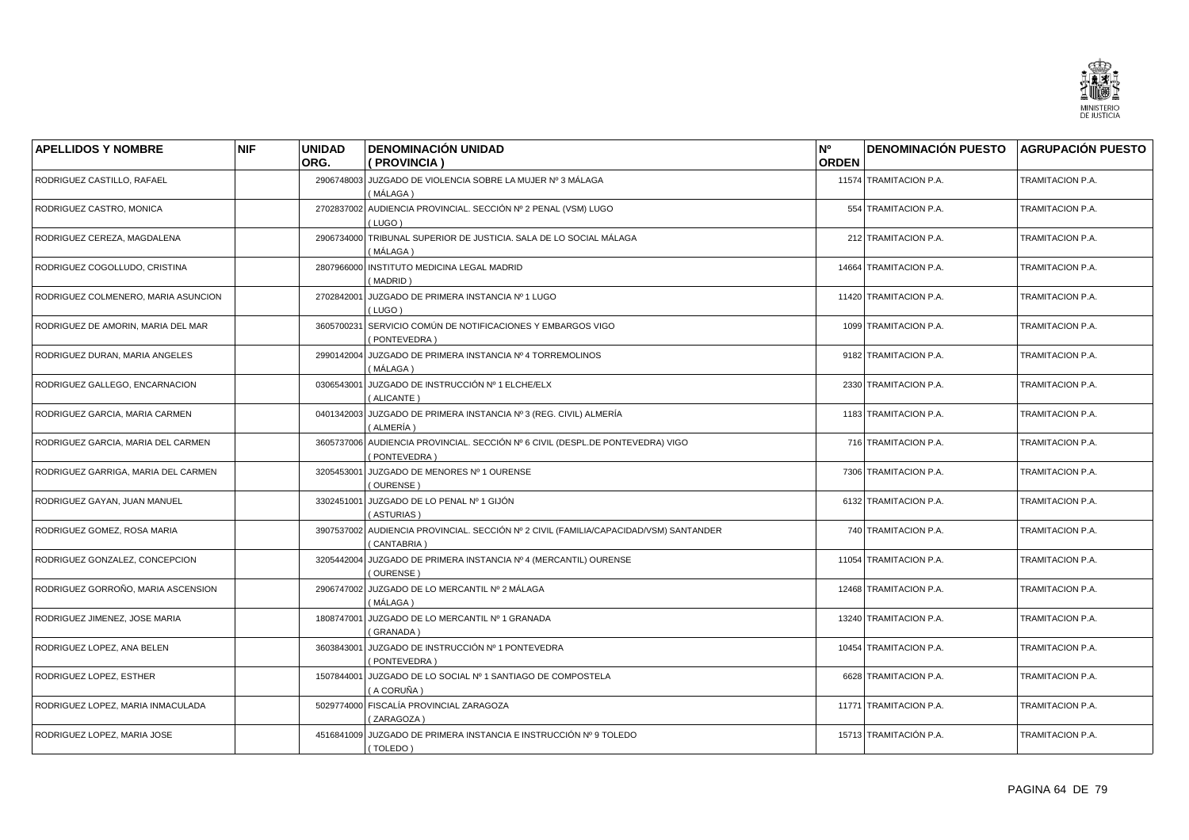| APELLIDOS Y NOMBRE | NIF | UNIDAD ORG. | DENOMINACIÓN UNIDAD ( PROVINCIA ) | Nº ORDEN | DENOMINACIÓN PUESTO | AGRUPACIÓN PUESTO |
|---|---|---|---|---|---|---|
| RODRIGUEZ CASTILLO, RAFAEL | | 2906748003 | JUZGADO DE VIOLENCIA SOBRE LA MUJER Nº 3 MÁLAGA ( MÁLAGA ) | 11574 | TRAMITACION P.A. | TRAMITACION P.A. |
| RODRIGUEZ CASTRO, MONICA | | 2702837002 | AUDIENCIA PROVINCIAL. SECCIÓN Nº 2 PENAL (VSM) LUGO ( LUGO ) | 554 | TRAMITACION P.A. | TRAMITACION P.A. |
| RODRIGUEZ CEREZA, MAGDALENA | | 2906734000 | TRIBUNAL SUPERIOR DE JUSTICIA. SALA DE LO SOCIAL MÁLAGA ( MÁLAGA ) | 212 | TRAMITACION P.A. | TRAMITACION P.A. |
| RODRIGUEZ COGOLLUDO, CRISTINA | | 2807966000 | INSTITUTO MEDICINA LEGAL MADRID ( MADRID ) | 14664 | TRAMITACION P.A. | TRAMITACION P.A. |
| RODRIGUEZ COLMENERO, MARIA ASUNCION | | 2702842001 | JUZGADO DE PRIMERA INSTANCIA Nº 1 LUGO ( LUGO ) | 11420 | TRAMITACION P.A. | TRAMITACION P.A. |
| RODRIGUEZ DE AMORIN, MARIA DEL MAR | | 3605700231 | SERVICIO COMÚN DE NOTIFICACIONES Y EMBARGOS VIGO ( PONTEVEDRA ) | 1099 | TRAMITACION P.A. | TRAMITACION P.A. |
| RODRIGUEZ DURAN, MARIA ANGELES | | 2990142004 | JUZGADO DE PRIMERA INSTANCIA Nº 4 TORREMOLINOS ( MÁLAGA ) | 9182 | TRAMITACION P.A. | TRAMITACION P.A. |
| RODRIGUEZ GALLEGO, ENCARNACION | | 0306543001 | JUZGADO DE INSTRUCCIÓN Nº 1 ELCHE/ELX ( ALICANTE ) | 2330 | TRAMITACION P.A. | TRAMITACION P.A. |
| RODRIGUEZ GARCIA, MARIA CARMEN | | 0401342003 | JUZGADO DE PRIMERA INSTANCIA Nº 3 (REG. CIVIL) ALMERÍA ( ALMERÍA ) | 1183 | TRAMITACION P.A. | TRAMITACION P.A. |
| RODRIGUEZ GARCIA, MARIA DEL CARMEN | | 3605737006 | AUDIENCIA PROVINCIAL. SECCIÓN Nº 6 CIVIL (DESPL.DE PONTEVEDRA) VIGO ( PONTEVEDRA ) | 716 | TRAMITACION P.A. | TRAMITACION P.A. |
| RODRIGUEZ GARRIGA, MARIA DEL CARMEN | | 3205453001 | JUZGADO DE MENORES Nº 1 OURENSE ( OURENSE ) | 7306 | TRAMITACION P.A. | TRAMITACION P.A. |
| RODRIGUEZ GAYAN, JUAN MANUEL | | 3302451001 | JUZGADO DE LO PENAL Nº 1 GIJÓN ( ASTURIAS ) | 6132 | TRAMITACION P.A. | TRAMITACION P.A. |
| RODRIGUEZ GOMEZ, ROSA MARIA | | 3907537002 | AUDIENCIA PROVINCIAL. SECCIÓN Nº 2 CIVIL (FAMILIA/CAPACIDAD/VSM) SANTANDER ( CANTABRIA ) | 740 | TRAMITACION P.A. | TRAMITACION P.A. |
| RODRIGUEZ GONZALEZ, CONCEPCION | | 3205442004 | JUZGADO DE PRIMERA INSTANCIA Nº 4 (MERCANTIL) OURENSE ( OURENSE ) | 11054 | TRAMITACION P.A. | TRAMITACION P.A. |
| RODRIGUEZ GORROÑO, MARIA ASCENSION | | 2906747002 | JUZGADO DE LO MERCANTIL Nº 2 MÁLAGA ( MÁLAGA ) | 12468 | TRAMITACION P.A. | TRAMITACION P.A. |
| RODRIGUEZ JIMENEZ, JOSE MARIA | | 1808747001 | JUZGADO DE LO MERCANTIL Nº 1 GRANADA ( GRANADA ) | 13240 | TRAMITACION P.A. | TRAMITACION P.A. |
| RODRIGUEZ LOPEZ, ANA BELEN | | 3603843001 | JUZGADO DE INSTRUCCIÓN Nº 1 PONTEVEDRA ( PONTEVEDRA ) | 10454 | TRAMITACION P.A. | TRAMITACION P.A. |
| RODRIGUEZ LOPEZ, ESTHER | | 1507844001 | JUZGADO DE LO SOCIAL Nº 1 SANTIAGO DE COMPOSTELA ( A CORUÑA ) | 6628 | TRAMITACION P.A. | TRAMITACION P.A. |
| RODRIGUEZ LOPEZ, MARIA INMACULADA | | 5029774000 | FISCALÍA PROVINCIAL ZARAGOZA ( ZARAGOZA ) | 11771 | TRAMITACION P.A. | TRAMITACION P.A. |
| RODRIGUEZ LOPEZ, MARIA JOSE | | 4516841009 | JUZGADO DE PRIMERA INSTANCIA E INSTRUCCIÓN Nº 9 TOLEDO ( TOLEDO ) | 15713 | TRAMITACIÓN P.A. | TRAMITACION P.A. |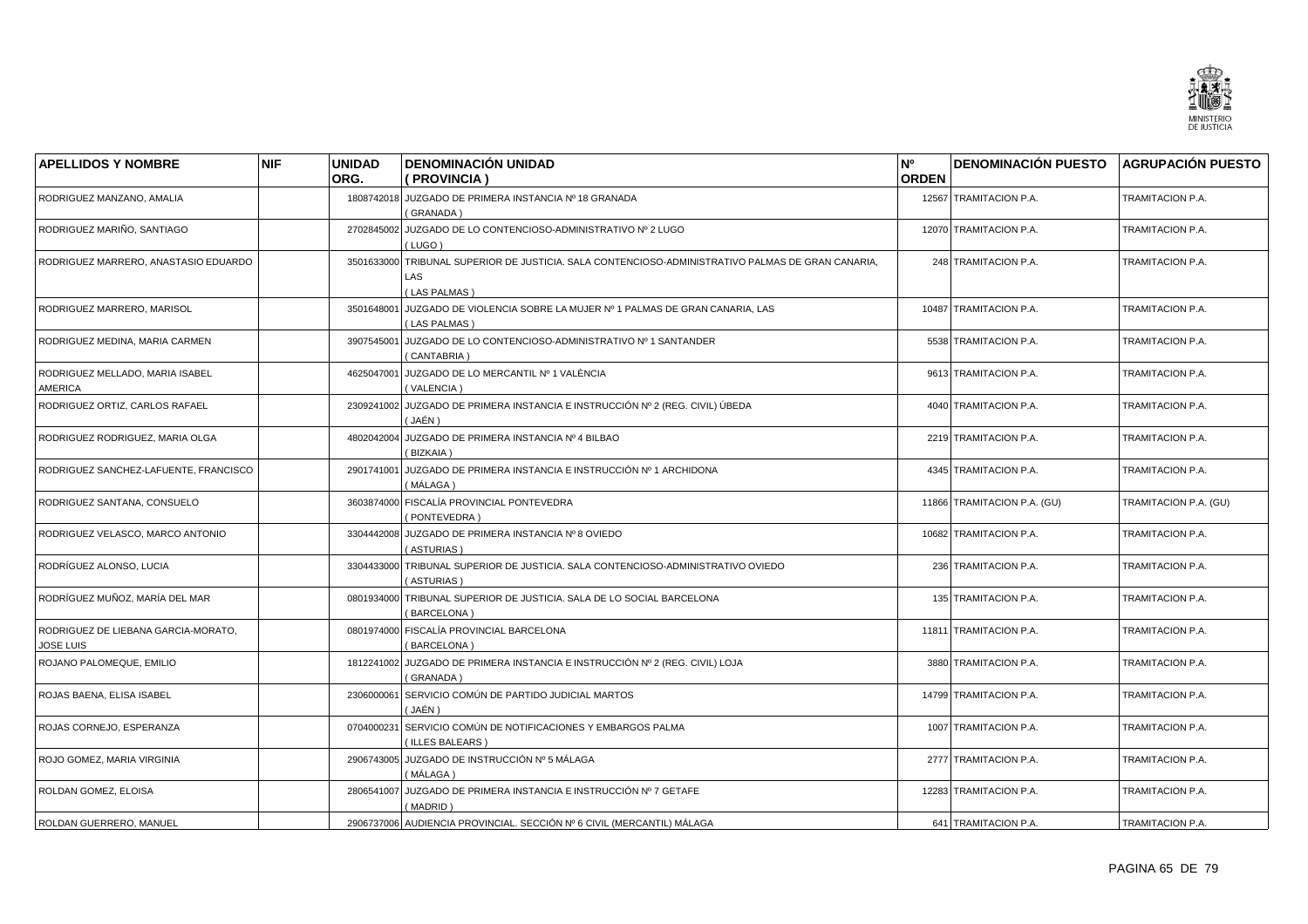| APELLIDOS Y NOMBRE | NIF | UNIDAD ORG. | DENOMINACIÓN UNIDAD ( PROVINCIA ) | Nº ORDEN | DENOMINACIÓN PUESTO | AGRUPACIÓN PUESTO |
|---|---|---|---|---|---|---|
| RODRIGUEZ MANZANO, AMALIA | | 1808742018 | JUZGADO DE PRIMERA INSTANCIA Nº 18 GRANADA ( GRANADA ) | 12567 | TRAMITACION P.A. | TRAMITACION P.A. |
| RODRIGUEZ MARIÑO, SANTIAGO | | 2702845002 | JUZGADO DE LO CONTENCIOSO-ADMINISTRATIVO Nº 2 LUGO ( LUGO ) | 12070 | TRAMITACION P.A. | TRAMITACION P.A. |
| RODRIGUEZ MARRERO, ANASTASIO EDUARDO | | 3501633000 | TRIBUNAL SUPERIOR DE JUSTICIA. SALA CONTENCIOSO-ADMINISTRATIVO PALMAS DE GRAN CANARIA, LAS ( LAS PALMAS ) | 248 | TRAMITACION P.A. | TRAMITACION P.A. |
| RODRIGUEZ MARRERO, MARISOL | | 3501648001 | JUZGADO DE VIOLENCIA SOBRE LA MUJER Nº 1 PALMAS DE GRAN CANARIA, LAS ( LAS PALMAS ) | 10487 | TRAMITACION P.A. | TRAMITACION P.A. |
| RODRIGUEZ MEDINA, MARIA CARMEN | | 3907545001 | JUZGADO DE LO CONTENCIOSO-ADMINISTRATIVO Nº 1 SANTANDER ( CANTABRIA ) | 5538 | TRAMITACION P.A. | TRAMITACION P.A. |
| RODRIGUEZ MELLADO, MARIA ISABEL AMERICA | | 4625047001 | JUZGADO DE LO MERCANTIL Nº 1 VALÈNCIA ( VALENCIA ) | 9613 | TRAMITACION P.A. | TRAMITACION P.A. |
| RODRIGUEZ ORTIZ, CARLOS RAFAEL | | 2309241002 | JUZGADO DE PRIMERA INSTANCIA E INSTRUCCIÓN Nº 2 (REG. CIVIL) ÚBEDA ( JAÉN ) | 4040 | TRAMITACION P.A. | TRAMITACION P.A. |
| RODRIGUEZ RODRIGUEZ, MARIA OLGA | | 4802042004 | JUZGADO DE PRIMERA INSTANCIA Nº 4 BILBAO ( BIZKAIA ) | 2219 | TRAMITACION P.A. | TRAMITACION P.A. |
| RODRIGUEZ SANCHEZ-LAFUENTE, FRANCISCO | | 2901741001 | JUZGADO DE PRIMERA INSTANCIA E INSTRUCCIÓN Nº 1 ARCHIDONA ( MÁLAGA ) | 4345 | TRAMITACION P.A. | TRAMITACION P.A. |
| RODRIGUEZ SANTANA, CONSUELO | | 3603874000 | FISCALÍA PROVINCIAL PONTEVEDRA ( PONTEVEDRA ) | 11866 | TRAMITACION P.A. (GU) | TRAMITACION P.A. (GU) |
| RODRIGUEZ VELASCO, MARCO ANTONIO | | 3304442008 | JUZGADO DE PRIMERA INSTANCIA Nº 8 OVIEDO ( ASTURIAS ) | 10682 | TRAMITACION P.A. | TRAMITACION P.A. |
| RODRÍGUEZ ALONSO, LUCIA | | 3304433000 | TRIBUNAL SUPERIOR DE JUSTICIA. SALA CONTENCIOSO-ADMINISTRATIVO OVIEDO ( ASTURIAS ) | 236 | TRAMITACION P.A. | TRAMITACION P.A. |
| RODRÍGUEZ MUÑOZ, MARÍA DEL MAR | | 0801934000 | TRIBUNAL SUPERIOR DE JUSTICIA. SALA DE LO SOCIAL BARCELONA ( BARCELONA ) | 135 | TRAMITACION P.A. | TRAMITACION P.A. |
| RODRIGUEZ DE LIEBANA GARCIA-MORATO, JOSE LUIS | | 0801974000 | FISCALÍA PROVINCIAL BARCELONA ( BARCELONA ) | 11811 | TRAMITACION P.A. | TRAMITACION P.A. |
| ROJANO PALOMEQUE, EMILIO | | 1812241002 | JUZGADO DE PRIMERA INSTANCIA E INSTRUCCIÓN Nº 2 (REG. CIVIL) LOJA ( GRANADA ) | 3880 | TRAMITACION P.A. | TRAMITACION P.A. |
| ROJAS BAENA, ELISA ISABEL | | 2306000061 | SERVICIO COMÚN DE PARTIDO JUDICIAL MARTOS ( JAÉN ) | 14799 | TRAMITACION P.A. | TRAMITACION P.A. |
| ROJAS CORNEJO, ESPERANZA | | 0704000231 | SERVICIO COMÚN DE NOTIFICACIONES Y EMBARGOS PALMA ( ILLES BALEARS ) | 1007 | TRAMITACION P.A. | TRAMITACION P.A. |
| ROJO GOMEZ, MARIA VIRGINIA | | 2906743005 | JUZGADO DE INSTRUCCIÓN Nº 5 MÁLAGA ( MÁLAGA ) | 2777 | TRAMITACION P.A. | TRAMITACION P.A. |
| ROLDAN GOMEZ, ELOISA | | 2806541007 | JUZGADO DE PRIMERA INSTANCIA E INSTRUCCIÓN Nº 7 GETAFE ( MADRID ) | 12283 | TRAMITACION P.A. | TRAMITACION P.A. |
| ROLDAN GUERRERO, MANUEL | | 2906737006 | AUDIENCIA PROVINCIAL. SECCIÓN Nº 6 CIVIL (MERCANTIL) MÁLAGA | 641 | TRAMITACION P.A. | TRAMITACION P.A. |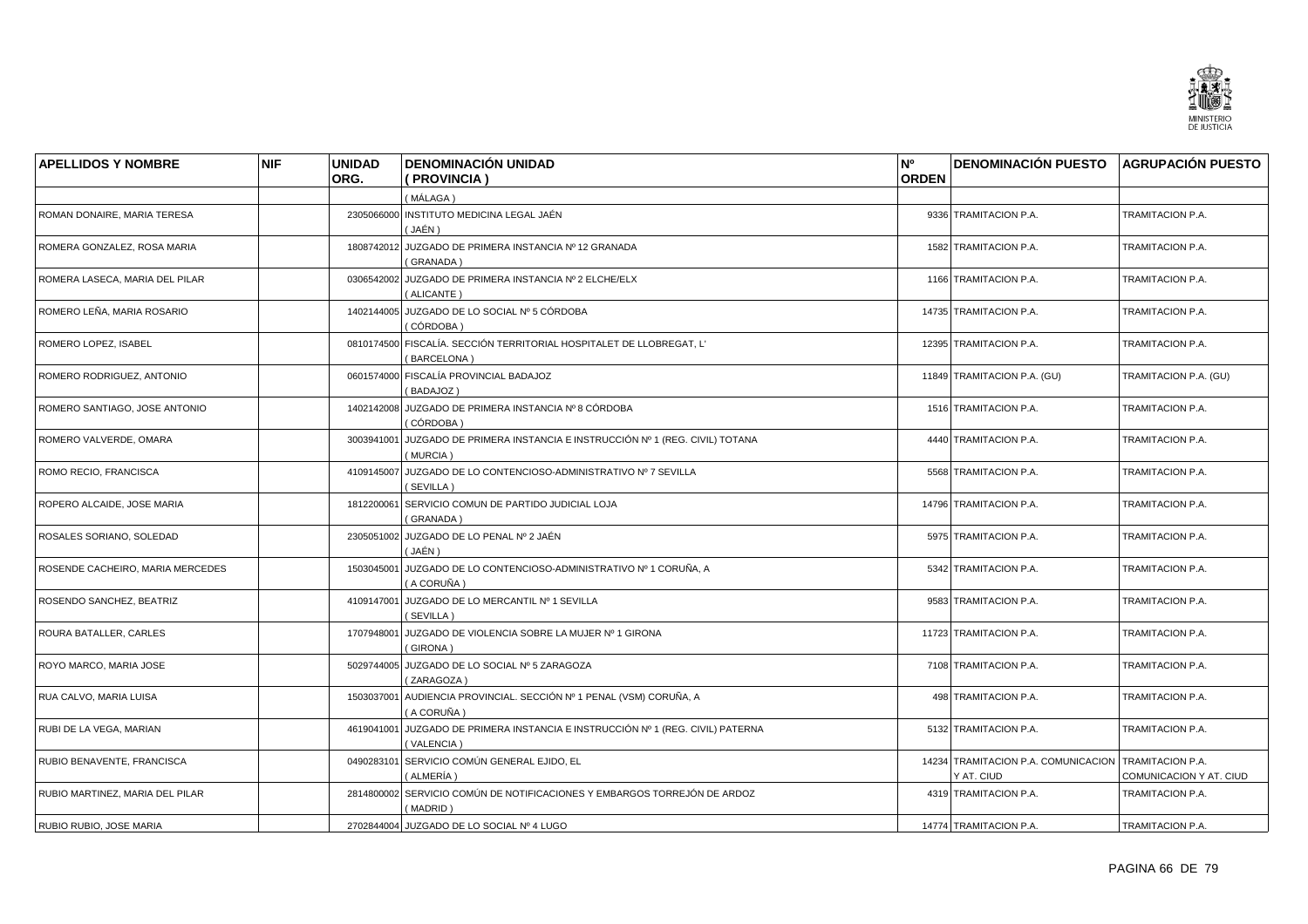| APELLIDOS Y NOMBRE | NIF | UNIDAD ORG. | DENOMINACIÓN UNIDAD ( PROVINCIA ) | Nº ORDEN | DENOMINACIÓN PUESTO | AGRUPACIÓN PUESTO |
|---|---|---|---|---|---|---|
| | | | ( MÁLAGA ) | | | |
| ROMAN DONAIRE, MARIA TERESA | | 2305066000 | INSTITUTO MEDICINA LEGAL JAÉN ( JAÉN ) | 9336 | TRAMITACION P.A. | TRAMITACION P.A. |
| ROMERA GONZALEZ, ROSA MARIA | | 1808742012 | JUZGADO DE PRIMERA INSTANCIA Nº 12 GRANADA ( GRANADA ) | 1582 | TRAMITACION P.A. | TRAMITACION P.A. |
| ROMERA LASECA, MARIA DEL PILAR | | 0306542002 | JUZGADO DE PRIMERA INSTANCIA Nº 2 ELCHE/ELX ( ALICANTE ) | 1166 | TRAMITACION P.A. | TRAMITACION P.A. |
| ROMERO LEÑA, MARIA ROSARIO | | 1402144005 | JUZGADO DE LO SOCIAL Nº 5 CÓRDOBA ( CÓRDOBA ) | 14735 | TRAMITACION P.A. | TRAMITACION P.A. |
| ROMERO LOPEZ, ISABEL | | 0810174500 | FISCALÍA. SECCIÓN TERRITORIAL HOSPITALET DE LLOBREGAT, L' ( BARCELONA ) | 12395 | TRAMITACION P.A. | TRAMITACION P.A. |
| ROMERO RODRIGUEZ, ANTONIO | | 0601574000 | FISCALÍA PROVINCIAL BADAJOZ ( BADAJOZ ) | 11849 | TRAMITACION P.A. (GU) | TRAMITACION P.A. (GU) |
| ROMERO SANTIAGO, JOSE ANTONIO | | 1402142008 | JUZGADO DE PRIMERA INSTANCIA Nº 8 CÓRDOBA ( CÓRDOBA ) | 1516 | TRAMITACION P.A. | TRAMITACION P.A. |
| ROMERO VALVERDE, OMARA | | 3003941001 | JUZGADO DE PRIMERA INSTANCIA E INSTRUCCIÓN Nº 1 (REG. CIVIL) TOTANA ( MURCIA ) | 4440 | TRAMITACION P.A. | TRAMITACION P.A. |
| ROMO RECIO, FRANCISCA | | 4109145007 | JUZGADO DE LO CONTENCIOSO-ADMINISTRATIVO Nº 7 SEVILLA ( SEVILLA ) | 5568 | TRAMITACION P.A. | TRAMITACION P.A. |
| ROPERO ALCAIDE, JOSE MARIA | | 1812200061 | SERVICIO COMUN DE PARTIDO JUDICIAL LOJA ( GRANADA ) | 14796 | TRAMITACION P.A. | TRAMITACION P.A. |
| ROSALES SORIANO, SOLEDAD | | 2305051002 | JUZGADO DE LO PENAL Nº 2 JAÉN ( JAÉN ) | 5975 | TRAMITACION P.A. | TRAMITACION P.A. |
| ROSENDE CACHEIRO, MARIA MERCEDES | | 1503045001 | JUZGADO DE LO CONTENCIOSO-ADMINISTRATIVO Nº 1 CORUÑA, A ( A CORUÑA ) | 5342 | TRAMITACION P.A. | TRAMITACION P.A. |
| ROSENDO SANCHEZ, BEATRIZ | | 4109147001 | JUZGADO DE LO MERCANTIL Nº 1 SEVILLA ( SEVILLA ) | 9583 | TRAMITACION P.A. | TRAMITACION P.A. |
| ROURA BATALLER, CARLES | | 1707948001 | JUZGADO DE VIOLENCIA SOBRE LA MUJER Nº 1 GIRONA ( GIRONA ) | 11723 | TRAMITACION P.A. | TRAMITACION P.A. |
| ROYO MARCO, MARIA JOSE | | 5029744005 | JUZGADO DE LO SOCIAL Nº 5 ZARAGOZA ( ZARAGOZA ) | 7108 | TRAMITACION P.A. | TRAMITACION P.A. |
| RUA CALVO, MARIA LUISA | | 1503037001 | AUDIENCIA PROVINCIAL. SECCIÓN Nº 1 PENAL (VSM) CORUÑA, A ( A CORUÑA ) | 498 | TRAMITACION P.A. | TRAMITACION P.A. |
| RUBI DE LA VEGA, MARIAN | | 4619041001 | JUZGADO DE PRIMERA INSTANCIA E INSTRUCCIÓN Nº 1 (REG. CIVIL) PATERNA ( VALENCIA ) | 5132 | TRAMITACION P.A. | TRAMITACION P.A. |
| RUBIO BENAVENTE, FRANCISCA | | 0490283101 | SERVICIO COMÚN GENERAL EJIDO, EL ( ALMERÍA ) | 14234 | TRAMITACION P.A. COMUNICACION Y AT. CIUD | TRAMITACION P.A. COMUNICACION Y AT. CIUD |
| RUBIO MARTINEZ, MARIA DEL PILAR | | 2814800002 | SERVICIO COMÚN DE NOTIFICACIONES Y EMBARGOS TORREJÓN DE ARDOZ ( MADRID ) | 4319 | TRAMITACION P.A. | TRAMITACION P.A. |
| RUBIO RUBIO, JOSE MARIA | | 2702844004 | JUZGADO DE LO SOCIAL Nº 4 LUGO | 14774 | TRAMITACION P.A. | TRAMITACION P.A. |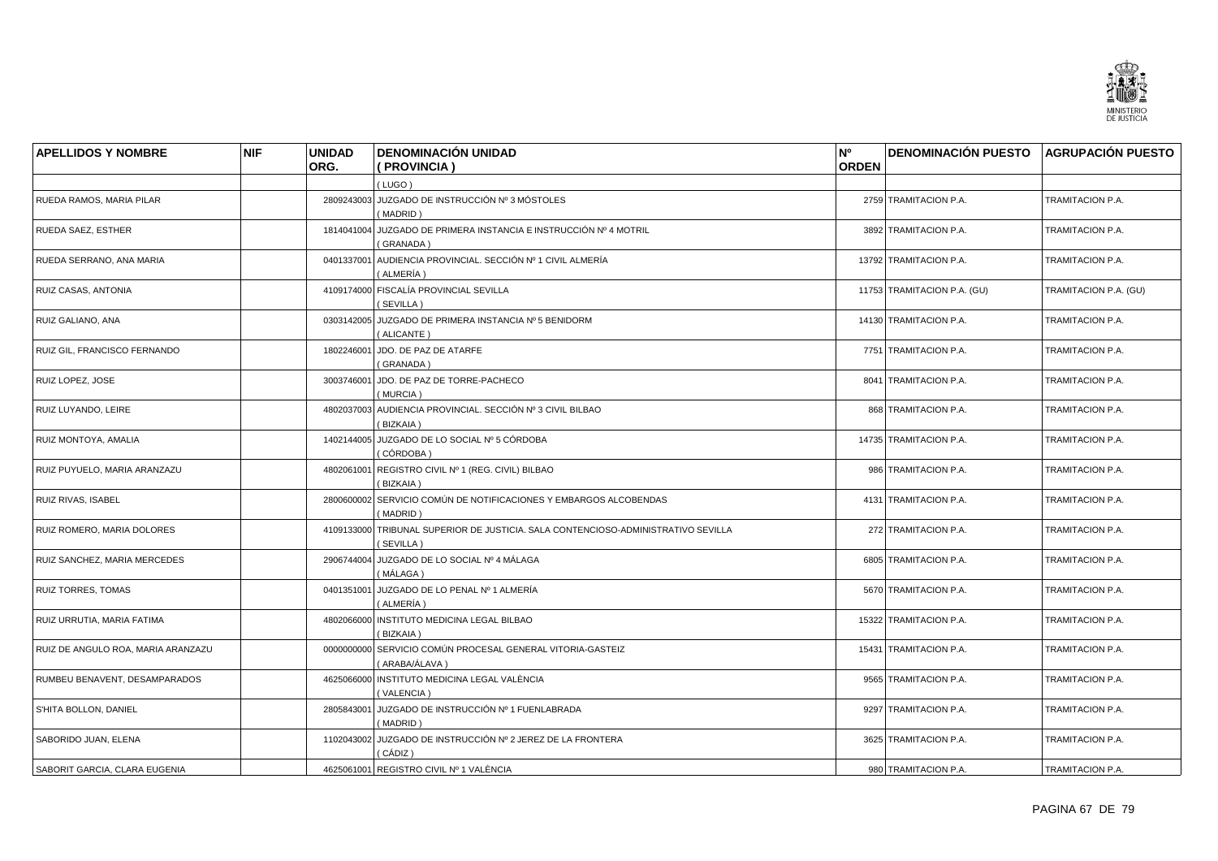| APELLIDOS Y NOMBRE | NIF | UNIDAD ORG. | DENOMINACIÓN UNIDAD ( PROVINCIA ) | Nº ORDEN | DENOMINACIÓN PUESTO | AGRUPACIÓN PUESTO |
|---|---|---|---|---|---|---|
| | | | ( LUGO ) | | | |
| RUEDA RAMOS, MARIA PILAR | | 2809243003 | JUZGADO DE INSTRUCCIÓN Nº 3 MÓSTOLES ( MADRID ) | 2759 | TRAMITACION P.A. | TRAMITACION P.A. |
| RUEDA SAEZ, ESTHER | | 1814041004 | JUZGADO DE PRIMERA INSTANCIA E INSTRUCCIÓN Nº 4 MOTRIL ( GRANADA ) | 3892 | TRAMITACION P.A. | TRAMITACION P.A. |
| RUEDA SERRANO, ANA MARIA | | 0401337001 | AUDIENCIA PROVINCIAL. SECCIÓN Nº 1 CIVIL ALMERÍA ( ALMERÍA ) | 13792 | TRAMITACION P.A. | TRAMITACION P.A. |
| RUIZ CASAS, ANTONIA | | 4109174000 | FISCALÍA PROVINCIAL SEVILLA ( SEVILLA ) | 11753 | TRAMITACION P.A. (GU) | TRAMITACION P.A. (GU) |
| RUIZ GALIANO, ANA | | 0303142005 | JUZGADO DE PRIMERA INSTANCIA Nº 5 BENIDORM ( ALICANTE ) | 14130 | TRAMITACION P.A. | TRAMITACION P.A. |
| RUIZ GIL, FRANCISCO FERNANDO | | 1802246001 | JDO. DE PAZ DE ATARFE ( GRANADA ) | 7751 | TRAMITACION P.A. | TRAMITACION P.A. |
| RUIZ LOPEZ, JOSE | | 3003746001 | JDO. DE PAZ DE TORRE-PACHECO ( MURCIA ) | 8041 | TRAMITACION P.A. | TRAMITACION P.A. |
| RUIZ LUYANDO, LEIRE | | 4802037003 | AUDIENCIA PROVINCIAL. SECCIÓN Nº 3 CIVIL BILBAO ( BIZKAIA ) | 868 | TRAMITACION P.A. | TRAMITACION P.A. |
| RUIZ MONTOYA, AMALIA | | 1402144005 | JUZGADO DE LO SOCIAL Nº 5 CÓRDOBA ( CÓRDOBA ) | 14735 | TRAMITACION P.A. | TRAMITACION P.A. |
| RUIZ PUYUELO, MARIA ARANZAZU | | 4802061001 | REGISTRO CIVIL Nº 1 (REG. CIVIL) BILBAO ( BIZKAIA ) | 986 | TRAMITACION P.A. | TRAMITACION P.A. |
| RUIZ RIVAS, ISABEL | | 2800600002 | SERVICIO COMÚN DE NOTIFICACIONES Y EMBARGOS ALCOBENDAS ( MADRID ) | 4131 | TRAMITACION P.A. | TRAMITACION P.A. |
| RUIZ ROMERO, MARIA DOLORES | | 4109133000 | TRIBUNAL SUPERIOR DE JUSTICIA. SALA CONTENCIOSO-ADMINISTRATIVO SEVILLA ( SEVILLA ) | 272 | TRAMITACION P.A. | TRAMITACION P.A. |
| RUIZ SANCHEZ, MARIA MERCEDES | | 2906744004 | JUZGADO DE LO SOCIAL Nº 4 MÁLAGA ( MÁLAGA ) | 6805 | TRAMITACION P.A. | TRAMITACION P.A. |
| RUIZ TORRES, TOMAS | | 0401351001 | JUZGADO DE LO PENAL Nº 1 ALMERÍA ( ALMERÍA ) | 5670 | TRAMITACION P.A. | TRAMITACION P.A. |
| RUIZ URRUTIA, MARIA FATIMA | | 4802066000 | INSTITUTO MEDICINA LEGAL BILBAO ( BIZKAIA ) | 15322 | TRAMITACION P.A. | TRAMITACION P.A. |
| RUIZ DE ANGULO ROA, MARIA ARANZAZU | | 0000000000 | SERVICIO COMÚN PROCESAL GENERAL VITORIA-GASTEIZ ( ARABA/ÁLAVA ) | 15431 | TRAMITACION P.A. | TRAMITACION P.A. |
| RUMBEU BENAVENT, DESAMPARADOS | | 4625066000 | INSTITUTO MEDICINA LEGAL VALÈNCIA ( VALENCIA ) | 9565 | TRAMITACION P.A. | TRAMITACION P.A. |
| S'HITA BOLLON, DANIEL | | 2805843001 | JUZGADO DE INSTRUCCIÓN Nº 1 FUENLABRADA ( MADRID ) | 9297 | TRAMITACION P.A. | TRAMITACION P.A. |
| SABORIDO JUAN, ELENA | | 1102043002 | JUZGADO DE INSTRUCCIÓN Nº 2 JEREZ DE LA FRONTERA ( CÁDIZ ) | 3625 | TRAMITACION P.A. | TRAMITACION P.A. |
| SABORIT GARCIA, CLARA EUGENIA | | 4625061001 | REGISTRO CIVIL Nº 1 VALÈNCIA | 980 | TRAMITACION P.A. | TRAMITACION P.A. |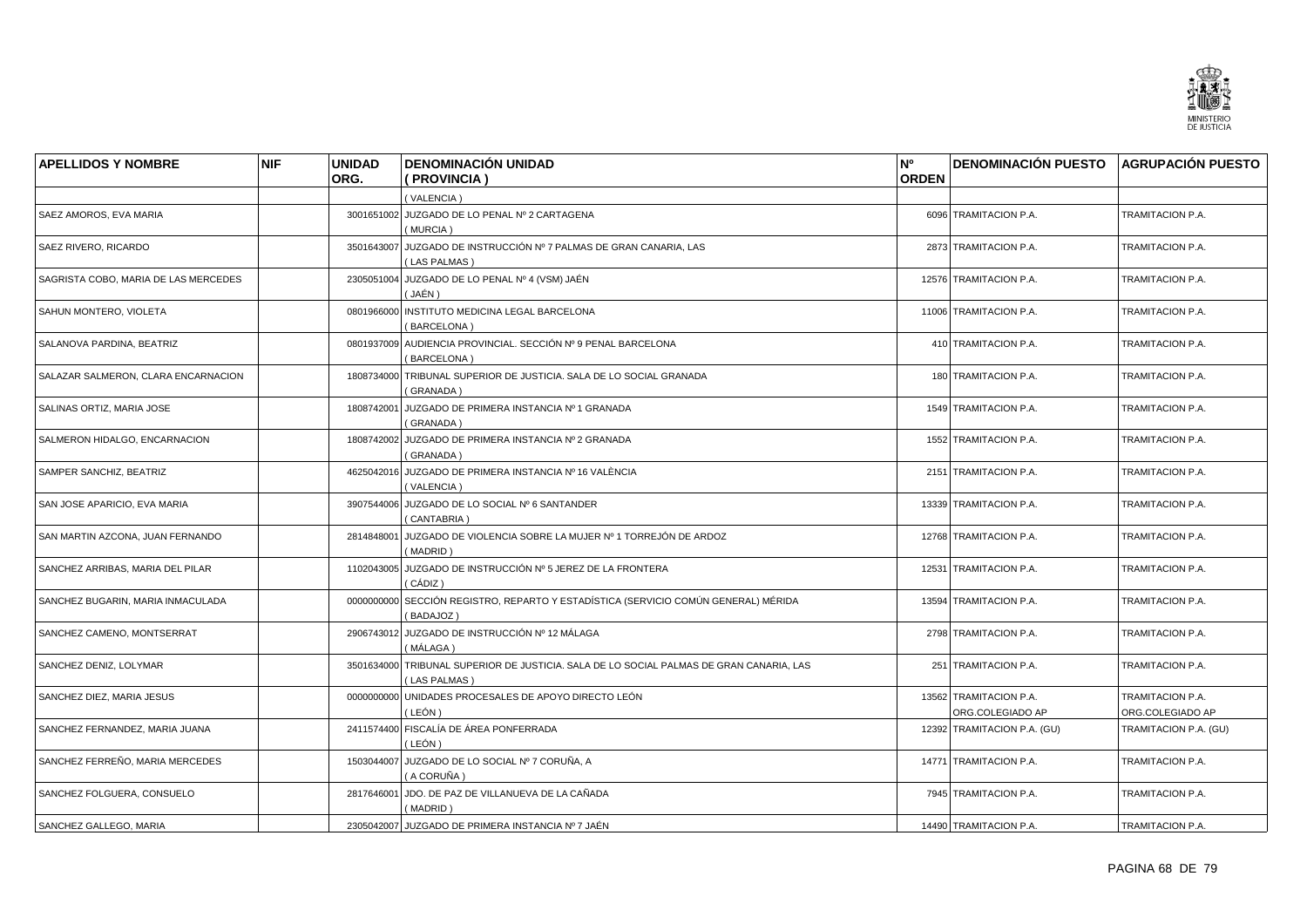| APELLIDOS Y NOMBRE | NIF | UNIDAD ORG. | DENOMINACIÓN UNIDAD ( PROVINCIA ) | Nº ORDEN | DENOMINACIÓN PUESTO | AGRUPACIÓN PUESTO |
|---|---|---|---|---|---|---|
| | | | ( VALENCIA ) | | | |
| SAEZ AMOROS, EVA MARIA | | 3001651002 | JUZGADO DE LO PENAL Nº 2 CARTAGENA ( MURCIA ) | 6096 | TRAMITACION P.A. | TRAMITACION P.A. |
| SAEZ RIVERO, RICARDO | | 3501643007 | JUZGADO DE INSTRUCCIÓN Nº 7 PALMAS DE GRAN CANARIA, LAS ( LAS PALMAS ) | 2873 | TRAMITACION P.A. | TRAMITACION P.A. |
| SAGRISTA COBO, MARIA DE LAS MERCEDES | | 2305051004 | JUZGADO DE LO PENAL Nº 4 (VSM) JAÉN ( JAÉN ) | 12576 | TRAMITACION P.A. | TRAMITACION P.A. |
| SAHUN MONTERO, VIOLETA | | 0801966000 | INSTITUTO MEDICINA LEGAL BARCELONA ( BARCELONA ) | 11006 | TRAMITACION P.A. | TRAMITACION P.A. |
| SALANOVA PARDINA, BEATRIZ | | 0801937009 | AUDIENCIA PROVINCIAL. SECCIÓN Nº 9 PENAL BARCELONA ( BARCELONA ) | 410 | TRAMITACION P.A. | TRAMITACION P.A. |
| SALAZAR SALMERON, CLARA ENCARNACION | | 1808734000 | TRIBUNAL SUPERIOR DE JUSTICIA. SALA DE LO SOCIAL GRANADA ( GRANADA ) | 180 | TRAMITACION P.A. | TRAMITACION P.A. |
| SALINAS ORTIZ, MARIA JOSE | | 1808742001 | JUZGADO DE PRIMERA INSTANCIA Nº 1 GRANADA ( GRANADA ) | 1549 | TRAMITACION P.A. | TRAMITACION P.A. |
| SALMERON HIDALGO, ENCARNACION | | 1808742002 | JUZGADO DE PRIMERA INSTANCIA Nº 2 GRANADA ( GRANADA ) | 1552 | TRAMITACION P.A. | TRAMITACION P.A. |
| SAMPER SANCHIZ, BEATRIZ | | 4625042016 | JUZGADO DE PRIMERA INSTANCIA Nº 16 VALÈNCIA ( VALENCIA ) | 2151 | TRAMITACION P.A. | TRAMITACION P.A. |
| SAN JOSE APARICIO, EVA MARIA | | 3907544006 | JUZGADO DE LO SOCIAL Nº 6 SANTANDER ( CANTABRIA ) | 13339 | TRAMITACION P.A. | TRAMITACION P.A. |
| SAN MARTIN AZCONA, JUAN FERNANDO | | 2814848001 | JUZGADO DE VIOLENCIA SOBRE LA MUJER Nº 1 TORREJÓN DE ARDOZ ( MADRID ) | 12768 | TRAMITACION P.A. | TRAMITACION P.A. |
| SANCHEZ ARRIBAS, MARIA DEL PILAR | | 1102043005 | JUZGADO DE INSTRUCCIÓN Nº 5 JEREZ DE LA FRONTERA ( CÁDIZ ) | 12531 | TRAMITACION P.A. | TRAMITACION P.A. |
| SANCHEZ BUGARIN, MARIA INMACULADA | | 0000000000 | SECCIÓN REGISTRO, REPARTO Y ESTADÍSTICA (SERVICIO COMÚN GENERAL) MÉRIDA ( BADAJOZ ) | 13594 | TRAMITACION P.A. | TRAMITACION P.A. |
| SANCHEZ CAMENO, MONTSERRAT | | 2906743012 | JUZGADO DE INSTRUCCIÓN Nº 12 MÁLAGA ( MÁLAGA ) | 2798 | TRAMITACION P.A. | TRAMITACION P.A. |
| SANCHEZ DENIZ, LOLYMAR | | 3501634000 | TRIBUNAL SUPERIOR DE JUSTICIA. SALA DE LO SOCIAL PALMAS DE GRAN CANARIA, LAS ( LAS PALMAS ) | 251 | TRAMITACION P.A. | TRAMITACION P.A. |
| SANCHEZ DIEZ, MARIA JESUS | | 0000000000 | UNIDADES PROCESALES DE APOYO DIRECTO LEÓN ( LEÓN ) | 13562 | TRAMITACION P.A. ORG.COLEGIADO AP | TRAMITACION P.A. ORG.COLEGIADO AP |
| SANCHEZ FERNANDEZ, MARIA JUANA | | 2411574400 | FISCALÍA DE ÁREA PONFERRADA ( LEÓN ) | 12392 | TRAMITACION P.A. (GU) | TRAMITACION P.A. (GU) |
| SANCHEZ FERREÑO, MARIA MERCEDES | | 1503044007 | JUZGADO DE LO SOCIAL Nº 7 CORUÑA, A ( A CORUÑA ) | 14771 | TRAMITACION P.A. | TRAMITACION P.A. |
| SANCHEZ FOLGUERA, CONSUELO | | 2817646001 | JDO. DE PAZ DE VILLANUEVA DE LA CAÑADA ( MADRID ) | 7945 | TRAMITACION P.A. | TRAMITACION P.A. |
| SANCHEZ GALLEGO, MARIA | | 2305042007 | JUZGADO DE PRIMERA INSTANCIA Nº 7 JAÉN | 14490 | TRAMITACION P.A. | TRAMITACION P.A. |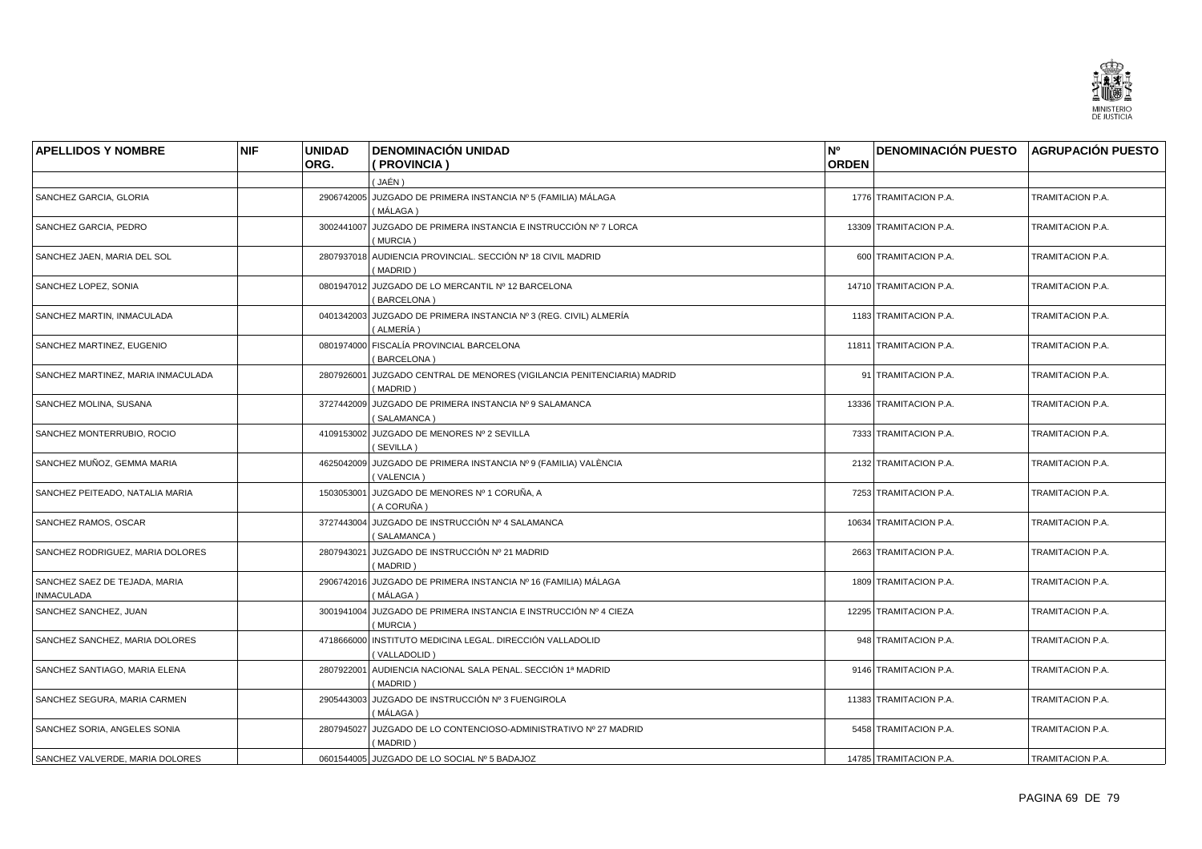| APELLIDOS Y NOMBRE | NIF | UNIDAD ORG. | DENOMINACIÓN UNIDAD ( PROVINCIA ) | Nº ORDEN | DENOMINACIÓN PUESTO | AGRUPACIÓN PUESTO |
|---|---|---|---|---|---|---|
| | | | ( JAÉN ) | | | |
| SANCHEZ GARCIA, GLORIA | | 2906742005 | JUZGADO DE PRIMERA INSTANCIA Nº 5 (FAMILIA) MÁLAGA ( MÁLAGA ) | 1776 | TRAMITACION P.A. | TRAMITACION P.A. |
| SANCHEZ GARCIA, PEDRO | | 3002441007 | JUZGADO DE PRIMERA INSTANCIA E INSTRUCCIÓN Nº 7 LORCA ( MURCIA ) | 13309 | TRAMITACION P.A. | TRAMITACION P.A. |
| SANCHEZ JAEN, MARIA DEL SOL | | 2807937018 | AUDIENCIA PROVINCIAL. SECCIÓN Nº 18 CIVIL MADRID ( MADRID ) | 600 | TRAMITACION P.A. | TRAMITACION P.A. |
| SANCHEZ LOPEZ, SONIA | | 0801947012 | JUZGADO DE LO MERCANTIL Nº 12 BARCELONA ( BARCELONA ) | 14710 | TRAMITACION P.A. | TRAMITACION P.A. |
| SANCHEZ MARTIN, INMACULADA | | 0401342003 | JUZGADO DE PRIMERA INSTANCIA Nº 3 (REG. CIVIL) ALMERÍA ( ALMERÍA ) | 1183 | TRAMITACION P.A. | TRAMITACION P.A. |
| SANCHEZ MARTINEZ, EUGENIO | | 0801974000 | FISCALÍA PROVINCIAL BARCELONA ( BARCELONA ) | 11811 | TRAMITACION P.A. | TRAMITACION P.A. |
| SANCHEZ MARTINEZ, MARIA INMACULADA | | 2807926001 | JUZGADO CENTRAL DE MENORES (VIGILANCIA PENITENCIARIA) MADRID ( MADRID ) | 91 | TRAMITACION P.A. | TRAMITACION P.A. |
| SANCHEZ MOLINA, SUSANA | | 3727442009 | JUZGADO DE PRIMERA INSTANCIA Nº 9 SALAMANCA ( SALAMANCA ) | 13336 | TRAMITACION P.A. | TRAMITACION P.A. |
| SANCHEZ MONTERRUBIO, ROCIO | | 4109153002 | JUZGADO DE MENORES Nº 2 SEVILLA ( SEVILLA ) | 7333 | TRAMITACION P.A. | TRAMITACION P.A. |
| SANCHEZ MUÑOZ, GEMMA MARIA | | 4625042009 | JUZGADO DE PRIMERA INSTANCIA Nº 9 (FAMILIA) VALÈNCIA ( VALENCIA ) | 2132 | TRAMITACION P.A. | TRAMITACION P.A. |
| SANCHEZ PEITEADO, NATALIA MARIA | | 1503053001 | JUZGADO DE MENORES Nº 1 CORUÑA, A ( A CORUÑA ) | 7253 | TRAMITACION P.A. | TRAMITACION P.A. |
| SANCHEZ RAMOS, OSCAR | | 3727443004 | JUZGADO DE INSTRUCCIÓN Nº 4 SALAMANCA ( SALAMANCA ) | 10634 | TRAMITACION P.A. | TRAMITACION P.A. |
| SANCHEZ RODRIGUEZ, MARIA DOLORES | | 2807943021 | JUZGADO DE INSTRUCCIÓN Nº 21 MADRID ( MADRID ) | 2663 | TRAMITACION P.A. | TRAMITACION P.A. |
| SANCHEZ SAEZ DE TEJADA, MARIA INMACULADA | | 2906742016 | JUZGADO DE PRIMERA INSTANCIA Nº 16 (FAMILIA) MÁLAGA ( MÁLAGA ) | 1809 | TRAMITACION P.A. | TRAMITACION P.A. |
| SANCHEZ SANCHEZ, JUAN | | 3001941004 | JUZGADO DE PRIMERA INSTANCIA E INSTRUCCIÓN Nº 4 CIEZA ( MURCIA ) | 12295 | TRAMITACION P.A. | TRAMITACION P.A. |
| SANCHEZ SANCHEZ, MARIA DOLORES | | 4718666000 | INSTITUTO MEDICINA LEGAL. DIRECCIÓN VALLADOLID ( VALLADOLID ) | 948 | TRAMITACION P.A. | TRAMITACION P.A. |
| SANCHEZ SANTIAGO, MARIA ELENA | | 2807922001 | AUDIENCIA NACIONAL SALA PENAL. SECCIÓN 1ª MADRID ( MADRID ) | 9146 | TRAMITACION P.A. | TRAMITACION P.A. |
| SANCHEZ SEGURA, MARIA CARMEN | | 2905443003 | JUZGADO DE INSTRUCCIÓN Nº 3 FUENGIROLA ( MÁLAGA ) | 11383 | TRAMITACION P.A. | TRAMITACION P.A. |
| SANCHEZ SORIA, ANGELES SONIA | | 2807945027 | JUZGADO DE LO CONTENCIOSO-ADMINISTRATIVO Nº 27 MADRID ( MADRID ) | 5458 | TRAMITACION P.A. | TRAMITACION P.A. |
| SANCHEZ VALVERDE, MARIA DOLORES | | 0601544005 | JUZGADO DE LO SOCIAL Nº 5 BADAJOZ | 14785 | TRAMITACION P.A. | TRAMITACION P.A. |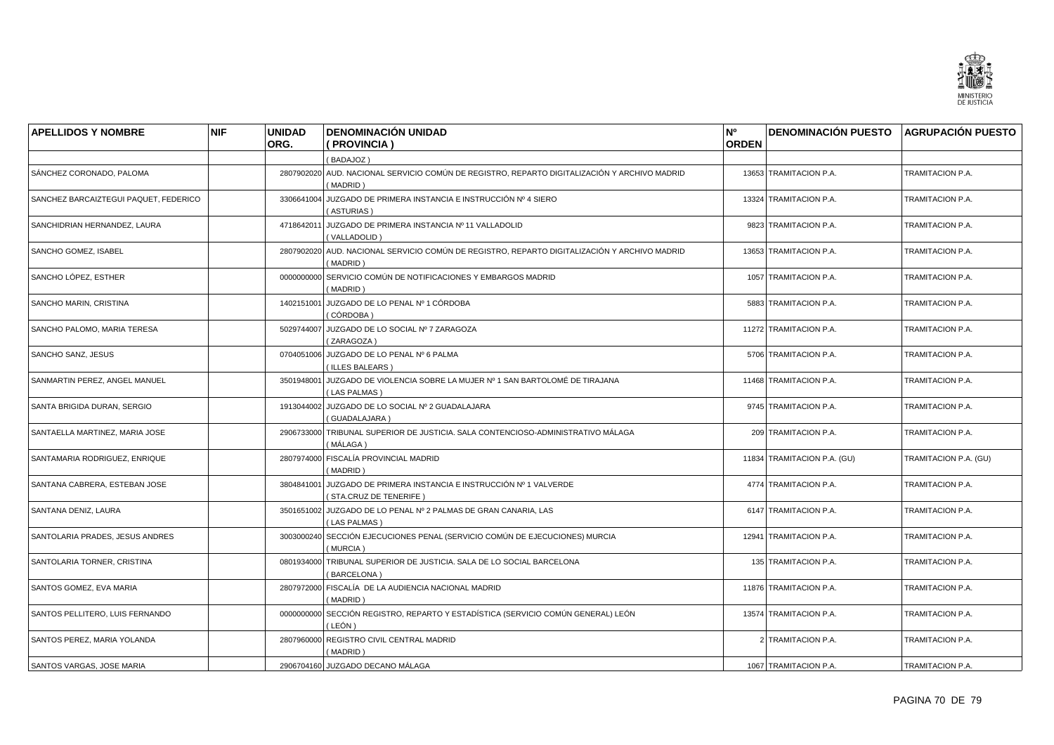| APELLIDOS Y NOMBRE | NIF | UNIDAD ORG. | DENOMINACIÓN UNIDAD ( PROVINCIA ) | Nº ORDEN | DENOMINACIÓN PUESTO | AGRUPACIÓN PUESTO |
|---|---|---|---|---|---|---|
| | | | ( BADAJOZ ) | | | |
| SÁNCHEZ CORONADO, PALOMA | | 2807902020 | AUD. NACIONAL SERVICIO COMÚN DE REGISTRO, REPARTO DIGITALIZACIÓN Y ARCHIVO MADRID ( MADRID ) | 13653 | TRAMITACION P.A. | TRAMITACION P.A. |
| SANCHEZ BARCAIZTEGUI PAQUET, FEDERICO | | 3306641004 | JUZGADO DE PRIMERA INSTANCIA E INSTRUCCIÓN Nº 4 SIERO ( ASTURIAS ) | 13324 | TRAMITACION P.A. | TRAMITACION P.A. |
| SANCHIDRIAN HERNANDEZ, LAURA | | 4718642011 | JUZGADO DE PRIMERA INSTANCIA Nº 11 VALLADOLID ( VALLADOLID ) | 9823 | TRAMITACION P.A. | TRAMITACION P.A. |
| SANCHO GOMEZ, ISABEL | | 2807902020 | AUD. NACIONAL SERVICIO COMÚN DE REGISTRO, REPARTO DIGITALIZACIÓN Y ARCHIVO MADRID ( MADRID ) | 13653 | TRAMITACION P.A. | TRAMITACION P.A. |
| SANCHO LÓPEZ, ESTHER | | 0000000000 | SERVICIO COMÚN DE NOTIFICACIONES Y EMBARGOS MADRID ( MADRID ) | 1057 | TRAMITACION P.A. | TRAMITACION P.A. |
| SANCHO MARIN, CRISTINA | | 1402151001 | JUZGADO DE LO PENAL Nº 1 CÓRDOBA ( CÓRDOBA ) | 5883 | TRAMITACION P.A. | TRAMITACION P.A. |
| SANCHO PALOMO, MARIA TERESA | | 5029744007 | JUZGADO DE LO SOCIAL Nº 7 ZARAGOZA ( ZARAGOZA ) | 11272 | TRAMITACION P.A. | TRAMITACION P.A. |
| SANCHO SANZ, JESUS | | 0704051006 | JUZGADO DE LO PENAL Nº 6 PALMA ( ILLES BALEARS ) | 5706 | TRAMITACION P.A. | TRAMITACION P.A. |
| SANMARTIN PEREZ, ANGEL MANUEL | | 3501948001 | JUZGADO DE VIOLENCIA SOBRE LA MUJER Nº 1 SAN BARTOLOMÉ DE TIRAJANA ( LAS PALMAS ) | 11468 | TRAMITACION P.A. | TRAMITACION P.A. |
| SANTA BRIGIDA DURAN, SERGIO | | 1913044002 | JUZGADO DE LO SOCIAL Nº 2 GUADALAJARA ( GUADALAJARA ) | 9745 | TRAMITACION P.A. | TRAMITACION P.A. |
| SANTAELLA MARTINEZ, MARIA JOSE | | 2906733000 | TRIBUNAL SUPERIOR DE JUSTICIA. SALA CONTENCIOSO-ADMINISTRATIVO MÁLAGA ( MÁLAGA ) | 209 | TRAMITACION P.A. | TRAMITACION P.A. |
| SANTAMARIA RODRIGUEZ, ENRIQUE | | 2807974000 | FISCALÍA PROVINCIAL MADRID ( MADRID ) | 11834 | TRAMITACION P.A. (GU) | TRAMITACION P.A. (GU) |
| SANTANA CABRERA, ESTEBAN JOSE | | 3804841001 | JUZGADO DE PRIMERA INSTANCIA E INSTRUCCIÓN Nº 1 VALVERDE ( STA.CRUZ DE TENERIFE ) | 4774 | TRAMITACION P.A. | TRAMITACION P.A. |
| SANTANA DENIZ, LAURA | | 3501651002 | JUZGADO DE LO PENAL Nº 2 PALMAS DE GRAN CANARIA, LAS ( LAS PALMAS ) | 6147 | TRAMITACION P.A. | TRAMITACION P.A. |
| SANTOLARIA PRADES, JESUS ANDRES | | 3003000240 | SECCIÓN EJECUCIONES PENAL (SERVICIO COMÚN DE EJECUCIONES) MURCIA ( MURCIA ) | 12941 | TRAMITACION P.A. | TRAMITACION P.A. |
| SANTOLARIA TORNER, CRISTINA | | 0801934000 | TRIBUNAL SUPERIOR DE JUSTICIA. SALA DE LO SOCIAL BARCELONA ( BARCELONA ) | 135 | TRAMITACION P.A. | TRAMITACION P.A. |
| SANTOS GOMEZ, EVA MARIA | | 2807972000 | FISCALÍA DE LA AUDIENCIA NACIONAL MADRID ( MADRID ) | 11876 | TRAMITACION P.A. | TRAMITACION P.A. |
| SANTOS PELLITERO, LUIS FERNANDO | | 0000000000 | SECCIÓN REGISTRO, REPARTO Y ESTADÍSTICA (SERVICIO COMÚN GENERAL) LEÓN ( LEÓN ) | 13574 | TRAMITACION P.A. | TRAMITACION P.A. |
| SANTOS PEREZ, MARIA YOLANDA | | 2807960000 | REGISTRO CIVIL CENTRAL MADRID ( MADRID ) | 2 | TRAMITACION P.A. | TRAMITACION P.A. |
| SANTOS VARGAS, JOSE MARIA | | 2906704160 | JUZGADO DECANO MÁLAGA | 1067 | TRAMITACION P.A. | TRAMITACION P.A. |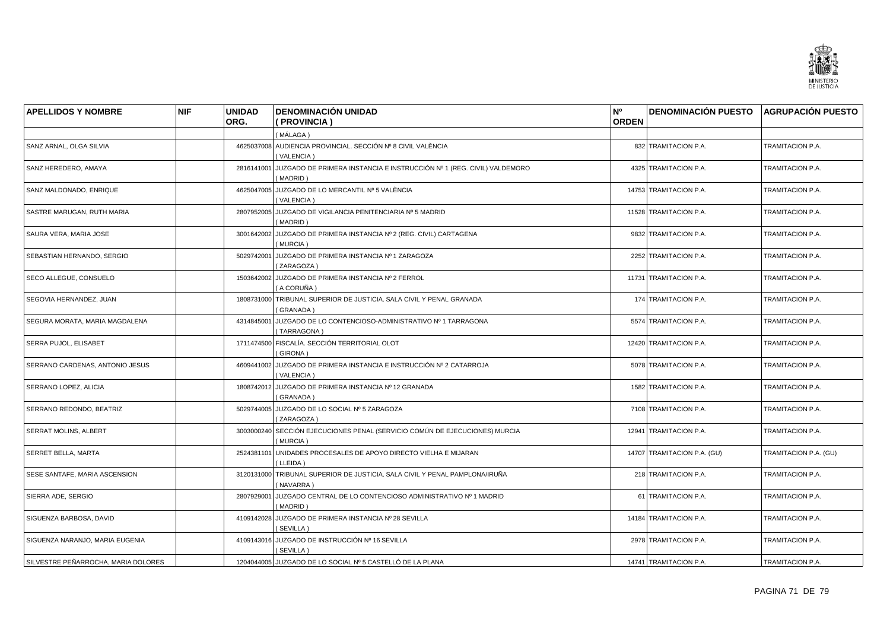| APELLIDOS Y NOMBRE | NIF | UNIDAD ORG. | DENOMINACIÓN UNIDAD ( PROVINCIA ) | Nº ORDEN | DENOMINACIÓN PUESTO | AGRUPACIÓN PUESTO |
|---|---|---|---|---|---|---|
| | | | ( MÁLAGA ) | | | |
| SANZ ARNAL, OLGA SILVIA | | 4625037008 | AUDIENCIA PROVINCIAL. SECCIÓN Nº 8 CIVIL VALÈNCIA ( VALENCIA ) | 832 | TRAMITACION P.A. | TRAMITACION P.A. |
| SANZ HEREDERO, AMAYA | | 2816141001 | JUZGADO DE PRIMERA INSTANCIA E INSTRUCCIÓN Nº 1 (REG. CIVIL) VALDEMORO ( MADRID ) | 4325 | TRAMITACION P.A. | TRAMITACION P.A. |
| SANZ MALDONADO, ENRIQUE | | 4625047005 | JUZGADO DE LO MERCANTIL Nº 5 VALÈNCIA ( VALENCIA ) | 14753 | TRAMITACION P.A. | TRAMITACION P.A. |
| SASTRE MARUGAN, RUTH MARIA | | 2807952005 | JUZGADO DE VIGILANCIA PENITENCIARIA Nº 5 MADRID ( MADRID ) | 11528 | TRAMITACION P.A. | TRAMITACION P.A. |
| SAURA VERA, MARIA JOSE | | 3001642002 | JUZGADO DE PRIMERA INSTANCIA Nº 2 (REG. CIVIL) CARTAGENA ( MURCIA ) | 9832 | TRAMITACION P.A. | TRAMITACION P.A. |
| SEBASTIAN HERNANDO, SERGIO | | 5029742001 | JUZGADO DE PRIMERA INSTANCIA Nº 1 ZARAGOZA ( ZARAGOZA ) | 2252 | TRAMITACION P.A. | TRAMITACION P.A. |
| SECO ALLEGUE, CONSUELO | | 1503642002 | JUZGADO DE PRIMERA INSTANCIA Nº 2 FERROL ( A CORUÑA ) | 11731 | TRAMITACION P.A. | TRAMITACION P.A. |
| SEGOVIA HERNANDEZ, JUAN | | 1808731000 | TRIBUNAL SUPERIOR DE JUSTICIA. SALA CIVIL Y PENAL GRANADA ( GRANADA ) | 174 | TRAMITACION P.A. | TRAMITACION P.A. |
| SEGURA MORATA, MARIA MAGDALENA | | 4314845001 | JUZGADO DE LO CONTENCIOSO-ADMINISTRATIVO Nº 1 TARRAGONA ( TARRAGONA ) | 5574 | TRAMITACION P.A. | TRAMITACION P.A. |
| SERRA PUJOL, ELISABET | | 1711474500 | FISCALÍA. SECCIÓN TERRITORIAL OLOT ( GIRONA ) | 12420 | TRAMITACION P.A. | TRAMITACION P.A. |
| SERRANO CARDENAS, ANTONIO JESUS | | 4609441002 | JUZGADO DE PRIMERA INSTANCIA E INSTRUCCIÓN Nº 2 CATARROJA ( VALENCIA ) | 5078 | TRAMITACION P.A. | TRAMITACION P.A. |
| SERRANO LOPEZ, ALICIA | | 1808742012 | JUZGADO DE PRIMERA INSTANCIA Nº 12 GRANADA ( GRANADA ) | 1582 | TRAMITACION P.A. | TRAMITACION P.A. |
| SERRANO REDONDO, BEATRIZ | | 5029744005 | JUZGADO DE LO SOCIAL Nº 5 ZARAGOZA ( ZARAGOZA ) | 7108 | TRAMITACION P.A. | TRAMITACION P.A. |
| SERRAT MOLINS, ALBERT | | 3003000240 | SECCIÓN EJECUCIONES PENAL (SERVICIO COMÚN DE EJECUCIONES) MURCIA ( MURCIA ) | 12941 | TRAMITACION P.A. | TRAMITACION P.A. |
| SERRET BELLA, MARTA | | 2524381101 | UNIDADES PROCESALES DE APOYO DIRECTO VIELHA E MIJARAN ( LLEIDA ) | 14707 | TRAMITACION P.A. (GU) | TRAMITACION P.A. (GU) |
| SESE SANTAFE, MARIA ASCENSION | | 3120131000 | TRIBUNAL SUPERIOR DE JUSTICIA. SALA CIVIL Y PENAL PAMPLONA/IRUÑA ( NAVARRA ) | 218 | TRAMITACION P.A. | TRAMITACION P.A. |
| SIERRA ADE, SERGIO | | 2807929001 | JUZGADO CENTRAL DE LO CONTENCIOSO ADMINISTRATIVO Nº 1 MADRID ( MADRID ) | 61 | TRAMITACION P.A. | TRAMITACION P.A. |
| SIGUENZA BARBOSA, DAVID | | 4109142028 | JUZGADO DE PRIMERA INSTANCIA Nº 28 SEVILLA ( SEVILLA ) | 14184 | TRAMITACION P.A. | TRAMITACION P.A. |
| SIGUENZA NARANJO, MARIA EUGENIA | | 4109143016 | JUZGADO DE INSTRUCCIÓN Nº 16 SEVILLA ( SEVILLA ) | 2978 | TRAMITACION P.A. | TRAMITACION P.A. |
| SILVESTRE PEÑARROCHA, MARIA DOLORES | | 1204044005 | JUZGADO DE LO SOCIAL Nº 5 CASTELLÓ DE LA PLANA | 14741 | TRAMITACION P.A. | TRAMITACION P.A. |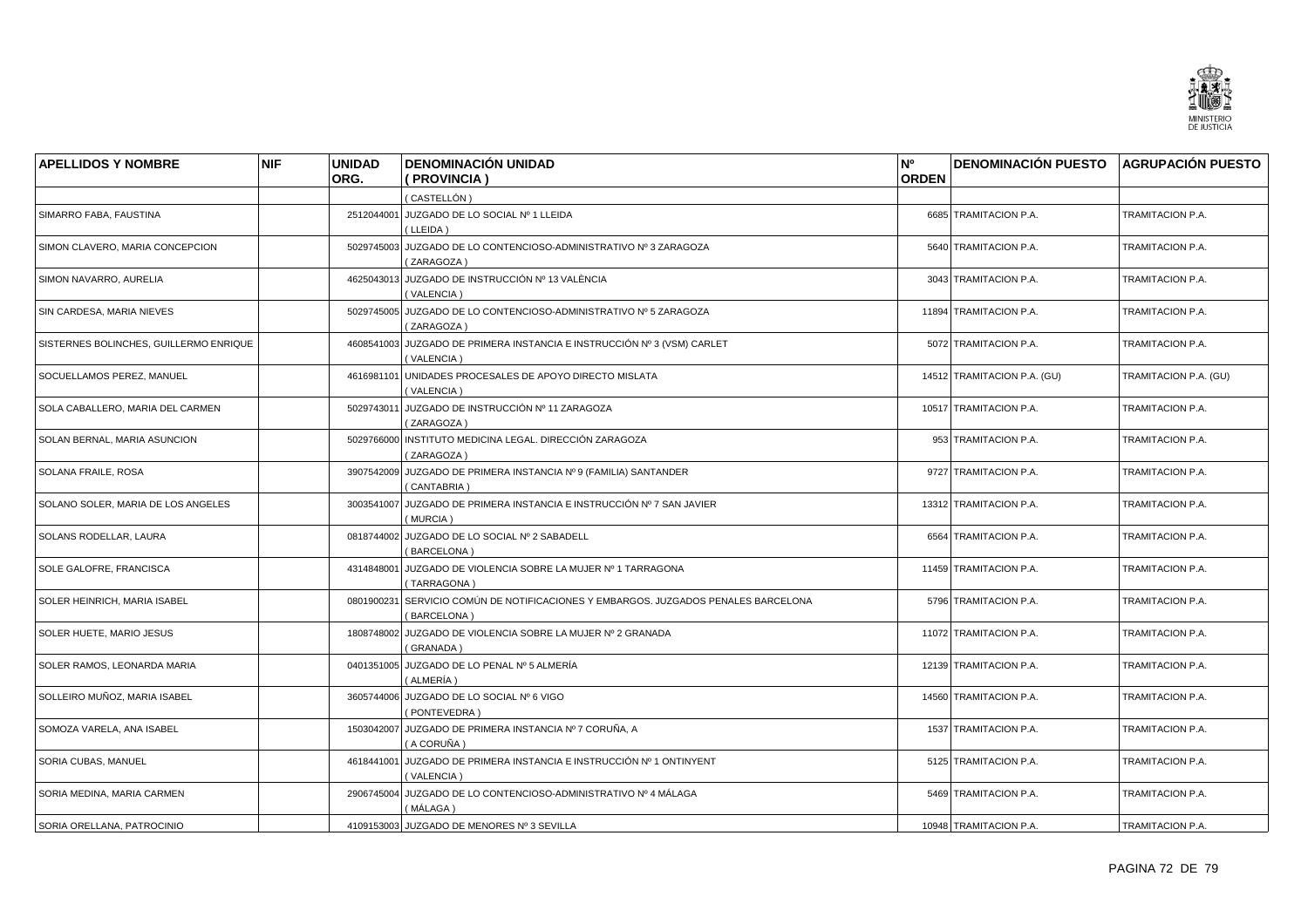| APELLIDOS Y NOMBRE | NIF | UNIDAD ORG. | DENOMINACIÓN UNIDAD ( PROVINCIA ) | Nº ORDEN | DENOMINACIÓN PUESTO | AGRUPACIÓN PUESTO |
|---|---|---|---|---|---|---|
| | | | ( CASTELLÓN ) | | | |
| SIMARRO FABA, FAUSTINA | | 2512044001 | JUZGADO DE LO SOCIAL Nº 1 LLEIDA ( LLEIDA ) | 6685 | TRAMITACION P.A. | TRAMITACION P.A. |
| SIMON CLAVERO, MARIA CONCEPCION | | 5029745003 | JUZGADO DE LO CONTENCIOSO-ADMINISTRATIVO Nº 3 ZARAGOZA ( ZARAGOZA ) | 5640 | TRAMITACION P.A. | TRAMITACION P.A. |
| SIMON NAVARRO, AURELIA | | 4625043013 | JUZGADO DE INSTRUCCIÓN Nº 13 VALÈNCIA ( VALENCIA ) | 3043 | TRAMITACION P.A. | TRAMITACION P.A. |
| SIN CARDESA, MARIA NIEVES | | 5029745005 | JUZGADO DE LO CONTENCIOSO-ADMINISTRATIVO Nº 5 ZARAGOZA ( ZARAGOZA ) | 11894 | TRAMITACION P.A. | TRAMITACION P.A. |
| SISTERNES BOLINCHES, GUILLERMO ENRIQUE | | 4608541003 | JUZGADO DE PRIMERA INSTANCIA E INSTRUCCIÓN Nº 3 (VSM) CARLET ( VALENCIA ) | 5072 | TRAMITACION P.A. | TRAMITACION P.A. |
| SOCUELLAMOS PEREZ, MANUEL | | 4616981101 | UNIDADES PROCESALES DE APOYO DIRECTO MISLATA ( VALENCIA ) | 14512 | TRAMITACION P.A. (GU) | TRAMITACION P.A. (GU) |
| SOLA CABALLERO, MARIA DEL CARMEN | | 5029743011 | JUZGADO DE INSTRUCCIÓN Nº 11 ZARAGOZA ( ZARAGOZA ) | 10517 | TRAMITACION P.A. | TRAMITACION P.A. |
| SOLAN BERNAL, MARIA ASUNCION | | 5029766000 | INSTITUTO MEDICINA LEGAL. DIRECCIÓN ZARAGOZA ( ZARAGOZA ) | 953 | TRAMITACION P.A. | TRAMITACION P.A. |
| SOLANA FRAILE, ROSA | | 3907542009 | JUZGADO DE PRIMERA INSTANCIA Nº 9 (FAMILIA) SANTANDER ( CANTABRIA ) | 9727 | TRAMITACION P.A. | TRAMITACION P.A. |
| SOLANO SOLER, MARIA DE LOS ANGELES | | 3003541007 | JUZGADO DE PRIMERA INSTANCIA E INSTRUCCIÓN Nº 7 SAN JAVIER ( MURCIA ) | 13312 | TRAMITACION P.A. | TRAMITACION P.A. |
| SOLANS RODELLAR, LAURA | | 0818744002 | JUZGADO DE LO SOCIAL Nº 2 SABADELL ( BARCELONA ) | 6564 | TRAMITACION P.A. | TRAMITACION P.A. |
| SOLE GALOFRE, FRANCISCA | | 4314848001 | JUZGADO DE VIOLENCIA SOBRE LA MUJER Nº 1 TARRAGONA ( TARRAGONA ) | 11459 | TRAMITACION P.A. | TRAMITACION P.A. |
| SOLER HEINRICH, MARIA ISABEL | | 0801900231 | SERVICIO COMÚN DE NOTIFICACIONES Y EMBARGOS. JUZGADOS PENALES BARCELONA ( BARCELONA ) | 5796 | TRAMITACION P.A. | TRAMITACION P.A. |
| SOLER HUETE, MARIO JESUS | | 1808748002 | JUZGADO DE VIOLENCIA SOBRE LA MUJER Nº 2 GRANADA ( GRANADA ) | 11072 | TRAMITACION P.A. | TRAMITACION P.A. |
| SOLER RAMOS, LEONARDA MARIA | | 0401351005 | JUZGADO DE LO PENAL Nº 5 ALMERÍA ( ALMERÍA ) | 12139 | TRAMITACION P.A. | TRAMITACION P.A. |
| SOLLEIRO MUÑOZ, MARIA ISABEL | | 3605744006 | JUZGADO DE LO SOCIAL Nº 6 VIGO ( PONTEVEDRA ) | 14560 | TRAMITACION P.A. | TRAMITACION P.A. |
| SOMOZA VARELA, ANA ISABEL | | 1503042007 | JUZGADO DE PRIMERA INSTANCIA Nº 7 CORUÑA, A ( A CORUÑA ) | 1537 | TRAMITACION P.A. | TRAMITACION P.A. |
| SORIA CUBAS, MANUEL | | 4618441001 | JUZGADO DE PRIMERA INSTANCIA E INSTRUCCIÓN Nº 1 ONTINYENT ( VALENCIA ) | 5125 | TRAMITACION P.A. | TRAMITACION P.A. |
| SORIA MEDINA, MARIA CARMEN | | 2906745004 | JUZGADO DE LO CONTENCIOSO-ADMINISTRATIVO Nº 4 MÁLAGA ( MÁLAGA ) | 5469 | TRAMITACION P.A. | TRAMITACION P.A. |
| SORIA ORELLANA, PATROCINIO | | 4109153003 | JUZGADO DE MENORES Nº 3 SEVILLA | 10948 | TRAMITACION P.A. | TRAMITACION P.A. |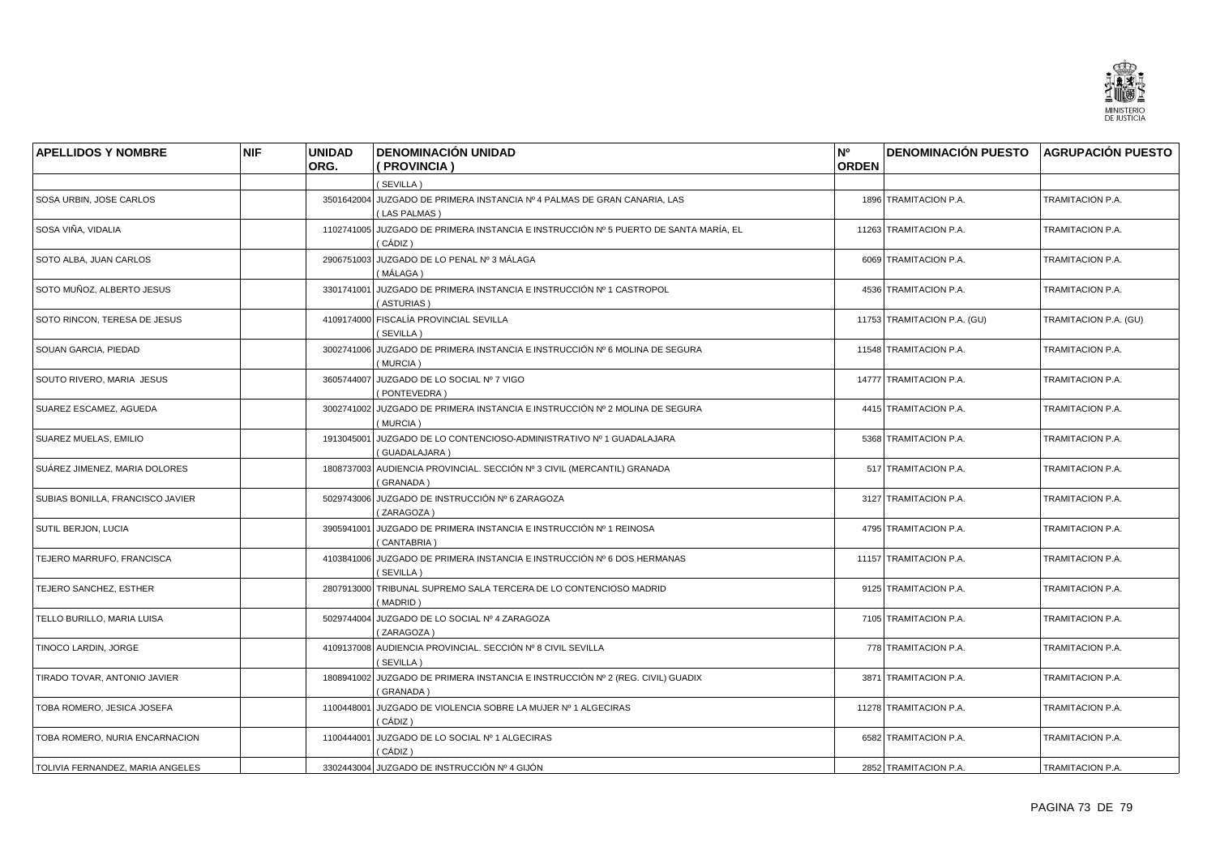| APELLIDOS Y NOMBRE | NIF | UNIDAD ORG. | DENOMINACIÓN UNIDAD ( PROVINCIA ) | Nº ORDEN | DENOMINACIÓN PUESTO | AGRUPACIÓN PUESTO |
|---|---|---|---|---|---|---|
| | | | ( SEVILLA ) | | | |
| SOSA URBIN, JOSE CARLOS | | 3501642004 | JUZGADO DE PRIMERA INSTANCIA Nº 4 PALMAS DE GRAN CANARIA, LAS ( LAS PALMAS ) | 1896 | TRAMITACION P.A. | TRAMITACION P.A. |
| SOSA VIÑA, VIDALIA | | 1102741005 | JUZGADO DE PRIMERA INSTANCIA E INSTRUCCIÓN Nº 5 PUERTO DE SANTA MARÍA, EL ( CÁDIZ ) | 11263 | TRAMITACION P.A. | TRAMITACION P.A. |
| SOTO ALBA, JUAN CARLOS | | 2906751003 | JUZGADO DE LO PENAL Nº 3 MÁLAGA ( MÁLAGA ) | 6069 | TRAMITACION P.A. | TRAMITACION P.A. |
| SOTO MUÑOZ, ALBERTO JESUS | | 3301741001 | JUZGADO DE PRIMERA INSTANCIA E INSTRUCCIÓN Nº 1 CASTROPOL ( ASTURIAS ) | 4536 | TRAMITACION P.A. | TRAMITACION P.A. |
| SOTO RINCON, TERESA DE JESUS | | 4109174000 | FISCALÍA PROVINCIAL SEVILLA ( SEVILLA ) | 11753 | TRAMITACION P.A. (GU) | TRAMITACION P.A. (GU) |
| SOUAN GARCIA, PIEDAD | | 3002741006 | JUZGADO DE PRIMERA INSTANCIA E INSTRUCCIÓN Nº 6 MOLINA DE SEGURA ( MURCIA ) | 11548 | TRAMITACION P.A. | TRAMITACION P.A. |
| SOUTO RIVERO, MARIA JESUS | | 3605744007 | JUZGADO DE LO SOCIAL Nº 7 VIGO ( PONTEVEDRA ) | 14777 | TRAMITACION P.A. | TRAMITACION P.A. |
| SUAREZ ESCAMEZ, AGUEDA | | 3002741002 | JUZGADO DE PRIMERA INSTANCIA E INSTRUCCIÓN Nº 2 MOLINA DE SEGURA ( MURCIA ) | 4415 | TRAMITACION P.A. | TRAMITACION P.A. |
| SUAREZ MUELAS, EMILIO | | 1913045001 | JUZGADO DE LO CONTENCIOSO-ADMINISTRATIVO Nº 1 GUADALAJARA ( GUADALAJARA ) | 5368 | TRAMITACION P.A. | TRAMITACION P.A. |
| SUÁREZ JIMENEZ, MARIA DOLORES | | 1808737003 | AUDIENCIA PROVINCIAL. SECCIÓN Nº 3 CIVIL (MERCANTIL) GRANADA ( GRANADA ) | 517 | TRAMITACION P.A. | TRAMITACION P.A. |
| SUBIAS BONILLA, FRANCISCO JAVIER | | 5029743006 | JUZGADO DE INSTRUCCIÓN Nº 6 ZARAGOZA ( ZARAGOZA ) | 3127 | TRAMITACION P.A. | TRAMITACION P.A. |
| SUTIL BERJON, LUCIA | | 3905941001 | JUZGADO DE PRIMERA INSTANCIA E INSTRUCCIÓN Nº 1 REINOSA ( CANTABRIA ) | 4795 | TRAMITACION P.A. | TRAMITACION P.A. |
| TEJERO MARRUFO, FRANCISCA | | 4103841006 | JUZGADO DE PRIMERA INSTANCIA E INSTRUCCIÓN Nº 6 DOS HERMANAS ( SEVILLA ) | 11157 | TRAMITACION P.A. | TRAMITACION P.A. |
| TEJERO SANCHEZ, ESTHER | | 2807913000 | TRIBUNAL SUPREMO SALA TERCERA DE LO CONTENCIOSO MADRID ( MADRID ) | 9125 | TRAMITACION P.A. | TRAMITACION P.A. |
| TELLO BURILLO, MARIA LUISA | | 5029744004 | JUZGADO DE LO SOCIAL Nº 4 ZARAGOZA ( ZARAGOZA ) | 7105 | TRAMITACION P.A. | TRAMITACION P.A. |
| TINOCO LARDIN, JORGE | | 4109137008 | AUDIENCIA PROVINCIAL. SECCIÓN Nº 8 CIVIL SEVILLA ( SEVILLA ) | 778 | TRAMITACION P.A. | TRAMITACION P.A. |
| TIRADO TOVAR, ANTONIO JAVIER | | 1808941002 | JUZGADO DE PRIMERA INSTANCIA E INSTRUCCIÓN Nº 2 (REG. CIVIL) GUADIX ( GRANADA ) | 3871 | TRAMITACION P.A. | TRAMITACION P.A. |
| TOBA ROMERO, JESICA JOSEFA | | 1100448001 | JUZGADO DE VIOLENCIA SOBRE LA MUJER Nº 1 ALGECIRAS ( CÁDIZ ) | 11278 | TRAMITACION P.A. | TRAMITACION P.A. |
| TOBA ROMERO, NURIA ENCARNACION | | 1100444001 | JUZGADO DE LO SOCIAL Nº 1 ALGECIRAS ( CÁDIZ ) | 6582 | TRAMITACION P.A. | TRAMITACION P.A. |
| TOLIVIA FERNANDEZ, MARIA ANGELES | | 3302443004 | JUZGADO DE INSTRUCCIÓN Nº 4 GIJÓN | 2852 | TRAMITACION P.A. | TRAMITACION P.A. |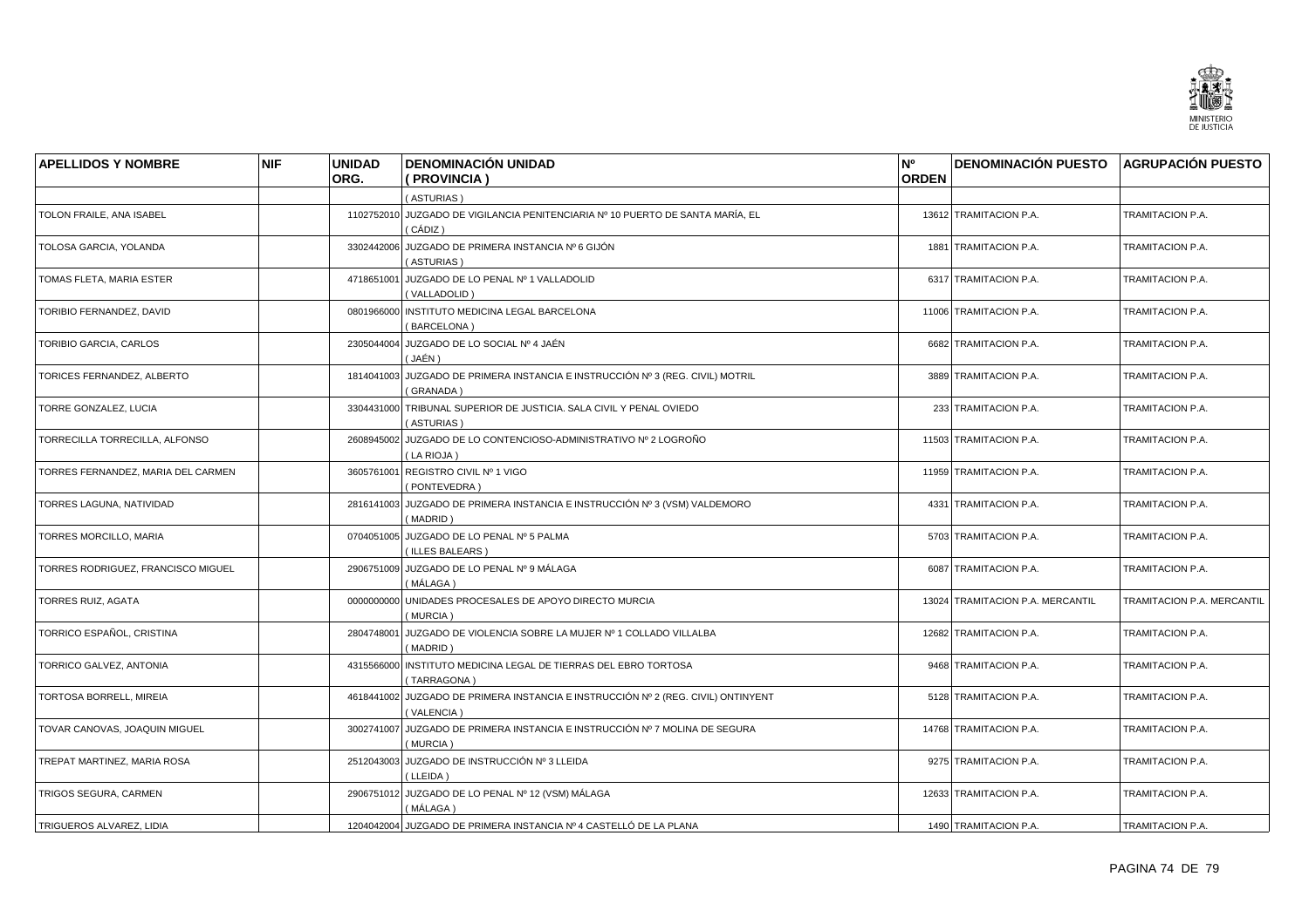| APELLIDOS Y NOMBRE | NIF | UNIDAD ORG. | DENOMINACIÓN UNIDAD ( PROVINCIA ) | Nº ORDEN | DENOMINACIÓN PUESTO | AGRUPACIÓN PUESTO |
|---|---|---|---|---|---|---|
| | | | ( ASTURIAS ) | | | |
| TOLON FRAILE, ANA ISABEL | | 1102752010 | JUZGADO DE VIGILANCIA PENITENCIARIA Nº 10 PUERTO DE SANTA MARÍA, EL ( CÁDIZ ) | 13612 | TRAMITACION P.A. | TRAMITACION P.A. |
| TOLOSA GARCIA, YOLANDA | | 3302442006 | JUZGADO DE PRIMERA INSTANCIA Nº 6 GIJÓN ( ASTURIAS ) | 1881 | TRAMITACION P.A. | TRAMITACION P.A. |
| TOMAS FLETA, MARIA ESTER | | 4718651001 | JUZGADO DE LO PENAL Nº 1 VALLADOLID ( VALLADOLID ) | 6317 | TRAMITACION P.A. | TRAMITACION P.A. |
| TORIBIO FERNANDEZ, DAVID | | 0801966000 | INSTITUTO MEDICINA LEGAL BARCELONA ( BARCELONA ) | 11006 | TRAMITACION P.A. | TRAMITACION P.A. |
| TORIBIO GARCIA, CARLOS | | 2305044004 | JUZGADO DE LO SOCIAL Nº 4 JAÉN ( JAÉN ) | 6682 | TRAMITACION P.A. | TRAMITACION P.A. |
| TORICES FERNANDEZ, ALBERTO | | 1814041003 | JUZGADO DE PRIMERA INSTANCIA E INSTRUCCIÓN Nº 3 (REG. CIVIL) MOTRIL ( GRANADA ) | 3889 | TRAMITACION P.A. | TRAMITACION P.A. |
| TORRE GONZALEZ, LUCIA | | 3304431000 | TRIBUNAL SUPERIOR DE JUSTICIA. SALA CIVIL Y PENAL OVIEDO ( ASTURIAS ) | 233 | TRAMITACION P.A. | TRAMITACION P.A. |
| TORRECILLA TORRECILLA, ALFONSO | | 2608945002 | JUZGADO DE LO CONTENCIOSO-ADMINISTRATIVO Nº 2 LOGROÑO ( LA RIOJA ) | 11503 | TRAMITACION P.A. | TRAMITACION P.A. |
| TORRES FERNANDEZ, MARIA DEL CARMEN | | 3605761001 | REGISTRO CIVIL Nº 1 VIGO ( PONTEVEDRA ) | 11959 | TRAMITACION P.A. | TRAMITACION P.A. |
| TORRES LAGUNA, NATIVIDAD | | 2816141003 | JUZGADO DE PRIMERA INSTANCIA E INSTRUCCIÓN Nº 3 (VSM) VALDEMORO ( MADRID ) | 4331 | TRAMITACION P.A. | TRAMITACION P.A. |
| TORRES MORCILLO, MARIA | | 0704051005 | JUZGADO DE LO PENAL Nº 5 PALMA ( ILLES BALEARS ) | 5703 | TRAMITACION P.A. | TRAMITACION P.A. |
| TORRES RODRIGUEZ, FRANCISCO MIGUEL | | 2906751009 | JUZGADO DE LO PENAL Nº 9 MÁLAGA ( MÁLAGA ) | 6087 | TRAMITACION P.A. | TRAMITACION P.A. |
| TORRES RUIZ, AGATA | | 0000000000 | UNIDADES PROCESALES DE APOYO DIRECTO MURCIA ( MURCIA ) | 13024 | TRAMITACION P.A. MERCANTIL | TRAMITACION P.A. MERCANTIL |
| TORRICO ESPAÑOL, CRISTINA | | 2804748001 | JUZGADO DE VIOLENCIA SOBRE LA MUJER Nº 1 COLLADO VILLALBA ( MADRID ) | 12682 | TRAMITACION P.A. | TRAMITACION P.A. |
| TORRICO GALVEZ, ANTONIA | | 4315566000 | INSTITUTO MEDICINA LEGAL DE TIERRAS DEL EBRO TORTOSA ( TARRAGONA ) | 9468 | TRAMITACION P.A. | TRAMITACION P.A. |
| TORTOSA BORRELL, MIREIA | | 4618441002 | JUZGADO DE PRIMERA INSTANCIA E INSTRUCCIÓN Nº 2 (REG. CIVIL) ONTINYENT ( VALENCIA ) | 5128 | TRAMITACION P.A. | TRAMITACION P.A. |
| TOVAR CANOVAS, JOAQUIN MIGUEL | | 3002741007 | JUZGADO DE PRIMERA INSTANCIA E INSTRUCCIÓN Nº 7 MOLINA DE SEGURA ( MURCIA ) | 14768 | TRAMITACION P.A. | TRAMITACION P.A. |
| TREPAT MARTINEZ, MARIA ROSA | | 2512043003 | JUZGADO DE INSTRUCCIÓN Nº 3 LLEIDA ( LLEIDA ) | 9275 | TRAMITACION P.A. | TRAMITACION P.A. |
| TRIGOS SEGURA, CARMEN | | 2906751012 | JUZGADO DE LO PENAL Nº 12 (VSM) MÁLAGA ( MÁLAGA ) | 12633 | TRAMITACION P.A. | TRAMITACION P.A. |
| TRIGUEROS ALVAREZ, LIDIA | | 1204042004 | JUZGADO DE PRIMERA INSTANCIA Nº 4 CASTELLÓ DE LA PLANA | 1490 | TRAMITACION P.A. | TRAMITACION P.A. |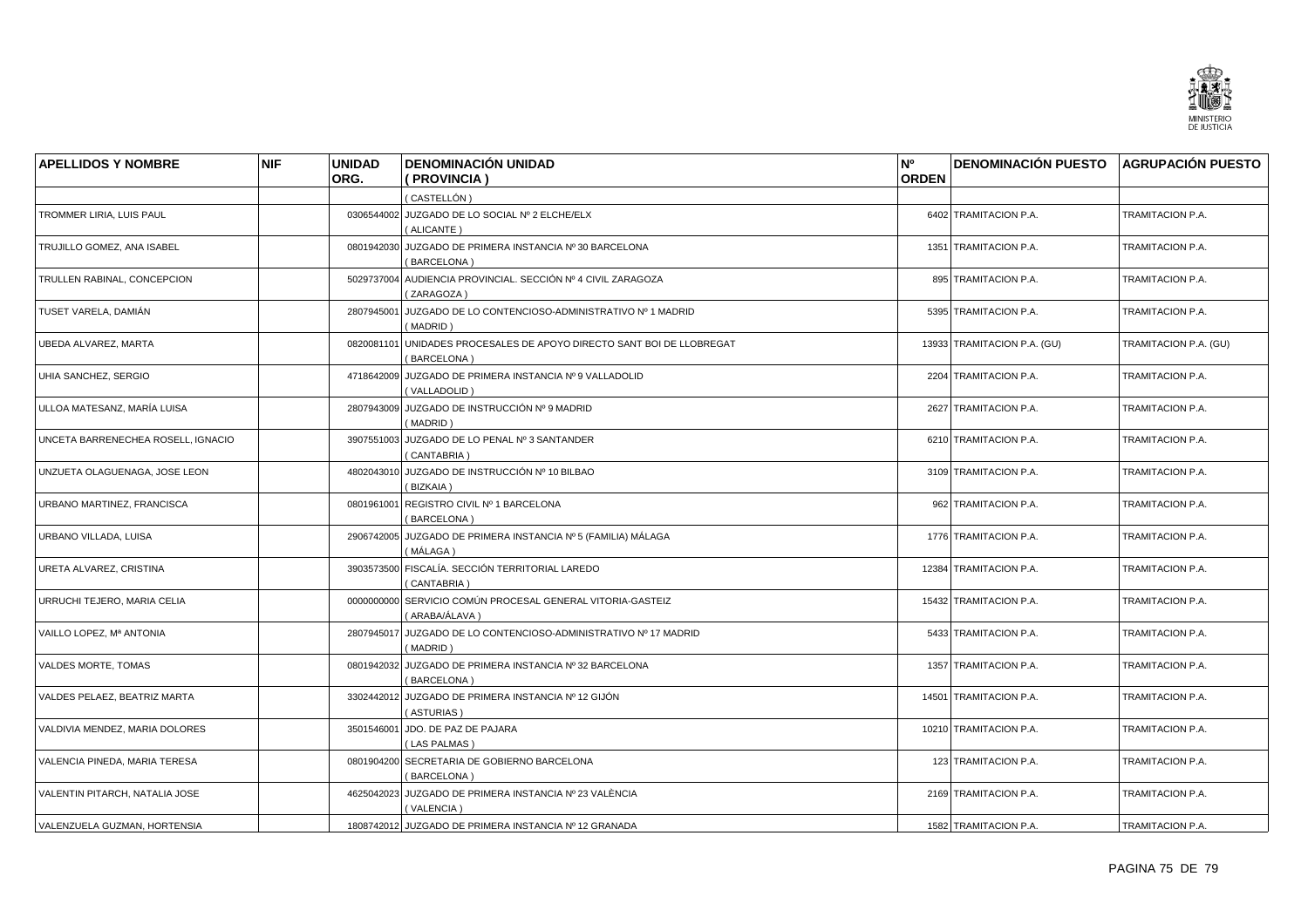| APELLIDOS Y NOMBRE | NIF | UNIDAD ORG. | DENOMINACIÓN UNIDAD ( PROVINCIA ) | Nº ORDEN | DENOMINACIÓN PUESTO | AGRUPACIÓN PUESTO |
|---|---|---|---|---|---|---|
| | | | ( CASTELLÓN ) | | | |
| TROMMER LIRIA, LUIS PAUL | | 0306544002 | JUZGADO DE LO SOCIAL Nº 2 ELCHE/ELX ( ALICANTE ) | 6402 | TRAMITACION P.A. | TRAMITACION P.A. |
| TRUJILLO GOMEZ, ANA ISABEL | | 0801942030 | JUZGADO DE PRIMERA INSTANCIA Nº 30 BARCELONA ( BARCELONA ) | 1351 | TRAMITACION P.A. | TRAMITACION P.A. |
| TRULLEN RABINAL, CONCEPCION | | 5029737004 | AUDIENCIA PROVINCIAL. SECCIÓN Nº 4 CIVIL ZARAGOZA ( ZARAGOZA ) | 895 | TRAMITACION P.A. | TRAMITACION P.A. |
| TUSET VARELA, DAMIÁN | | 2807945001 | JUZGADO DE LO CONTENCIOSO-ADMINISTRATIVO Nº 1 MADRID ( MADRID ) | 5395 | TRAMITACION P.A. | TRAMITACION P.A. |
| UBEDA ALVAREZ, MARTA | | 0820081101 | UNIDADES PROCESALES DE APOYO DIRECTO SANT BOI DE LLOBREGAT ( BARCELONA ) | 13933 | TRAMITACION P.A. (GU) | TRAMITACION P.A. (GU) |
| UHIA SANCHEZ, SERGIO | | 4718642009 | JUZGADO DE PRIMERA INSTANCIA Nº 9 VALLADOLID ( VALLADOLID ) | 2204 | TRAMITACION P.A. | TRAMITACION P.A. |
| ULLOA MATESANZ, MARÍA LUISA | | 2807943009 | JUZGADO DE INSTRUCCIÓN Nº 9 MADRID ( MADRID ) | 2627 | TRAMITACION P.A. | TRAMITACION P.A. |
| UNCETA BARRENECHEA ROSELL, IGNACIO | | 3907551003 | JUZGADO DE LO PENAL Nº 3 SANTANDER ( CANTABRIA ) | 6210 | TRAMITACION P.A. | TRAMITACION P.A. |
| UNZUETA OLAGUENAGA, JOSE LEON | | 4802043010 | JUZGADO DE INSTRUCCIÓN Nº 10 BILBAO ( BIZKAIA ) | 3109 | TRAMITACION P.A. | TRAMITACION P.A. |
| URBANO MARTINEZ, FRANCISCA | | 0801961001 | REGISTRO CIVIL Nº 1 BARCELONA ( BARCELONA ) | 962 | TRAMITACION P.A. | TRAMITACION P.A. |
| URBANO VILLADA, LUISA | | 2906742005 | JUZGADO DE PRIMERA INSTANCIA Nº 5 (FAMILIA) MÁLAGA ( MÁLAGA ) | 1776 | TRAMITACION P.A. | TRAMITACION P.A. |
| URETA ALVAREZ, CRISTINA | | 3903573500 | FISCALÍA. SECCIÓN TERRITORIAL LAREDO ( CANTABRIA ) | 12384 | TRAMITACION P.A. | TRAMITACION P.A. |
| URRUCHI TEJERO, MARIA CELIA | | 0000000000 | SERVICIO COMÚN PROCESAL GENERAL VITORIA-GASTEIZ ( ARABA/ÁLAVA ) | 15432 | TRAMITACION P.A. | TRAMITACION P.A. |
| VAILLO LOPEZ, Mª ANTONIA | | 2807945017 | JUZGADO DE LO CONTENCIOSO-ADMINISTRATIVO Nº 17 MADRID ( MADRID ) | 5433 | TRAMITACION P.A. | TRAMITACION P.A. |
| VALDES MORTE, TOMAS | | 0801942032 | JUZGADO DE PRIMERA INSTANCIA Nº 32 BARCELONA ( BARCELONA ) | 1357 | TRAMITACION P.A. | TRAMITACION P.A. |
| VALDES PELAEZ, BEATRIZ MARTA | | 3302442012 | JUZGADO DE PRIMERA INSTANCIA Nº 12 GIJÓN ( ASTURIAS ) | 14501 | TRAMITACION P.A. | TRAMITACION P.A. |
| VALDIVIA MENDEZ, MARIA DOLORES | | 3501546001 | JDO. DE PAZ DE PAJARA ( LAS PALMAS ) | 10210 | TRAMITACION P.A. | TRAMITACION P.A. |
| VALENCIA PINEDA, MARIA TERESA | | 0801904200 | SECRETARIA DE GOBIERNO BARCELONA ( BARCELONA ) | 123 | TRAMITACION P.A. | TRAMITACION P.A. |
| VALENTIN PITARCH, NATALIA JOSE | | 4625042023 | JUZGADO DE PRIMERA INSTANCIA Nº 23 VALÈNCIA ( VALENCIA ) | 2169 | TRAMITACION P.A. | TRAMITACION P.A. |
| VALENZUELA GUZMAN, HORTENSIA | | 1808742012 | JUZGADO DE PRIMERA INSTANCIA Nº 12 GRANADA | 1582 | TRAMITACION P.A. | TRAMITACION P.A. |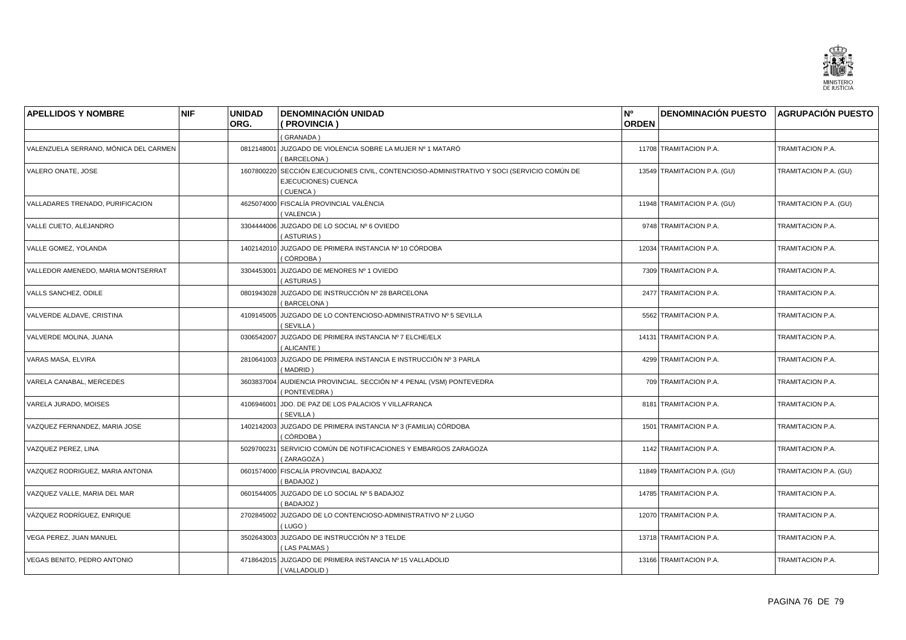| APELLIDOS Y NOMBRE | NIF | UNIDAD ORG. | DENOMINACIÓN UNIDAD ( PROVINCIA ) | Nº ORDEN | DENOMINACIÓN PUESTO | AGRUPACIÓN PUESTO |
|---|---|---|---|---|---|---|
| | | | ( GRANADA ) | | | |
| VALENZUELA SERRANO, MÓNICA DEL CARMEN | | 0812148001 | JUZGADO DE VIOLENCIA SOBRE LA MUJER Nº 1 MATARÓ ( BARCELONA ) | 11708 | TRAMITACION P.A. | TRAMITACION P.A. |
| VALERO ONATE, JOSE | | 1607800220 | SECCIÓN EJECUCIONES CIVIL, CONTENCIOSO-ADMINISTRATIVO Y SOCI (SERVICIO COMÚN DE EJECUCIONES) CUENCA ( CUENCA ) | 13549 | TRAMITACION P.A. (GU) | TRAMITACION P.A. (GU) |
| VALLADARES TRENADO, PURIFICACION | | 4625074000 | FISCALÍA PROVINCIAL VALÈNCIA ( VALENCIA ) | 11948 | TRAMITACION P.A. (GU) | TRAMITACION P.A. (GU) |
| VALLE CUETO, ALEJANDRO | | 3304444006 | JUZGADO DE LO SOCIAL Nº 6 OVIEDO ( ASTURIAS ) | 9748 | TRAMITACION P.A. | TRAMITACION P.A. |
| VALLE GOMEZ, YOLANDA | | 1402142010 | JUZGADO DE PRIMERA INSTANCIA Nº 10 CÓRDOBA ( CÓRDOBA ) | 12034 | TRAMITACION P.A. | TRAMITACION P.A. |
| VALLEDOR AMENEDO, MARIA MONTSERRAT | | 3304453001 | JUZGADO DE MENORES Nº 1 OVIEDO ( ASTURIAS ) | 7309 | TRAMITACION P.A. | TRAMITACION P.A. |
| VALLS SANCHEZ, ODILE | | 0801943028 | JUZGADO DE INSTRUCCIÓN Nº 28 BARCELONA ( BARCELONA ) | 2477 | TRAMITACION P.A. | TRAMITACION P.A. |
| VALVERDE ALDAVE, CRISTINA | | 4109145005 | JUZGADO DE LO CONTENCIOSO-ADMINISTRATIVO Nº 5 SEVILLA ( SEVILLA ) | 5562 | TRAMITACION P.A. | TRAMITACION P.A. |
| VALVERDE MOLINA, JUANA | | 0306542007 | JUZGADO DE PRIMERA INSTANCIA Nº 7 ELCHE/ELX ( ALICANTE ) | 14131 | TRAMITACION P.A. | TRAMITACION P.A. |
| VARAS MASA, ELVIRA | | 2810641003 | JUZGADO DE PRIMERA INSTANCIA E INSTRUCCIÓN Nº 3 PARLA ( MADRID ) | 4299 | TRAMITACION P.A. | TRAMITACION P.A. |
| VARELA CANABAL, MERCEDES | | 3603837004 | AUDIENCIA PROVINCIAL. SECCIÓN Nº 4 PENAL (VSM) PONTEVEDRA ( PONTEVEDRA ) | 709 | TRAMITACION P.A. | TRAMITACION P.A. |
| VARELA JURADO, MOISES | | 4106946001 | JDO. DE PAZ DE LOS PALACIOS Y VILLAFRANCA ( SEVILLA ) | 8181 | TRAMITACION P.A. | TRAMITACION P.A. |
| VAZQUEZ FERNANDEZ, MARIA JOSE | | 1402142003 | JUZGADO DE PRIMERA INSTANCIA Nº 3 (FAMILIA) CÓRDOBA ( CÓRDOBA ) | 1501 | TRAMITACION P.A. | TRAMITACION P.A. |
| VAZQUEZ PEREZ, LINA | | 5029700231 | SERVICIO COMÚN DE NOTIFICACIONES Y EMBARGOS ZARAGOZA ( ZARAGOZA ) | 1142 | TRAMITACION P.A. | TRAMITACION P.A. |
| VAZQUEZ RODRIGUEZ, MARIA ANTONIA | | 0601574000 | FISCALÍA PROVINCIAL BADAJOZ ( BADAJOZ ) | 11849 | TRAMITACION P.A. (GU) | TRAMITACION P.A. (GU) |
| VAZQUEZ VALLE, MARIA DEL MAR | | 0601544005 | JUZGADO DE LO SOCIAL Nº 5 BADAJOZ ( BADAJOZ ) | 14785 | TRAMITACION P.A. | TRAMITACION P.A. |
| VÁZQUEZ RODRÍGUEZ, ENRIQUE | | 2702845002 | JUZGADO DE LO CONTENCIOSO-ADMINISTRATIVO Nº 2 LUGO ( LUGO ) | 12070 | TRAMITACION P.A. | TRAMITACION P.A. |
| VEGA PEREZ, JUAN MANUEL | | 3502643003 | JUZGADO DE INSTRUCCIÓN Nº 3 TELDE ( LAS PALMAS ) | 13718 | TRAMITACION P.A. | TRAMITACION P.A. |
| VEGAS BENITO, PEDRO ANTONIO | | 4718642015 | JUZGADO DE PRIMERA INSTANCIA Nº 15 VALLADOLID ( VALLADOLID ) | 13166 | TRAMITACION P.A. | TRAMITACION P.A. |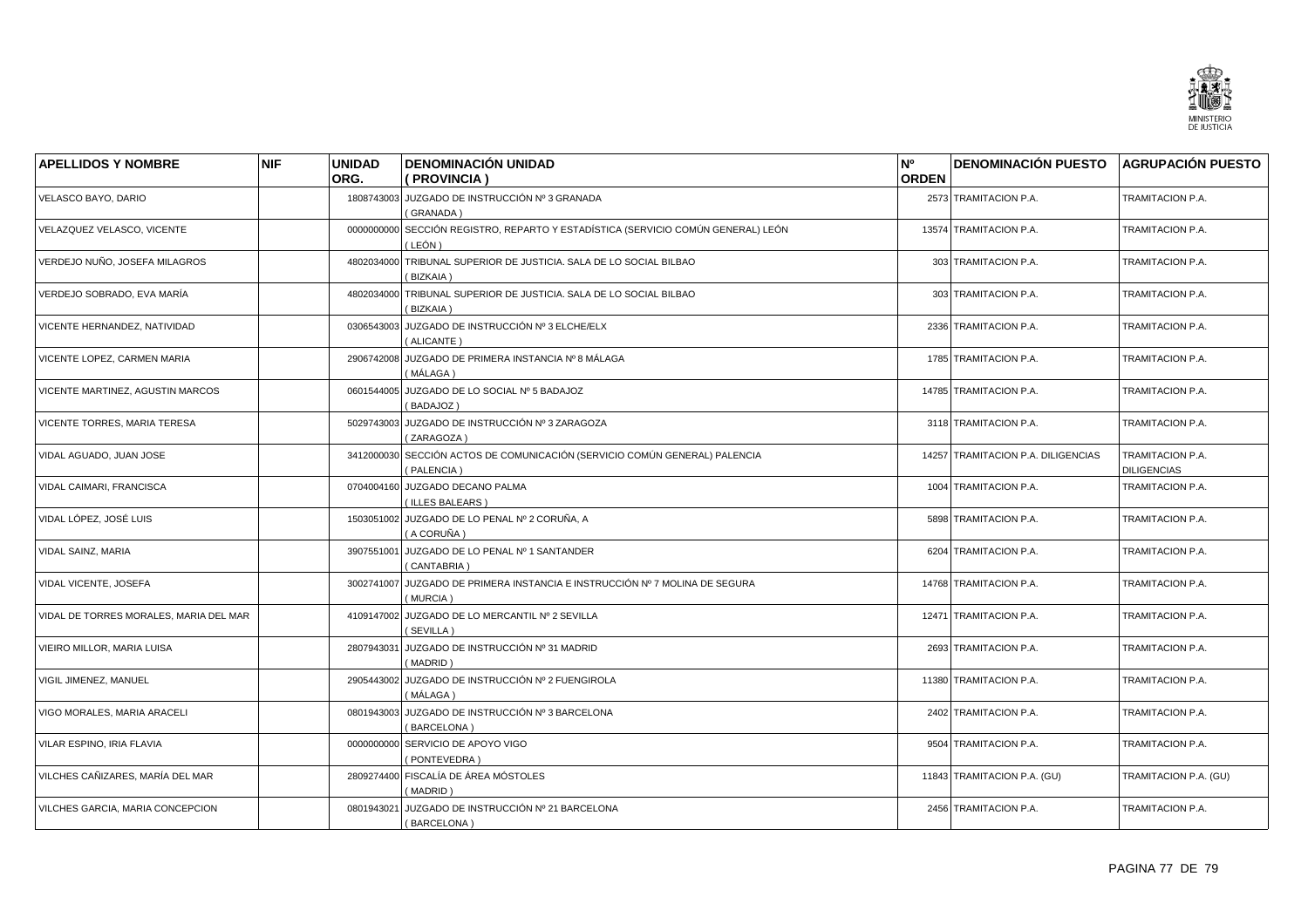| APELLIDOS Y NOMBRE | NIF | UNIDAD ORG. | DENOMINACIÓN UNIDAD ( PROVINCIA ) | Nº ORDEN | DENOMINACIÓN PUESTO | AGRUPACIÓN PUESTO |
|---|---|---|---|---|---|---|
| VELASCO BAYO, DARIO | | 1808743003 | JUZGADO DE INSTRUCCIÓN Nº 3 GRANADA ( GRANADA ) | 2573 | TRAMITACION P.A. | TRAMITACION P.A. |
| VELAZQUEZ VELASCO, VICENTE | | 0000000000 | SECCIÓN REGISTRO, REPARTO Y ESTADÍSTICA (SERVICIO COMÚN GENERAL) LEÓN ( LEÓN ) | 13574 | TRAMITACION P.A. | TRAMITACION P.A. |
| VERDEJO NUÑO, JOSEFA MILAGROS | | 4802034000 | TRIBUNAL SUPERIOR DE JUSTICIA. SALA DE LO SOCIAL BILBAO ( BIZKAIA ) | 303 | TRAMITACION P.A. | TRAMITACION P.A. |
| VERDEJO SOBRADO, EVA MARÍA | | 4802034000 | TRIBUNAL SUPERIOR DE JUSTICIA. SALA DE LO SOCIAL BILBAO ( BIZKAIA ) | 303 | TRAMITACION P.A. | TRAMITACION P.A. |
| VICENTE HERNANDEZ, NATIVIDAD | | 0306543003 | JUZGADO DE INSTRUCCIÓN Nº 3 ELCHE/ELX ( ALICANTE ) | 2336 | TRAMITACION P.A. | TRAMITACION P.A. |
| VICENTE LOPEZ, CARMEN MARIA | | 2906742008 | JUZGADO DE PRIMERA INSTANCIA Nº 8 MÁLAGA ( MÁLAGA ) | 1785 | TRAMITACION P.A. | TRAMITACION P.A. |
| VICENTE MARTINEZ, AGUSTIN MARCOS | | 0601544005 | JUZGADO DE LO SOCIAL Nº 5 BADAJOZ ( BADAJOZ ) | 14785 | TRAMITACION P.A. | TRAMITACION P.A. |
| VICENTE TORRES, MARIA TERESA | | 5029743003 | JUZGADO DE INSTRUCCIÓN Nº 3 ZARAGOZA ( ZARAGOZA ) | 3118 | TRAMITACION P.A. | TRAMITACION P.A. |
| VIDAL AGUADO, JUAN JOSE | | 3412000030 | SECCIÓN ACTOS DE COMUNICACIÓN (SERVICIO COMÚN GENERAL) PALENCIA ( PALENCIA ) | 14257 | TRAMITACION P.A. DILIGENCIAS | TRAMITACION P.A. DILIGENCIAS |
| VIDAL CAIMARI, FRANCISCA | | 0704004160 | JUZGADO DECANO PALMA ( ILLES BALEARS ) | 1004 | TRAMITACION P.A. | TRAMITACION P.A. |
| VIDAL LÓPEZ, JOSÉ LUIS | | 1503051002 | JUZGADO DE LO PENAL Nº 2 CORUÑA, A ( A CORUÑA ) | 5898 | TRAMITACION P.A. | TRAMITACION P.A. |
| VIDAL SAINZ, MARIA | | 3907551001 | JUZGADO DE LO PENAL Nº 1 SANTANDER ( CANTABRIA ) | 6204 | TRAMITACION P.A. | TRAMITACION P.A. |
| VIDAL VICENTE, JOSEFA | | 3002741007 | JUZGADO DE PRIMERA INSTANCIA E INSTRUCCIÓN Nº 7 MOLINA DE SEGURA ( MURCIA ) | 14768 | TRAMITACION P.A. | TRAMITACION P.A. |
| VIDAL DE TORRES MORALES, MARIA DEL MAR | | 4109147002 | JUZGADO DE LO MERCANTIL Nº 2 SEVILLA ( SEVILLA ) | 12471 | TRAMITACION P.A. | TRAMITACION P.A. |
| VIEIRO MILLOR, MARIA LUISA | | 2807943031 | JUZGADO DE INSTRUCCIÓN Nº 31 MADRID ( MADRID ) | 2693 | TRAMITACION P.A. | TRAMITACION P.A. |
| VIGIL JIMENEZ, MANUEL | | 2905443002 | JUZGADO DE INSTRUCCIÓN Nº 2 FUENGIROLA ( MÁLAGA ) | 11380 | TRAMITACION P.A. | TRAMITACION P.A. |
| VIGO MORALES, MARIA ARACELI | | 0801943003 | JUZGADO DE INSTRUCCIÓN Nº 3 BARCELONA ( BARCELONA ) | 2402 | TRAMITACION P.A. | TRAMITACION P.A. |
| VILAR ESPINO, IRIA FLAVIA | | 0000000000 | SERVICIO DE APOYO VIGO ( PONTEVEDRA ) | 9504 | TRAMITACION P.A. | TRAMITACION P.A. |
| VILCHES CAÑIZARES, MARÍA DEL MAR | | 2809274400 | FISCALÍA DE ÁREA MÓSTOLES ( MADRID ) | 11843 | TRAMITACION P.A. (GU) | TRAMITACION P.A. (GU) |
| VILCHES GARCIA, MARIA CONCEPCION | | 0801943021 | JUZGADO DE INSTRUCCIÓN Nº 21 BARCELONA ( BARCELONA ) | 2456 | TRAMITACION P.A. | TRAMITACION P.A. |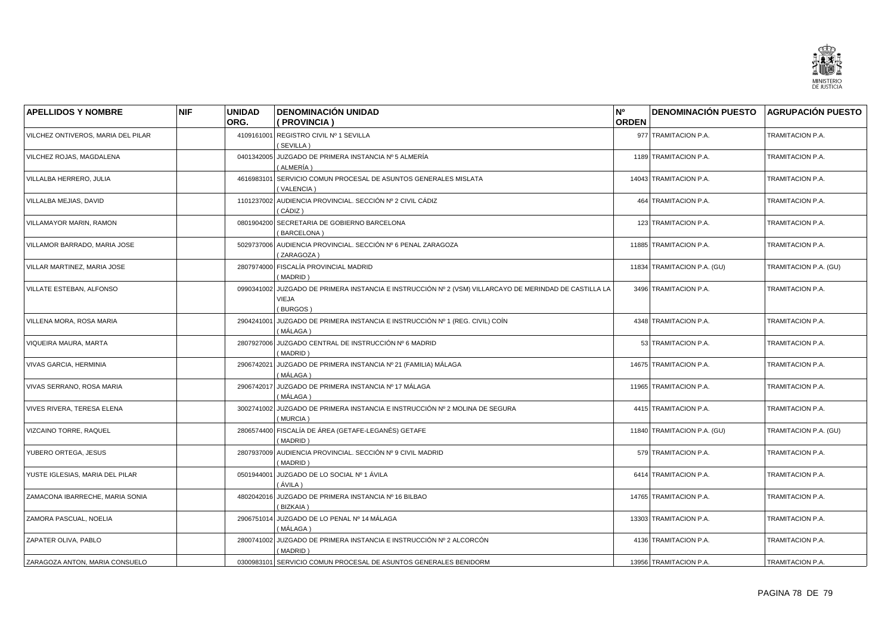| APELLIDOS Y NOMBRE | NIF | UNIDAD ORG. | DENOMINACIÓN UNIDAD ( PROVINCIA ) | Nº ORDEN | DENOMINACIÓN PUESTO | AGRUPACIÓN PUESTO |
|---|---|---|---|---|---|---|
| VILCHEZ ONTIVEROS, MARIA DEL PILAR | | 4109161001 | REGISTRO CIVIL Nº 1 SEVILLA ( SEVILLA ) | 977 | TRAMITACION P.A. | TRAMITACION P.A. |
| VILCHEZ ROJAS, MAGDALENA | | 0401342005 | JUZGADO DE PRIMERA INSTANCIA Nº 5 ALMERÍA ( ALMERÍA ) | 1189 | TRAMITACION P.A. | TRAMITACION P.A. |
| VILLALBA HERRERO, JULIA | | 4616983101 | SERVICIO COMUN PROCESAL DE ASUNTOS GENERALES MISLATA ( VALENCIA ) | 14043 | TRAMITACION P.A. | TRAMITACION P.A. |
| VILLALBA MEJIAS, DAVID | | 1101237002 | AUDIENCIA PROVINCIAL. SECCIÓN Nº 2 CIVIL CÁDIZ ( CÁDIZ ) | 464 | TRAMITACION P.A. | TRAMITACION P.A. |
| VILLAMAYOR MARIN, RAMON | | 0801904200 | SECRETARIA DE GOBIERNO BARCELONA ( BARCELONA ) | 123 | TRAMITACION P.A. | TRAMITACION P.A. |
| VILLAMOR BARRADO, MARIA JOSE | | 5029737006 | AUDIENCIA PROVINCIAL. SECCIÓN Nº 6 PENAL ZARAGOZA ( ZARAGOZA ) | 11885 | TRAMITACION P.A. | TRAMITACION P.A. |
| VILLAR MARTINEZ, MARIA JOSE | | 2807974000 | FISCALÍA PROVINCIAL MADRID ( MADRID ) | 11834 | TRAMITACION P.A. (GU) | TRAMITACION P.A. (GU) |
| VILLATE ESTEBAN, ALFONSO | | 0990341002 | JUZGADO DE PRIMERA INSTANCIA E INSTRUCCIÓN Nº 2 (VSM) VILLARCAYO DE MERINDAD DE CASTILLA LA VIEJA ( BURGOS ) | 3496 | TRAMITACION P.A. | TRAMITACION P.A. |
| VILLENA MORA, ROSA MARIA | | 2904241001 | JUZGADO DE PRIMERA INSTANCIA E INSTRUCCIÓN Nº 1 (REG. CIVIL) COÍN ( MÁLAGA ) | 4348 | TRAMITACION P.A. | TRAMITACION P.A. |
| VIQUEIRA MAURA, MARTA | | 2807927006 | JUZGADO CENTRAL DE INSTRUCCIÓN Nº 6 MADRID ( MADRID ) | 53 | TRAMITACION P.A. | TRAMITACION P.A. |
| VIVAS GARCIA, HERMINIA | | 2906742021 | JUZGADO DE PRIMERA INSTANCIA Nº 21 (FAMILIA) MÁLAGA ( MÁLAGA ) | 14675 | TRAMITACION P.A. | TRAMITACION P.A. |
| VIVAS SERRANO, ROSA MARIA | | 2906742017 | JUZGADO DE PRIMERA INSTANCIA Nº 17 MÁLAGA ( MÁLAGA ) | 11965 | TRAMITACION P.A. | TRAMITACION P.A. |
| VIVES RIVERA, TERESA ELENA | | 3002741002 | JUZGADO DE PRIMERA INSTANCIA E INSTRUCCIÓN Nº 2 MOLINA DE SEGURA ( MURCIA ) | 4415 | TRAMITACION P.A. | TRAMITACION P.A. |
| VIZCAINO TORRE, RAQUEL | | 2806574400 | FISCALÍA DE ÁREA (GETAFE-LEGANÉS) GETAFE ( MADRID ) | 11840 | TRAMITACION P.A. (GU) | TRAMITACION P.A. (GU) |
| YUBERO ORTEGA, JESUS | | 2807937009 | AUDIENCIA PROVINCIAL. SECCIÓN Nº 9 CIVIL MADRID ( MADRID ) | 579 | TRAMITACION P.A. | TRAMITACION P.A. |
| YUSTE IGLESIAS, MARIA DEL PILAR | | 0501944001 | JUZGADO DE LO SOCIAL Nº 1 ÁVILA ( ÁVILA ) | 6414 | TRAMITACION P.A. | TRAMITACION P.A. |
| ZAMACONA IBARRECHE, MARIA SONIA | | 4802042016 | JUZGADO DE PRIMERA INSTANCIA Nº 16 BILBAO ( BIZKAIA ) | 14765 | TRAMITACION P.A. | TRAMITACION P.A. |
| ZAMORA PASCUAL, NOELIA | | 2906751014 | JUZGADO DE LO PENAL Nº 14 MÁLAGA ( MÁLAGA ) | 13303 | TRAMITACION P.A. | TRAMITACION P.A. |
| ZAPATER OLIVA, PABLO | | 2800741002 | JUZGADO DE PRIMERA INSTANCIA E INSTRUCCIÓN Nº 2 ALCORCÓN ( MADRID ) | 4136 | TRAMITACION P.A. | TRAMITACION P.A. |
| ZARAGOZA ANTON, MARIA CONSUELO | | 0300983101 | SERVICIO COMUN PROCESAL DE ASUNTOS GENERALES BENIDORM | 13956 | TRAMITACION P.A. | TRAMITACION P.A. |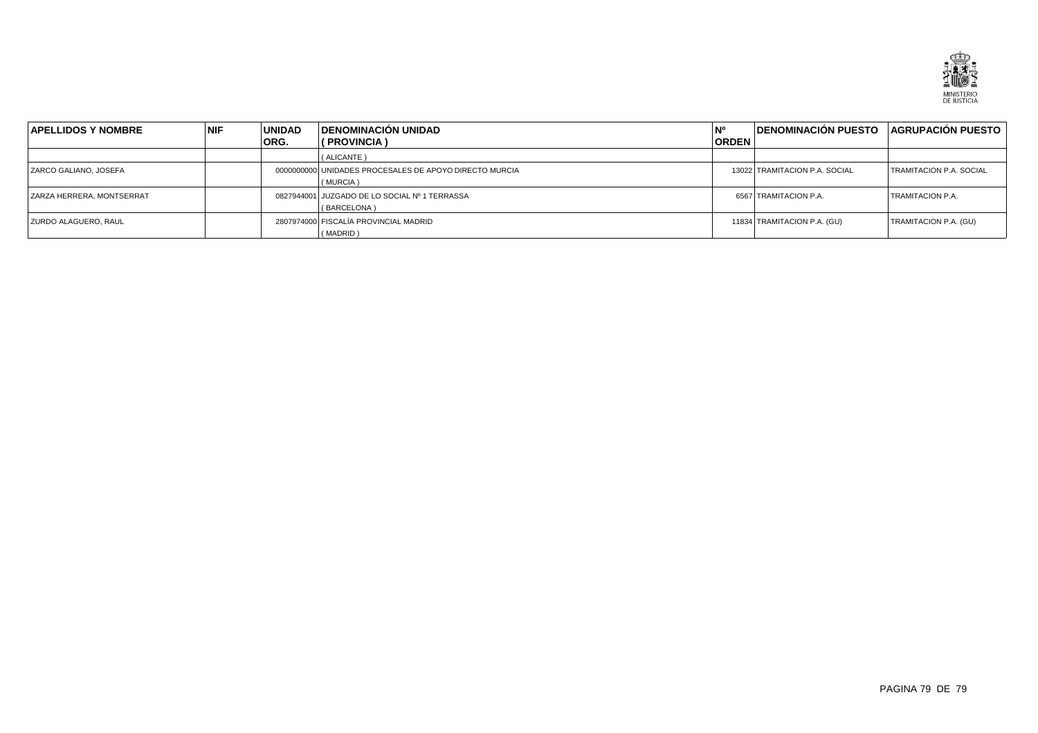| APELLIDOS Y NOMBRE | NIF | UNIDAD ORG. | DENOMINACIÓN UNIDAD ( PROVINCIA ) | Nº ORDEN | DENOMINACIÓN PUESTO | AGRUPACIÓN PUESTO |
|---|---|---|---|---|---|---|
| | | | ( ALICANTE ) | | | |
| ZARCO GALIANO, JOSEFA | | 0000000000 | UNIDADES PROCESALES DE APOYO DIRECTO MURCIA ( MURCIA ) | 13022 | TRAMITACION P.A. SOCIAL | TRAMITACION P.A. SOCIAL |
| ZARZA HERRERA, MONTSERRAT | | 0827944001 | JUZGADO DE LO SOCIAL Nº 1 TERRASSA ( BARCELONA ) | 6567 | TRAMITACION P.A. | TRAMITACION P.A. |
| ZURDO ALAGUERO, RAUL | | 2807974000 | FISCALÍA PROVINCIAL MADRID ( MADRID ) | 11834 | TRAMITACION P.A. (GU) | TRAMITACION P.A. (GU) |